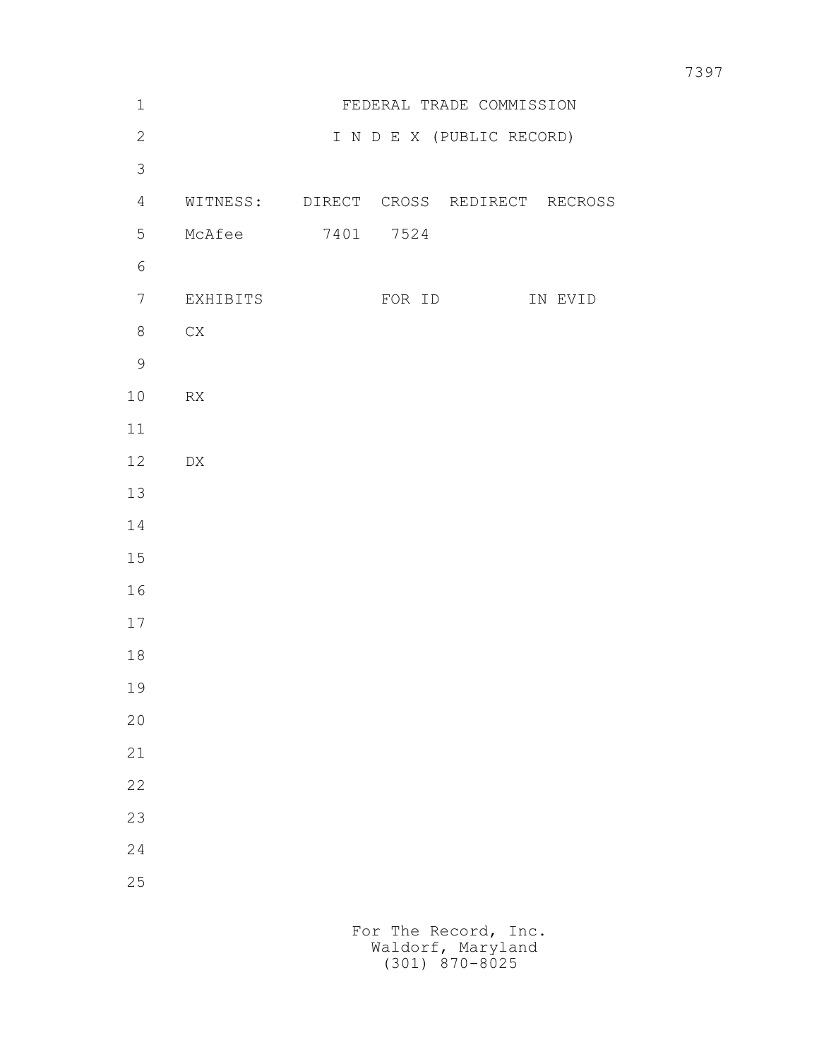# FEDERAL TRADE COMMISSION

## I N D E X (PUBLIC RECORD)

| WITNESS: | DIRECT | CROSS | REDIRECT | RECROSS |
|---|---|---|---|---|
| McAfee | 7401 | 7524 | | |

| EXHIBITS | FOR ID | IN EVID |
|---|---|---|
| CX | | |
| RX | | |
| DX | | |

For The Record, Inc.
Waldorf, Maryland
(301) 870-8025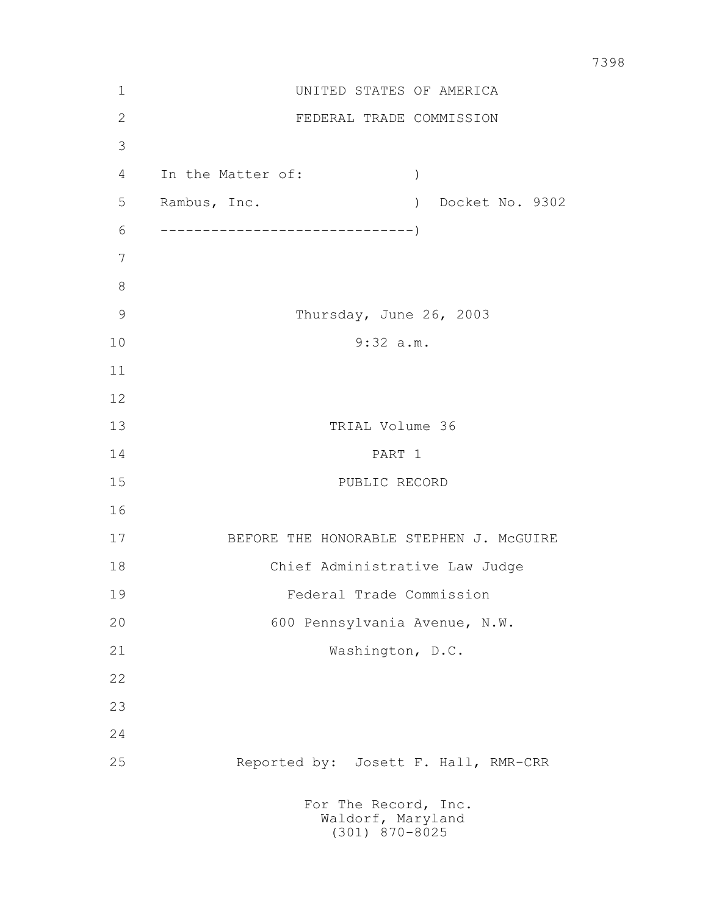UNITED STATES OF AMERICA

FEDERAL TRADE COMMISSION

In the Matter of: )

Rambus, Inc. ) Docket No. 9302

------------------------------)

Thursday, June 26, 2003

9:32 a.m.

TRIAL Volume 36

PART 1

PUBLIC RECORD

BEFORE THE HONORABLE STEPHEN J. McGUIRE

Chief Administrative Law Judge

Federal Trade Commission

600 Pennsylvania Avenue, N.W.

Washington, D.C.

Reported by: Josett F. Hall, RMR-CRR

For The Record, Inc.
Waldorf, Maryland
(301) 870-8025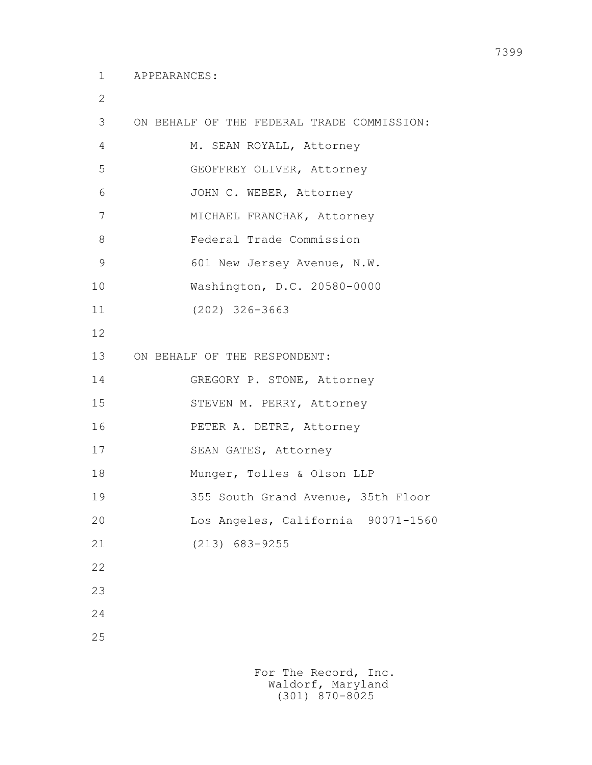APPEARANCES:

ON BEHALF OF THE FEDERAL TRADE COMMISSION:

M. SEAN ROYALL, Attorney
GEOFFREY OLIVER, Attorney
JOHN C. WEBER, Attorney
MICHAEL FRANCHAK, Attorney
Federal Trade Commission
601 New Jersey Avenue, N.W.
Washington, D.C. 20580-0000
(202) 326-3663

ON BEHALF OF THE RESPONDENT:

GREGORY P. STONE, Attorney
STEVEN M. PERRY, Attorney
PETER A. DETRE, Attorney
SEAN GATES, Attorney
Munger, Tolles & Olson LLP
355 South Grand Avenue, 35th Floor
Los Angeles, California 90071-1560
(213) 683-9255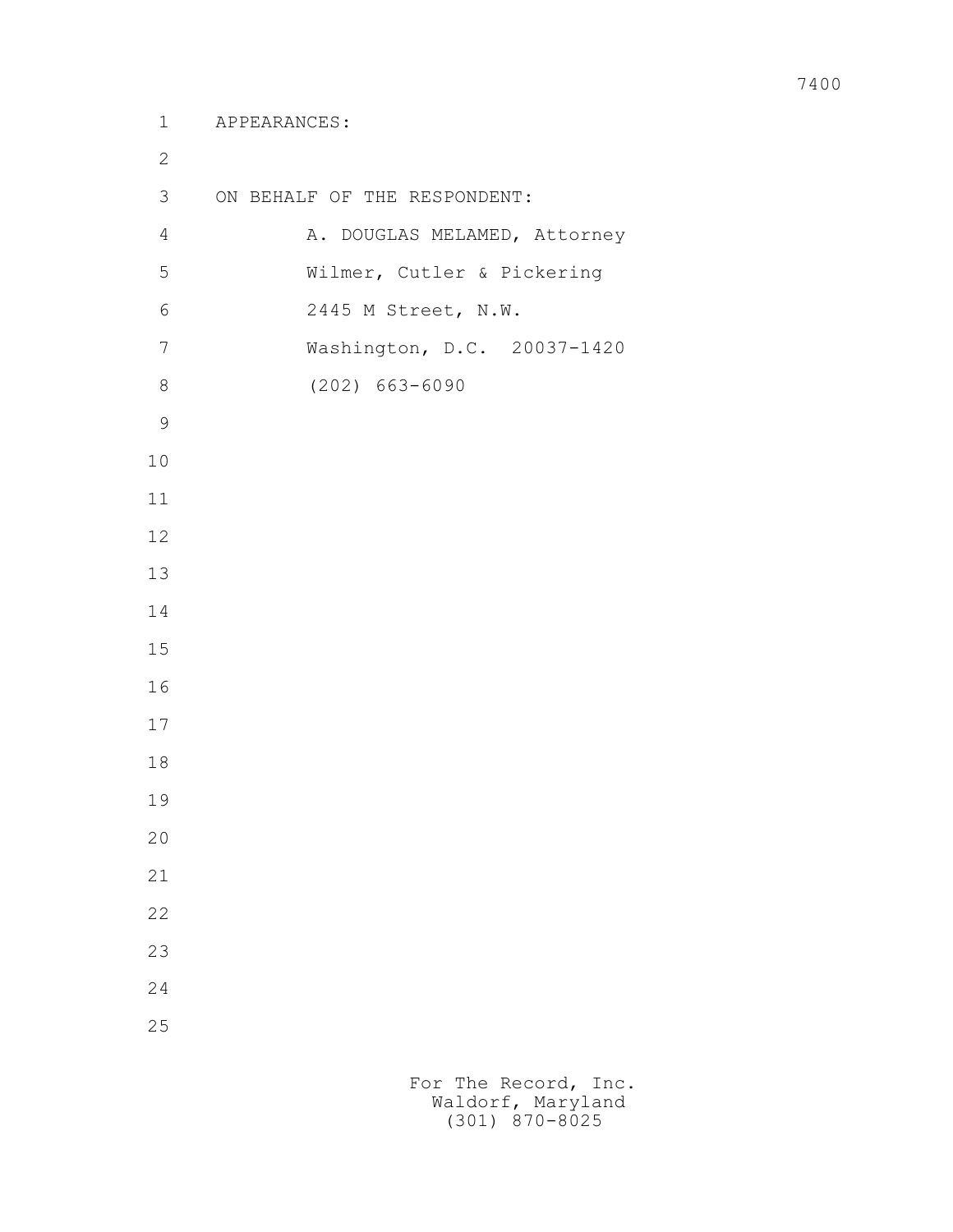APPEARANCES:

ON BEHALF OF THE RESPONDENT:

A. DOUGLAS MELAMED, Attorney
Wilmer, Cutler & Pickering
2445 M Street, N.W.
Washington, D.C. 20037-1420
(202) 663-6090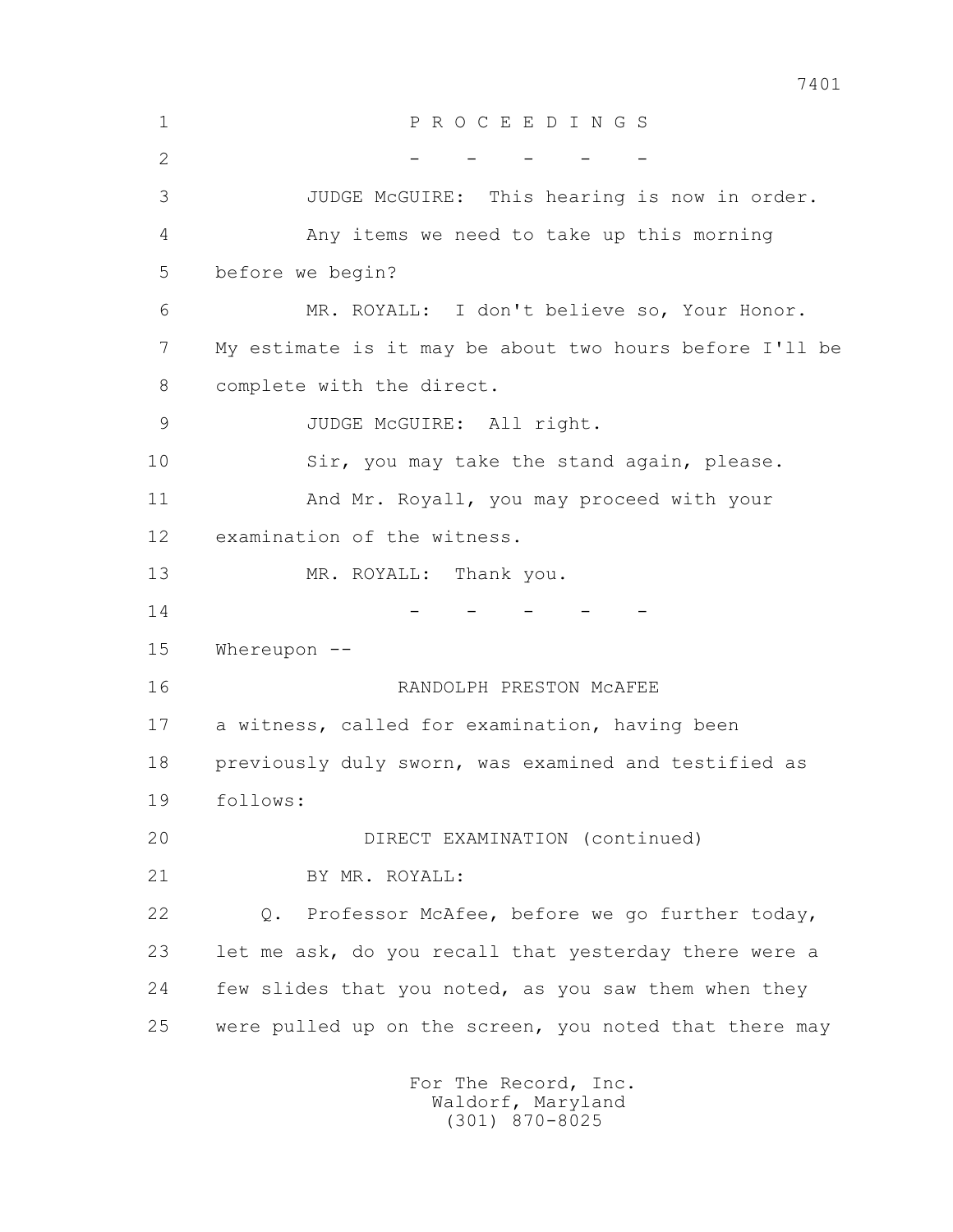P R O C E E D I N G S

\- - - - -

JUDGE McGUIRE: This hearing is now in order.

Any items we need to take up this morning before we begin?

MR. ROYALL: I don't believe so, Your Honor. My estimate is it may be about two hours before I'll be complete with the direct.

JUDGE McGUIRE: All right.

Sir, you may take the stand again, please.

And Mr. Royall, you may proceed with your examination of the witness.

MR. ROYALL: Thank you.

\- - - - -

Whereupon --

RANDOLPH PRESTON McAFEE

a witness, called for examination, having been previously duly sworn, was examined and testified as follows:

DIRECT EXAMINATION (continued)

BY MR. ROYALL:

Q. Professor McAfee, before we go further today, let me ask, do you recall that yesterday there were a few slides that you noted, as you saw them when they were pulled up on the screen, you noted that there may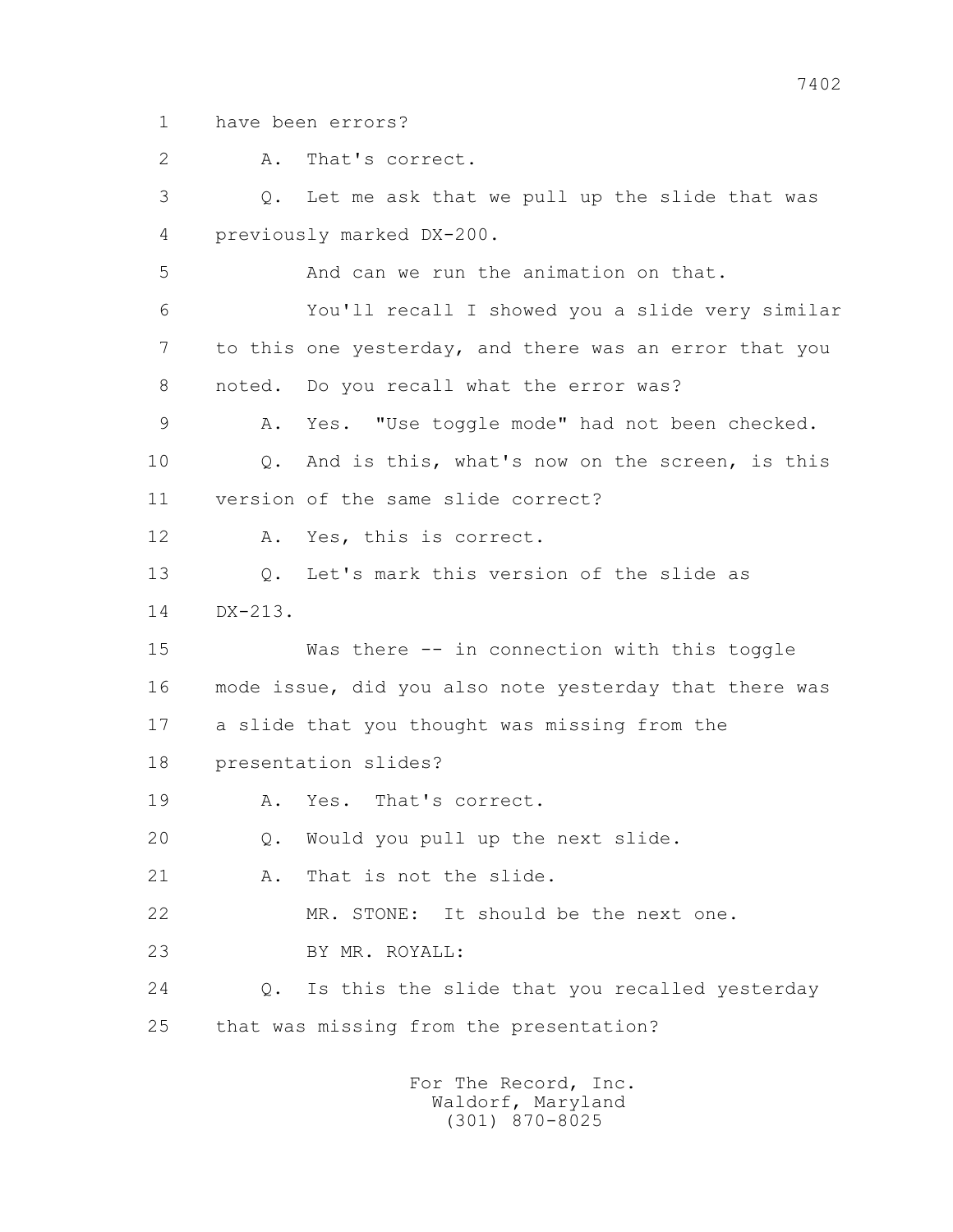1 have been errors?

2 A. That's correct.

3 Q. Let me ask that we pull up the slide that was

4 previously marked DX-200.

5 And can we run the animation on that.

6 You'll recall I showed you a slide very similar

7 to this one yesterday, and there was an error that you

8 noted. Do you recall what the error was?

9 A. Yes. "Use toggle mode" had not been checked.

10 Q. And is this, what's now on the screen, is this

11 version of the same slide correct?

12 A. Yes, this is correct.

13 Q. Let's mark this version of the slide as

14 DX-213.

15 Was there -- in connection with this toggle

16 mode issue, did you also note yesterday that there was

17 a slide that you thought was missing from the

18 presentation slides?

19 A. Yes. That's correct.

20 Q. Would you pull up the next slide.

21 A. That is not the slide.

22 MR. STONE: It should be the next one.

23 BY MR. ROYALL:

24 Q. Is this the slide that you recalled yesterday

25 that was missing from the presentation?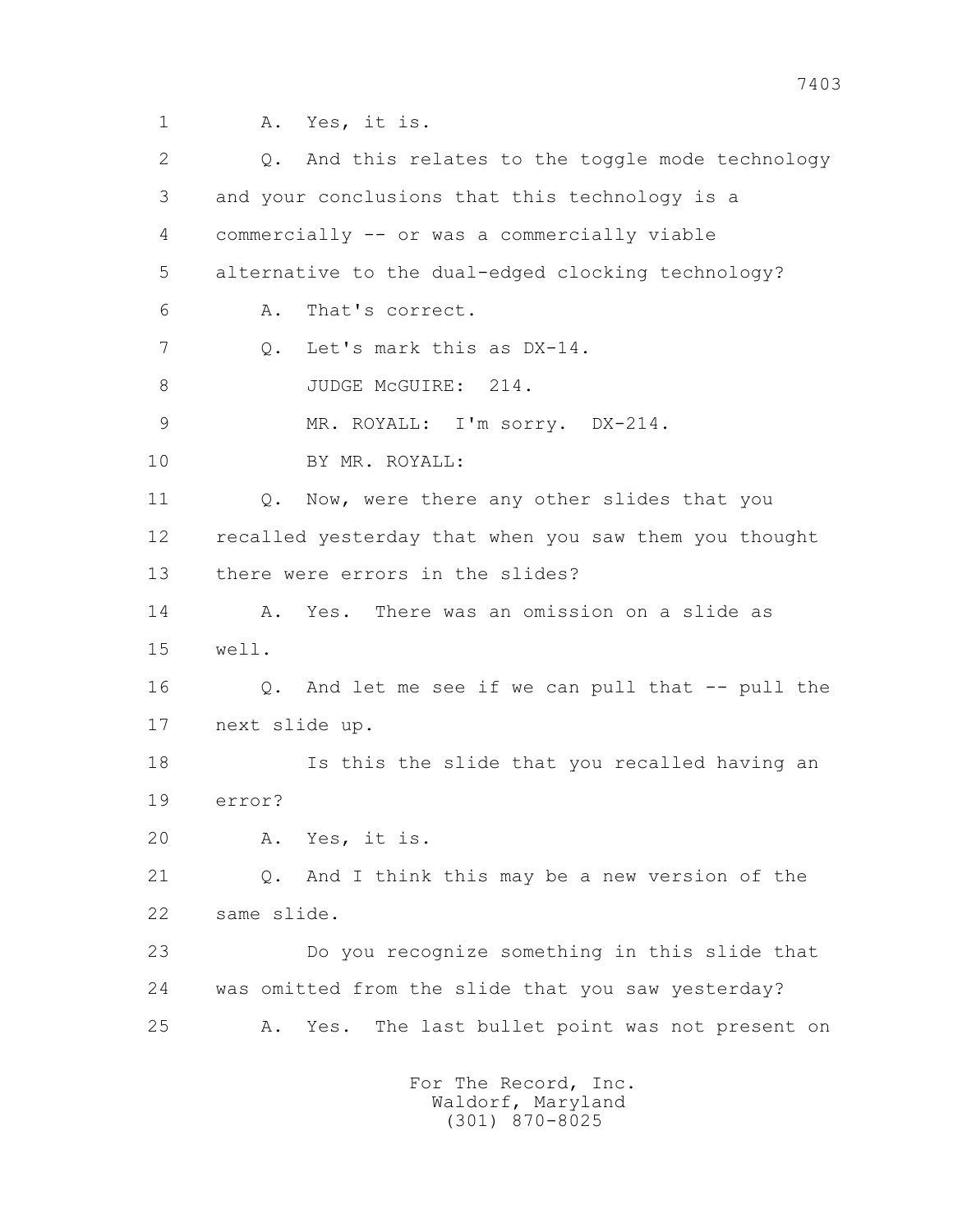1 A. Yes, it is.

2 Q. And this relates to the toggle mode technology

3 and your conclusions that this technology is a

4 commercially -- or was a commercially viable

5 alternative to the dual-edged clocking technology?

6 A. That's correct.

7 Q. Let's mark this as DX-14.

8 JUDGE McGUIRE: 214.

9 MR. ROYALL: I'm sorry. DX-214.

10 BY MR. ROYALL:

11 Q. Now, were there any other slides that you

12 recalled yesterday that when you saw them you thought

13 there were errors in the slides?

14 A. Yes. There was an omission on a slide as

15 well.

16 Q. And let me see if we can pull that -- pull the

17 next slide up.

18 Is this the slide that you recalled having an

19 error?

20 A. Yes, it is.

21 Q. And I think this may be a new version of the

22 same slide.

23 Do you recognize something in this slide that

24 was omitted from the slide that you saw yesterday?

25 A. Yes. The last bullet point was not present on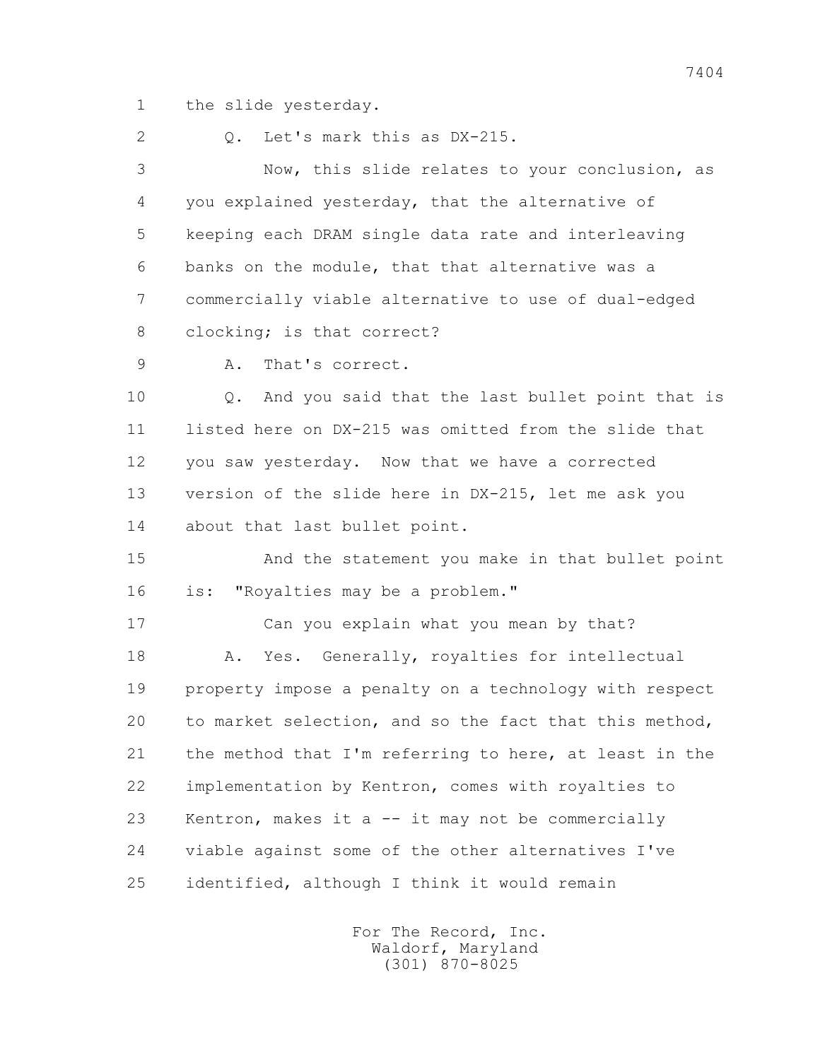1 the slide yesterday.

2 Q. Let's mark this as DX-215.

3 Now, this slide relates to your conclusion, as

4 you explained yesterday, that the alternative of

5 keeping each DRAM single data rate and interleaving

6 banks on the module, that that alternative was a

7 commercially viable alternative to use of dual-edged

8 clocking; is that correct?

9 A. That's correct.

10 Q. And you said that the last bullet point that is

11 listed here on DX-215 was omitted from the slide that

12 you saw yesterday. Now that we have a corrected

13 version of the slide here in DX-215, let me ask you

14 about that last bullet point.

15 And the statement you make in that bullet point

16 is: "Royalties may be a problem."

17 Can you explain what you mean by that?

18 A. Yes. Generally, royalties for intellectual

19 property impose a penalty on a technology with respect

20 to market selection, and so the fact that this method,

21 the method that I'm referring to here, at least in the

22 implementation by Kentron, comes with royalties to

23 Kentron, makes it a -- it may not be commercially

24 viable against some of the other alternatives I've

25 identified, although I think it would remain

For The Record, Inc.
Waldorf, Maryland
(301) 870-8025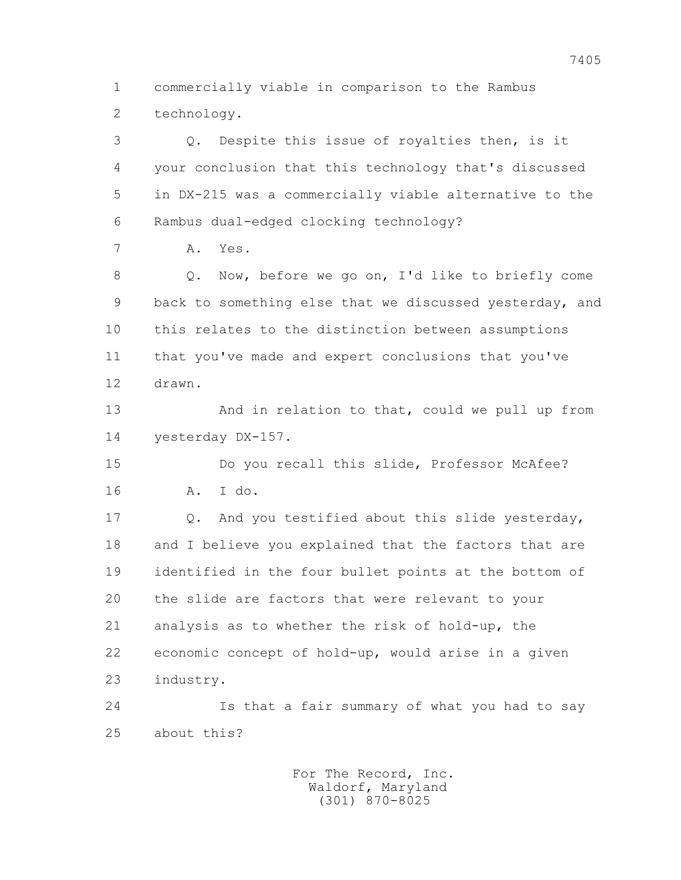1 commercially viable in comparison to the Rambus
2 technology.
3 Q. Despite this issue of royalties then, is it
4 your conclusion that this technology that's discussed
5 in DX-215 was a commercially viable alternative to the
6 Rambus dual-edged clocking technology?
7 A. Yes.
8 Q. Now, before we go on, I'd like to briefly come
9 back to something else that we discussed yesterday, and
10 this relates to the distinction between assumptions
11 that you've made and expert conclusions that you've
12 drawn.
13 And in relation to that, could we pull up from
14 yesterday DX-157.
15 Do you recall this slide, Professor McAfee?
16 A. I do.
17 Q. And you testified about this slide yesterday,
18 and I believe you explained that the factors that are
19 identified in the four bullet points at the bottom of
20 the slide are factors that were relevant to your
21 analysis as to whether the risk of hold-up, the
22 economic concept of hold-up, would arise in a given
23 industry.
24 Is that a fair summary of what you had to say
25 about this?

For The Record, Inc.
Waldorf, Maryland
(301) 870-8025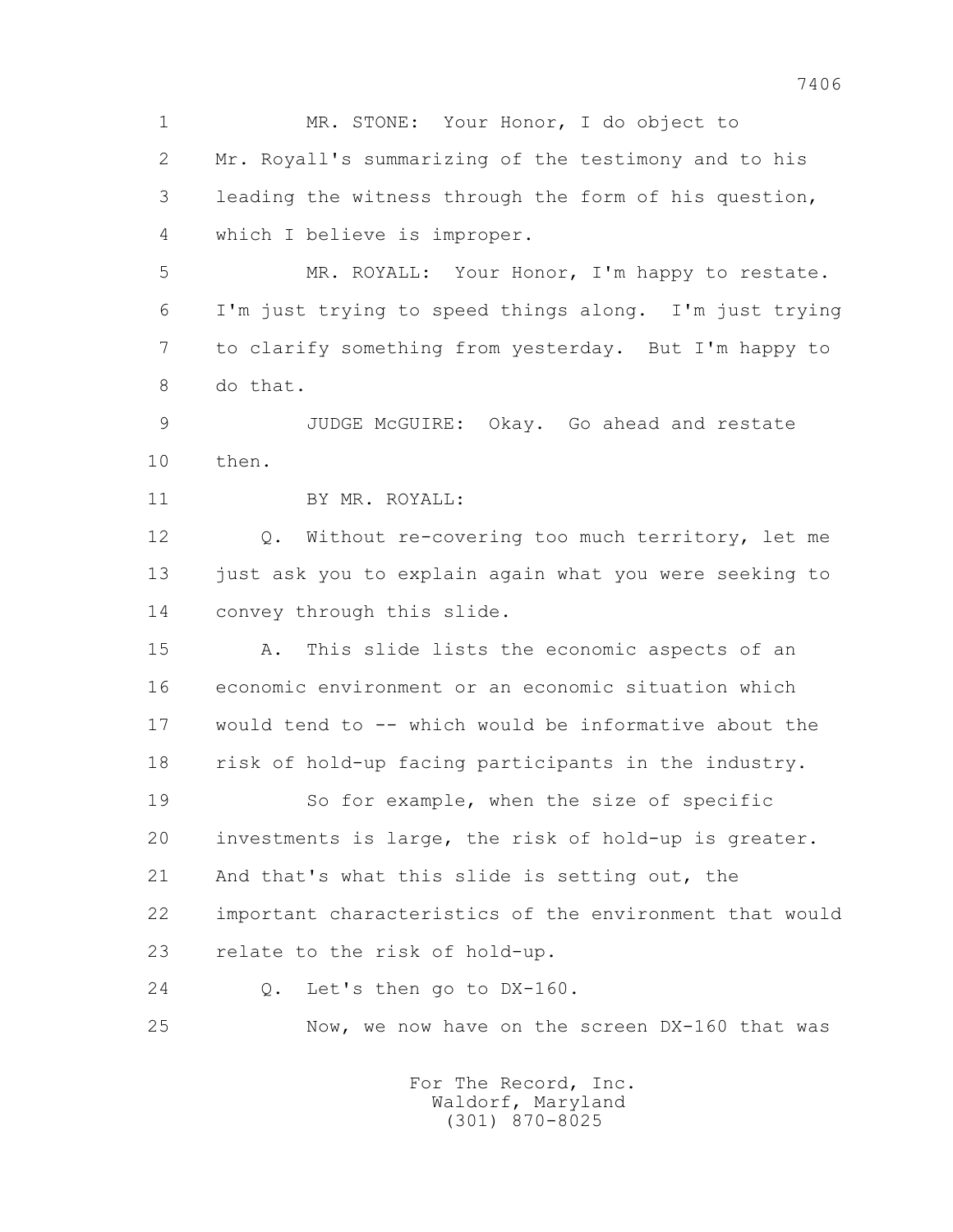1 MR. STONE: Your Honor, I do object to
2 Mr. Royall's summarizing of the testimony and to his
3 leading the witness through the form of his question,
4 which I believe is improper.
5 MR. ROYALL: Your Honor, I'm happy to restate.
6 I'm just trying to speed things along. I'm just trying
7 to clarify something from yesterday. But I'm happy to
8 do that.
9 JUDGE McGUIRE: Okay. Go ahead and restate
10 then.
11 BY MR. ROYALL:
12 Q. Without re-covering too much territory, let me
13 just ask you to explain again what you were seeking to
14 convey through this slide.
15 A. This slide lists the economic aspects of an
16 economic environment or an economic situation which
17 would tend to -- which would be informative about the
18 risk of hold-up facing participants in the industry.
19 So for example, when the size of specific
20 investments is large, the risk of hold-up is greater.
21 And that's what this slide is setting out, the
22 important characteristics of the environment that would
23 relate to the risk of hold-up.
24 Q. Let's then go to DX-160.
25 Now, we now have on the screen DX-160 that was

For The Record, Inc.
Waldorf, Maryland
(301) 870-8025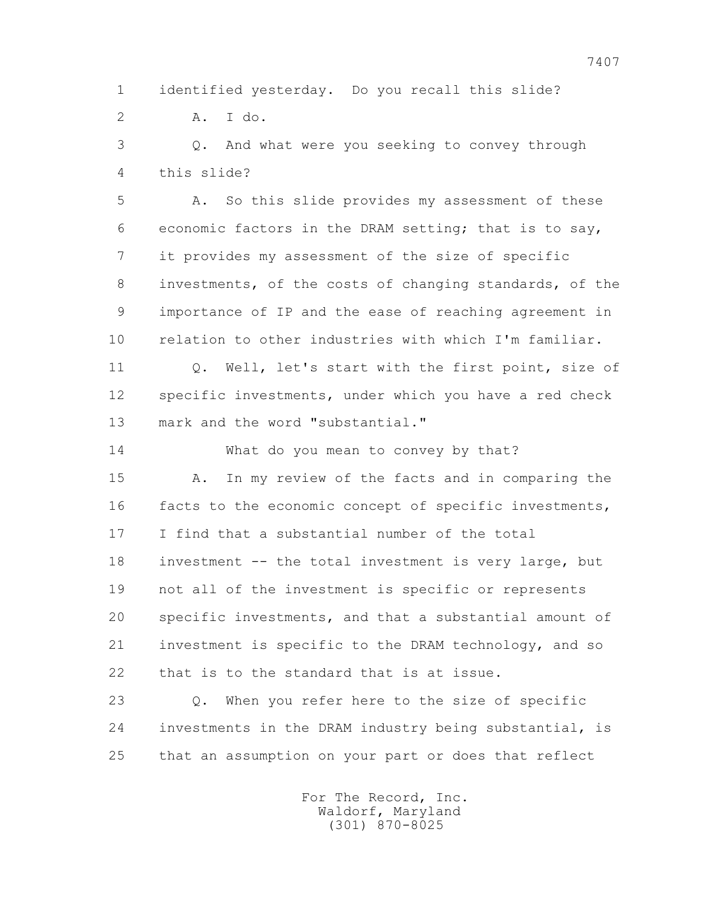1 identified yesterday. Do you recall this slide?

2 A. I do.

3 Q. And what were you seeking to convey through

4 this slide?

5 A. So this slide provides my assessment of these

6 economic factors in the DRAM setting; that is to say,

7 it provides my assessment of the size of specific

8 investments, of the costs of changing standards, of the

9 importance of IP and the ease of reaching agreement in

10 relation to other industries with which I'm familiar.

11 Q. Well, let's start with the first point, size of

12 specific investments, under which you have a red check

13 mark and the word "substantial."

14 What do you mean to convey by that?

15 A. In my review of the facts and in comparing the

16 facts to the economic concept of specific investments,

17 I find that a substantial number of the total

18 investment -- the total investment is very large, but

19 not all of the investment is specific or represents

20 specific investments, and that a substantial amount of

21 investment is specific to the DRAM technology, and so

22 that is to the standard that is at issue.

23 Q. When you refer here to the size of specific

24 investments in the DRAM industry being substantial, is

25 that an assumption on your part or does that reflect

For The Record, Inc.
Waldorf, Maryland
(301) 870-8025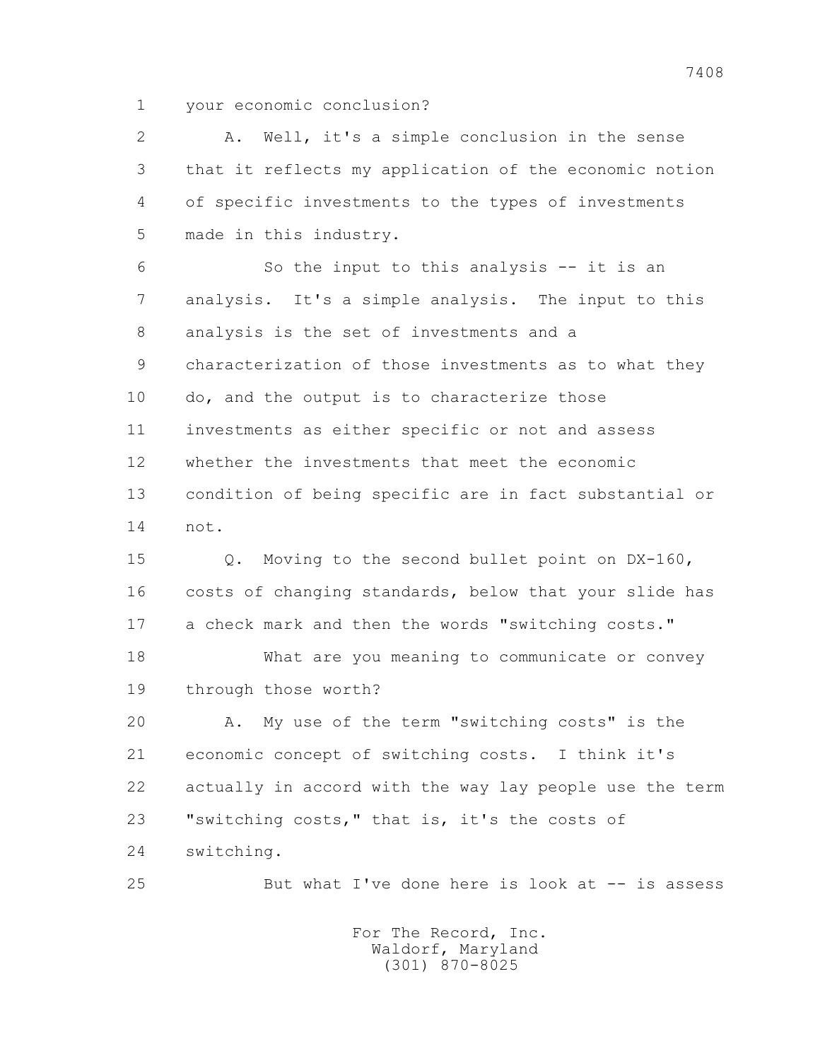1 your economic conclusion?

2 A. Well, it's a simple conclusion in the sense

3 that it reflects my application of the economic notion

4 of specific investments to the types of investments

5 made in this industry.

6 So the input to this analysis -- it is an

7 analysis. It's a simple analysis. The input to this

8 analysis is the set of investments and a

9 characterization of those investments as to what they

10 do, and the output is to characterize those

11 investments as either specific or not and assess

12 whether the investments that meet the economic

13 condition of being specific are in fact substantial or

14 not.

15 Q. Moving to the second bullet point on DX-160,

16 costs of changing standards, below that your slide has

17 a check mark and then the words "switching costs."

18 What are you meaning to communicate or convey

19 through those worth?

20 A. My use of the term "switching costs" is the

21 economic concept of switching costs. I think it's

22 actually in accord with the way lay people use the term

23 "switching costs," that is, it's the costs of

24 switching.

25 But what I've done here is look at -- is assess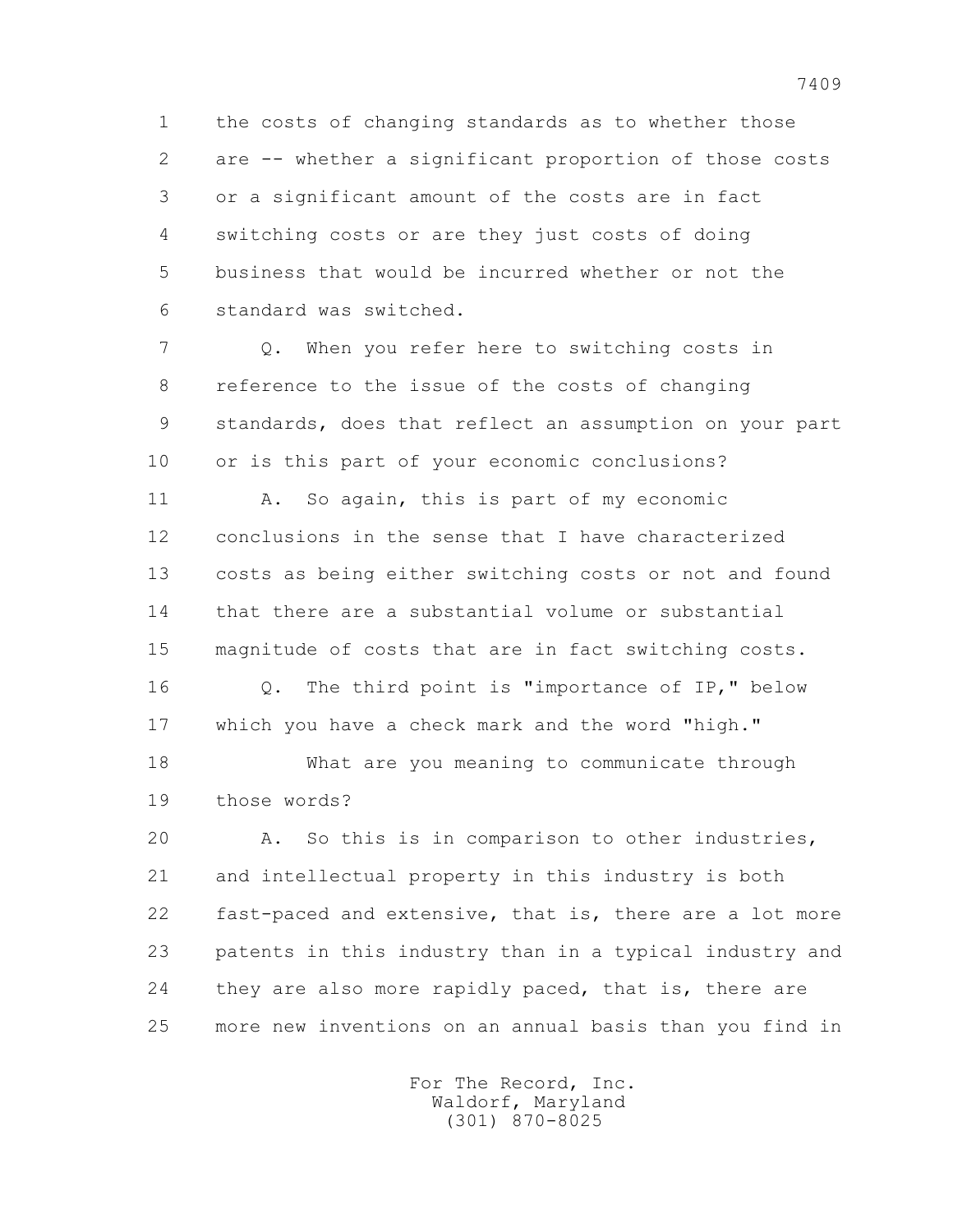1 the costs of changing standards as to whether those
2 are -- whether a significant proportion of those costs
3 or a significant amount of the costs are in fact
4 switching costs or are they just costs of doing
5 business that would be incurred whether or not the
6 standard was switched.

7 Q. When you refer here to switching costs in
8 reference to the issue of the costs of changing
9 standards, does that reflect an assumption on your part
10 or is this part of your economic conclusions?

11 A. So again, this is part of my economic
12 conclusions in the sense that I have characterized
13 costs as being either switching costs or not and found
14 that there are a substantial volume or substantial
15 magnitude of costs that are in fact switching costs.

16 Q. The third point is "importance of IP," below
17 which you have a check mark and the word "high."

18 What are you meaning to communicate through
19 those words?

20 A. So this is in comparison to other industries,
21 and intellectual property in this industry is both
22 fast-paced and extensive, that is, there are a lot more
23 patents in this industry than in a typical industry and
24 they are also more rapidly paced, that is, there are
25 more new inventions on an annual basis than you find in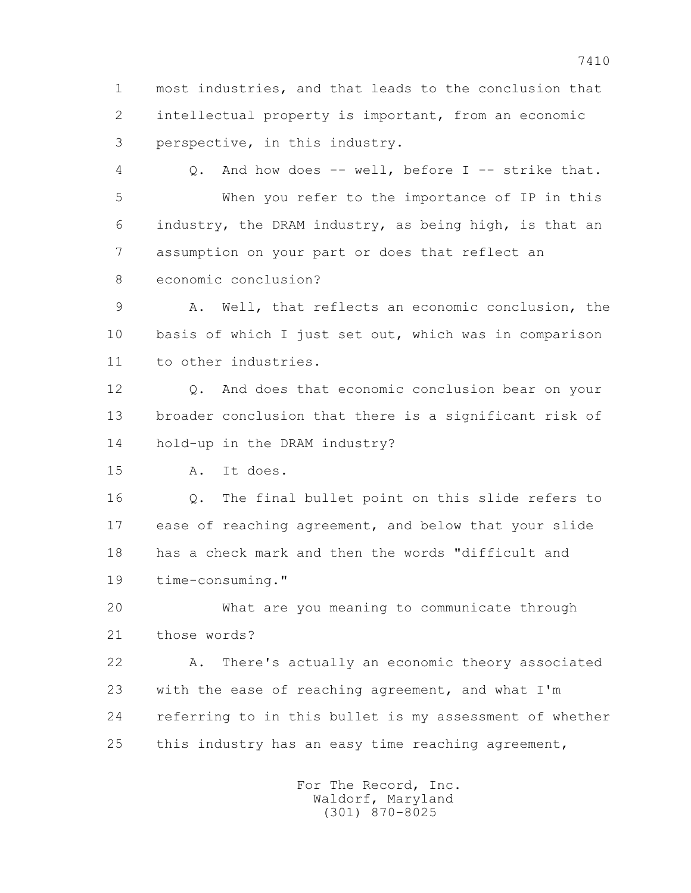1 most industries, and that leads to the conclusion that
2 intellectual property is important, from an economic
3 perspective, in this industry.

4 Q. And how does -- well, before I -- strike that.
5 When you refer to the importance of IP in this
6 industry, the DRAM industry, as being high, is that an
7 assumption on your part or does that reflect an
8 economic conclusion?

9 A. Well, that reflects an economic conclusion, the
10 basis of which I just set out, which was in comparison
11 to other industries.

12 Q. And does that economic conclusion bear on your
13 broader conclusion that there is a significant risk of
14 hold-up in the DRAM industry?

15 A. It does.

16 Q. The final bullet point on this slide refers to
17 ease of reaching agreement, and below that your slide
18 has a check mark and then the words "difficult and
19 time-consuming."

20 What are you meaning to communicate through
21 those words?

22 A. There's actually an economic theory associated
23 with the ease of reaching agreement, and what I'm
24 referring to in this bullet is my assessment of whether
25 this industry has an easy time reaching agreement,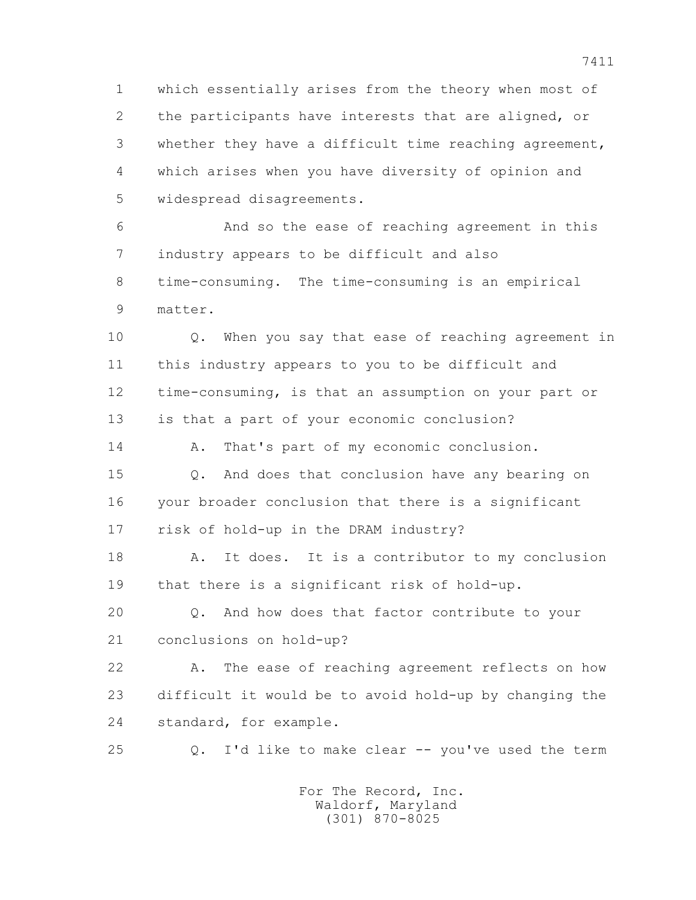which essentially arises from the theory when most of the participants have interests that are aligned, or whether they have a difficult time reaching agreement, which arises when you have diversity of opinion and widespread disagreements.

And so the ease of reaching agreement in this industry appears to be difficult and also time-consuming. The time-consuming is an empirical matter.

Q. When you say that ease of reaching agreement in this industry appears to you to be difficult and time-consuming, is that an assumption on your part or is that a part of your economic conclusion?

A. That's part of my economic conclusion.

Q. And does that conclusion have any bearing on your broader conclusion that there is a significant risk of hold-up in the DRAM industry?

A. It does. It is a contributor to my conclusion that there is a significant risk of hold-up.

Q. And how does that factor contribute to your conclusions on hold-up?

A. The ease of reaching agreement reflects on how difficult it would be to avoid hold-up by changing the standard, for example.

Q. I'd like to make clear -- you've used the term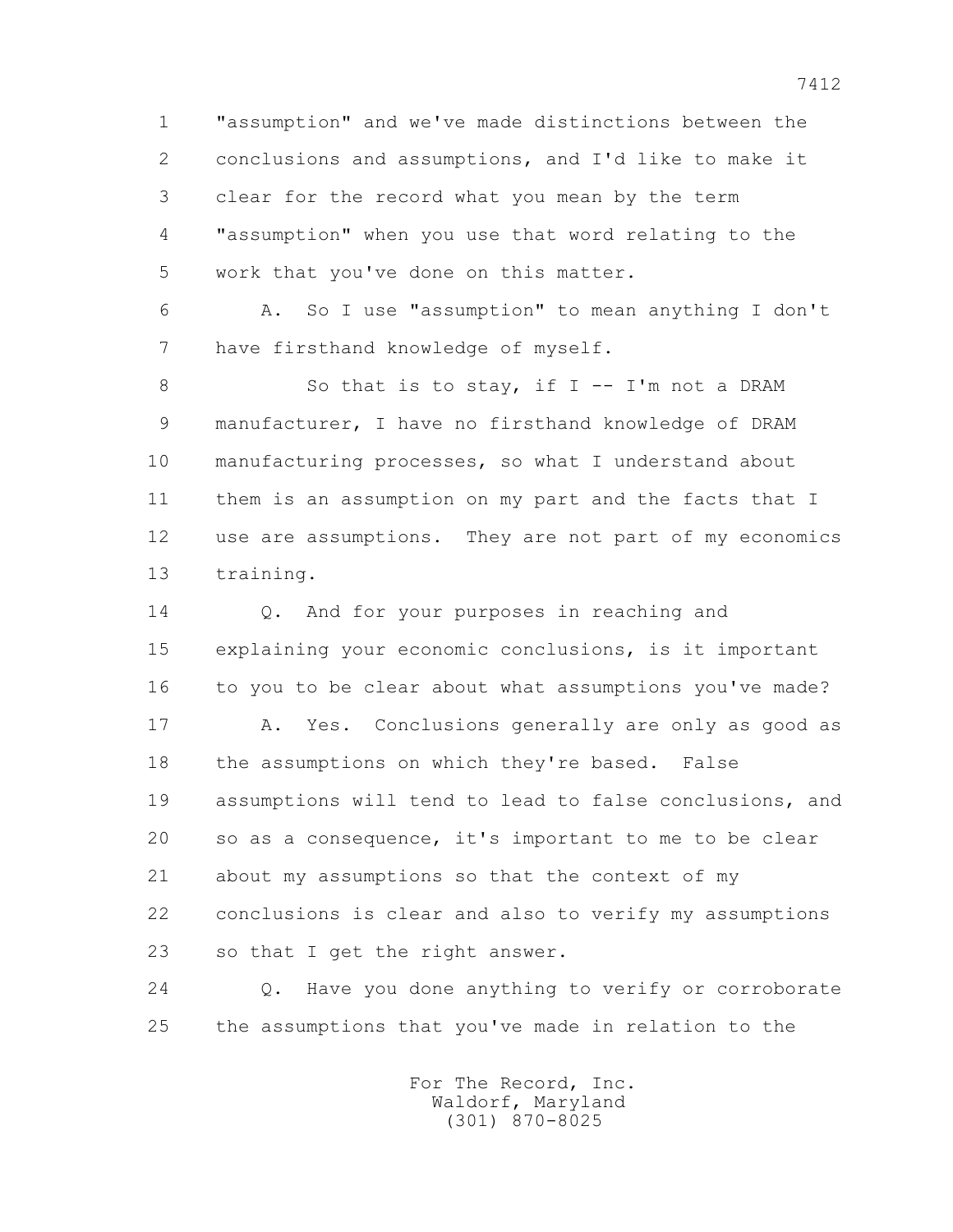1 "assumption" and we've made distinctions between the
2 conclusions and assumptions, and I'd like to make it
3 clear for the record what you mean by the term
4 "assumption" when you use that word relating to the
5 work that you've done on this matter.

6 A. So I use "assumption" to mean anything I don't
7 have firsthand knowledge of myself.

8 So that is to stay, if I -- I'm not a DRAM
9 manufacturer, I have no firsthand knowledge of DRAM
10 manufacturing processes, so what I understand about
11 them is an assumption on my part and the facts that I
12 use are assumptions. They are not part of my economics
13 training.

14 Q. And for your purposes in reaching and
15 explaining your economic conclusions, is it important
16 to you to be clear about what assumptions you've made?

17 A. Yes. Conclusions generally are only as good as
18 the assumptions on which they're based. False
19 assumptions will tend to lead to false conclusions, and
20 so as a consequence, it's important to me to be clear
21 about my assumptions so that the context of my
22 conclusions is clear and also to verify my assumptions
23 so that I get the right answer.

24 Q. Have you done anything to verify or corroborate
25 the assumptions that you've made in relation to the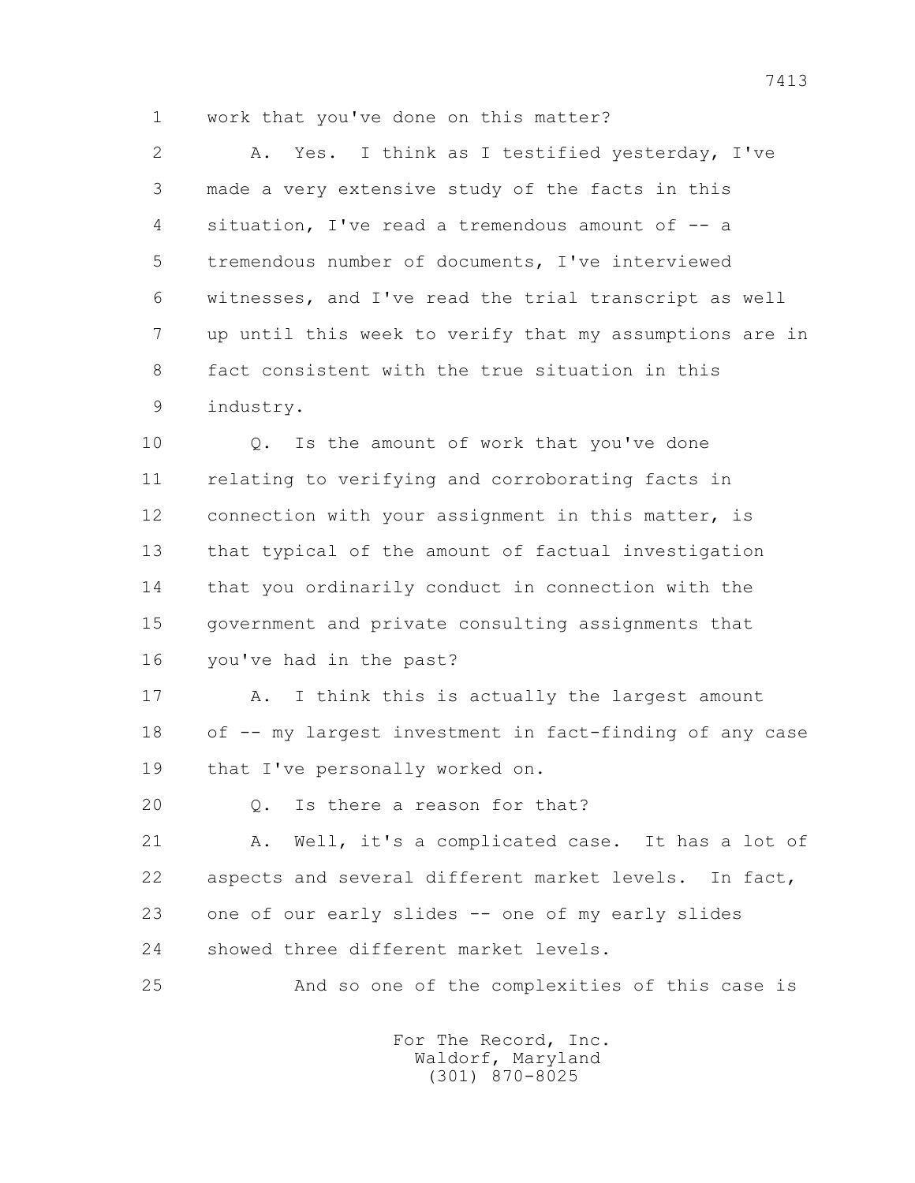1 work that you've done on this matter?

2 A. Yes. I think as I testified yesterday, I've

3 made a very extensive study of the facts in this

4 situation, I've read a tremendous amount of -- a

5 tremendous number of documents, I've interviewed

6 witnesses, and I've read the trial transcript as well

7 up until this week to verify that my assumptions are in

8 fact consistent with the true situation in this

9 industry.

10 Q. Is the amount of work that you've done

11 relating to verifying and corroborating facts in

12 connection with your assignment in this matter, is

13 that typical of the amount of factual investigation

14 that you ordinarily conduct in connection with the

15 government and private consulting assignments that

16 you've had in the past?

17 A. I think this is actually the largest amount

18 of -- my largest investment in fact-finding of any case

19 that I've personally worked on.

20 Q. Is there a reason for that?

21 A. Well, it's a complicated case. It has a lot of

22 aspects and several different market levels. In fact,

23 one of our early slides -- one of my early slides

24 showed three different market levels.

25 And so one of the complexities of this case is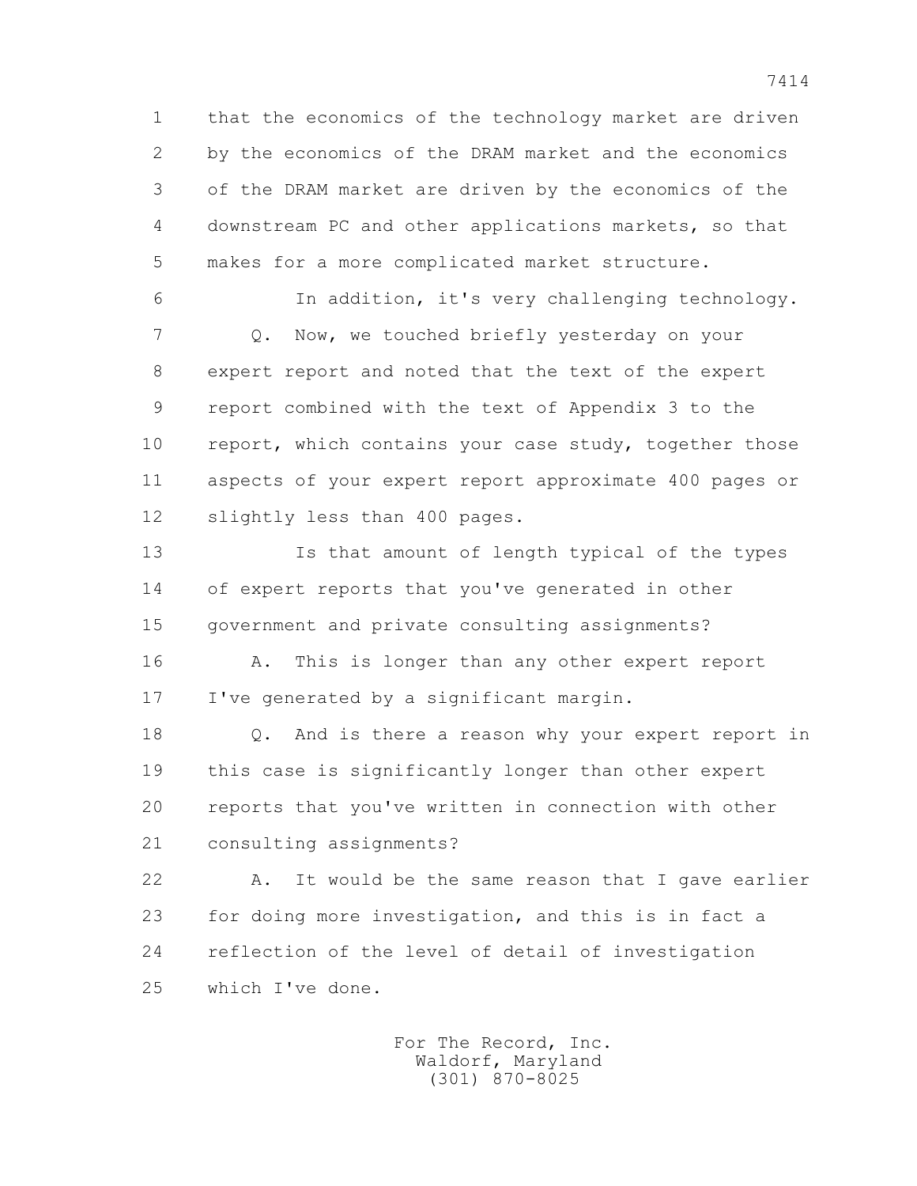1 that the economics of the technology market are driven
2 by the economics of the DRAM market and the economics
3 of the DRAM market are driven by the economics of the
4 downstream PC and other applications markets, so that
5 makes for a more complicated market structure.

6 In addition, it's very challenging technology.

7 Q. Now, we touched briefly yesterday on your
8 expert report and noted that the text of the expert
9 report combined with the text of Appendix 3 to the
10 report, which contains your case study, together those
11 aspects of your expert report approximate 400 pages or
12 slightly less than 400 pages.

13 Is that amount of length typical of the types
14 of expert reports that you've generated in other
15 government and private consulting assignments?

16 A. This is longer than any other expert report
17 I've generated by a significant margin.

18 Q. And is there a reason why your expert report in
19 this case is significantly longer than other expert
20 reports that you've written in connection with other
21 consulting assignments?

22 A. It would be the same reason that I gave earlier
23 for doing more investigation, and this is in fact a
24 reflection of the level of detail of investigation
25 which I've done.

For The Record, Inc.
Waldorf, Maryland
(301) 870-8025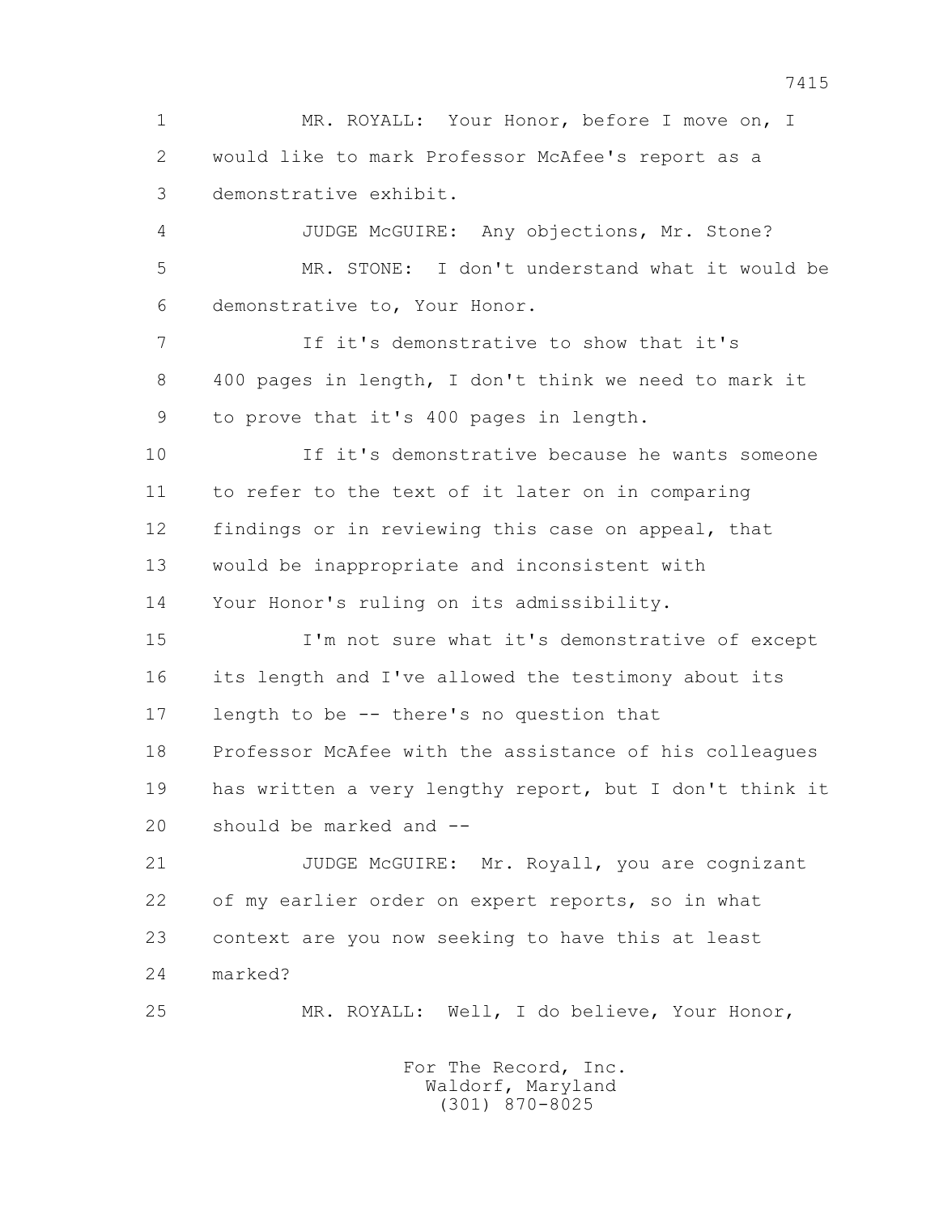MR. ROYALL: Your Honor, before I move on, I would like to mark Professor McAfee's report as a demonstrative exhibit.

JUDGE McGUIRE: Any objections, Mr. Stone?

MR. STONE: I don't understand what it would be demonstrative to, Your Honor.

If it's demonstrative to show that it's 400 pages in length, I don't think we need to mark it to prove that it's 400 pages in length.

If it's demonstrative because he wants someone to refer to the text of it later on in comparing findings or in reviewing this case on appeal, that would be inappropriate and inconsistent with Your Honor's ruling on its admissibility.

I'm not sure what it's demonstrative of except its length and I've allowed the testimony about its length to be -- there's no question that Professor McAfee with the assistance of his colleagues has written a very lengthy report, but I don't think it should be marked and --

JUDGE McGUIRE: Mr. Royall, you are cognizant of my earlier order on expert reports, so in what context are you now seeking to have this at least marked?

MR. ROYALL: Well, I do believe, Your Honor,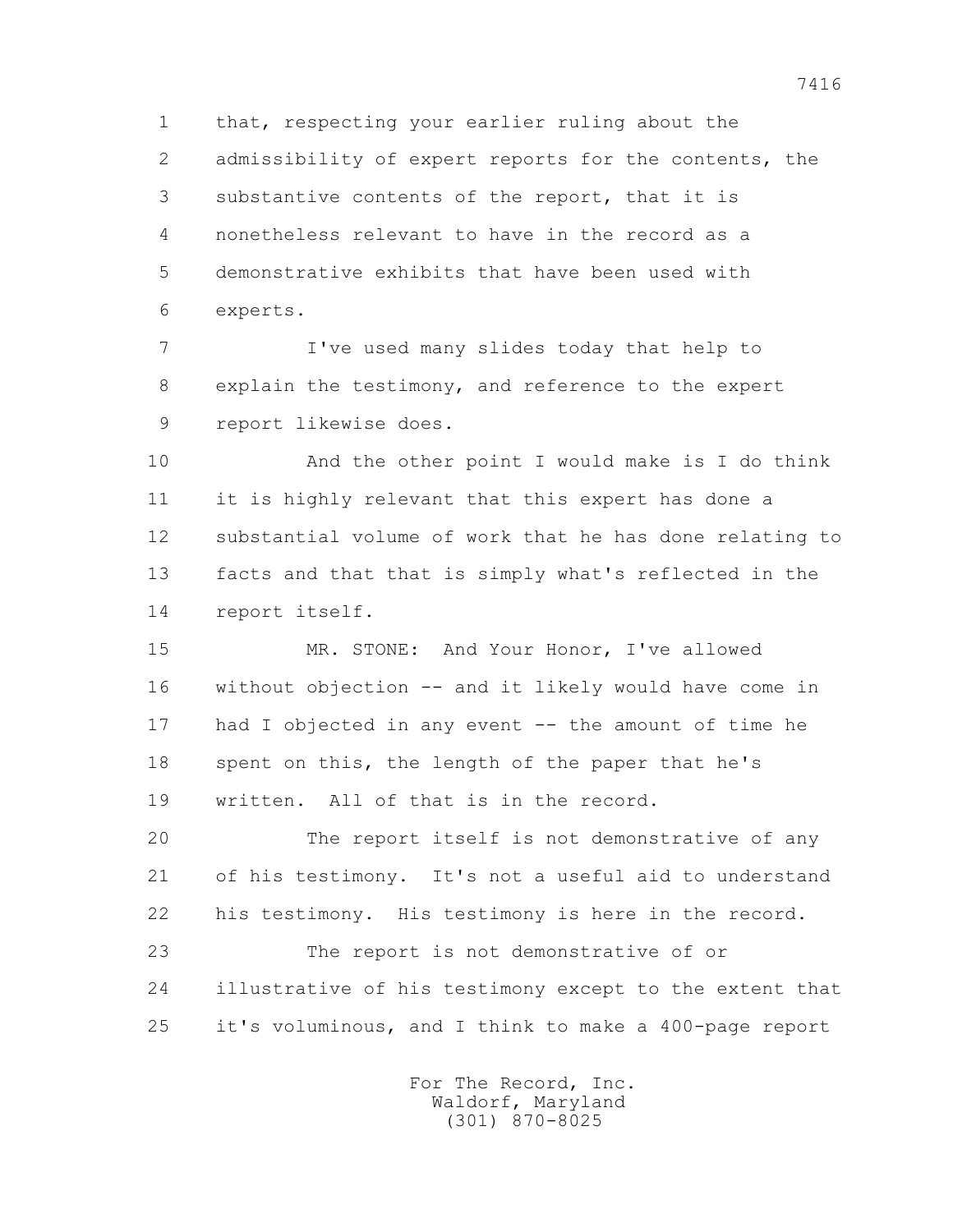that, respecting your earlier ruling about the admissibility of expert reports for the contents, the substantive contents of the report, that it is nonetheless relevant to have in the record as a demonstrative exhibits that have been used with experts.

I've used many slides today that help to explain the testimony, and reference to the expert report likewise does.

And the other point I would make is I do think it is highly relevant that this expert has done a substantial volume of work that he has done relating to facts and that that is simply what's reflected in the report itself.

MR. STONE: And Your Honor, I've allowed without objection -- and it likely would have come in had I objected in any event -- the amount of time he spent on this, the length of the paper that he's written. All of that is in the record.

The report itself is not demonstrative of any of his testimony. It's not a useful aid to understand his testimony. His testimony is here in the record.

The report is not demonstrative of or illustrative of his testimony except to the extent that it's voluminous, and I think to make a 400-page report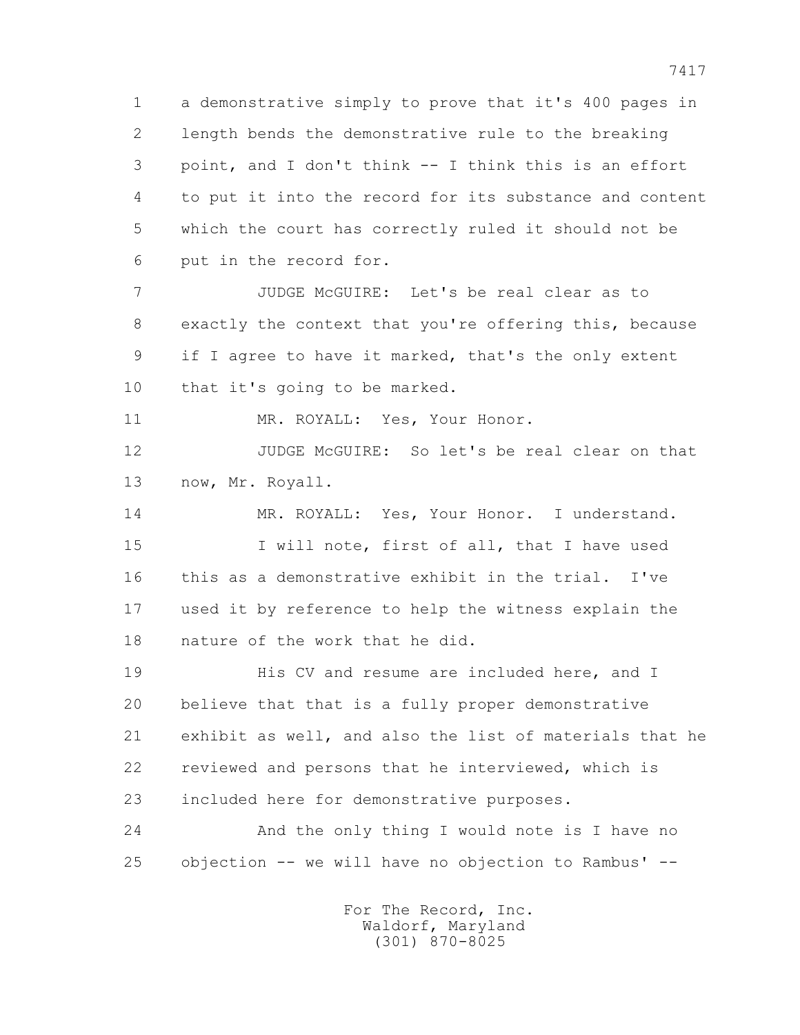a demonstrative simply to prove that it's 400 pages in length bends the demonstrative rule to the breaking point, and I don't think -- I think this is an effort to put it into the record for its substance and content which the court has correctly ruled it should not be put in the record for.

JUDGE McGUIRE: Let's be real clear as to exactly the context that you're offering this, because if I agree to have it marked, that's the only extent that it's going to be marked.

MR. ROYALL: Yes, Your Honor.

JUDGE McGUIRE: So let's be real clear on that now, Mr. Royall.

MR. ROYALL: Yes, Your Honor. I understand.

I will note, first of all, that I have used this as a demonstrative exhibit in the trial. I've used it by reference to help the witness explain the nature of the work that he did.

His CV and resume are included here, and I believe that that is a fully proper demonstrative exhibit as well, and also the list of materials that he reviewed and persons that he interviewed, which is included here for demonstrative purposes.

And the only thing I would note is I have no objection -- we will have no objection to Rambus' --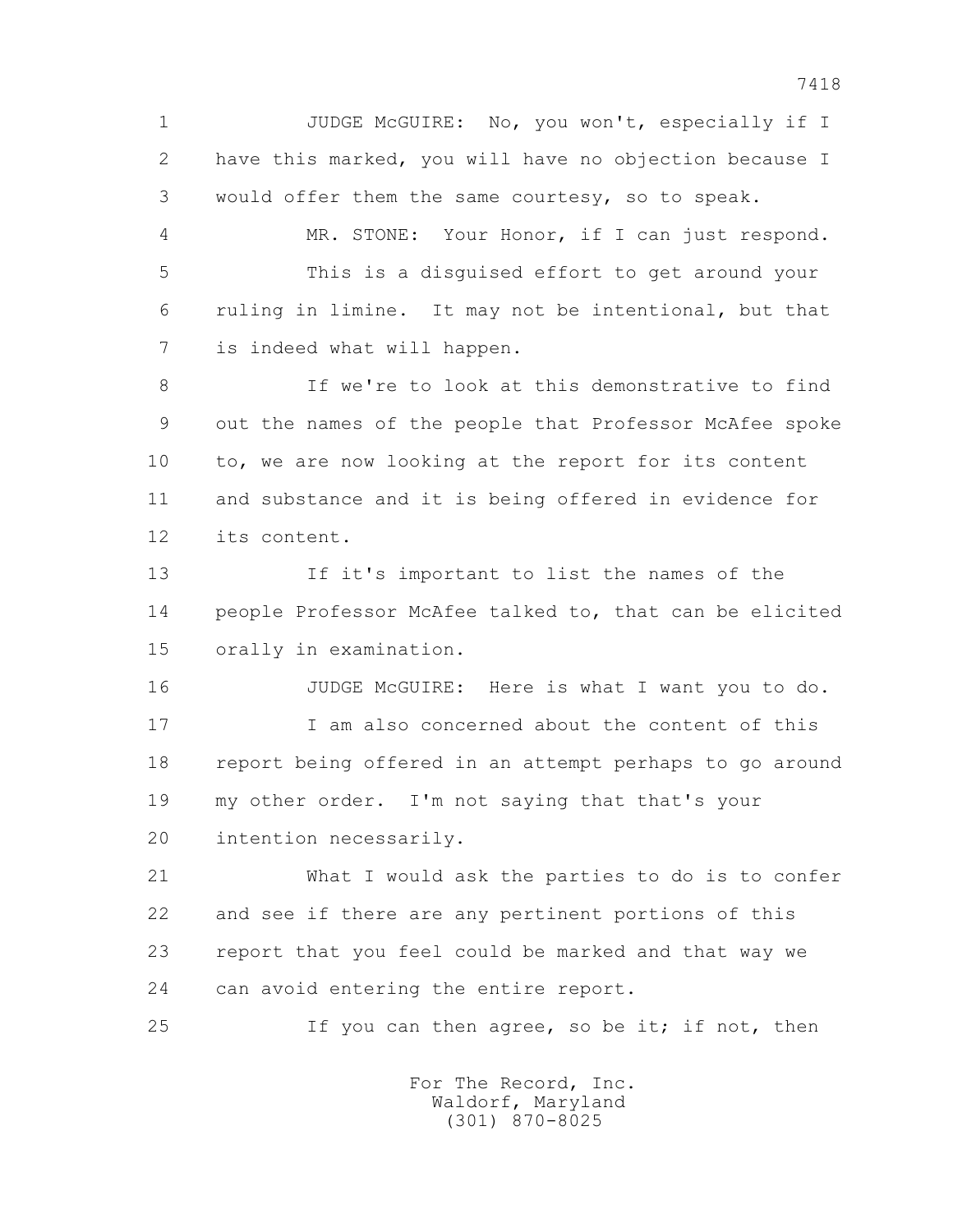JUDGE McGUIRE: No, you won't, especially if I have this marked, you will have no objection because I would offer them the same courtesy, so to speak.

MR. STONE: Your Honor, if I can just respond.

This is a disguised effort to get around your ruling in limine. It may not be intentional, but that is indeed what will happen.

If we're to look at this demonstrative to find out the names of the people that Professor McAfee spoke to, we are now looking at the report for its content and substance and it is being offered in evidence for its content.

If it's important to list the names of the people Professor McAfee talked to, that can be elicited orally in examination.

JUDGE McGUIRE: Here is what I want you to do.

I am also concerned about the content of this report being offered in an attempt perhaps to go around my other order. I'm not saying that that's your intention necessarily.

What I would ask the parties to do is to confer and see if there are any pertinent portions of this report that you feel could be marked and that way we can avoid entering the entire report.

If you can then agree, so be it; if not, then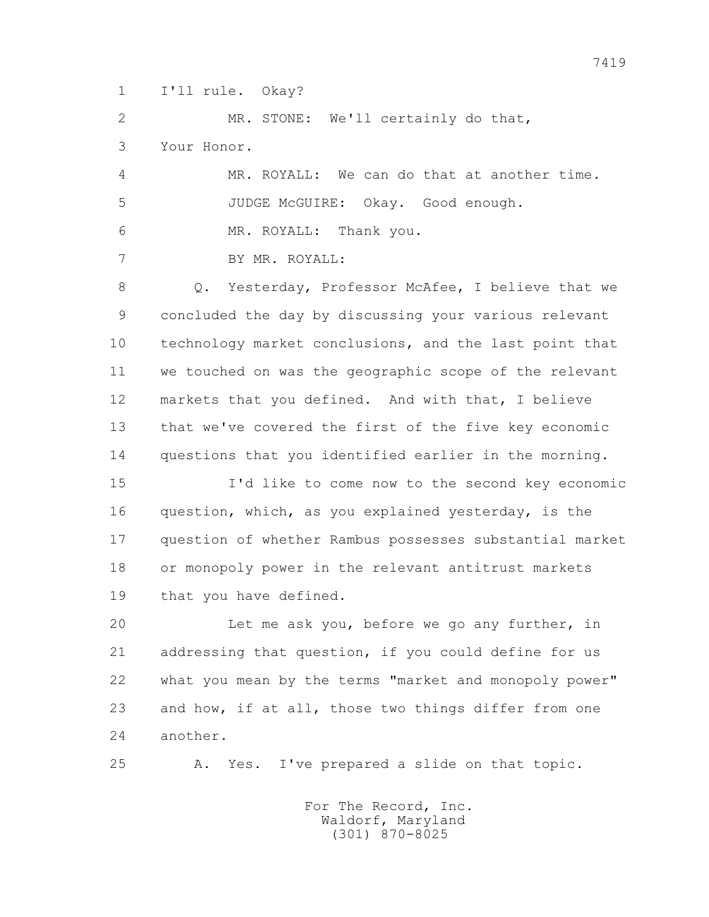I'll rule. Okay?

MR. STONE: We'll certainly do that, Your Honor.

MR. ROYALL: We can do that at another time.

JUDGE McGUIRE: Okay. Good enough.

MR. ROYALL: Thank you.

BY MR. ROYALL:

Q. Yesterday, Professor McAfee, I believe that we concluded the day by discussing your various relevant technology market conclusions, and the last point that we touched on was the geographic scope of the relevant markets that you defined. And with that, I believe that we've covered the first of the five key economic questions that you identified earlier in the morning.

I'd like to come now to the second key economic question, which, as you explained yesterday, is the question of whether Rambus possesses substantial market or monopoly power in the relevant antitrust markets that you have defined.

Let me ask you, before we go any further, in addressing that question, if you could define for us what you mean by the terms "market and monopoly power" and how, if at all, those two things differ from one another.

A. Yes. I've prepared a slide on that topic.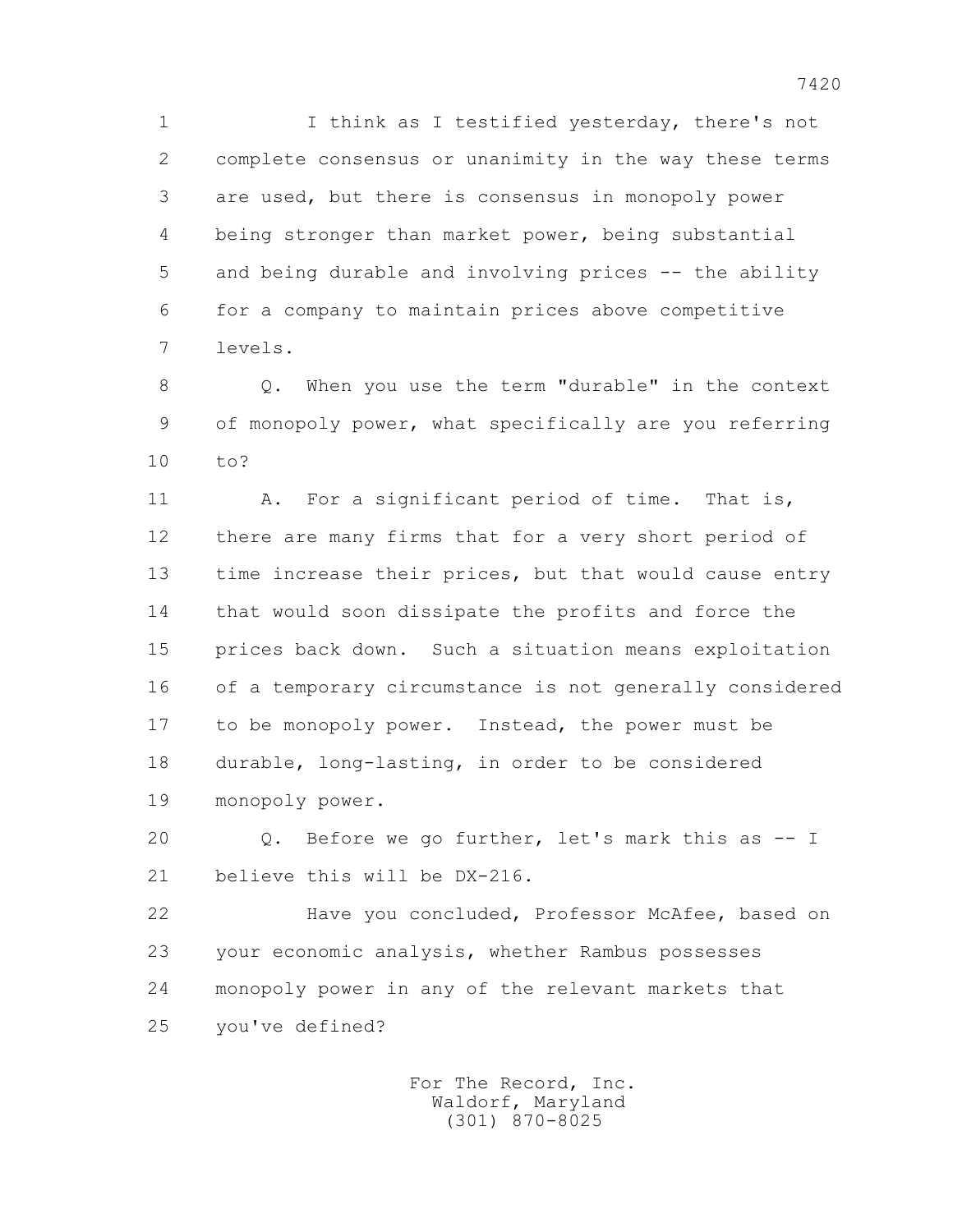I think as I testified yesterday, there's not complete consensus or unanimity in the way these terms are used, but there is consensus in monopoly power being stronger than market power, being substantial and being durable and involving prices -- the ability for a company to maintain prices above competitive levels.

Q. When you use the term "durable" in the context of monopoly power, what specifically are you referring to?

A. For a significant period of time. That is, there are many firms that for a very short period of time increase their prices, but that would cause entry that would soon dissipate the profits and force the prices back down. Such a situation means exploitation of a temporary circumstance is not generally considered to be monopoly power. Instead, the power must be durable, long-lasting, in order to be considered monopoly power.

Q. Before we go further, let's mark this as -- I believe this will be DX-216.

Have you concluded, Professor McAfee, based on your economic analysis, whether Rambus possesses monopoly power in any of the relevant markets that you've defined?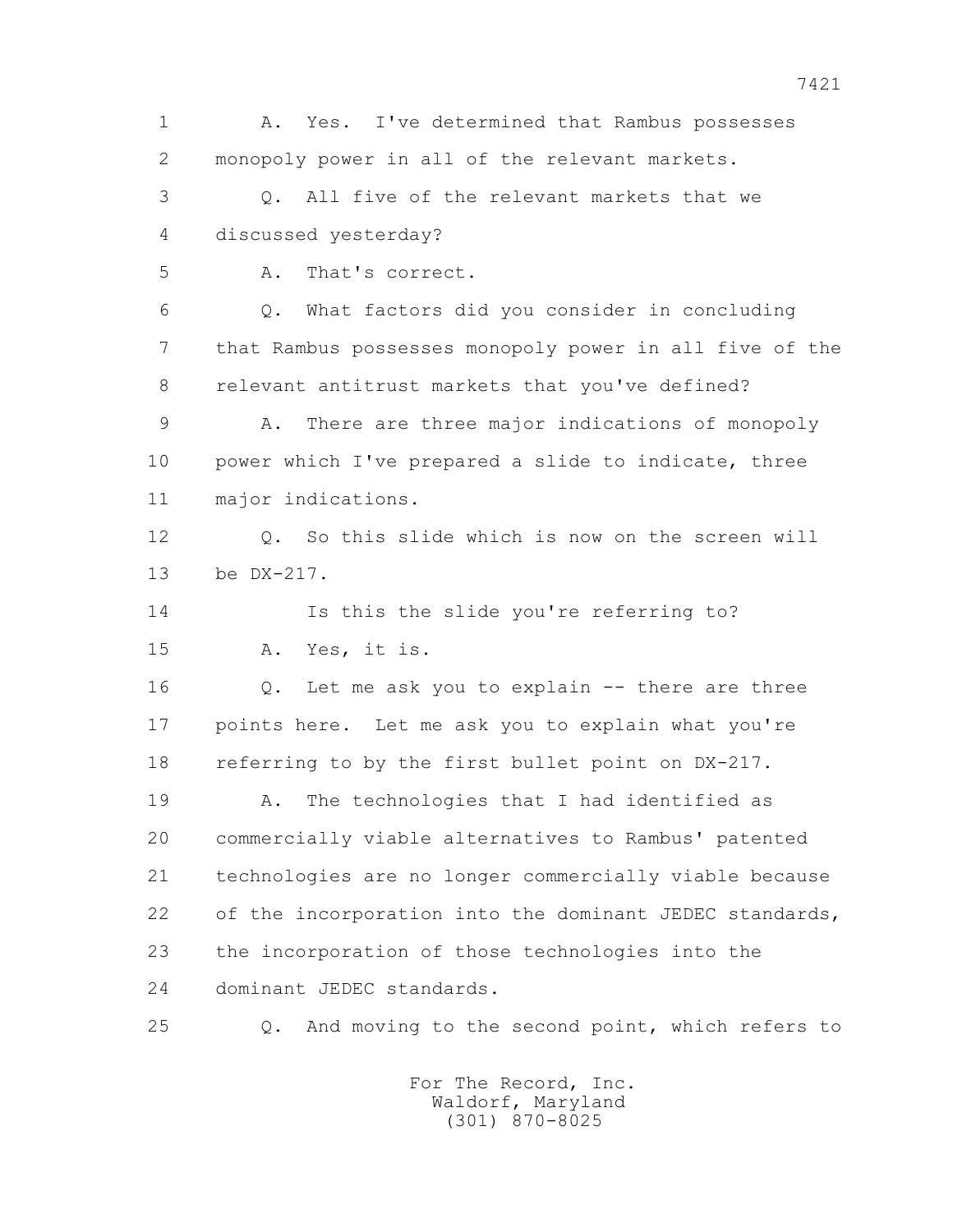1 A. Yes. I've determined that Rambus possesses
2 monopoly power in all of the relevant markets.
3 Q. All five of the relevant markets that we
4 discussed yesterday?
5 A. That's correct.
6 Q. What factors did you consider in concluding
7 that Rambus possesses monopoly power in all five of the
8 relevant antitrust markets that you've defined?
9 A. There are three major indications of monopoly
10 power which I've prepared a slide to indicate, three
11 major indications.
12 Q. So this slide which is now on the screen will
13 be DX-217.
14 Is this the slide you're referring to?
15 A. Yes, it is.
16 Q. Let me ask you to explain -- there are three
17 points here. Let me ask you to explain what you're
18 referring to by the first bullet point on DX-217.
19 A. The technologies that I had identified as
20 commercially viable alternatives to Rambus' patented
21 technologies are no longer commercially viable because
22 of the incorporation into the dominant JEDEC standards,
23 the incorporation of those technologies into the
24 dominant JEDEC standards.
25 Q. And moving to the second point, which refers to

For The Record, Inc.
Waldorf, Maryland
(301) 870-8025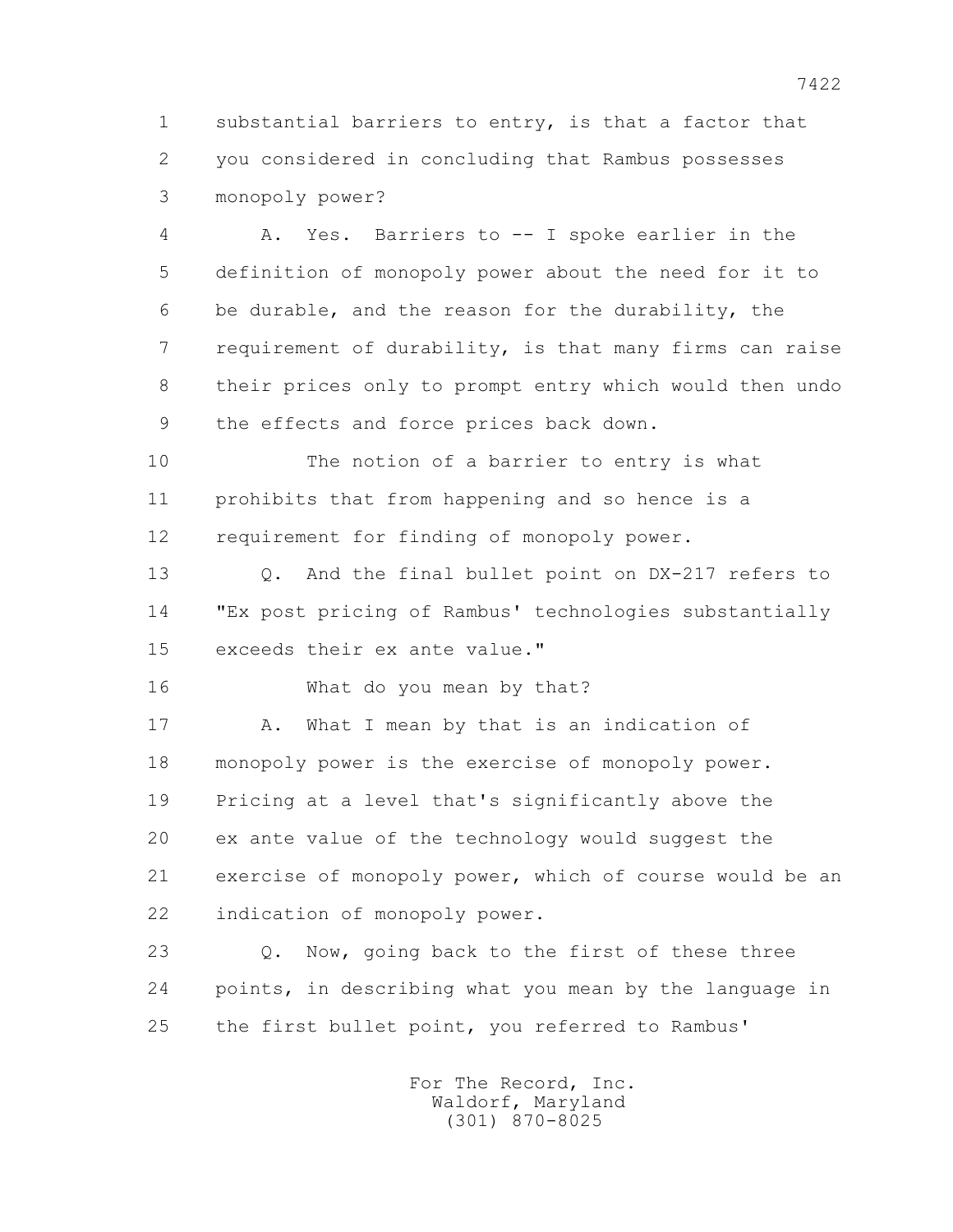1 substantial barriers to entry, is that a factor that
2 you considered in concluding that Rambus possesses
3 monopoly power?

4 A. Yes. Barriers to -- I spoke earlier in the
5 definition of monopoly power about the need for it to
6 be durable, and the reason for the durability, the
7 requirement of durability, is that many firms can raise
8 their prices only to prompt entry which would then undo
9 the effects and force prices back down.

10 The notion of a barrier to entry is what
11 prohibits that from happening and so hence is a
12 requirement for finding of monopoly power.

13 Q. And the final bullet point on DX-217 refers to
14 "Ex post pricing of Rambus' technologies substantially
15 exceeds their ex ante value."

16 What do you mean by that?

17 A. What I mean by that is an indication of
18 monopoly power is the exercise of monopoly power.
19 Pricing at a level that's significantly above the
20 ex ante value of the technology would suggest the
21 exercise of monopoly power, which of course would be an
22 indication of monopoly power.

23 Q. Now, going back to the first of these three
24 points, in describing what you mean by the language in
25 the first bullet point, you referred to Rambus'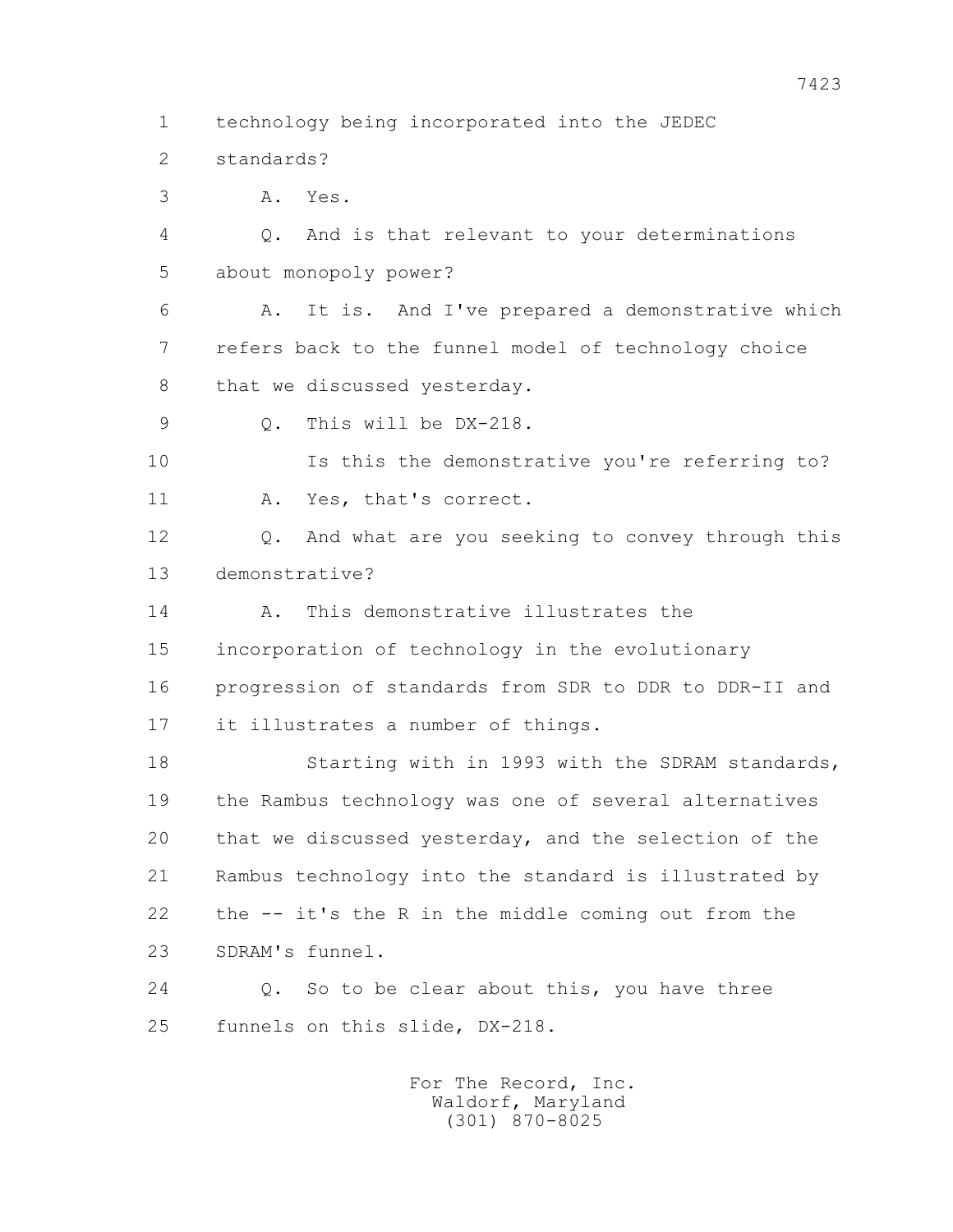1 technology being incorporated into the JEDEC
2 standards?
3 A. Yes.
4 Q. And is that relevant to your determinations
5 about monopoly power?
6 A. It is. And I've prepared a demonstrative which
7 refers back to the funnel model of technology choice
8 that we discussed yesterday.
9 Q. This will be DX-218.
10 Is this the demonstrative you're referring to?
11 A. Yes, that's correct.
12 Q. And what are you seeking to convey through this
13 demonstrative?
14 A. This demonstrative illustrates the
15 incorporation of technology in the evolutionary
16 progression of standards from SDR to DDR to DDR-II and
17 it illustrates a number of things.
18 Starting with in 1993 with the SDRAM standards,
19 the Rambus technology was one of several alternatives
20 that we discussed yesterday, and the selection of the
21 Rambus technology into the standard is illustrated by
22 the -- it's the R in the middle coming out from the
23 SDRAM's funnel.
24 Q. So to be clear about this, you have three
25 funnels on this slide, DX-218.

For The Record, Inc.
Waldorf, Maryland
(301) 870-8025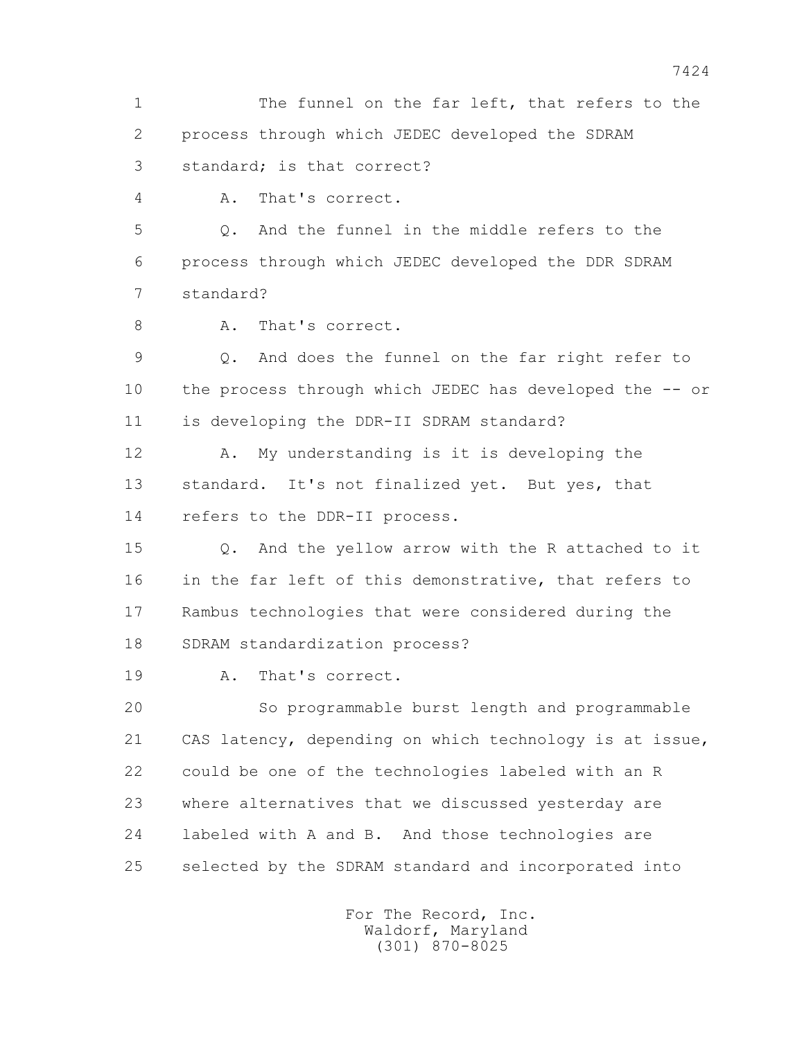1 The funnel on the far left, that refers to the
2 process through which JEDEC developed the SDRAM
3 standard; is that correct?

4 A. That's correct.

5 Q. And the funnel in the middle refers to the
6 process through which JEDEC developed the DDR SDRAM
7 standard?

8 A. That's correct.

9 Q. And does the funnel on the far right refer to
10 the process through which JEDEC has developed the -- or
11 is developing the DDR-II SDRAM standard?

12 A. My understanding is it is developing the
13 standard. It's not finalized yet. But yes, that
14 refers to the DDR-II process.

15 Q. And the yellow arrow with the R attached to it
16 in the far left of this demonstrative, that refers to
17 Rambus technologies that were considered during the
18 SDRAM standardization process?

19 A. That's correct.

20 So programmable burst length and programmable
21 CAS latency, depending on which technology is at issue,
22 could be one of the technologies labeled with an R
23 where alternatives that we discussed yesterday are
24 labeled with A and B. And those technologies are
25 selected by the SDRAM standard and incorporated into

For The Record, Inc.
Waldorf, Maryland
(301) 870-8025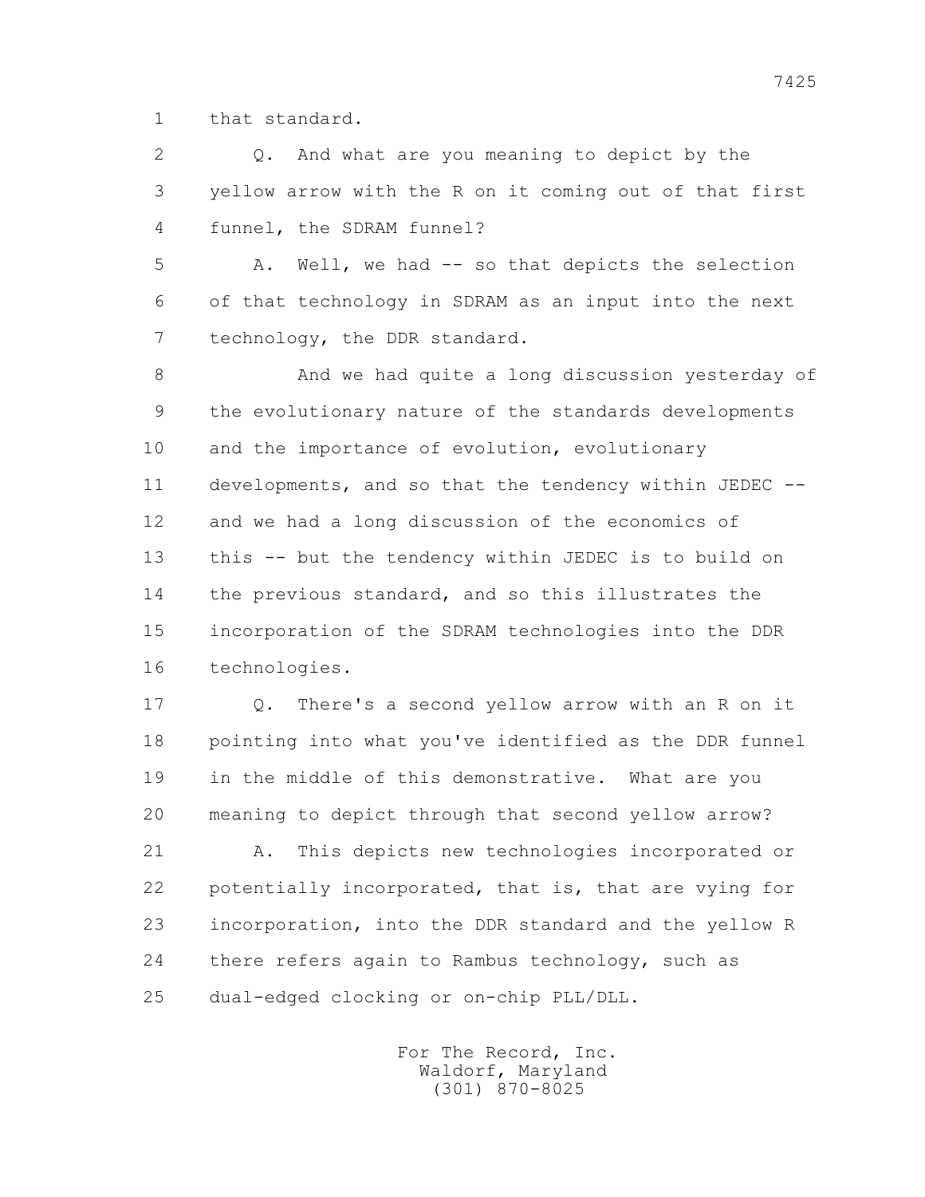1 that standard.

2 Q. And what are you meaning to depict by the

3 yellow arrow with the R on it coming out of that first

4 funnel, the SDRAM funnel?

5 A. Well, we had -- so that depicts the selection

6 of that technology in SDRAM as an input into the next

7 technology, the DDR standard.

8 And we had quite a long discussion yesterday of

9 the evolutionary nature of the standards developments

10 and the importance of evolution, evolutionary

11 developments, and so that the tendency within JEDEC --

12 and we had a long discussion of the economics of

13 this -- but the tendency within JEDEC is to build on

14 the previous standard, and so this illustrates the

15 incorporation of the SDRAM technologies into the DDR

16 technologies.

17 Q. There's a second yellow arrow with an R on it

18 pointing into what you've identified as the DDR funnel

19 in the middle of this demonstrative. What are you

20 meaning to depict through that second yellow arrow?

21 A. This depicts new technologies incorporated or

22 potentially incorporated, that is, that are vying for

23 incorporation, into the DDR standard and the yellow R

24 there refers again to Rambus technology, such as

25 dual-edged clocking or on-chip PLL/DLL.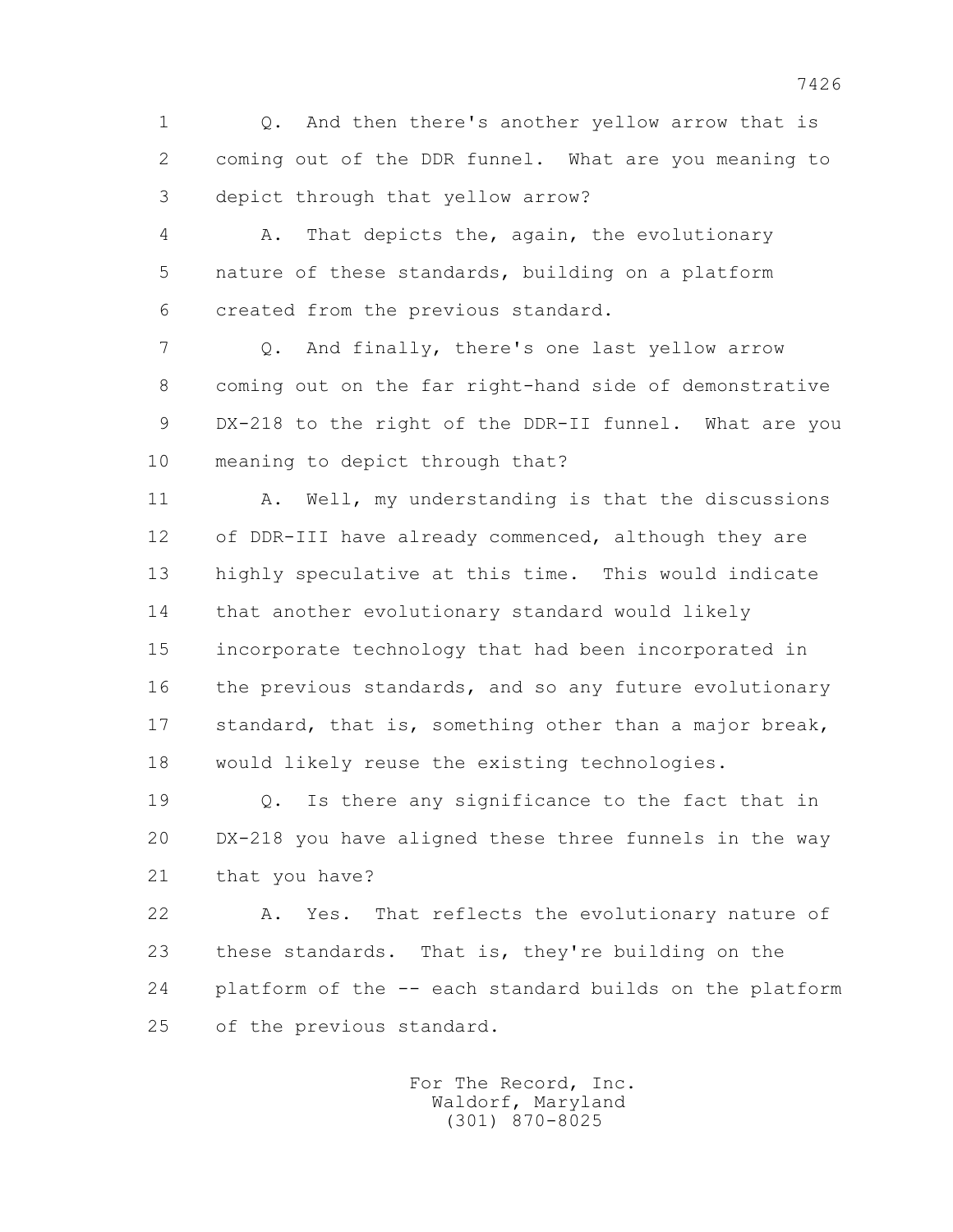Q. And then there's another yellow arrow that is coming out of the DDR funnel. What are you meaning to depict through that yellow arrow?

A. That depicts the, again, the evolutionary nature of these standards, building on a platform created from the previous standard.

Q. And finally, there's one last yellow arrow coming out on the far right-hand side of demonstrative DX-218 to the right of the DDR-II funnel. What are you meaning to depict through that?

A. Well, my understanding is that the discussions of DDR-III have already commenced, although they are highly speculative at this time. This would indicate that another evolutionary standard would likely incorporate technology that had been incorporated in the previous standards, and so any future evolutionary standard, that is, something other than a major break, would likely reuse the existing technologies.

Q. Is there any significance to the fact that in DX-218 you have aligned these three funnels in the way that you have?

A. Yes. That reflects the evolutionary nature of these standards. That is, they're building on the platform of the -- each standard builds on the platform of the previous standard.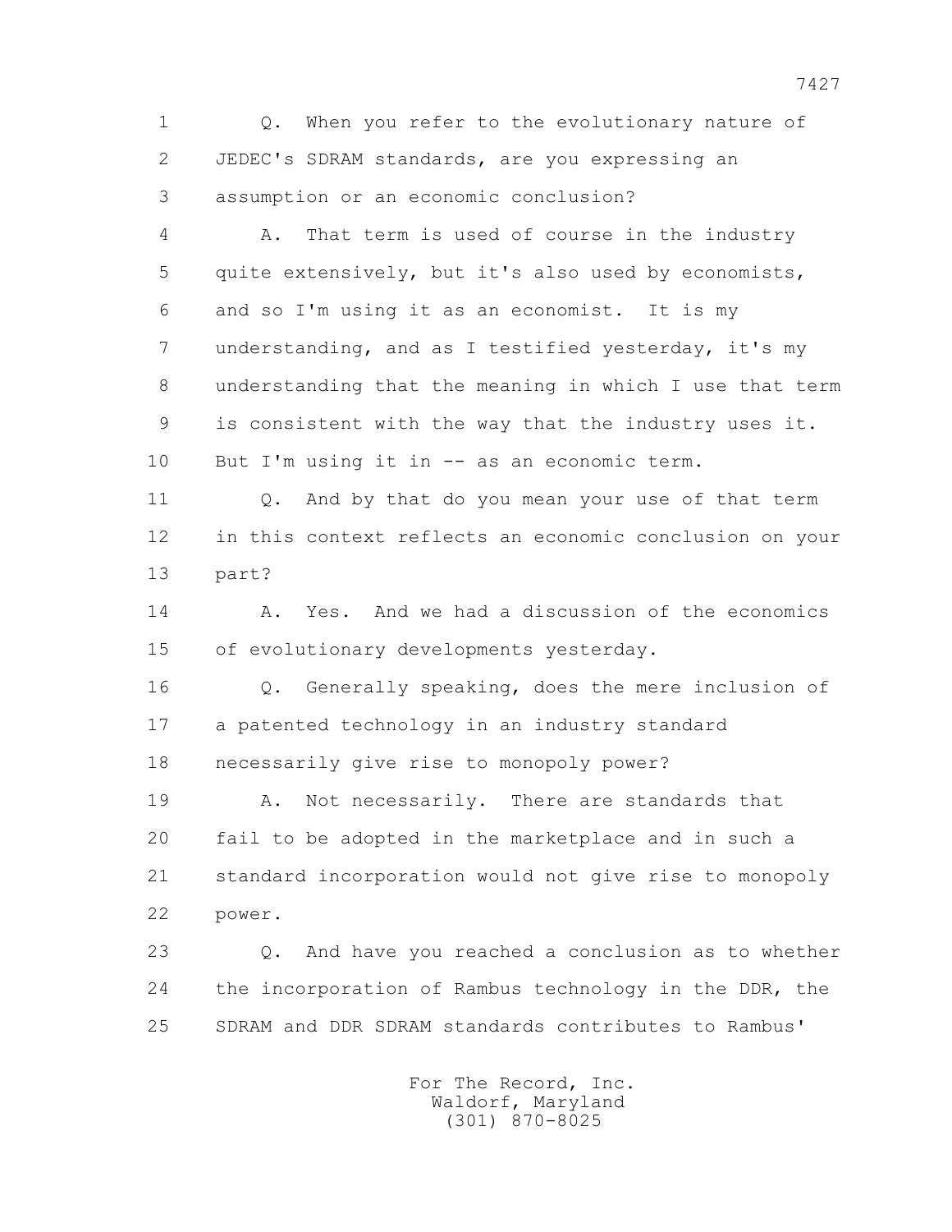1 Q. When you refer to the evolutionary nature of
2 JEDEC's SDRAM standards, are you expressing an
3 assumption or an economic conclusion?

4 A. That term is used of course in the industry
5 quite extensively, but it's also used by economists,
6 and so I'm using it as an economist. It is my
7 understanding, and as I testified yesterday, it's my
8 understanding that the meaning in which I use that term
9 is consistent with the way that the industry uses it.
10 But I'm using it in -- as an economic term.

11 Q. And by that do you mean your use of that term
12 in this context reflects an economic conclusion on your
13 part?

14 A. Yes. And we had a discussion of the economics
15 of evolutionary developments yesterday.

16 Q. Generally speaking, does the mere inclusion of
17 a patented technology in an industry standard
18 necessarily give rise to monopoly power?

19 A. Not necessarily. There are standards that
20 fail to be adopted in the marketplace and in such a
21 standard incorporation would not give rise to monopoly
22 power.

23 Q. And have you reached a conclusion as to whether
24 the incorporation of Rambus technology in the DDR, the
25 SDRAM and DDR SDRAM standards contributes to Rambus'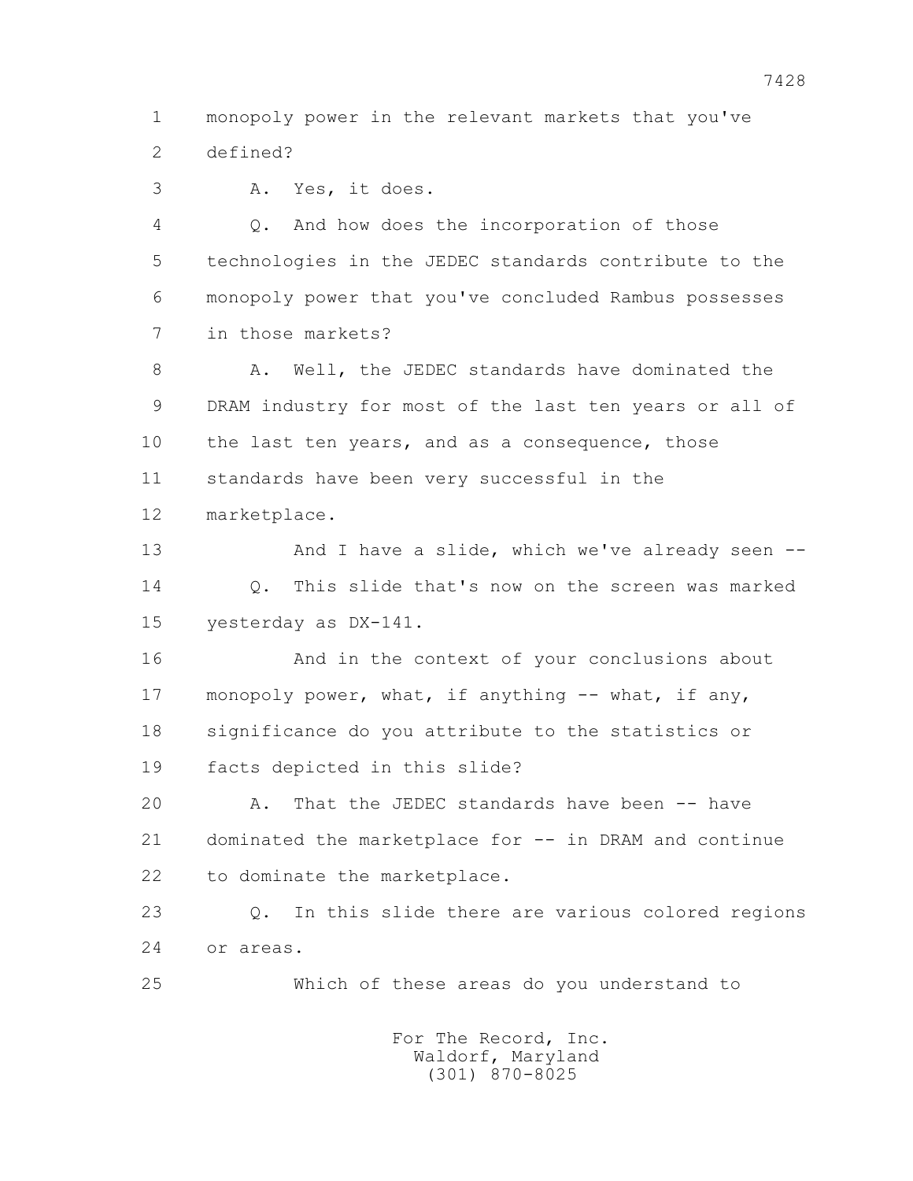monopoly power in the relevant markets that you've defined?

A. Yes, it does.

Q. And how does the incorporation of those technologies in the JEDEC standards contribute to the monopoly power that you've concluded Rambus possesses in those markets?

A. Well, the JEDEC standards have dominated the DRAM industry for most of the last ten years or all of the last ten years, and as a consequence, those standards have been very successful in the marketplace.

And I have a slide, which we've already seen --

Q. This slide that's now on the screen was marked yesterday as DX-141.

And in the context of your conclusions about monopoly power, what, if anything -- what, if any, significance do you attribute to the statistics or facts depicted in this slide?

A. That the JEDEC standards have been -- have dominated the marketplace for -- in DRAM and continue to dominate the marketplace.

Q. In this slide there are various colored regions or areas.

Which of these areas do you understand to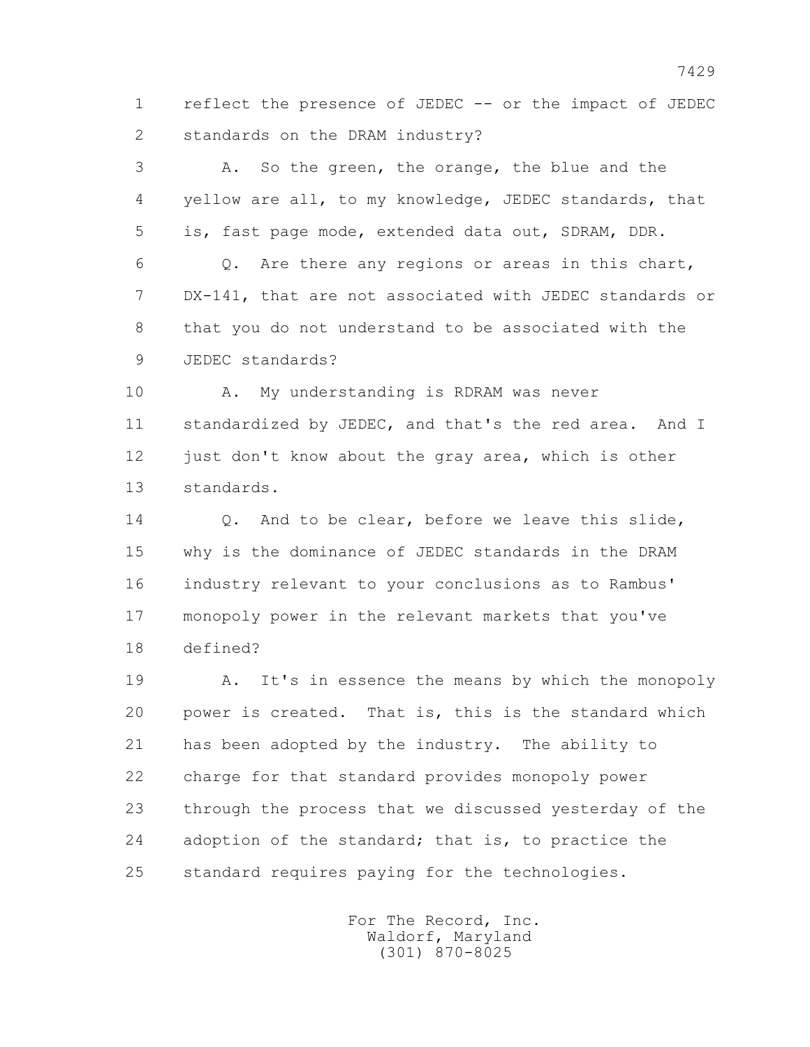1 reflect the presence of JEDEC -- or the impact of JEDEC
2 standards on the DRAM industry?

3 A. So the green, the orange, the blue and the
4 yellow are all, to my knowledge, JEDEC standards, that
5 is, fast page mode, extended data out, SDRAM, DDR.

6 Q. Are there any regions or areas in this chart,
7 DX-141, that are not associated with JEDEC standards or
8 that you do not understand to be associated with the
9 JEDEC standards?

10 A. My understanding is RDRAM was never
11 standardized by JEDEC, and that's the red area. And I
12 just don't know about the gray area, which is other
13 standards.

14 Q. And to be clear, before we leave this slide,
15 why is the dominance of JEDEC standards in the DRAM
16 industry relevant to your conclusions as to Rambus'
17 monopoly power in the relevant markets that you've
18 defined?

19 A. It's in essence the means by which the monopoly
20 power is created. That is, this is the standard which
21 has been adopted by the industry. The ability to
22 charge for that standard provides monopoly power
23 through the process that we discussed yesterday of the
24 adoption of the standard; that is, to practice the
25 standard requires paying for the technologies.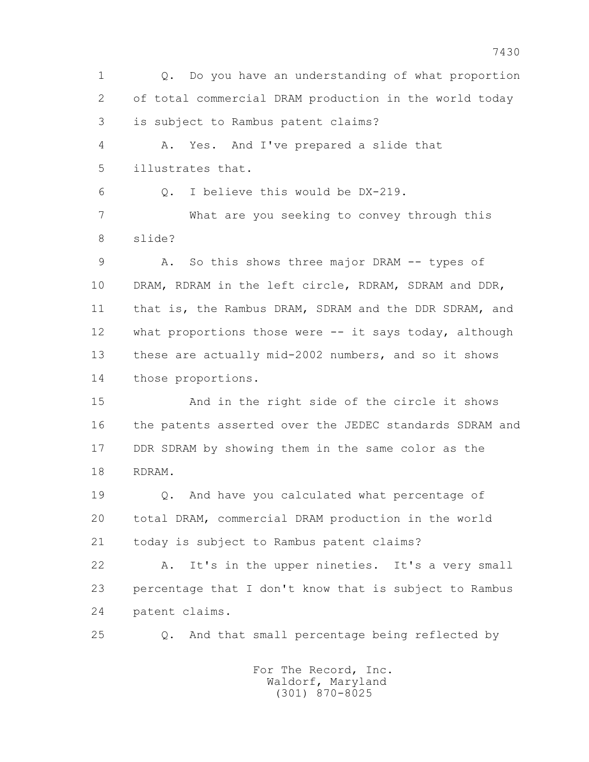1 Q. Do you have an understanding of what proportion
2 of total commercial DRAM production in the world today
3 is subject to Rambus patent claims?
4 A. Yes. And I've prepared a slide that
5 illustrates that.
6 Q. I believe this would be DX-219.
7 What are you seeking to convey through this
8 slide?
9 A. So this shows three major DRAM -- types of
10 DRAM, RDRAM in the left circle, RDRAM, SDRAM and DDR,
11 that is, the Rambus DRAM, SDRAM and the DDR SDRAM, and
12 what proportions those were -- it says today, although
13 these are actually mid-2002 numbers, and so it shows
14 those proportions.
15 And in the right side of the circle it shows
16 the patents asserted over the JEDEC standards SDRAM and
17 DDR SDRAM by showing them in the same color as the
18 RDRAM.
19 Q. And have you calculated what percentage of
20 total DRAM, commercial DRAM production in the world
21 today is subject to Rambus patent claims?
22 A. It's in the upper nineties. It's a very small
23 percentage that I don't know that is subject to Rambus
24 patent claims.
25 Q. And that small percentage being reflected by

For The Record, Inc.
Waldorf, Maryland
(301) 870-8025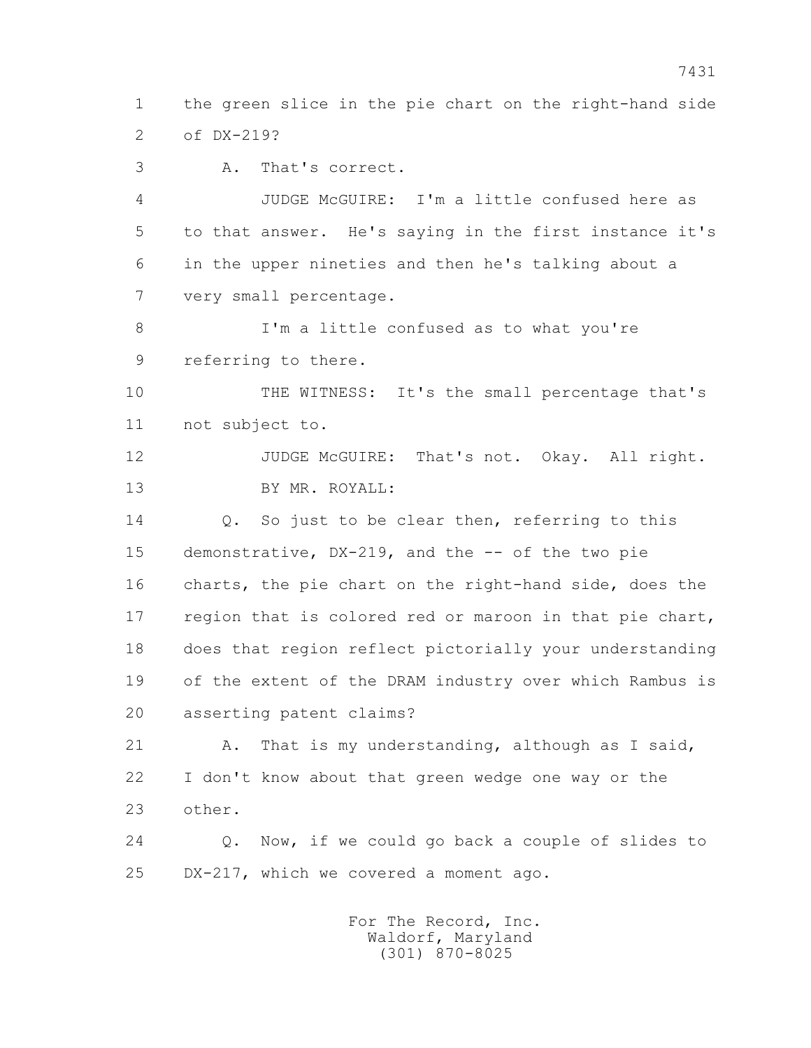1 the green slice in the pie chart on the right-hand side
2 of DX-219?

3 A. That's correct.

4 JUDGE McGUIRE: I'm a little confused here as
5 to that answer. He's saying in the first instance it's
6 in the upper nineties and then he's talking about a
7 very small percentage.

8 I'm a little confused as to what you're
9 referring to there.

10 THE WITNESS: It's the small percentage that's
11 not subject to.

12 JUDGE McGUIRE: That's not. Okay. All right.

13 BY MR. ROYALL:

14 Q. So just to be clear then, referring to this
15 demonstrative, DX-219, and the -- of the two pie
16 charts, the pie chart on the right-hand side, does the
17 region that is colored red or maroon in that pie chart,
18 does that region reflect pictorially your understanding
19 of the extent of the DRAM industry over which Rambus is
20 asserting patent claims?

21 A. That is my understanding, although as I said,
22 I don't know about that green wedge one way or the
23 other.

24 Q. Now, if we could go back a couple of slides to
25 DX-217, which we covered a moment ago.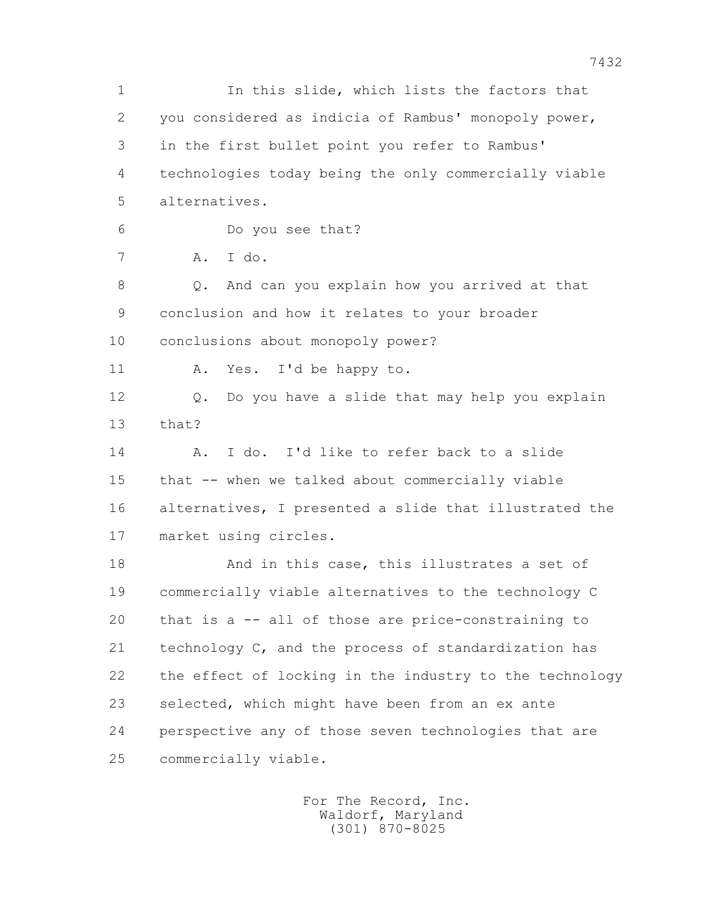1 In this slide, which lists the factors that
2 you considered as indicia of Rambus' monopoly power,
3 in the first bullet point you refer to Rambus'
4 technologies today being the only commercially viable
5 alternatives.

6 Do you see that?

7 A. I do.

8 Q. And can you explain how you arrived at that
9 conclusion and how it relates to your broader
10 conclusions about monopoly power?

11 A. Yes. I'd be happy to.

12 Q. Do you have a slide that may help you explain
13 that?

14 A. I do. I'd like to refer back to a slide
15 that -- when we talked about commercially viable
16 alternatives, I presented a slide that illustrated the
17 market using circles.

18 And in this case, this illustrates a set of
19 commercially viable alternatives to the technology C
20 that is a -- all of those are price-constraining to
21 technology C, and the process of standardization has
22 the effect of locking in the industry to the technology
23 selected, which might have been from an ex ante
24 perspective any of those seven technologies that are
25 commercially viable.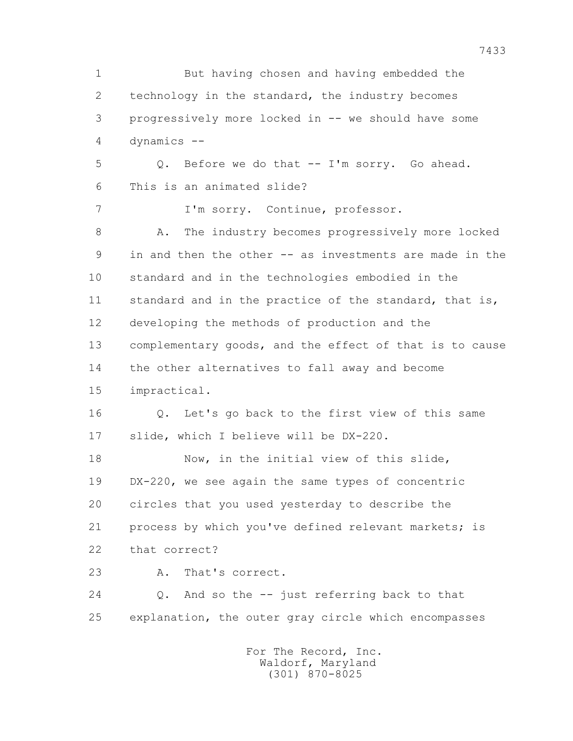1 But having chosen and having embedded the
2 technology in the standard, the industry becomes
3 progressively more locked in -- we should have some
4 dynamics --

5 Q. Before we do that -- I'm sorry. Go ahead.
6 This is an animated slide?

7 I'm sorry. Continue, professor.

8 A. The industry becomes progressively more locked
9 in and then the other -- as investments are made in the
10 standard and in the technologies embodied in the
11 standard and in the practice of the standard, that is,
12 developing the methods of production and the
13 complementary goods, and the effect of that is to cause
14 the other alternatives to fall away and become
15 impractical.

16 Q. Let's go back to the first view of this same
17 slide, which I believe will be DX-220.

18 Now, in the initial view of this slide,
19 DX-220, we see again the same types of concentric
20 circles that you used yesterday to describe the
21 process by which you've defined relevant markets; is
22 that correct?

23 A. That's correct.

24 Q. And so the -- just referring back to that
25 explanation, the outer gray circle which encompasses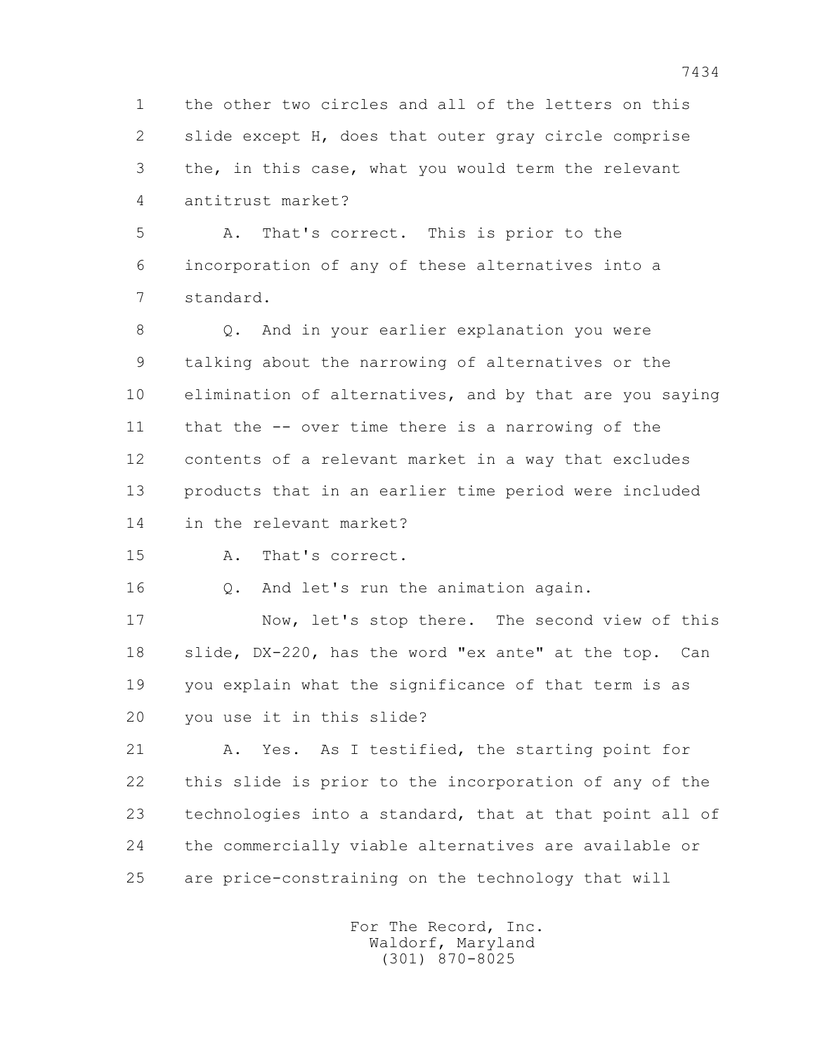1 the other two circles and all of the letters on this
2 slide except H, does that outer gray circle comprise
3 the, in this case, what you would term the relevant
4 antitrust market?

5 A. That's correct. This is prior to the
6 incorporation of any of these alternatives into a
7 standard.

8 Q. And in your earlier explanation you were
9 talking about the narrowing of alternatives or the
10 elimination of alternatives, and by that are you saying
11 that the -- over time there is a narrowing of the
12 contents of a relevant market in a way that excludes
13 products that in an earlier time period were included
14 in the relevant market?

15 A. That's correct.

16 Q. And let's run the animation again.

17 Now, let's stop there. The second view of this
18 slide, DX-220, has the word "ex ante" at the top. Can
19 you explain what the significance of that term is as
20 you use it in this slide?

21 A. Yes. As I testified, the starting point for
22 this slide is prior to the incorporation of any of the
23 technologies into a standard, that at that point all of
24 the commercially viable alternatives are available or
25 are price-constraining on the technology that will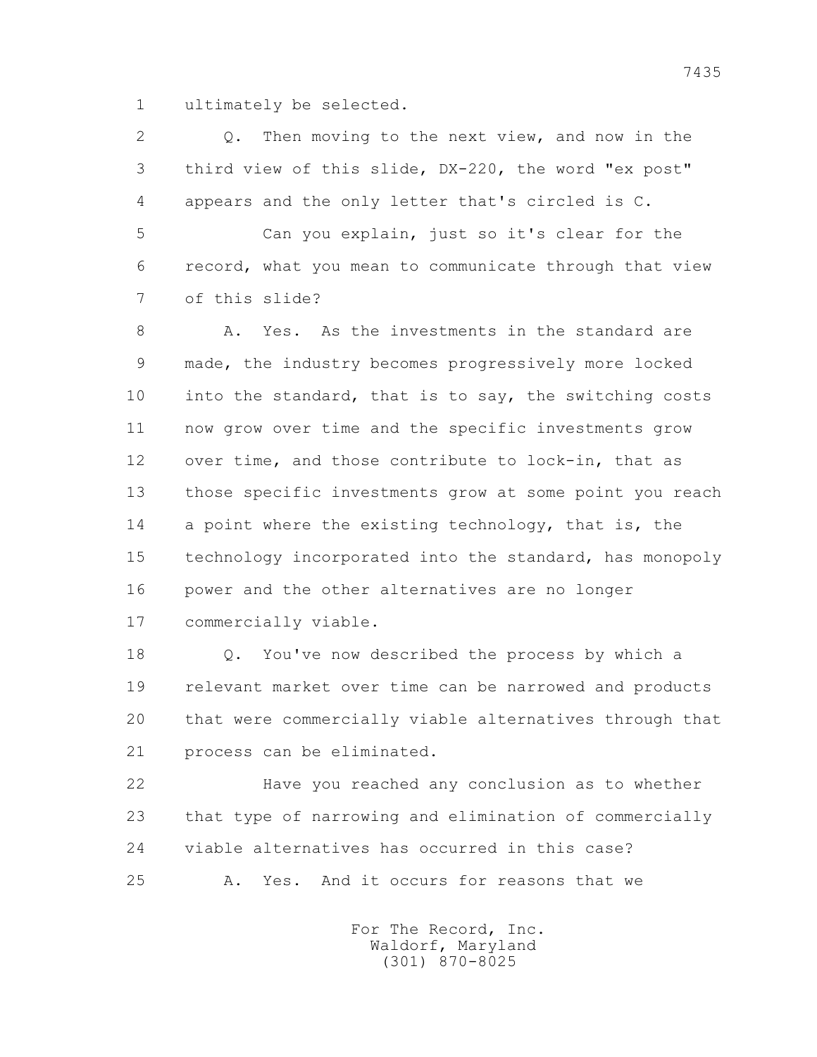1 ultimately be selected.

2 Q. Then moving to the next view, and now in the

3 third view of this slide, DX-220, the word "ex post"

4 appears and the only letter that's circled is C.

5 Can you explain, just so it's clear for the

6 record, what you mean to communicate through that view

7 of this slide?

8 A. Yes. As the investments in the standard are

9 made, the industry becomes progressively more locked

10 into the standard, that is to say, the switching costs

11 now grow over time and the specific investments grow

12 over time, and those contribute to lock-in, that as

13 those specific investments grow at some point you reach

14 a point where the existing technology, that is, the

15 technology incorporated into the standard, has monopoly

16 power and the other alternatives are no longer

17 commercially viable.

18 Q. You've now described the process by which a

19 relevant market over time can be narrowed and products

20 that were commercially viable alternatives through that

21 process can be eliminated.

22 Have you reached any conclusion as to whether

23 that type of narrowing and elimination of commercially

24 viable alternatives has occurred in this case?

25 A. Yes. And it occurs for reasons that we

For The Record, Inc.
Waldorf, Maryland
(301) 870-8025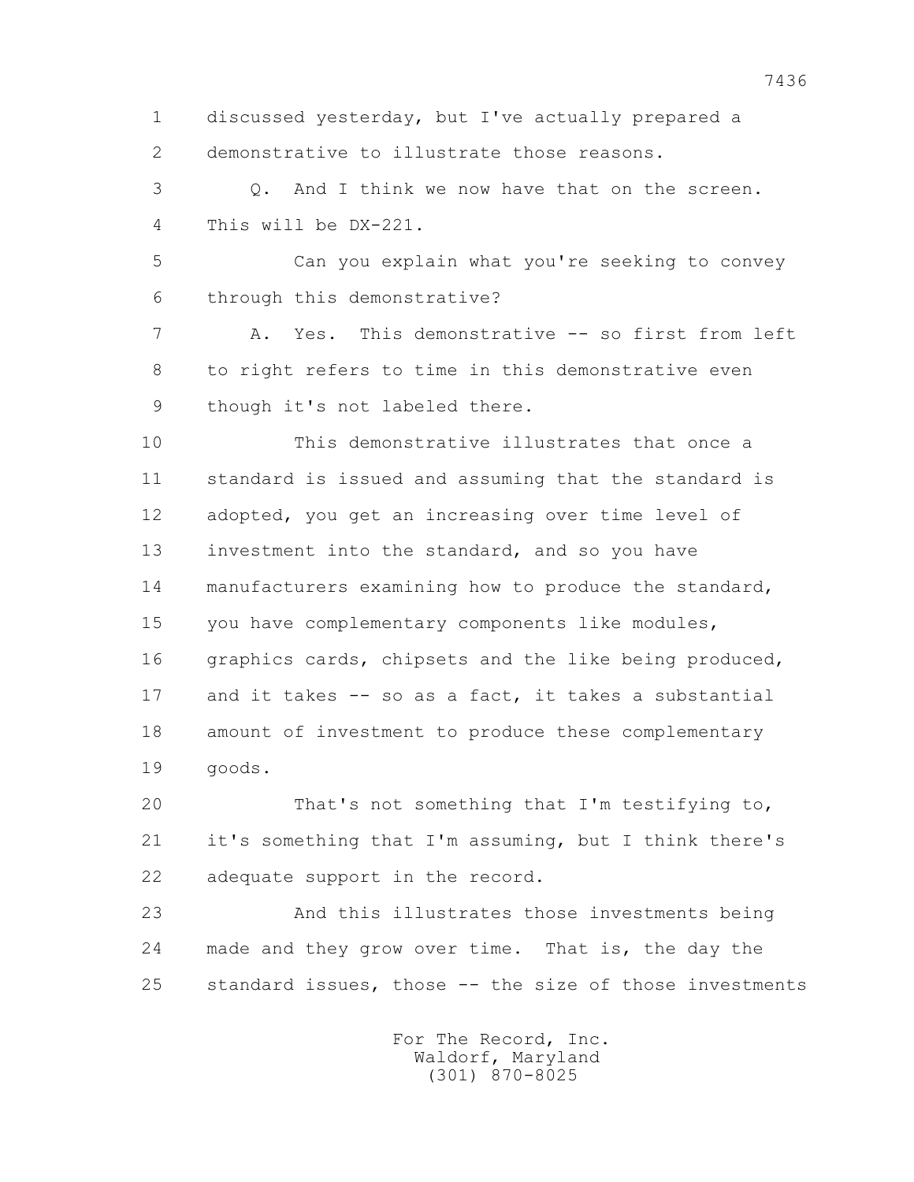1 discussed yesterday, but I've actually prepared a
2 demonstrative to illustrate those reasons.

3 Q. And I think we now have that on the screen.
4 This will be DX-221.

5 Can you explain what you're seeking to convey
6 through this demonstrative?

7 A. Yes. This demonstrative -- so first from left
8 to right refers to time in this demonstrative even
9 though it's not labeled there.

10 This demonstrative illustrates that once a
11 standard is issued and assuming that the standard is
12 adopted, you get an increasing over time level of
13 investment into the standard, and so you have
14 manufacturers examining how to produce the standard,
15 you have complementary components like modules,
16 graphics cards, chipsets and the like being produced,
17 and it takes -- so as a fact, it takes a substantial
18 amount of investment to produce these complementary
19 goods.

20 That's not something that I'm testifying to,
21 it's something that I'm assuming, but I think there's
22 adequate support in the record.

23 And this illustrates those investments being
24 made and they grow over time. That is, the day the
25 standard issues, those -- the size of those investments

For The Record, Inc.
Waldorf, Maryland
(301) 870-8025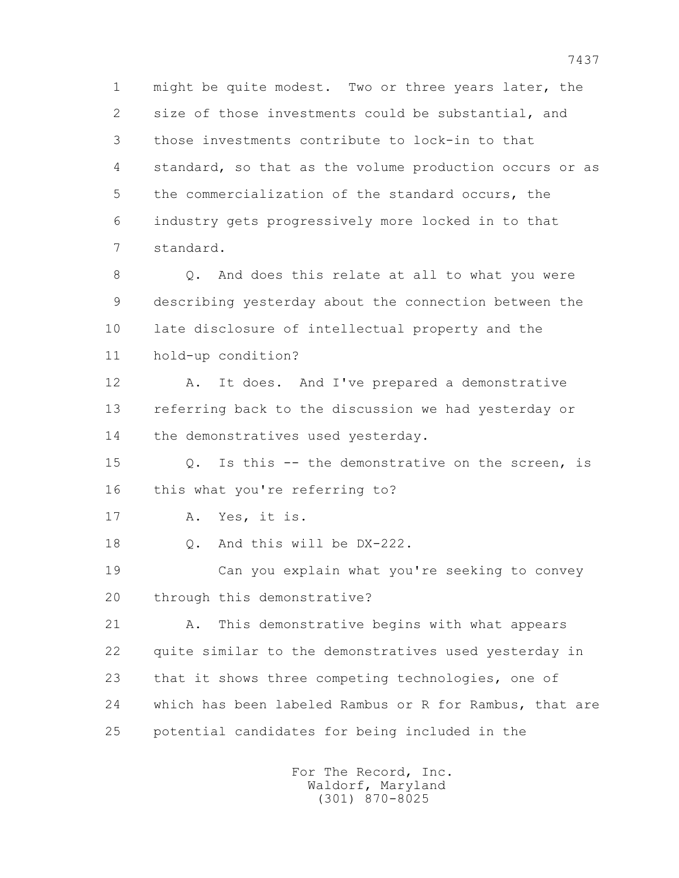might be quite modest. Two or three years later, the size of those investments could be substantial, and those investments contribute to lock-in to that standard, so that as the volume production occurs or as the commercialization of the standard occurs, the industry gets progressively more locked in to that standard.

Q. And does this relate at all to what you were describing yesterday about the connection between the late disclosure of intellectual property and the hold-up condition?

A. It does. And I've prepared a demonstrative referring back to the discussion we had yesterday or the demonstratives used yesterday.

Q. Is this -- the demonstrative on the screen, is this what you're referring to?

A. Yes, it is.

Q. And this will be DX-222.

Can you explain what you're seeking to convey through this demonstrative?

A. This demonstrative begins with what appears quite similar to the demonstratives used yesterday in that it shows three competing technologies, one of which has been labeled Rambus or R for Rambus, that are potential candidates for being included in the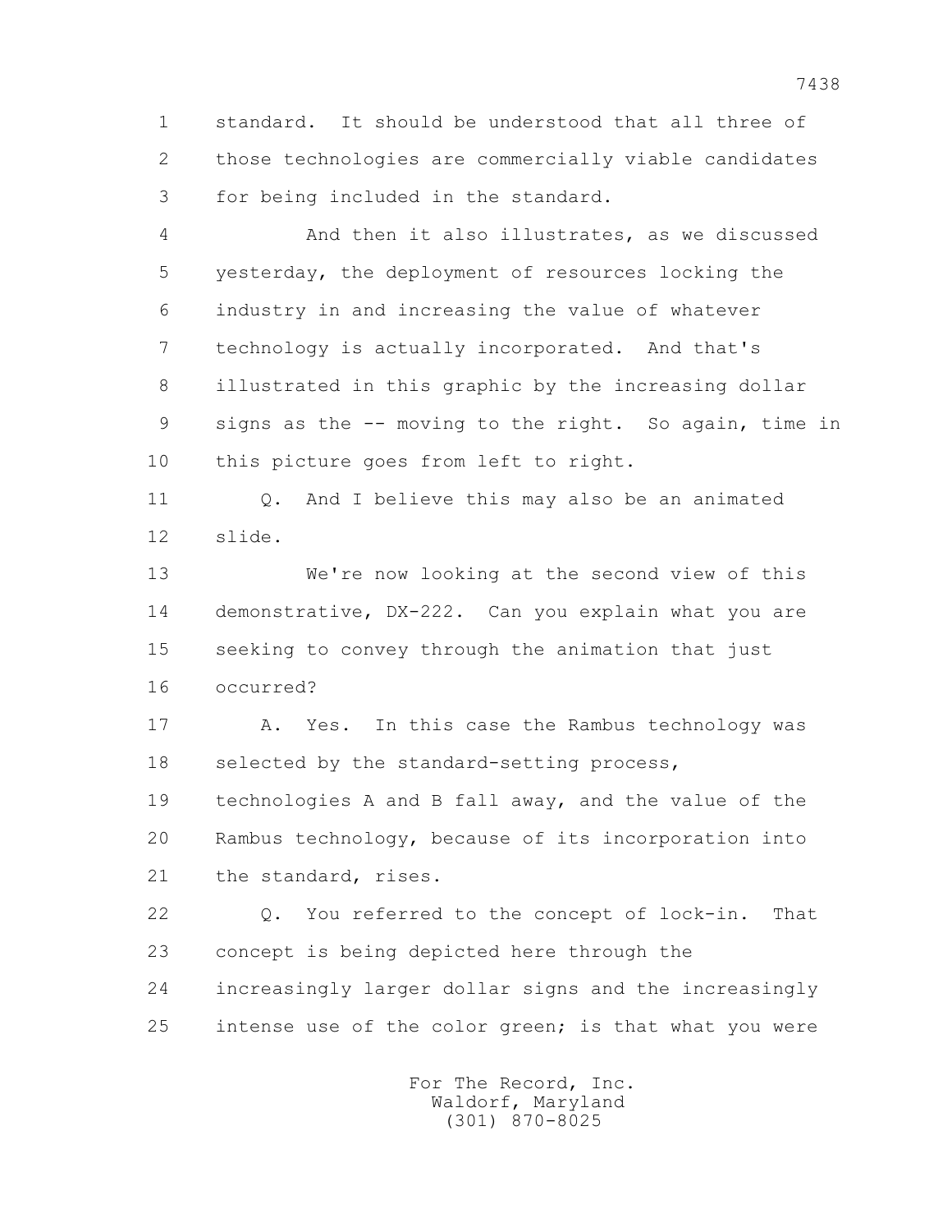1 standard. It should be understood that all three of
2 those technologies are commercially viable candidates
3 for being included in the standard.

4 And then it also illustrates, as we discussed
5 yesterday, the deployment of resources locking the
6 industry in and increasing the value of whatever
7 technology is actually incorporated. And that's
8 illustrated in this graphic by the increasing dollar
9 signs as the -- moving to the right. So again, time in
10 this picture goes from left to right.

11 Q. And I believe this may also be an animated
12 slide.

13 We're now looking at the second view of this
14 demonstrative, DX-222. Can you explain what you are
15 seeking to convey through the animation that just
16 occurred?

17 A. Yes. In this case the Rambus technology was
18 selected by the standard-setting process,
19 technologies A and B fall away, and the value of the
20 Rambus technology, because of its incorporation into
21 the standard, rises.

22 Q. You referred to the concept of lock-in. That
23 concept is being depicted here through the
24 increasingly larger dollar signs and the increasingly
25 intense use of the color green; is that what you were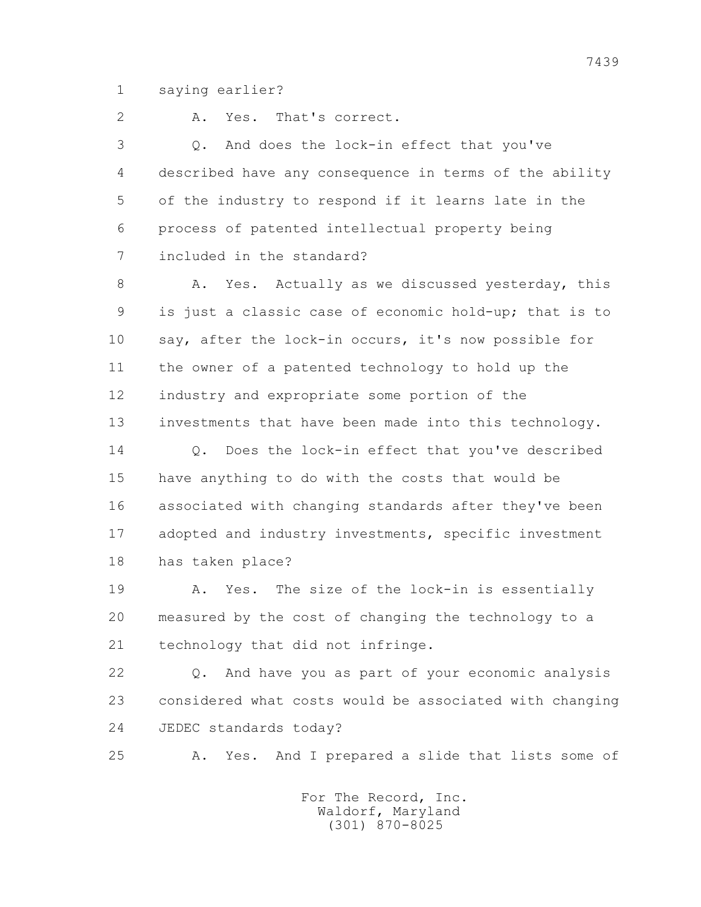saying earlier?

A. Yes. That's correct.

Q. And does the lock-in effect that you've described have any consequence in terms of the ability of the industry to respond if it learns late in the process of patented intellectual property being included in the standard?

A. Yes. Actually as we discussed yesterday, this is just a classic case of economic hold-up; that is to say, after the lock-in occurs, it's now possible for the owner of a patented technology to hold up the industry and expropriate some portion of the investments that have been made into this technology.

Q. Does the lock-in effect that you've described have anything to do with the costs that would be associated with changing standards after they've been adopted and industry investments, specific investment has taken place?

A. Yes. The size of the lock-in is essentially measured by the cost of changing the technology to a technology that did not infringe.

Q. And have you as part of your economic analysis considered what costs would be associated with changing JEDEC standards today?

A. Yes. And I prepared a slide that lists some of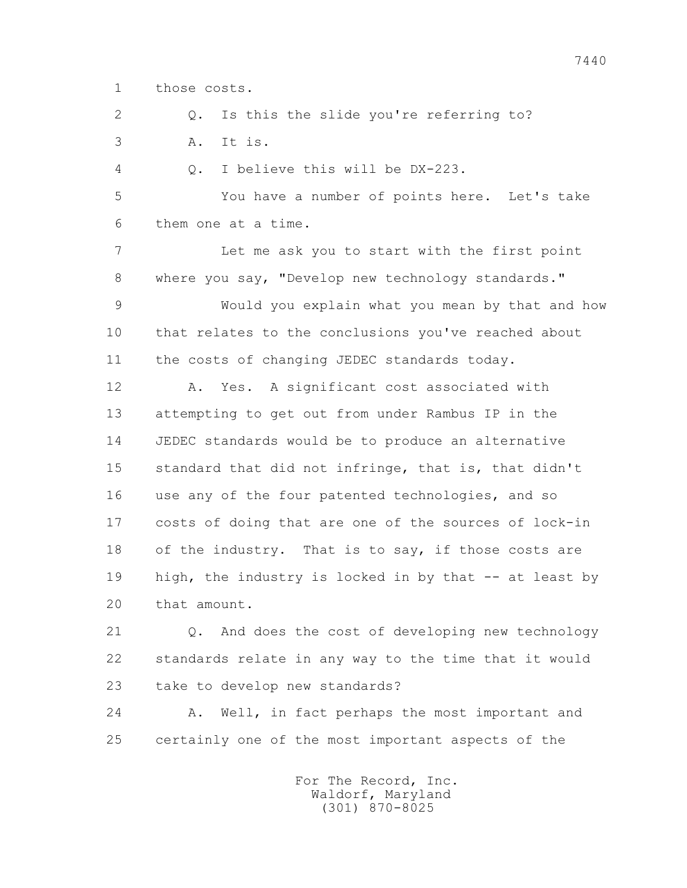1 those costs.

2 Q. Is this the slide you're referring to?

3 A. It is.

4 Q. I believe this will be DX-223.

5 You have a number of points here. Let's take

6 them one at a time.

7 Let me ask you to start with the first point

8 where you say, "Develop new technology standards."

9 Would you explain what you mean by that and how

10 that relates to the conclusions you've reached about

11 the costs of changing JEDEC standards today.

12 A. Yes. A significant cost associated with

13 attempting to get out from under Rambus IP in the

14 JEDEC standards would be to produce an alternative

15 standard that did not infringe, that is, that didn't

16 use any of the four patented technologies, and so

17 costs of doing that are one of the sources of lock-in

18 of the industry. That is to say, if those costs are

19 high, the industry is locked in by that -- at least by

20 that amount.

21 Q. And does the cost of developing new technology

22 standards relate in any way to the time that it would

23 take to develop new standards?

24 A. Well, in fact perhaps the most important and

25 certainly one of the most important aspects of the

For The Record, Inc.
Waldorf, Maryland
(301) 870-8025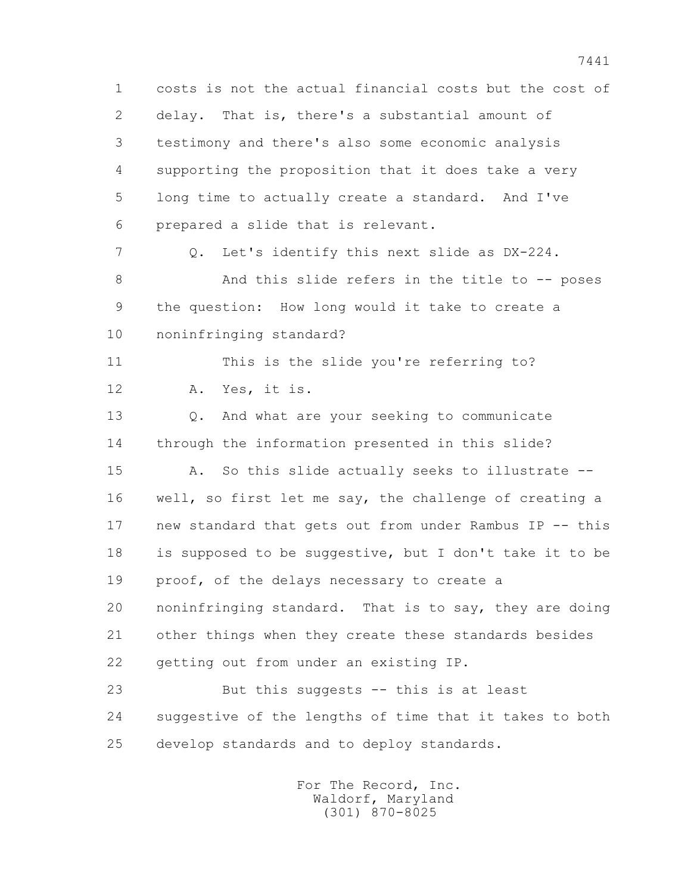1 costs is not the actual financial costs but the cost of
2 delay. That is, there's a substantial amount of
3 testimony and there's also some economic analysis
4 supporting the proposition that it does take a very
5 long time to actually create a standard. And I've
6 prepared a slide that is relevant.

7 Q. Let's identify this next slide as DX-224.

8 And this slide refers in the title to -- poses
9 the question: How long would it take to create a
10 noninfringing standard?

11 This is the slide you're referring to?

12 A. Yes, it is.

13 Q. And what are your seeking to communicate
14 through the information presented in this slide?

15 A. So this slide actually seeks to illustrate --
16 well, so first let me say, the challenge of creating a
17 new standard that gets out from under Rambus IP -- this
18 is supposed to be suggestive, but I don't take it to be
19 proof, of the delays necessary to create a
20 noninfringing standard. That is to say, they are doing
21 other things when they create these standards besides
22 getting out from under an existing IP.

23 But this suggests -- this is at least
24 suggestive of the lengths of time that it takes to both
25 develop standards and to deploy standards.

For The Record, Inc.
Waldorf, Maryland
(301) 870-8025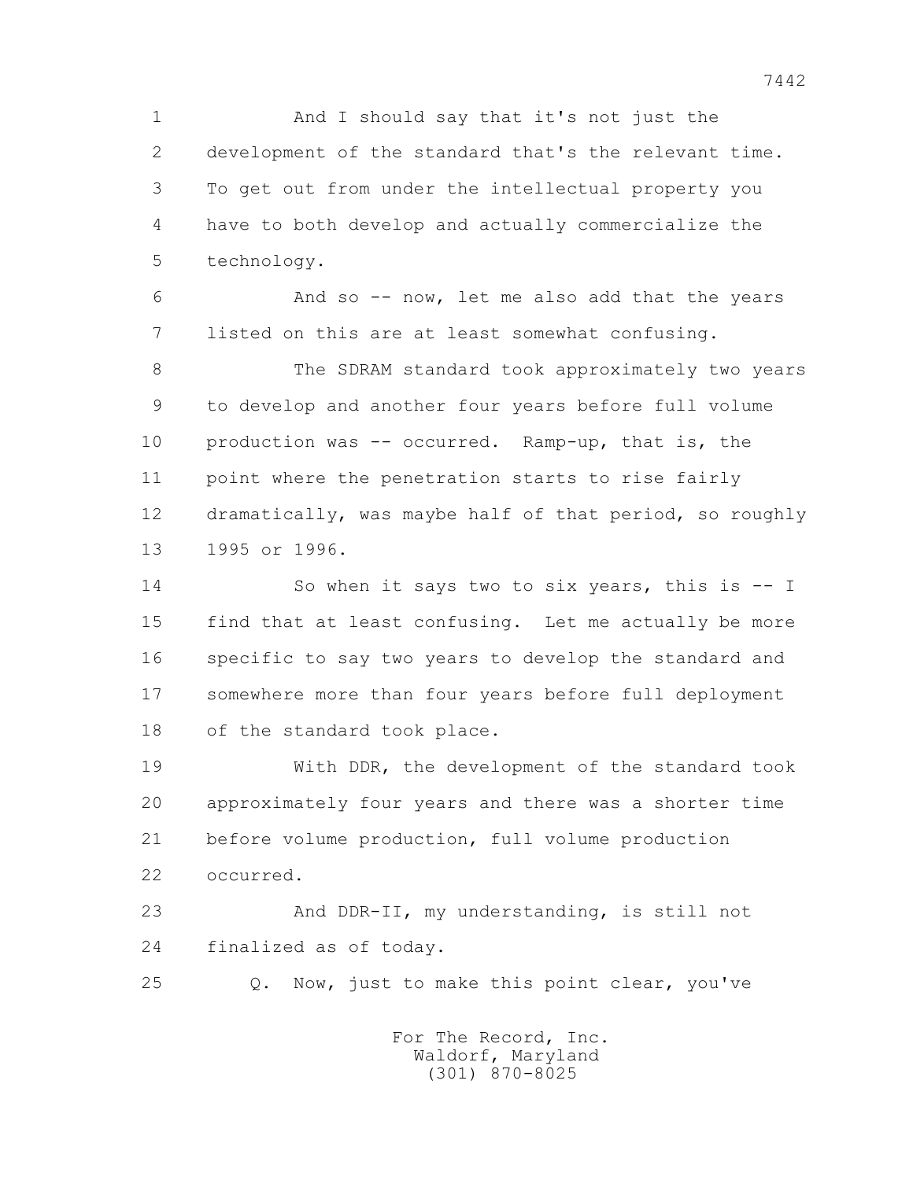And I should say that it's not just the development of the standard that's the relevant time. To get out from under the intellectual property you have to both develop and actually commercialize the technology.

And so -- now, let me also add that the years listed on this are at least somewhat confusing.

The SDRAM standard took approximately two years to develop and another four years before full volume production was -- occurred. Ramp-up, that is, the point where the penetration starts to rise fairly dramatically, was maybe half of that period, so roughly 1995 or 1996.

So when it says two to six years, this is -- I find that at least confusing. Let me actually be more specific to say two years to develop the standard and somewhere more than four years before full deployment of the standard took place.

With DDR, the development of the standard took approximately four years and there was a shorter time before volume production, full volume production occurred.

And DDR-II, my understanding, is still not finalized as of today.

Q. Now, just to make this point clear, you've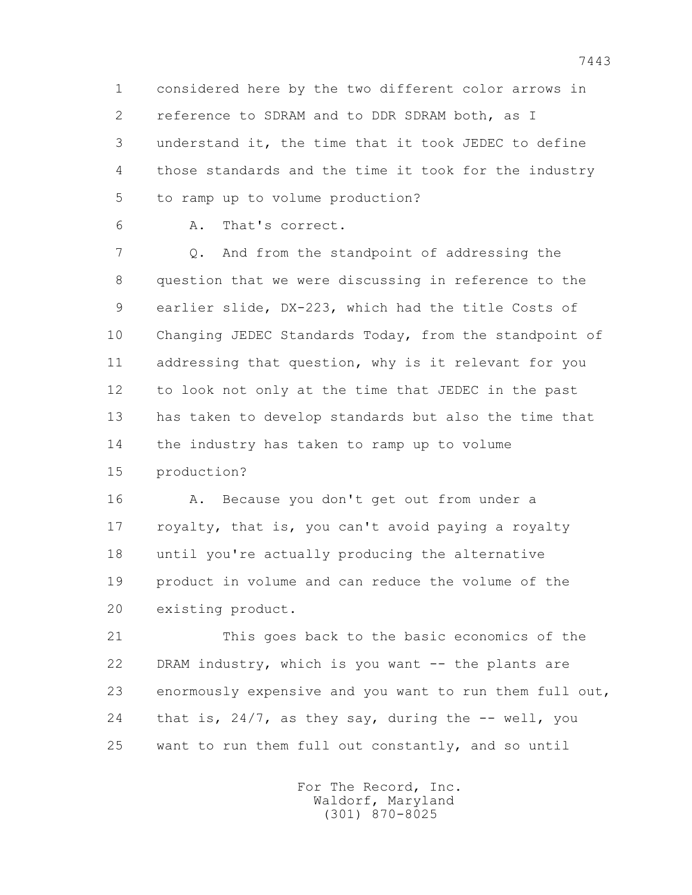considered here by the two different color arrows in reference to SDRAM and to DDR SDRAM both, as I understand it, the time that it took JEDEC to define those standards and the time it took for the industry to ramp up to volume production?

A. That's correct.

Q. And from the standpoint of addressing the question that we were discussing in reference to the earlier slide, DX-223, which had the title Costs of Changing JEDEC Standards Today, from the standpoint of addressing that question, why is it relevant for you to look not only at the time that JEDEC in the past has taken to develop standards but also the time that the industry has taken to ramp up to volume production?

A. Because you don't get out from under a royalty, that is, you can't avoid paying a royalty until you're actually producing the alternative product in volume and can reduce the volume of the existing product.

This goes back to the basic economics of the DRAM industry, which is you want -- the plants are enormously expensive and you want to run them full out, that is, 24/7, as they say, during the -- well, you want to run them full out constantly, and so until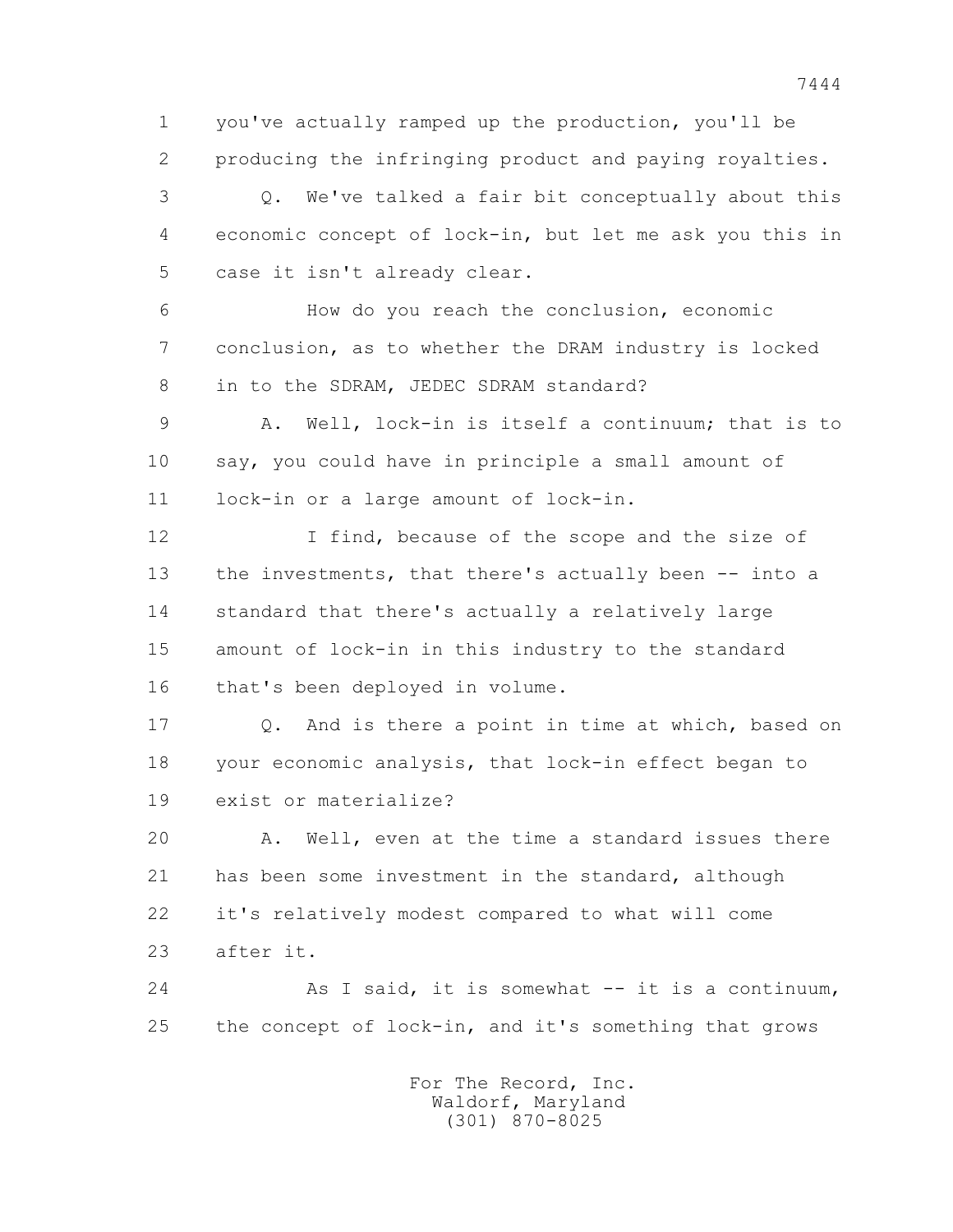you've actually ramped up the production, you'll be producing the infringing product and paying royalties.

Q. We've talked a fair bit conceptually about this economic concept of lock-in, but let me ask you this in case it isn't already clear.

How do you reach the conclusion, economic conclusion, as to whether the DRAM industry is locked in to the SDRAM, JEDEC SDRAM standard?

A. Well, lock-in is itself a continuum; that is to say, you could have in principle a small amount of lock-in or a large amount of lock-in.

I find, because of the scope and the size of the investments, that there's actually been -- into a standard that there's actually a relatively large amount of lock-in in this industry to the standard that's been deployed in volume.

Q. And is there a point in time at which, based on your economic analysis, that lock-in effect began to exist or materialize?

A. Well, even at the time a standard issues there has been some investment in the standard, although it's relatively modest compared to what will come after it.

As I said, it is somewhat -- it is a continuum, the concept of lock-in, and it's something that grows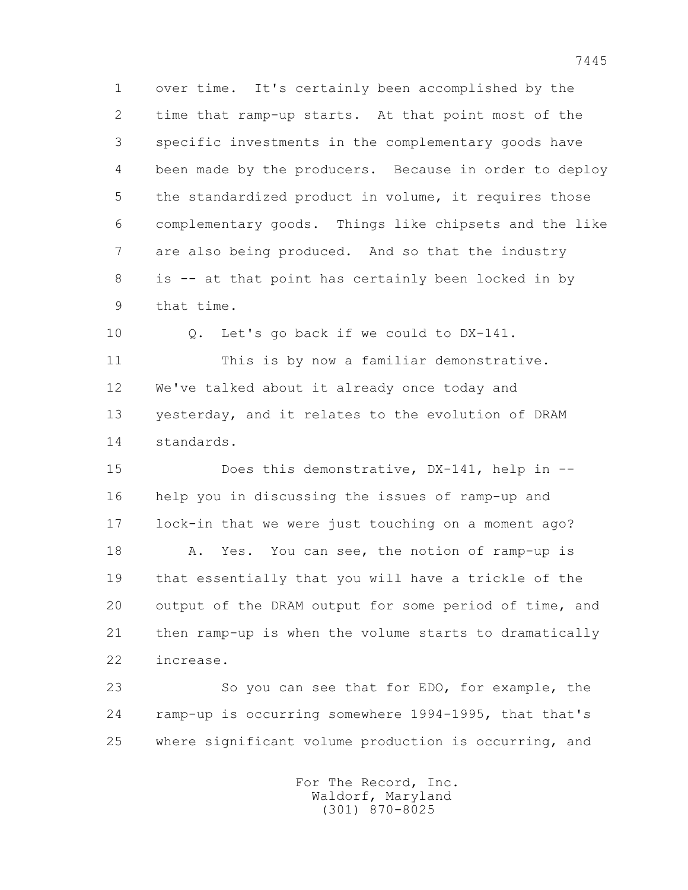over time. It's certainly been accomplished by the time that ramp-up starts. At that point most of the specific investments in the complementary goods have been made by the producers. Because in order to deploy the standardized product in volume, it requires those complementary goods. Things like chipsets and the like are also being produced. And so that the industry is -- at that point has certainly been locked in by that time.

Q. Let's go back if we could to DX-141.

This is by now a familiar demonstrative. We've talked about it already once today and yesterday, and it relates to the evolution of DRAM standards.

Does this demonstrative, DX-141, help in -- help you in discussing the issues of ramp-up and lock-in that we were just touching on a moment ago?

A. Yes. You can see, the notion of ramp-up is that essentially that you will have a trickle of the output of the DRAM output for some period of time, and then ramp-up is when the volume starts to dramatically increase.

So you can see that for EDO, for example, the ramp-up is occurring somewhere 1994-1995, that that's where significant volume production is occurring, and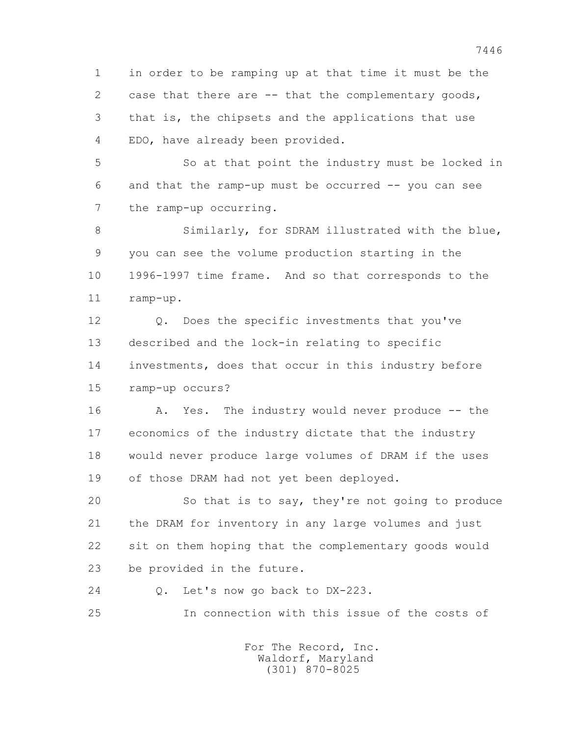in order to be ramping up at that time it must be the case that there are -- that the complementary goods, that is, the chipsets and the applications that use EDO, have already been provided.

So at that point the industry must be locked in and that the ramp-up must be occurred -- you can see the ramp-up occurring.

Similarly, for SDRAM illustrated with the blue, you can see the volume production starting in the 1996-1997 time frame. And so that corresponds to the ramp-up.

Q. Does the specific investments that you've described and the lock-in relating to specific investments, does that occur in this industry before ramp-up occurs?

A. Yes. The industry would never produce -- the economics of the industry dictate that the industry would never produce large volumes of DRAM if the uses of those DRAM had not yet been deployed.

So that is to say, they're not going to produce the DRAM for inventory in any large volumes and just sit on them hoping that the complementary goods would be provided in the future.

Q. Let's now go back to DX-223.

In connection with this issue of the costs of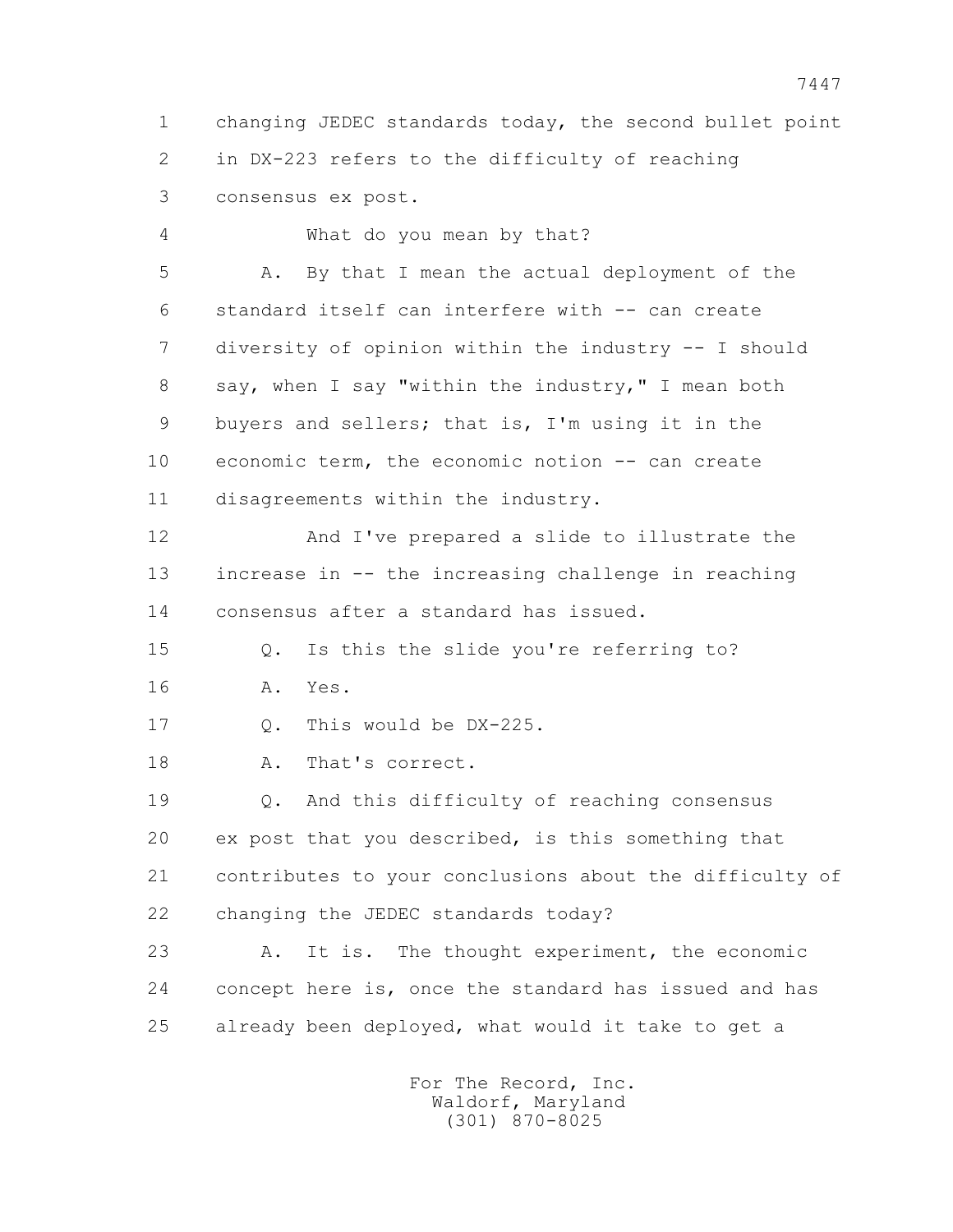1 changing JEDEC standards today, the second bullet point
2 in DX-223 refers to the difficulty of reaching
3 consensus ex post.

4 What do you mean by that?

5 A. By that I mean the actual deployment of the
6 standard itself can interfere with -- can create
7 diversity of opinion within the industry -- I should
8 say, when I say "within the industry," I mean both
9 buyers and sellers; that is, I'm using it in the
10 economic term, the economic notion -- can create
11 disagreements within the industry.

12 And I've prepared a slide to illustrate the
13 increase in -- the increasing challenge in reaching
14 consensus after a standard has issued.

15 Q. Is this the slide you're referring to?

16 A. Yes.

17 Q. This would be DX-225.

18 A. That's correct.

19 Q. And this difficulty of reaching consensus
20 ex post that you described, is this something that
21 contributes to your conclusions about the difficulty of
22 changing the JEDEC standards today?

23 A. It is. The thought experiment, the economic
24 concept here is, once the standard has issued and has
25 already been deployed, what would it take to get a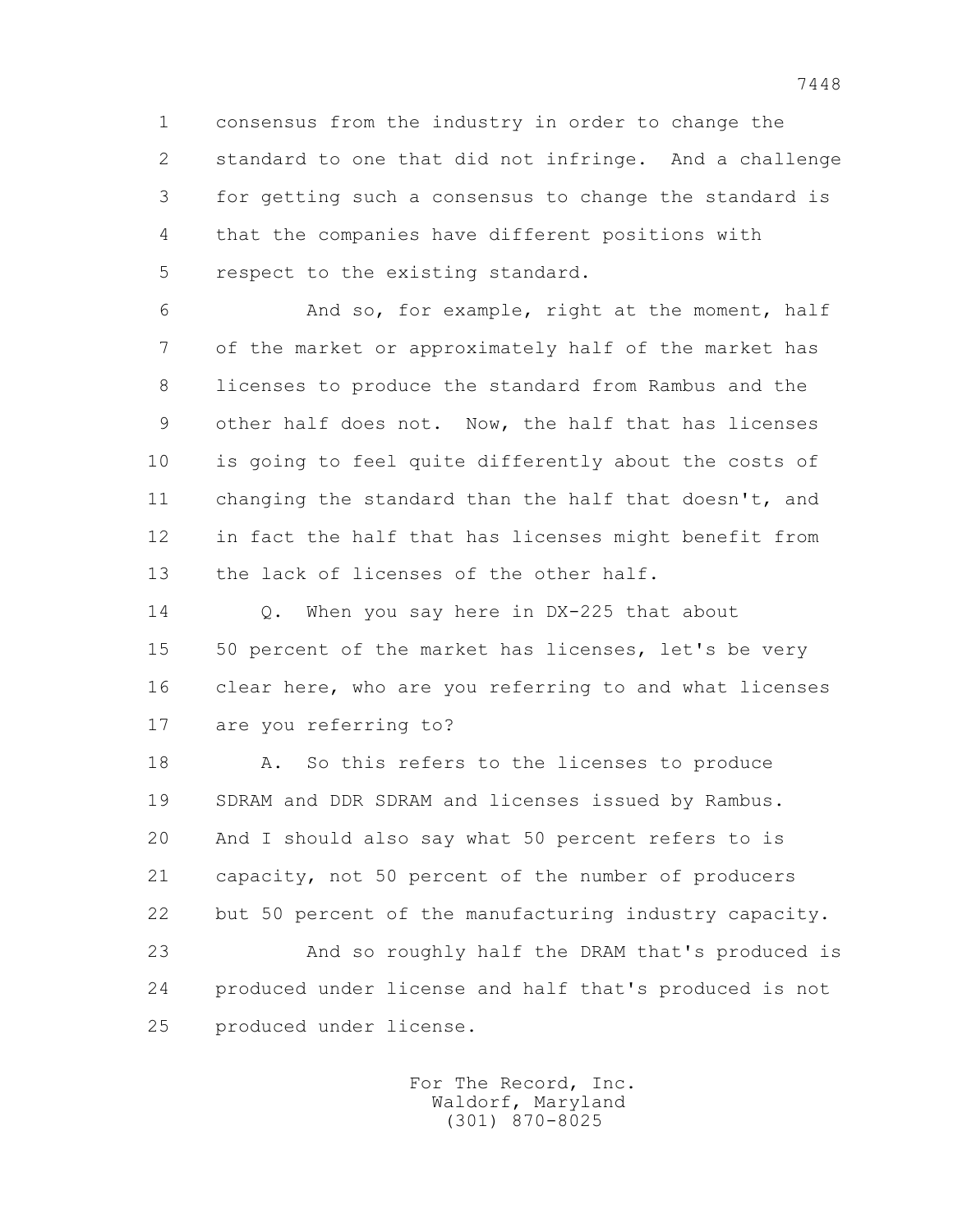consensus from the industry in order to change the standard to one that did not infringe. And a challenge for getting such a consensus to change the standard is that the companies have different positions with respect to the existing standard.

And so, for example, right at the moment, half of the market or approximately half of the market has licenses to produce the standard from Rambus and the other half does not. Now, the half that has licenses is going to feel quite differently about the costs of changing the standard than the half that doesn't, and in fact the half that has licenses might benefit from the lack of licenses of the other half.

Q. When you say here in DX-225 that about 50 percent of the market has licenses, let's be very clear here, who are you referring to and what licenses are you referring to?

A. So this refers to the licenses to produce SDRAM and DDR SDRAM and licenses issued by Rambus. And I should also say what 50 percent refers to is capacity, not 50 percent of the number of producers but 50 percent of the manufacturing industry capacity.

And so roughly half the DRAM that's produced is produced under license and half that's produced is not produced under license.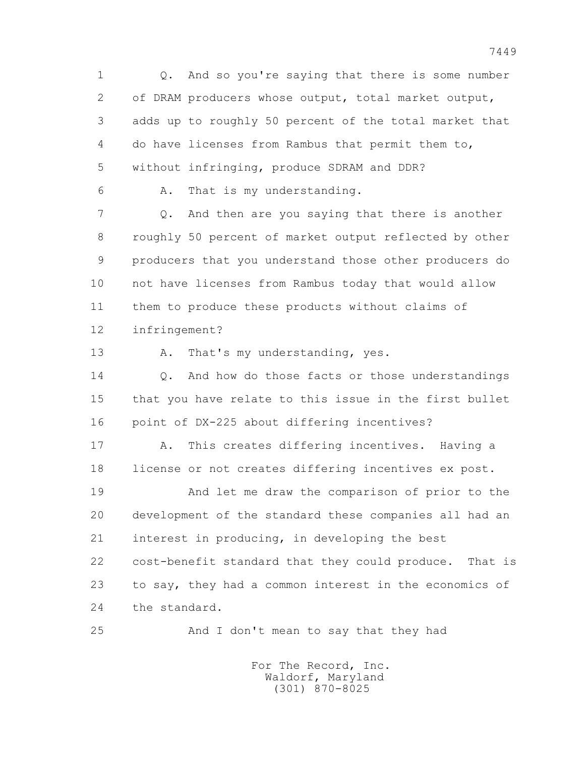1 Q. And so you're saying that there is some number
2 of DRAM producers whose output, total market output,
3 adds up to roughly 50 percent of the total market that
4 do have licenses from Rambus that permit them to,
5 without infringing, produce SDRAM and DDR?
6 A. That is my understanding.
7 Q. And then are you saying that there is another
8 roughly 50 percent of market output reflected by other
9 producers that you understand those other producers do
10 not have licenses from Rambus today that would allow
11 them to produce these products without claims of
12 infringement?
13 A. That's my understanding, yes.
14 Q. And how do those facts or those understandings
15 that you have relate to this issue in the first bullet
16 point of DX-225 about differing incentives?
17 A. This creates differing incentives. Having a
18 license or not creates differing incentives ex post.
19 And let me draw the comparison of prior to the
20 development of the standard these companies all had an
21 interest in producing, in developing the best
22 cost-benefit standard that they could produce. That is
23 to say, they had a common interest in the economics of
24 the standard.
25 And I don't mean to say that they had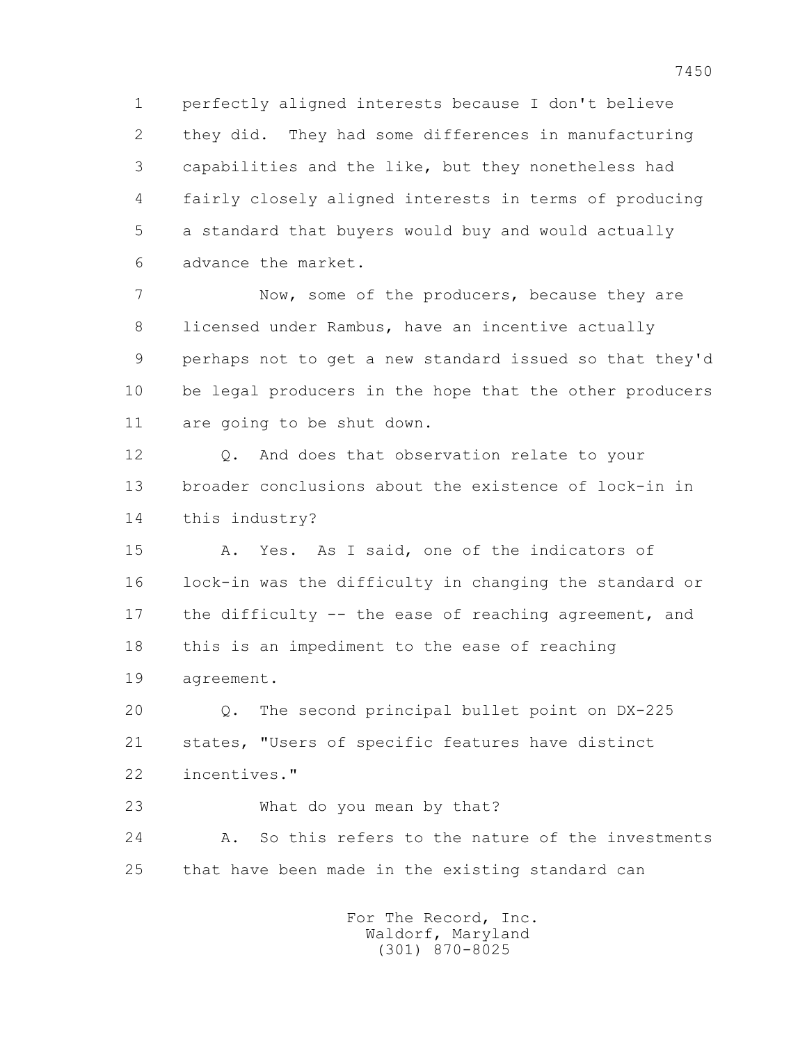perfectly aligned interests because I don't believe they did. They had some differences in manufacturing capabilities and the like, but they nonetheless had fairly closely aligned interests in terms of producing a standard that buyers would buy and would actually advance the market.

Now, some of the producers, because they are licensed under Rambus, have an incentive actually perhaps not to get a new standard issued so that they'd be legal producers in the hope that the other producers are going to be shut down.

Q. And does that observation relate to your broader conclusions about the existence of lock-in in this industry?

A. Yes. As I said, one of the indicators of lock-in was the difficulty in changing the standard or the difficulty -- the ease of reaching agreement, and this is an impediment to the ease of reaching agreement.

Q. The second principal bullet point on DX-225 states, "Users of specific features have distinct incentives."

What do you mean by that?

A. So this refers to the nature of the investments that have been made in the existing standard can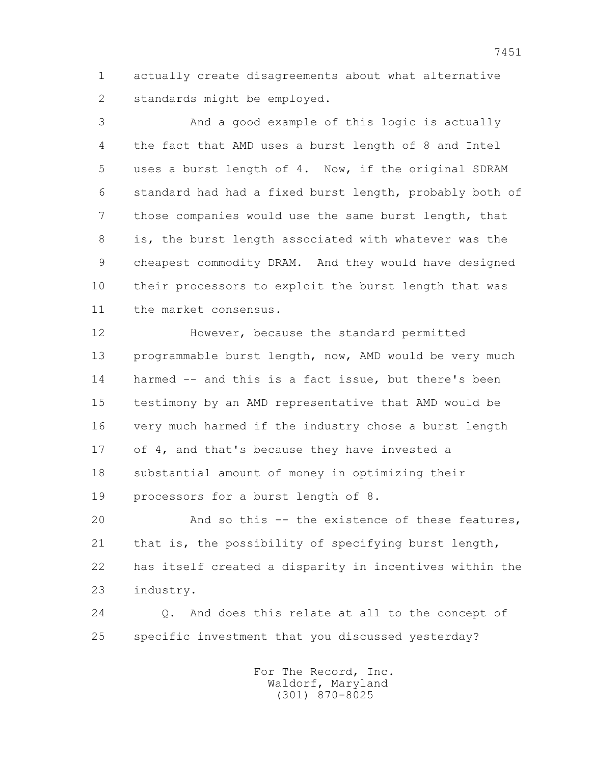actually create disagreements about what alternative standards might be employed.

And a good example of this logic is actually the fact that AMD uses a burst length of 8 and Intel uses a burst length of 4. Now, if the original SDRAM standard had had a fixed burst length, probably both of those companies would use the same burst length, that is, the burst length associated with whatever was the cheapest commodity DRAM. And they would have designed their processors to exploit the burst length that was the market consensus.

However, because the standard permitted programmable burst length, now, AMD would be very much harmed -- and this is a fact issue, but there's been testimony by an AMD representative that AMD would be very much harmed if the industry chose a burst length of 4, and that's because they have invested a substantial amount of money in optimizing their processors for a burst length of 8.

And so this -- the existence of these features, that is, the possibility of specifying burst length, has itself created a disparity in incentives within the industry.

Q. And does this relate at all to the concept of specific investment that you discussed yesterday?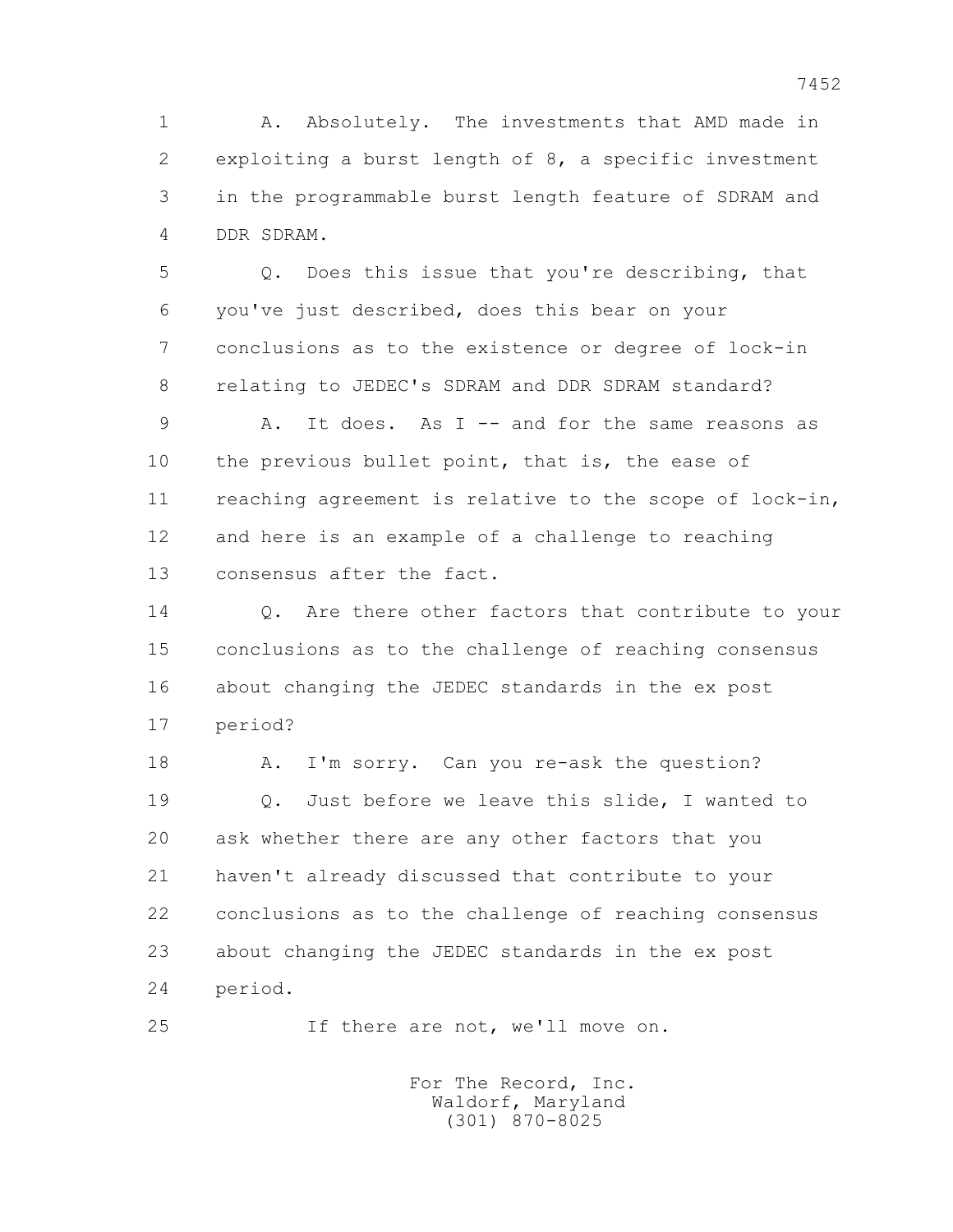A. Absolutely. The investments that AMD made in exploiting a burst length of 8, a specific investment in the programmable burst length feature of SDRAM and DDR SDRAM.

Q. Does this issue that you're describing, that you've just described, does this bear on your conclusions as to the existence or degree of lock-in relating to JEDEC's SDRAM and DDR SDRAM standard?

A. It does. As I -- and for the same reasons as the previous bullet point, that is, the ease of reaching agreement is relative to the scope of lock-in, and here is an example of a challenge to reaching consensus after the fact.

Q. Are there other factors that contribute to your conclusions as to the challenge of reaching consensus about changing the JEDEC standards in the ex post period?

A. I'm sorry. Can you re-ask the question?

Q. Just before we leave this slide, I wanted to ask whether there are any other factors that you haven't already discussed that contribute to your conclusions as to the challenge of reaching consensus about changing the JEDEC standards in the ex post period.

If there are not, we'll move on.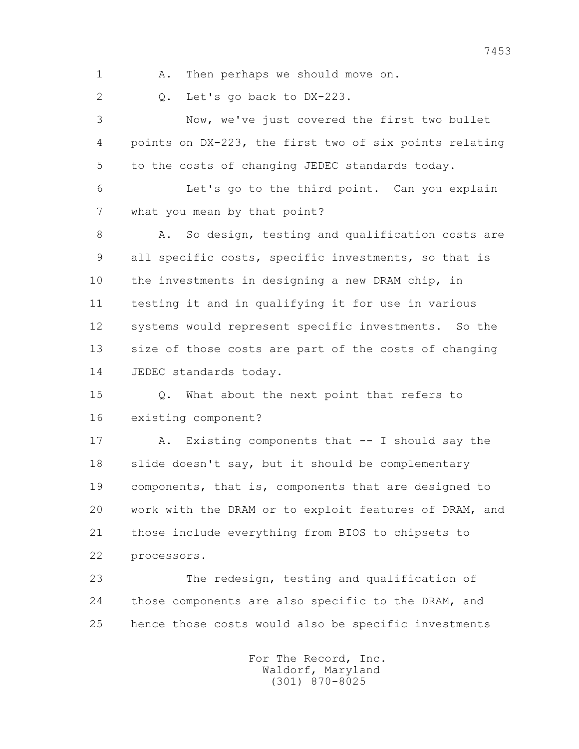1 A. Then perhaps we should move on.

2 Q. Let's go back to DX-223.

3 Now, we've just covered the first two bullet

4 points on DX-223, the first two of six points relating

5 to the costs of changing JEDEC standards today.

6 Let's go to the third point. Can you explain

7 what you mean by that point?

8 A. So design, testing and qualification costs are

9 all specific costs, specific investments, so that is

10 the investments in designing a new DRAM chip, in

11 testing it and in qualifying it for use in various

12 systems would represent specific investments. So the

13 size of those costs are part of the costs of changing

14 JEDEC standards today.

15 Q. What about the next point that refers to

16 existing component?

17 A. Existing components that -- I should say the

18 slide doesn't say, but it should be complementary

19 components, that is, components that are designed to

20 work with the DRAM or to exploit features of DRAM, and

21 those include everything from BIOS to chipsets to

22 processors.

23 The redesign, testing and qualification of

24 those components are also specific to the DRAM, and

25 hence those costs would also be specific investments

For The Record, Inc.
Waldorf, Maryland
(301) 870-8025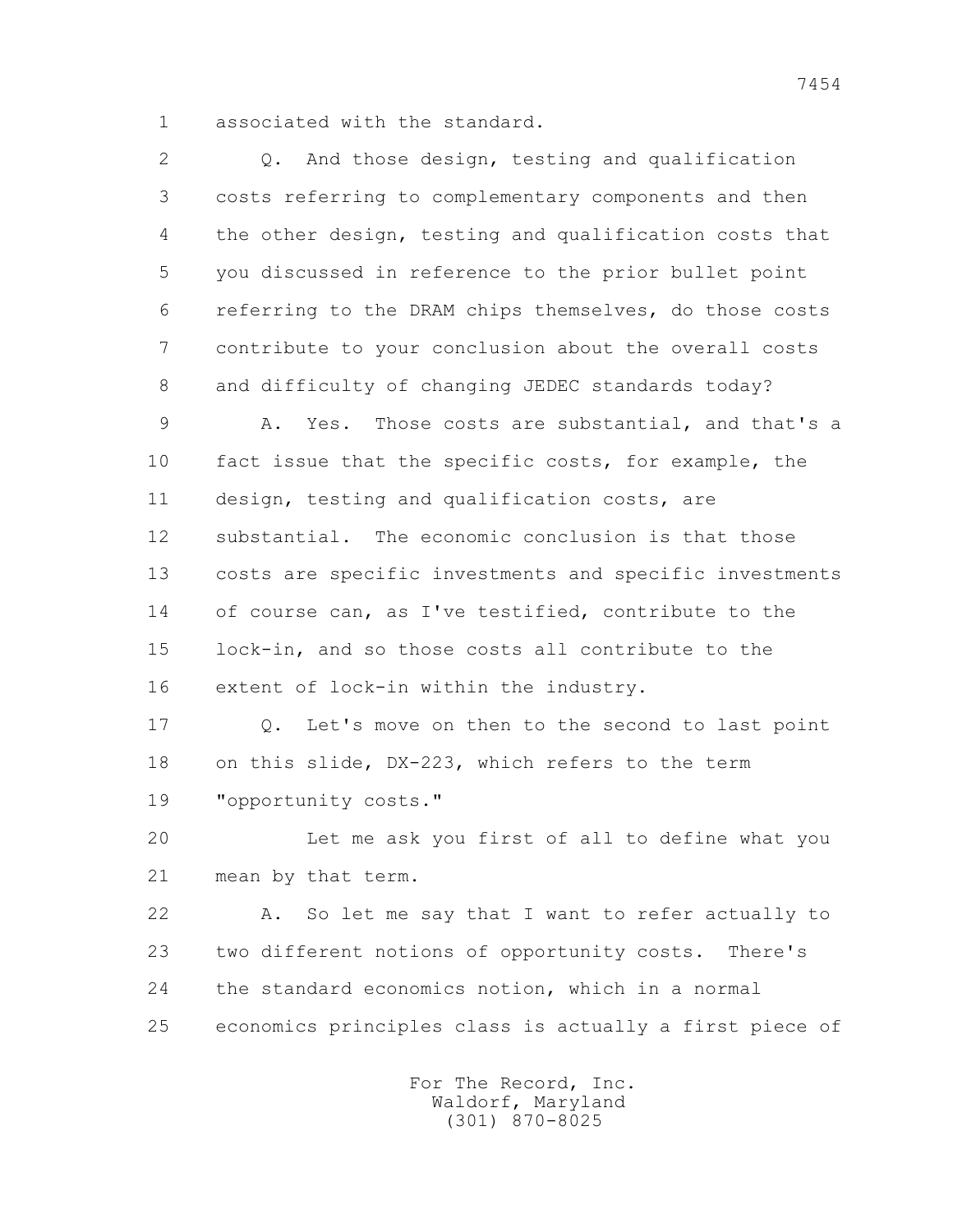1 associated with the standard.

2 Q. And those design, testing and qualification
3 costs referring to complementary components and then
4 the other design, testing and qualification costs that
5 you discussed in reference to the prior bullet point
6 referring to the DRAM chips themselves, do those costs
7 contribute to your conclusion about the overall costs
8 and difficulty of changing JEDEC standards today?

9 A. Yes. Those costs are substantial, and that's a
10 fact issue that the specific costs, for example, the
11 design, testing and qualification costs, are
12 substantial. The economic conclusion is that those
13 costs are specific investments and specific investments
14 of course can, as I've testified, contribute to the
15 lock-in, and so those costs all contribute to the
16 extent of lock-in within the industry.

17 Q. Let's move on then to the second to last point
18 on this slide, DX-223, which refers to the term
19 "opportunity costs."

20 Let me ask you first of all to define what you
21 mean by that term.

22 A. So let me say that I want to refer actually to
23 two different notions of opportunity costs. There's
24 the standard economics notion, which in a normal
25 economics principles class is actually a first piece of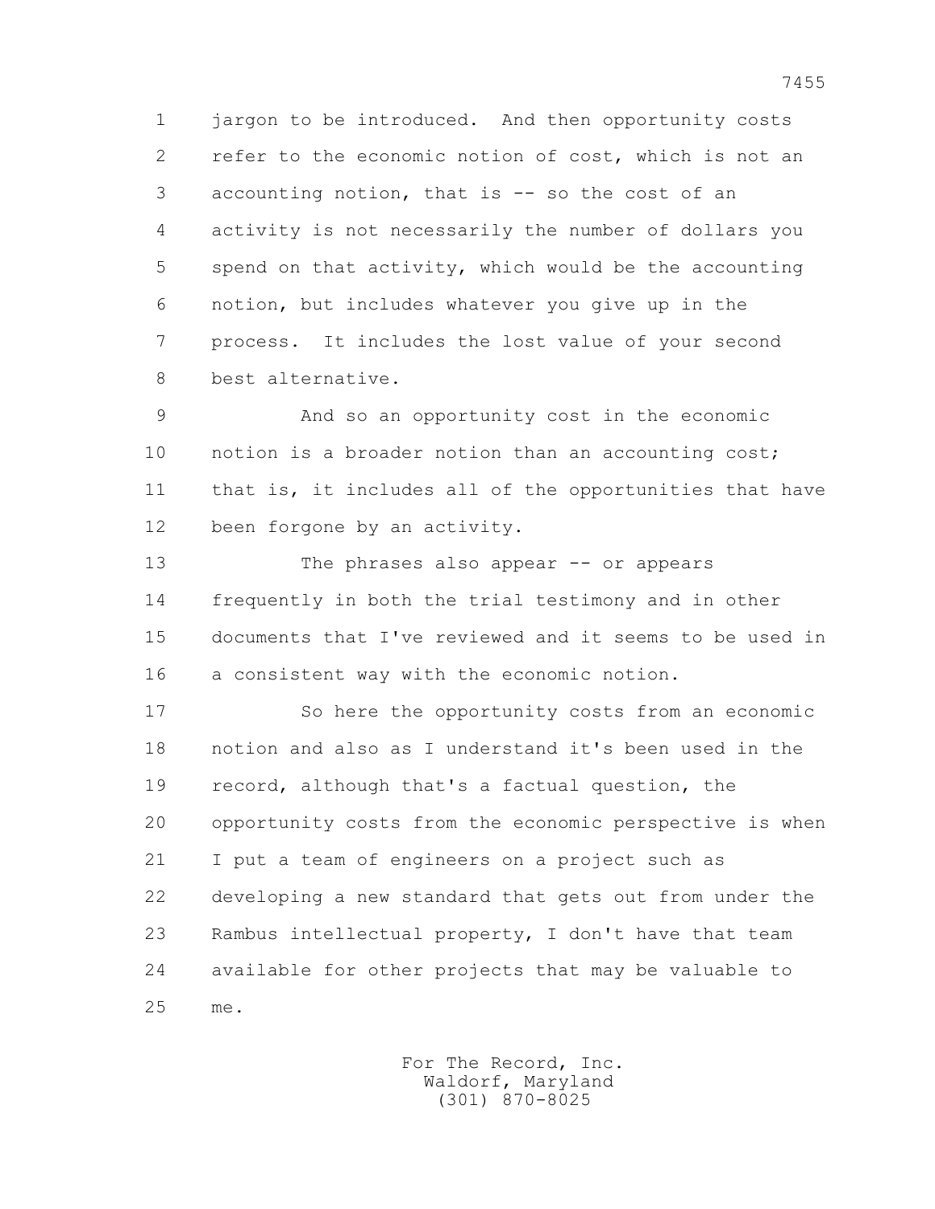jargon to be introduced. And then opportunity costs refer to the economic notion of cost, which is not an accounting notion, that is -- so the cost of an activity is not necessarily the number of dollars you spend on that activity, which would be the accounting notion, but includes whatever you give up in the process. It includes the lost value of your second best alternative.

And so an opportunity cost in the economic notion is a broader notion than an accounting cost; that is, it includes all of the opportunities that have been forgone by an activity.

The phrases also appear -- or appears frequently in both the trial testimony and in other documents that I've reviewed and it seems to be used in a consistent way with the economic notion.

So here the opportunity costs from an economic notion and also as I understand it's been used in the record, although that's a factual question, the opportunity costs from the economic perspective is when I put a team of engineers on a project such as developing a new standard that gets out from under the Rambus intellectual property, I don't have that team available for other projects that may be valuable to me.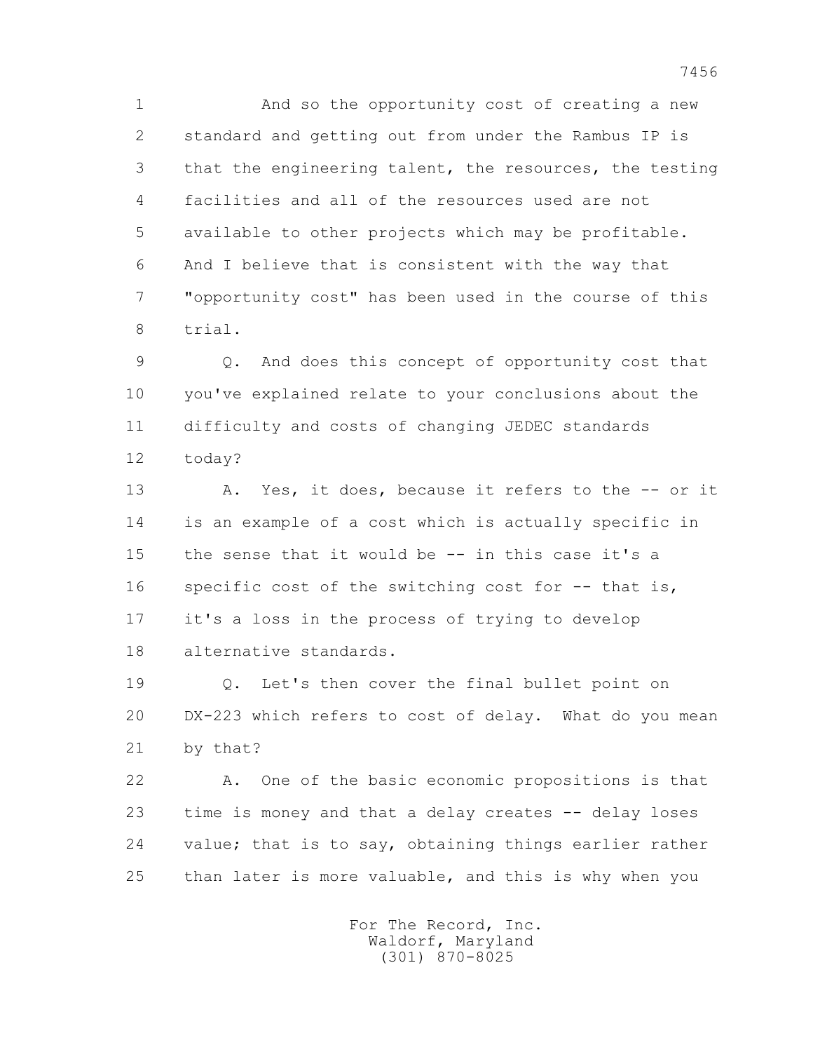1 And so the opportunity cost of creating a new
2 standard and getting out from under the Rambus IP is
3 that the engineering talent, the resources, the testing
4 facilities and all of the resources used are not
5 available to other projects which may be profitable.
6 And I believe that is consistent with the way that
7 "opportunity cost" has been used in the course of this
8 trial.

9 Q. And does this concept of opportunity cost that
10 you've explained relate to your conclusions about the
11 difficulty and costs of changing JEDEC standards
12 today?

13 A. Yes, it does, because it refers to the -- or it
14 is an example of a cost which is actually specific in
15 the sense that it would be -- in this case it's a
16 specific cost of the switching cost for -- that is,
17 it's a loss in the process of trying to develop
18 alternative standards.

19 Q. Let's then cover the final bullet point on
20 DX-223 which refers to cost of delay. What do you mean
21 by that?

22 A. One of the basic economic propositions is that
23 time is money and that a delay creates -- delay loses
24 value; that is to say, obtaining things earlier rather
25 than later is more valuable, and this is why when you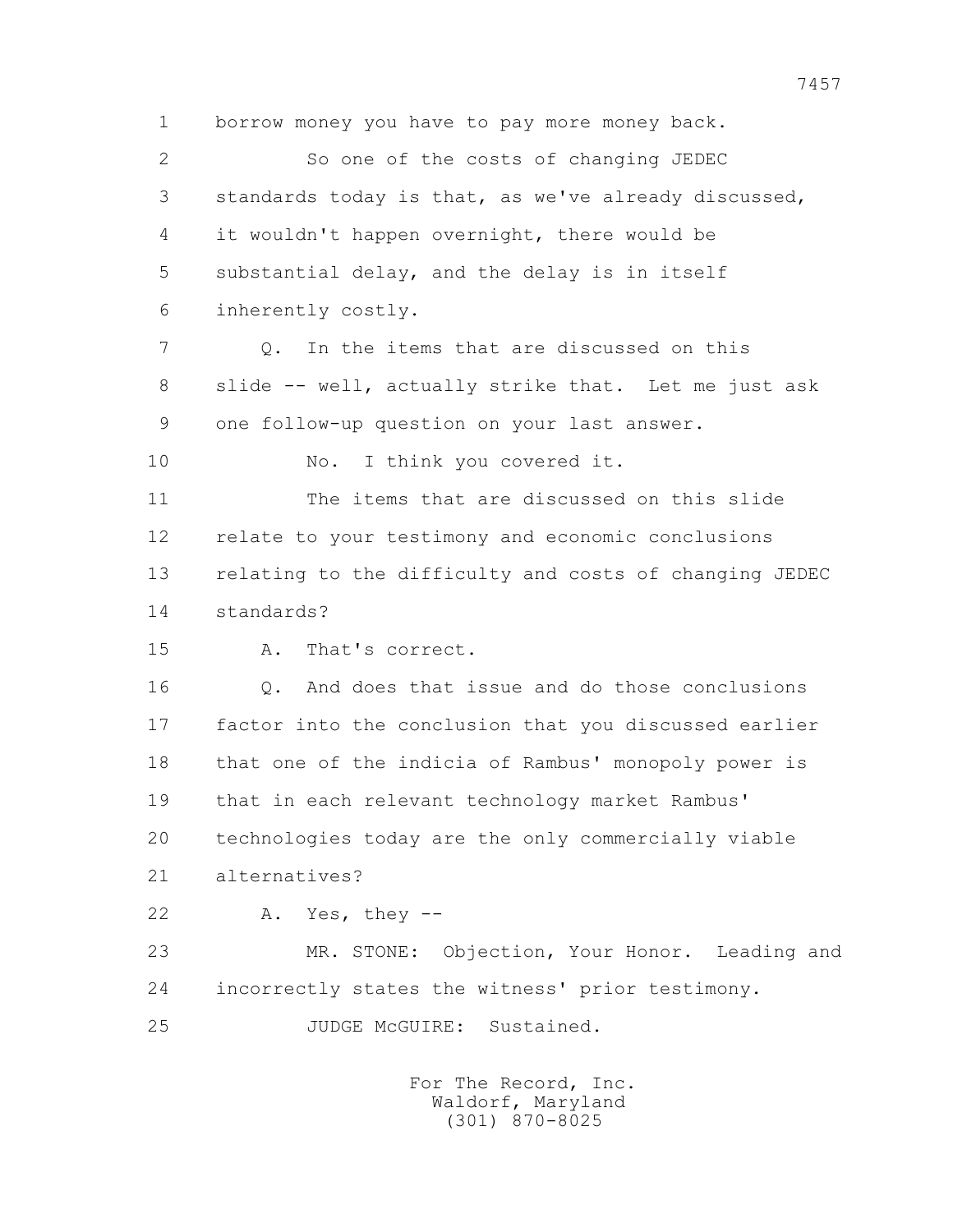1 borrow money you have to pay more money back.

2 So one of the costs of changing JEDEC

3 standards today is that, as we've already discussed,

4 it wouldn't happen overnight, there would be

5 substantial delay, and the delay is in itself

6 inherently costly.

7 Q. In the items that are discussed on this

8 slide -- well, actually strike that. Let me just ask

9 one follow-up question on your last answer.

10 No. I think you covered it.

11 The items that are discussed on this slide

12 relate to your testimony and economic conclusions

13 relating to the difficulty and costs of changing JEDEC

14 standards?

15 A. That's correct.

16 Q. And does that issue and do those conclusions

17 factor into the conclusion that you discussed earlier

18 that one of the indicia of Rambus' monopoly power is

19 that in each relevant technology market Rambus'

20 technologies today are the only commercially viable

21 alternatives?

22 A. Yes, they --

23 MR. STONE: Objection, Your Honor. Leading and

24 incorrectly states the witness' prior testimony.

25 JUDGE McGUIRE: Sustained.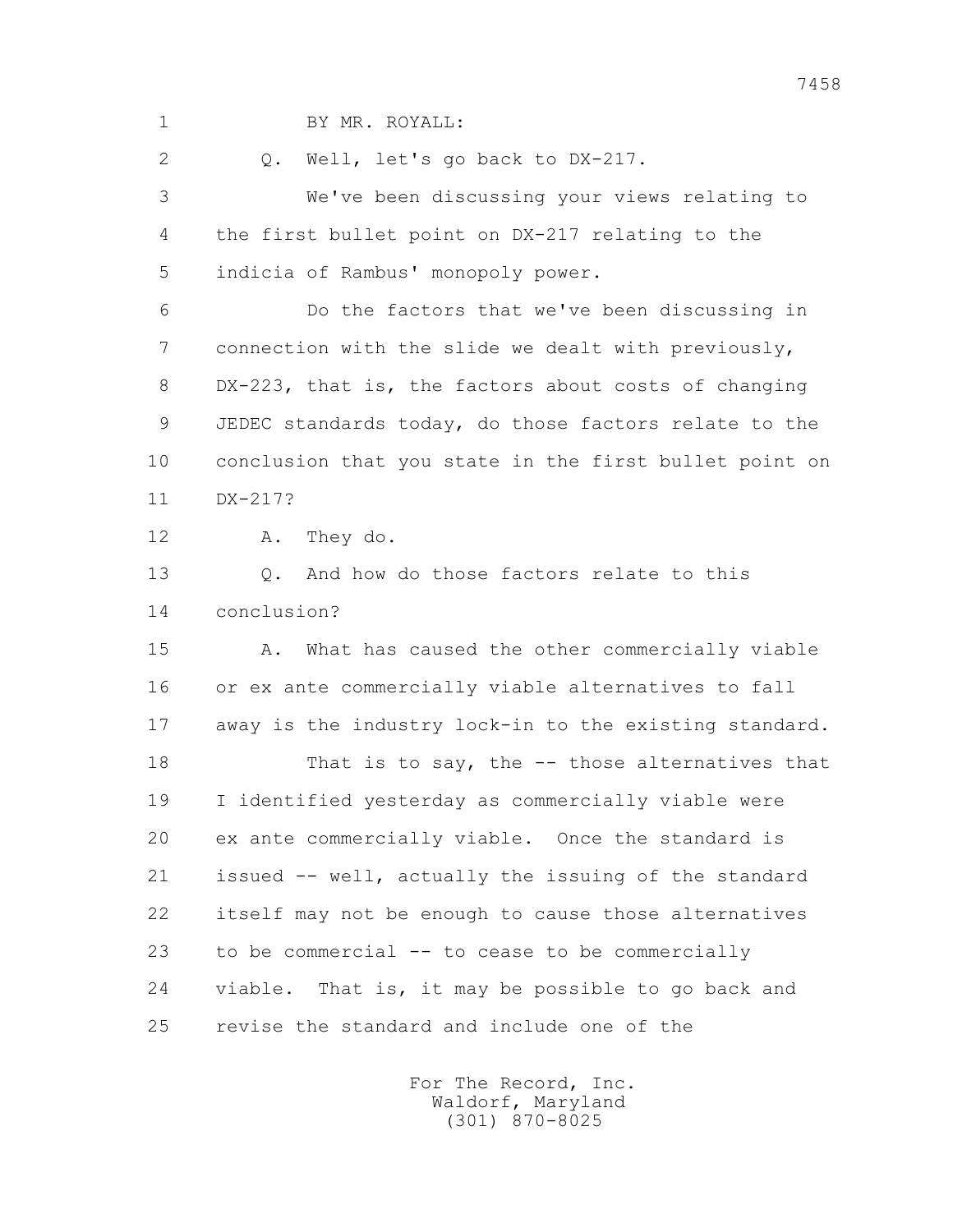1 BY MR. ROYALL:

2 Q. Well, let's go back to DX-217.

3 We've been discussing your views relating to

4 the first bullet point on DX-217 relating to the

5 indicia of Rambus' monopoly power.

6 Do the factors that we've been discussing in

7 connection with the slide we dealt with previously,

8 DX-223, that is, the factors about costs of changing

9 JEDEC standards today, do those factors relate to the

10 conclusion that you state in the first bullet point on

11 DX-217?

12 A. They do.

13 Q. And how do those factors relate to this

14 conclusion?

15 A. What has caused the other commercially viable

16 or ex ante commercially viable alternatives to fall

17 away is the industry lock-in to the existing standard.

18 That is to say, the -- those alternatives that

19 I identified yesterday as commercially viable were

20 ex ante commercially viable. Once the standard is

21 issued -- well, actually the issuing of the standard

22 itself may not be enough to cause those alternatives

23 to be commercial -- to cease to be commercially

24 viable. That is, it may be possible to go back and

25 revise the standard and include one of the

For The Record, Inc.
Waldorf, Maryland
(301) 870-8025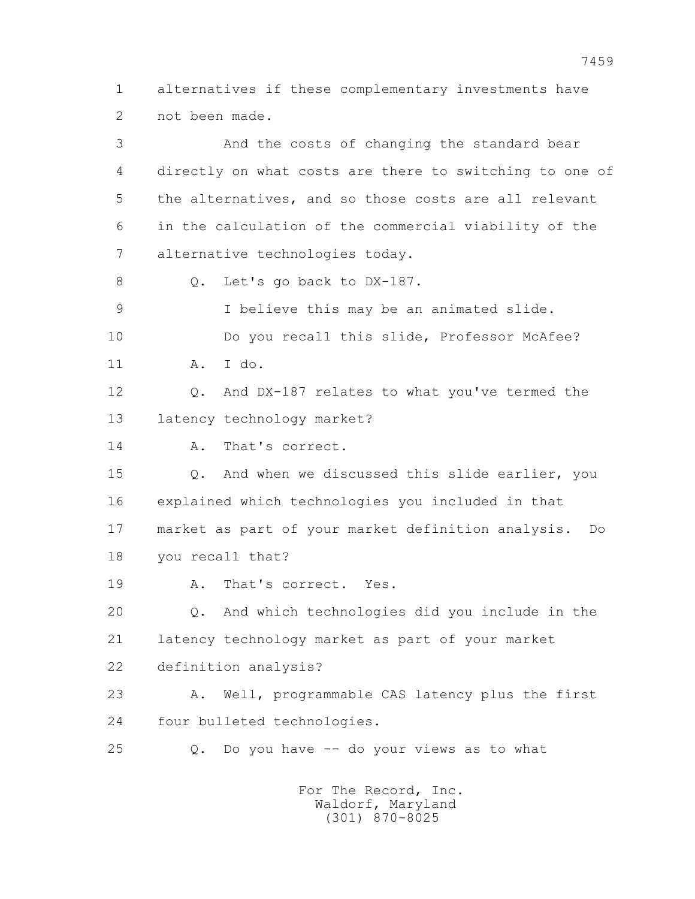1 alternatives if these complementary investments have
2 not been made.

3 And the costs of changing the standard bear
4 directly on what costs are there to switching to one of
5 the alternatives, and so those costs are all relevant
6 in the calculation of the commercial viability of the
7 alternative technologies today.

8 Q. Let's go back to DX-187.

9 I believe this may be an animated slide.

10 Do you recall this slide, Professor McAfee?

11 A. I do.

12 Q. And DX-187 relates to what you've termed the
13 latency technology market?

14 A. That's correct.

15 Q. And when we discussed this slide earlier, you
16 explained which technologies you included in that
17 market as part of your market definition analysis. Do
18 you recall that?

19 A. That's correct. Yes.

20 Q. And which technologies did you include in the
21 latency technology market as part of your market
22 definition analysis?

23 A. Well, programmable CAS latency plus the first
24 four bulleted technologies.

25 Q. Do you have -- do your views as to what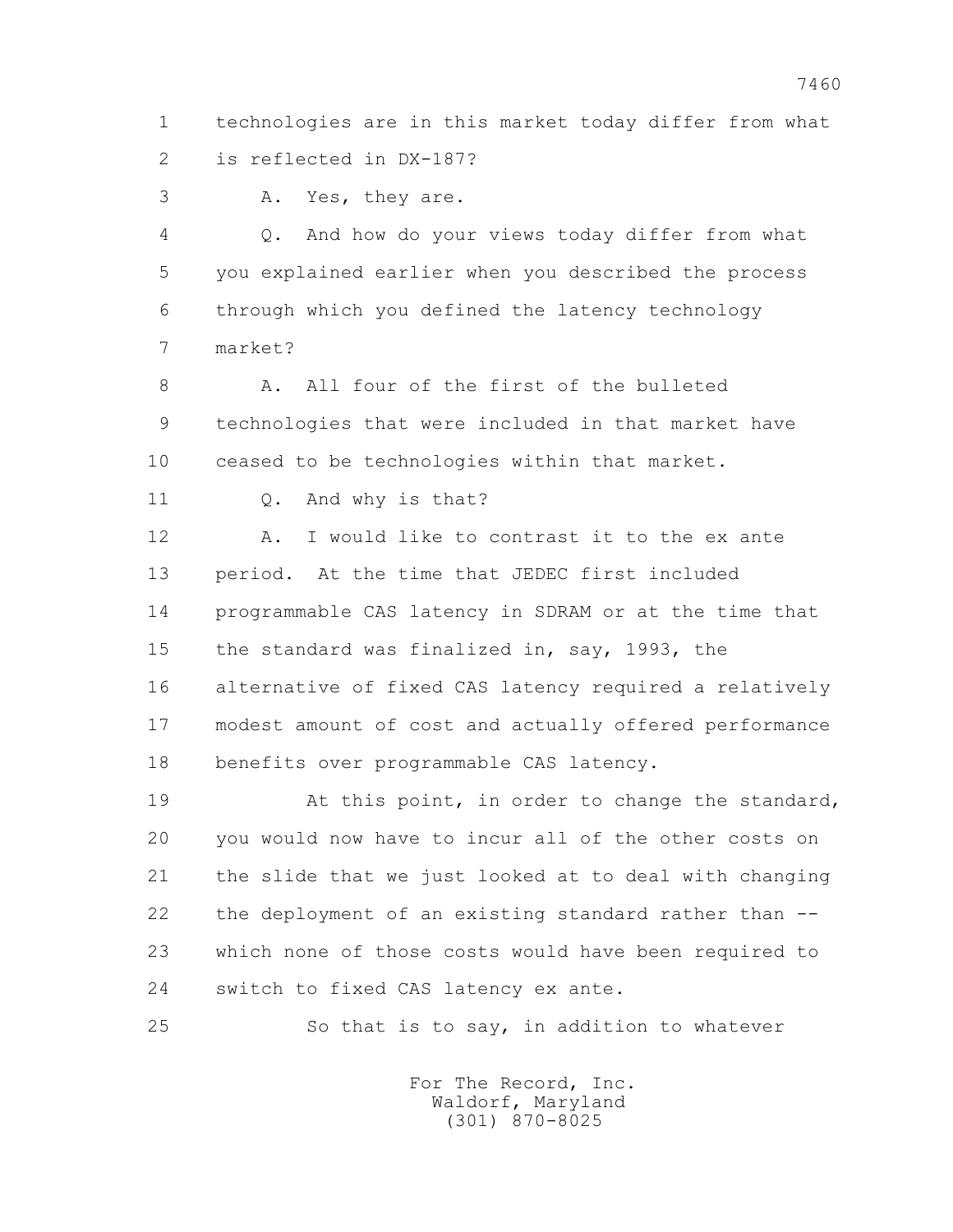technologies are in this market today differ from what is reflected in DX-187?

A. Yes, they are.

Q. And how do your views today differ from what you explained earlier when you described the process through which you defined the latency technology market?

A. All four of the first of the bulleted technologies that were included in that market have ceased to be technologies within that market.

Q. And why is that?

A. I would like to contrast it to the ex ante period. At the time that JEDEC first included programmable CAS latency in SDRAM or at the time that the standard was finalized in, say, 1993, the alternative of fixed CAS latency required a relatively modest amount of cost and actually offered performance benefits over programmable CAS latency.

At this point, in order to change the standard, you would now have to incur all of the other costs on the slide that we just looked at to deal with changing the deployment of an existing standard rather than -- which none of those costs would have been required to switch to fixed CAS latency ex ante.

So that is to say, in addition to whatever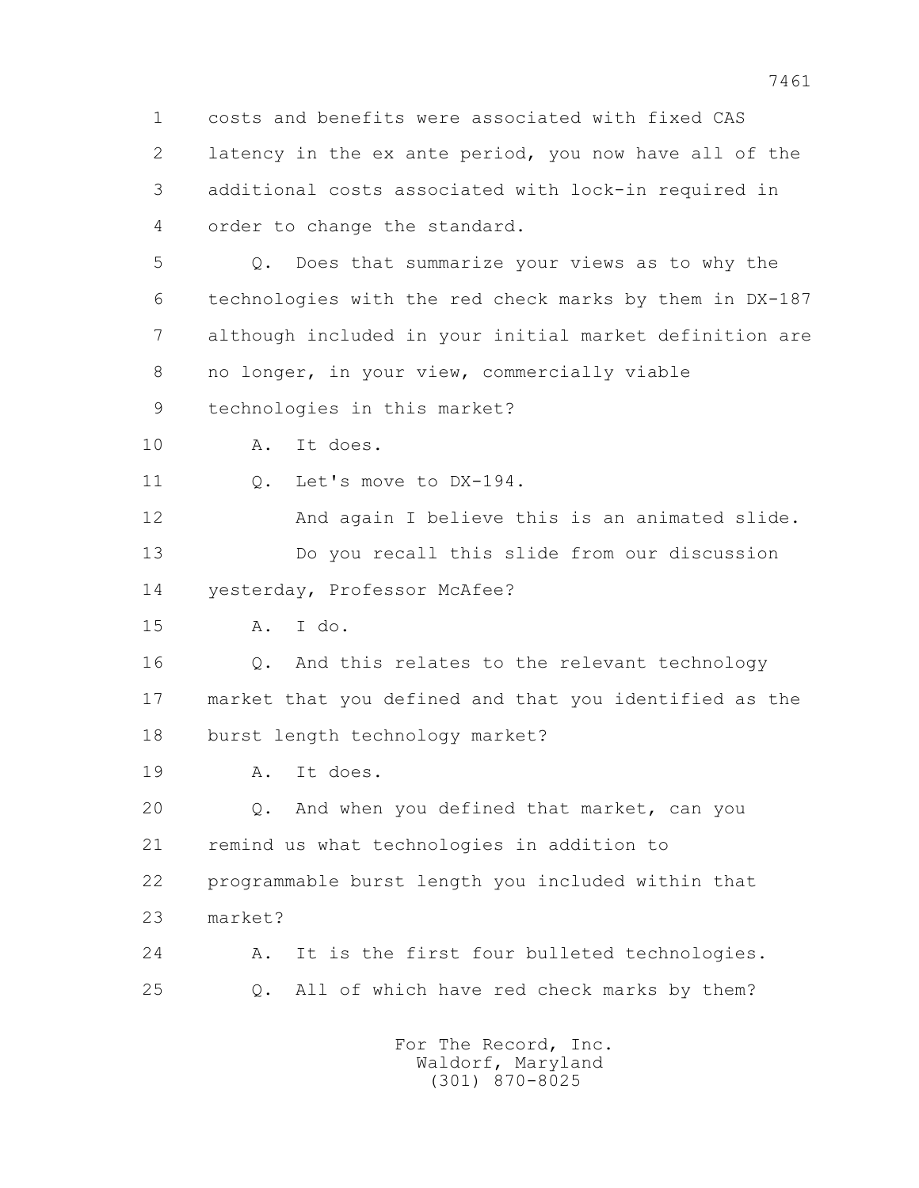1 costs and benefits were associated with fixed CAS
2 latency in the ex ante period, you now have all of the
3 additional costs associated with lock-in required in
4 order to change the standard.
5 Q. Does that summarize your views as to why the
6 technologies with the red check marks by them in DX-187
7 although included in your initial market definition are
8 no longer, in your view, commercially viable
9 technologies in this market?
10 A. It does.
11 Q. Let's move to DX-194.
12 And again I believe this is an animated slide.
13 Do you recall this slide from our discussion
14 yesterday, Professor McAfee?
15 A. I do.
16 Q. And this relates to the relevant technology
17 market that you defined and that you identified as the
18 burst length technology market?
19 A. It does.
20 Q. And when you defined that market, can you
21 remind us what technologies in addition to
22 programmable burst length you included within that
23 market?
24 A. It is the first four bulleted technologies.
25 Q. All of which have red check marks by them?

For The Record, Inc.
Waldorf, Maryland
(301) 870-8025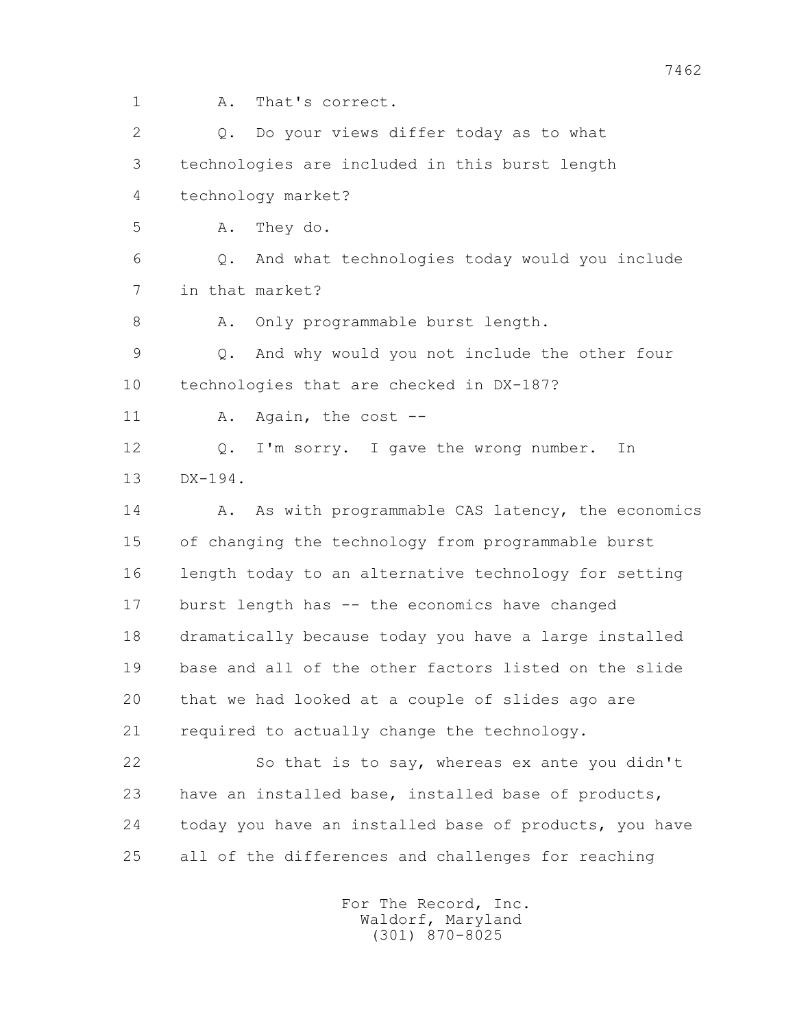A. That's correct.

Q. Do your views differ today as to what technologies are included in this burst length technology market?

A. They do.

Q. And what technologies today would you include in that market?

A. Only programmable burst length.

Q. And why would you not include the other four technologies that are checked in DX-187?

A. Again, the cost --

Q. I'm sorry. I gave the wrong number. In DX-194.

A. As with programmable CAS latency, the economics of changing the technology from programmable burst length today to an alternative technology for setting burst length has -- the economics have changed dramatically because today you have a large installed base and all of the other factors listed on the slide that we had looked at a couple of slides ago are required to actually change the technology.

So that is to say, whereas ex ante you didn't have an installed base, installed base of products, today you have an installed base of products, you have all of the differences and challenges for reaching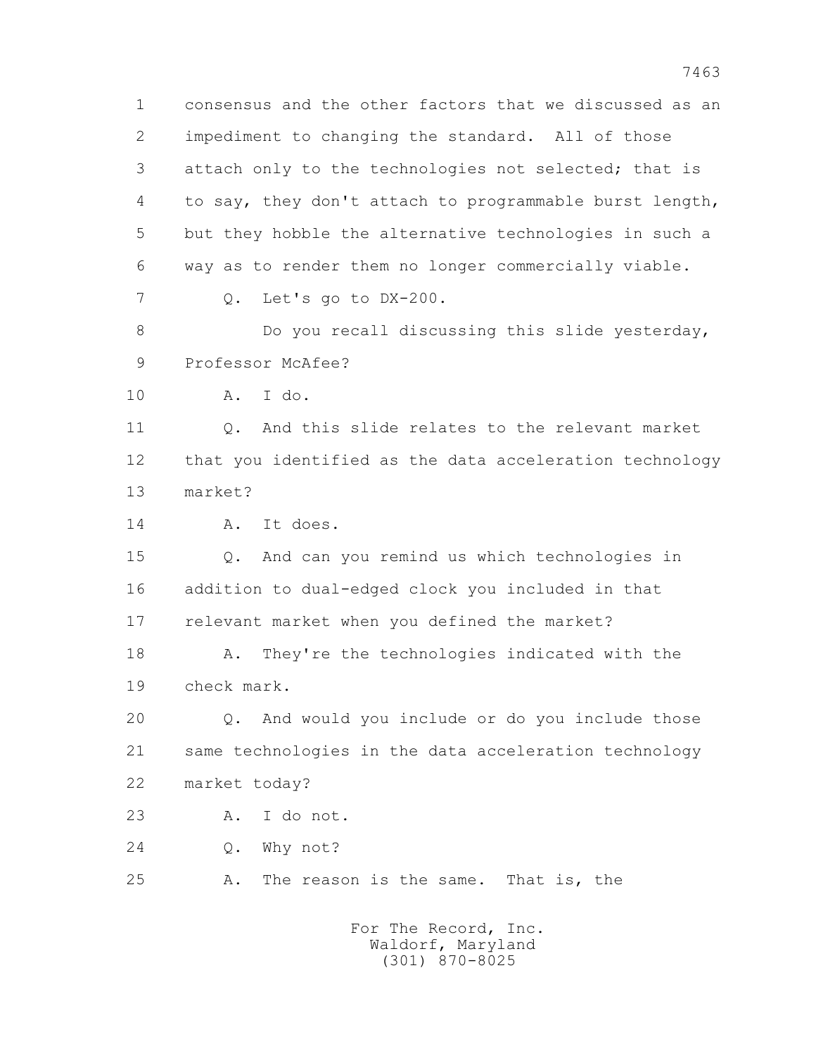1 consensus and the other factors that we discussed as an
2 impediment to changing the standard. All of those
3 attach only to the technologies not selected; that is
4 to say, they don't attach to programmable burst length,
5 but they hobble the alternative technologies in such a
6 way as to render them no longer commercially viable.
7 Q. Let's go to DX-200.
8 Do you recall discussing this slide yesterday,
9 Professor McAfee?
10 A. I do.
11 Q. And this slide relates to the relevant market
12 that you identified as the data acceleration technology
13 market?
14 A. It does.
15 Q. And can you remind us which technologies in
16 addition to dual-edged clock you included in that
17 relevant market when you defined the market?
18 A. They're the technologies indicated with the
19 check mark.
20 Q. And would you include or do you include those
21 same technologies in the data acceleration technology
22 market today?
23 A. I do not.
24 Q. Why not?
25 A. The reason is the same. That is, the

For The Record, Inc.
Waldorf, Maryland
(301) 870-8025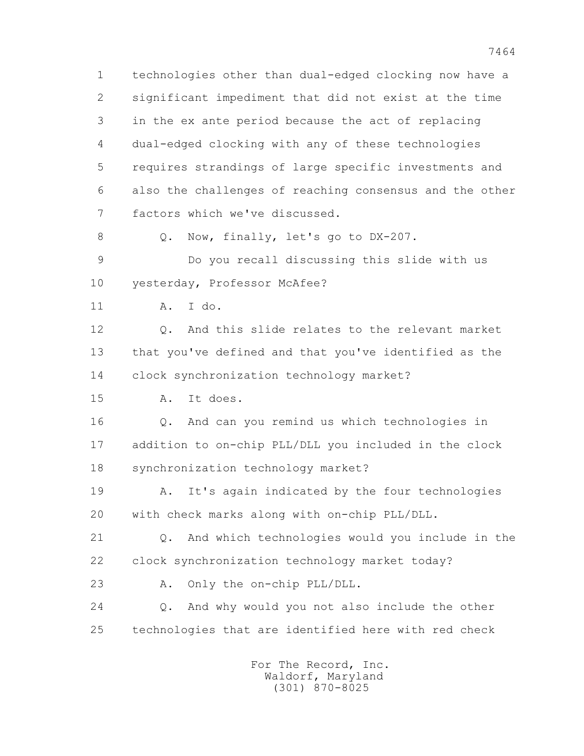1 technologies other than dual-edged clocking now have a
2 significant impediment that did not exist at the time
3 in the ex ante period because the act of replacing
4 dual-edged clocking with any of these technologies
5 requires strandings of large specific investments and
6 also the challenges of reaching consensus and the other
7 factors which we've discussed.

8 Q. Now, finally, let's go to DX-207.

9 Do you recall discussing this slide with us
10 yesterday, Professor McAfee?

11 A. I do.

12 Q. And this slide relates to the relevant market
13 that you've defined and that you've identified as the
14 clock synchronization technology market?

15 A. It does.

16 Q. And can you remind us which technologies in
17 addition to on-chip PLL/DLL you included in the clock
18 synchronization technology market?

19 A. It's again indicated by the four technologies
20 with check marks along with on-chip PLL/DLL.

21 Q. And which technologies would you include in the
22 clock synchronization technology market today?

23 A. Only the on-chip PLL/DLL.

24 Q. And why would you not also include the other
25 technologies that are identified here with red check

For The Record, Inc.
Waldorf, Maryland
(301) 870-8025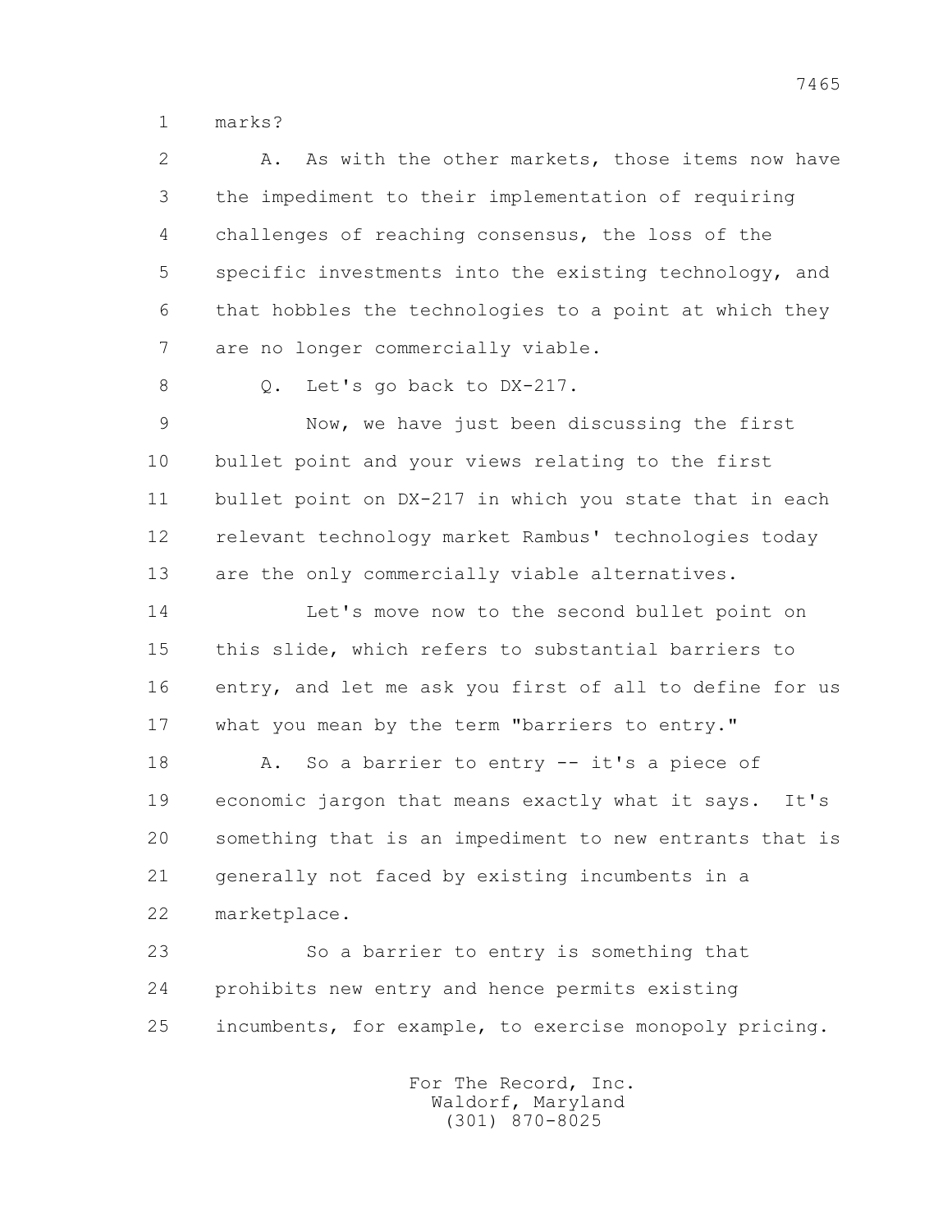marks?

A. As with the other markets, those items now have the impediment to their implementation of requiring challenges of reaching consensus, the loss of the specific investments into the existing technology, and that hobbles the technologies to a point at which they are no longer commercially viable.

Q. Let's go back to DX-217.

Now, we have just been discussing the first bullet point and your views relating to the first bullet point on DX-217 in which you state that in each relevant technology market Rambus' technologies today are the only commercially viable alternatives.

Let's move now to the second bullet point on this slide, which refers to substantial barriers to entry, and let me ask you first of all to define for us what you mean by the term "barriers to entry."

A. So a barrier to entry -- it's a piece of economic jargon that means exactly what it says. It's something that is an impediment to new entrants that is generally not faced by existing incumbents in a marketplace.

So a barrier to entry is something that prohibits new entry and hence permits existing incumbents, for example, to exercise monopoly pricing.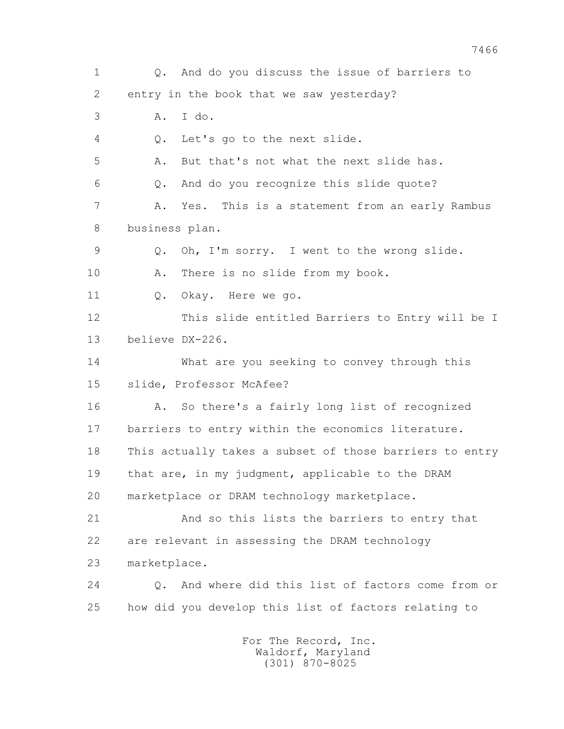1 Q. And do you discuss the issue of barriers to
2 entry in the book that we saw yesterday?
3 A. I do.
4 Q. Let's go to the next slide.
5 A. But that's not what the next slide has.
6 Q. And do you recognize this slide quote?
7 A. Yes. This is a statement from an early Rambus
8 business plan.
9 Q. Oh, I'm sorry. I went to the wrong slide.
10 A. There is no slide from my book.
11 Q. Okay. Here we go.
12 This slide entitled Barriers to Entry will be I
13 believe DX-226.
14 What are you seeking to convey through this
15 slide, Professor McAfee?
16 A. So there's a fairly long list of recognized
17 barriers to entry within the economics literature.
18 This actually takes a subset of those barriers to entry
19 that are, in my judgment, applicable to the DRAM
20 marketplace or DRAM technology marketplace.
21 And so this lists the barriers to entry that
22 are relevant in assessing the DRAM technology
23 marketplace.
24 Q. And where did this list of factors come from or
25 how did you develop this list of factors relating to

For The Record, Inc.
Waldorf, Maryland
(301) 870-8025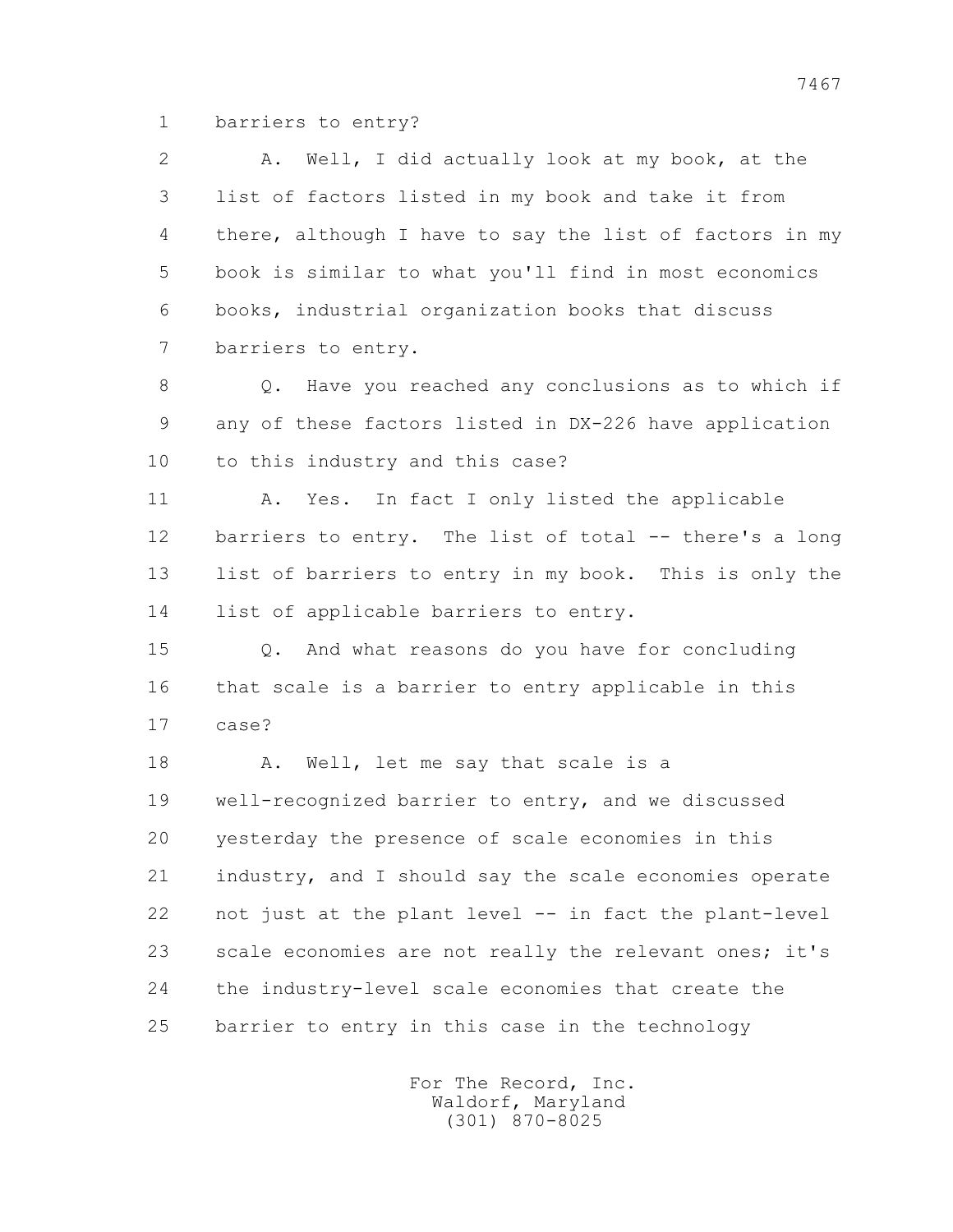barriers to entry?

A. Well, I did actually look at my book, at the list of factors listed in my book and take it from there, although I have to say the list of factors in my book is similar to what you'll find in most economics books, industrial organization books that discuss barriers to entry.

Q. Have you reached any conclusions as to which if any of these factors listed in DX-226 have application to this industry and this case?

A. Yes. In fact I only listed the applicable barriers to entry. The list of total -- there's a long list of barriers to entry in my book. This is only the list of applicable barriers to entry.

Q. And what reasons do you have for concluding that scale is a barrier to entry applicable in this case?

A. Well, let me say that scale is a well-recognized barrier to entry, and we discussed yesterday the presence of scale economies in this industry, and I should say the scale economies operate not just at the plant level -- in fact the plant-level scale economies are not really the relevant ones; it's the industry-level scale economies that create the barrier to entry in this case in the technology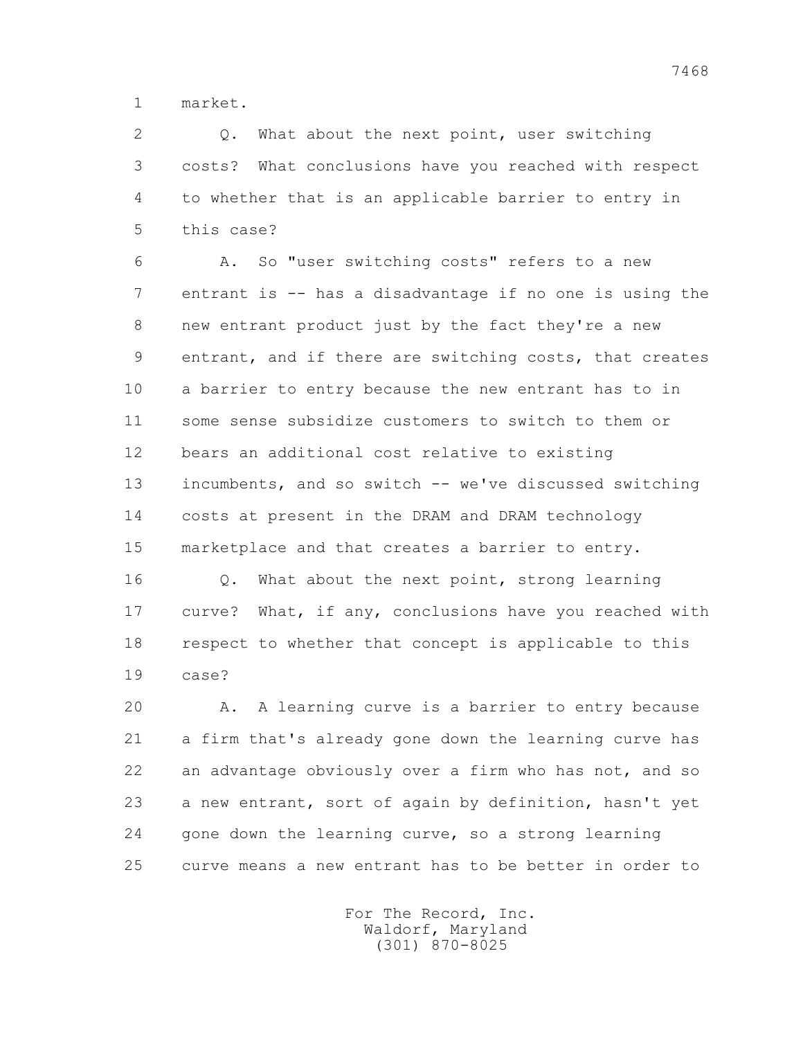market.

Q. What about the next point, user switching costs? What conclusions have you reached with respect to whether that is an applicable barrier to entry in this case?

A. So "user switching costs" refers to a new entrant is -- has a disadvantage if no one is using the new entrant product just by the fact they're a new entrant, and if there are switching costs, that creates a barrier to entry because the new entrant has to in some sense subsidize customers to switch to them or bears an additional cost relative to existing incumbents, and so switch -- we've discussed switching costs at present in the DRAM and DRAM technology marketplace and that creates a barrier to entry.

Q. What about the next point, strong learning curve? What, if any, conclusions have you reached with respect to whether that concept is applicable to this case?

A. A learning curve is a barrier to entry because a firm that's already gone down the learning curve has an advantage obviously over a firm who has not, and so a new entrant, sort of again by definition, hasn't yet gone down the learning curve, so a strong learning curve means a new entrant has to be better in order to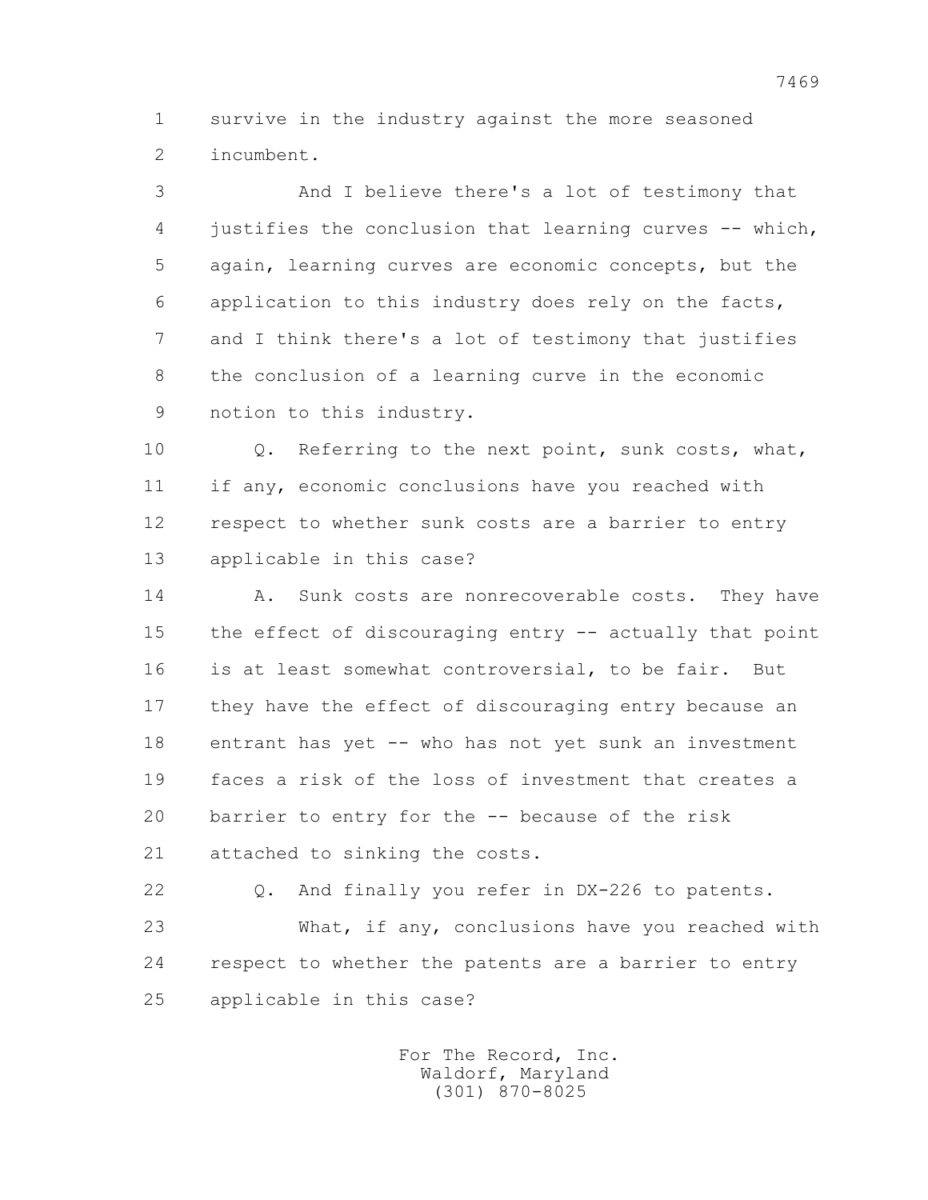survive in the industry against the more seasoned incumbent.

And I believe there's a lot of testimony that justifies the conclusion that learning curves -- which, again, learning curves are economic concepts, but the application to this industry does rely on the facts, and I think there's a lot of testimony that justifies the conclusion of a learning curve in the economic notion to this industry.

Q. Referring to the next point, sunk costs, what, if any, economic conclusions have you reached with respect to whether sunk costs are a barrier to entry applicable in this case?

A. Sunk costs are nonrecoverable costs. They have the effect of discouraging entry -- actually that point is at least somewhat controversial, to be fair. But they have the effect of discouraging entry because an entrant has yet -- who has not yet sunk an investment faces a risk of the loss of investment that creates a barrier to entry for the -- because of the risk attached to sinking the costs.

Q. And finally you refer in DX-226 to patents.

What, if any, conclusions have you reached with respect to whether the patents are a barrier to entry applicable in this case?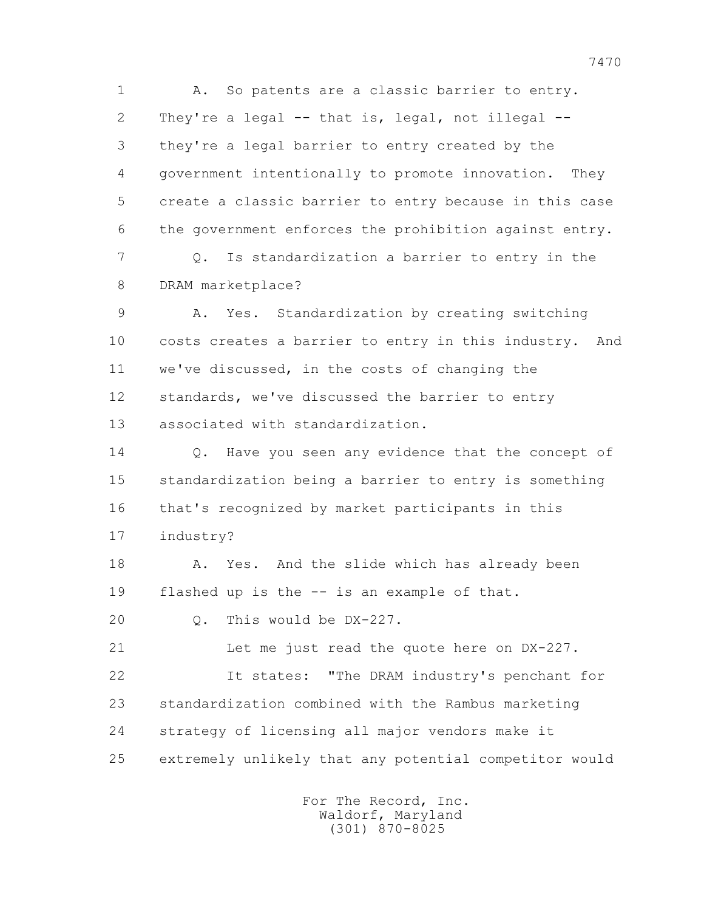A. So patents are a classic barrier to entry. They're a legal -- that is, legal, not illegal -- they're a legal barrier to entry created by the government intentionally to promote innovation. They create a classic barrier to entry because in this case the government enforces the prohibition against entry.

Q. Is standardization a barrier to entry in the DRAM marketplace?

A. Yes. Standardization by creating switching costs creates a barrier to entry in this industry. And we've discussed, in the costs of changing the standards, we've discussed the barrier to entry associated with standardization.

Q. Have you seen any evidence that the concept of standardization being a barrier to entry is something that's recognized by market participants in this industry?

A. Yes. And the slide which has already been flashed up is the -- is an example of that.

Q. This would be DX-227.

Let me just read the quote here on DX-227.

It states: "The DRAM industry's penchant for standardization combined with the Rambus marketing strategy of licensing all major vendors make it extremely unlikely that any potential competitor would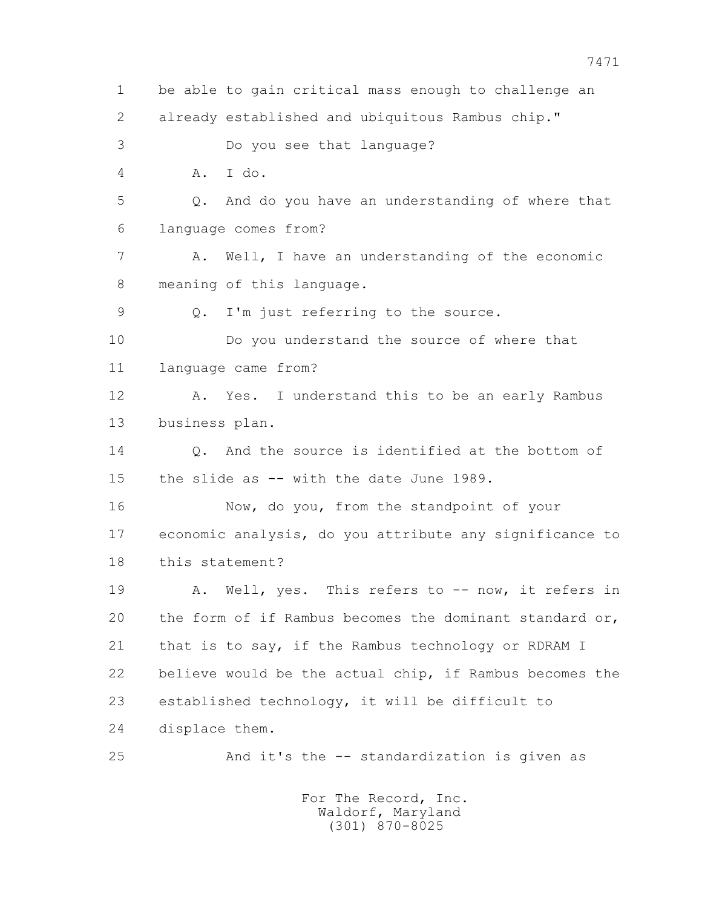1 be able to gain critical mass enough to challenge an
2 already established and ubiquitous Rambus chip."
3 Do you see that language?
4 A. I do.
5 Q. And do you have an understanding of where that
6 language comes from?
7 A. Well, I have an understanding of the economic
8 meaning of this language.
9 Q. I'm just referring to the source.
10 Do you understand the source of where that
11 language came from?
12 A. Yes. I understand this to be an early Rambus
13 business plan.
14 Q. And the source is identified at the bottom of
15 the slide as -- with the date June 1989.
16 Now, do you, from the standpoint of your
17 economic analysis, do you attribute any significance to
18 this statement?
19 A. Well, yes. This refers to -- now, it refers in
20 the form of if Rambus becomes the dominant standard or,
21 that is to say, if the Rambus technology or RDRAM I
22 believe would be the actual chip, if Rambus becomes the
23 established technology, it will be difficult to
24 displace them.
25 And it's the -- standardization is given as

For The Record, Inc.
Waldorf, Maryland
(301) 870-8025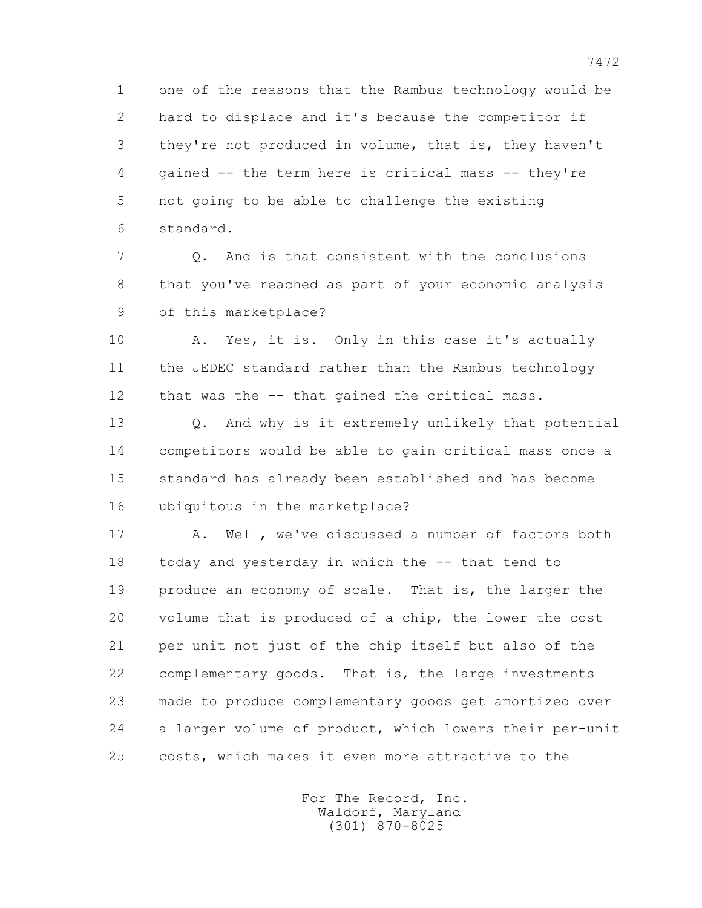1 one of the reasons that the Rambus technology would be
2 hard to displace and it's because the competitor if
3 they're not produced in volume, that is, they haven't
4 gained -- the term here is critical mass -- they're
5 not going to be able to challenge the existing
6 standard.

7 Q. And is that consistent with the conclusions
8 that you've reached as part of your economic analysis
9 of this marketplace?

10 A. Yes, it is. Only in this case it's actually
11 the JEDEC standard rather than the Rambus technology
12 that was the -- that gained the critical mass.

13 Q. And why is it extremely unlikely that potential
14 competitors would be able to gain critical mass once a
15 standard has already been established and has become
16 ubiquitous in the marketplace?

17 A. Well, we've discussed a number of factors both
18 today and yesterday in which the -- that tend to
19 produce an economy of scale. That is, the larger the
20 volume that is produced of a chip, the lower the cost
21 per unit not just of the chip itself but also of the
22 complementary goods. That is, the large investments
23 made to produce complementary goods get amortized over
24 a larger volume of product, which lowers their per-unit
25 costs, which makes it even more attractive to the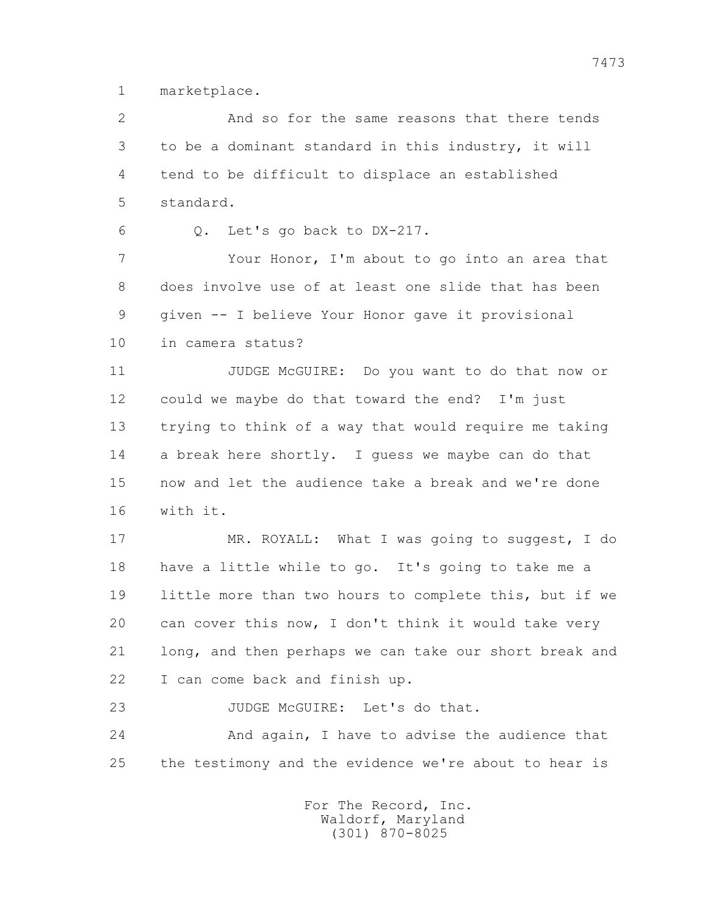1 marketplace.

2 And so for the same reasons that there tends
3 to be a dominant standard in this industry, it will
4 tend to be difficult to displace an established
5 standard.

6 Q. Let's go back to DX-217.

7 Your Honor, I'm about to go into an area that
8 does involve use of at least one slide that has been
9 given -- I believe Your Honor gave it provisional
10 in camera status?

11 JUDGE McGUIRE: Do you want to do that now or
12 could we maybe do that toward the end? I'm just
13 trying to think of a way that would require me taking
14 a break here shortly. I guess we maybe can do that
15 now and let the audience take a break and we're done
16 with it.

17 MR. ROYALL: What I was going to suggest, I do
18 have a little while to go. It's going to take me a
19 little more than two hours to complete this, but if we
20 can cover this now, I don't think it would take very
21 long, and then perhaps we can take our short break and
22 I can come back and finish up.

23 JUDGE McGUIRE: Let's do that.

24 And again, I have to advise the audience that
25 the testimony and the evidence we're about to hear is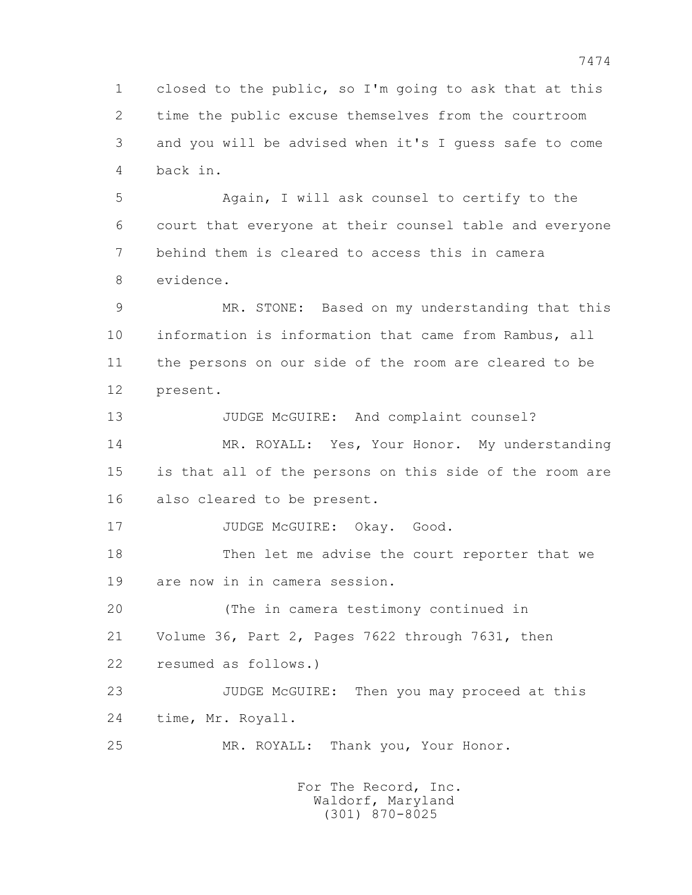closed to the public, so I'm going to ask that at this time the public excuse themselves from the courtroom and you will be advised when it's I guess safe to come back in.

Again, I will ask counsel to certify to the court that everyone at their counsel table and everyone behind them is cleared to access this in camera evidence.

MR. STONE: Based on my understanding that this information is information that came from Rambus, all the persons on our side of the room are cleared to be present.

JUDGE McGUIRE: And complaint counsel?

MR. ROYALL: Yes, Your Honor. My understanding is that all of the persons on this side of the room are also cleared to be present.

JUDGE McGUIRE: Okay. Good.

Then let me advise the court reporter that we are now in in camera session.

(The in camera testimony continued in Volume 36, Part 2, Pages 7622 through 7631, then resumed as follows.)

JUDGE McGUIRE: Then you may proceed at this time, Mr. Royall.

MR. ROYALL: Thank you, Your Honor.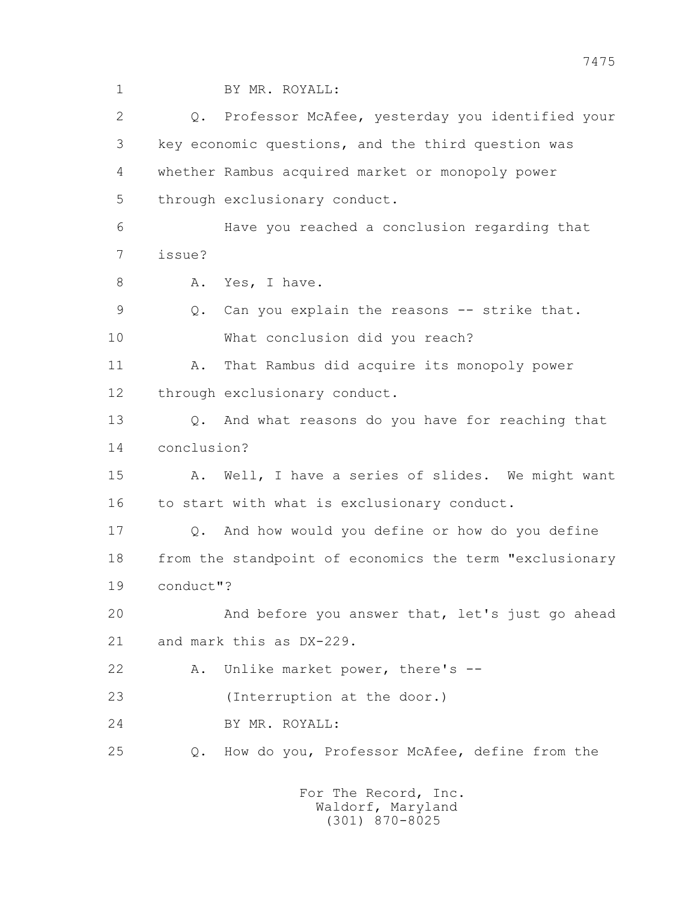1 BY MR. ROYALL:

2 Q. Professor McAfee, yesterday you identified your

3 key economic questions, and the third question was

4 whether Rambus acquired market or monopoly power

5 through exclusionary conduct.

6 Have you reached a conclusion regarding that

7 issue?

8 A. Yes, I have.

9 Q. Can you explain the reasons -- strike that.

10 What conclusion did you reach?

11 A. That Rambus did acquire its monopoly power

12 through exclusionary conduct.

13 Q. And what reasons do you have for reaching that

14 conclusion?

15 A. Well, I have a series of slides. We might want

16 to start with what is exclusionary conduct.

17 Q. And how would you define or how do you define

18 from the standpoint of economics the term "exclusionary

19 conduct"?

20 And before you answer that, let's just go ahead

21 and mark this as DX-229.

22 A. Unlike market power, there's --

23 (Interruption at the door.)

24 BY MR. ROYALL:

25 Q. How do you, Professor McAfee, define from the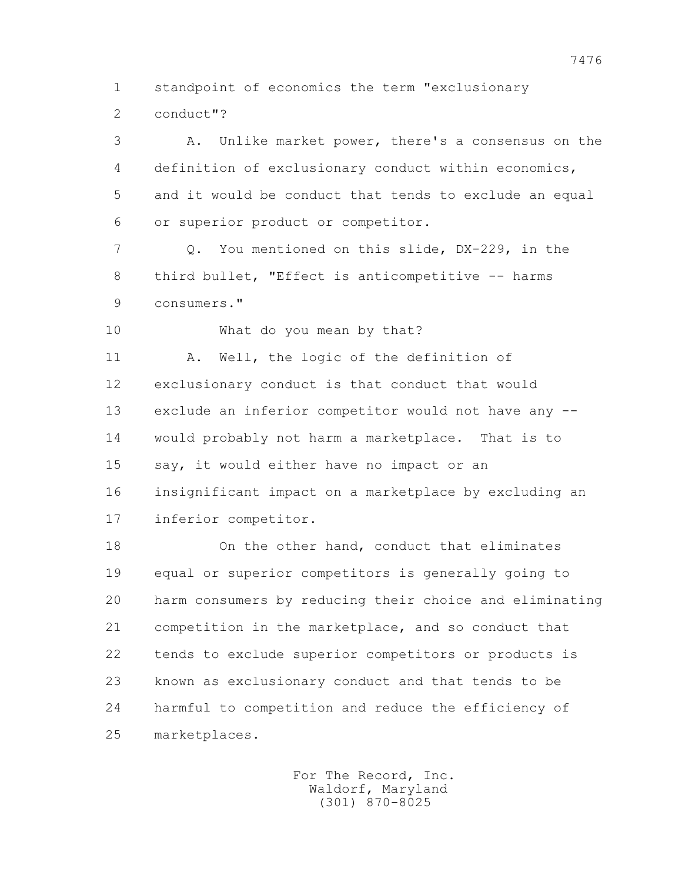1 standpoint of economics the term "exclusionary
2 conduct"?
3 A. Unlike market power, there's a consensus on the
4 definition of exclusionary conduct within economics,
5 and it would be conduct that tends to exclude an equal
6 or superior product or competitor.
7 Q. You mentioned on this slide, DX-229, in the
8 third bullet, "Effect is anticompetitive -- harms
9 consumers."
10 What do you mean by that?
11 A. Well, the logic of the definition of
12 exclusionary conduct is that conduct that would
13 exclude an inferior competitor would not have any --
14 would probably not harm a marketplace. That is to
15 say, it would either have no impact or an
16 insignificant impact on a marketplace by excluding an
17 inferior competitor.
18 On the other hand, conduct that eliminates
19 equal or superior competitors is generally going to
20 harm consumers by reducing their choice and eliminating
21 competition in the marketplace, and so conduct that
22 tends to exclude superior competitors or products is
23 known as exclusionary conduct and that tends to be
24 harmful to competition and reduce the efficiency of
25 marketplaces.

For The Record, Inc.
Waldorf, Maryland
(301) 870-8025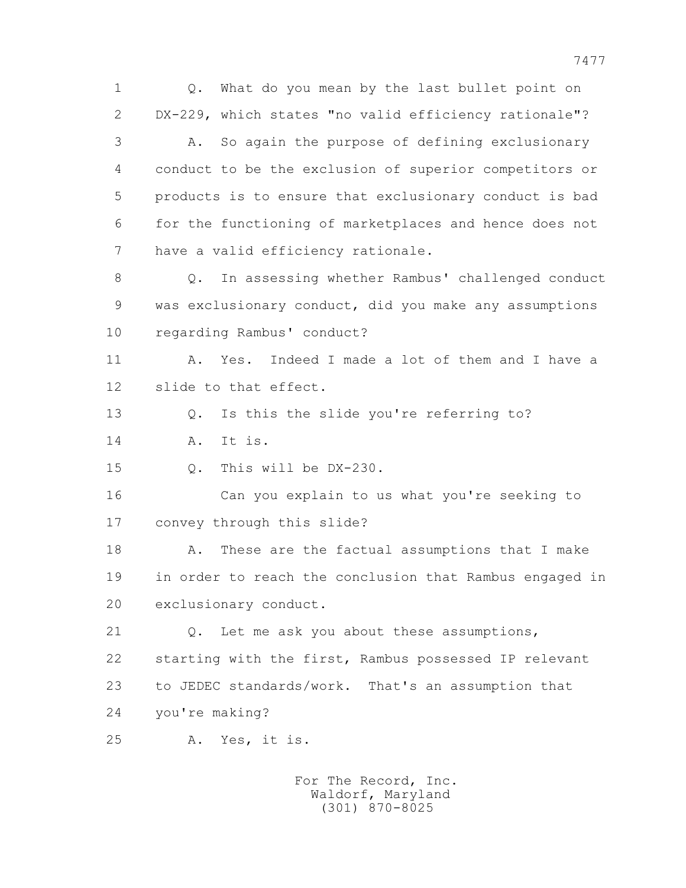1 Q. What do you mean by the last bullet point on
2 DX-229, which states "no valid efficiency rationale"?
3 A. So again the purpose of defining exclusionary
4 conduct to be the exclusion of superior competitors or
5 products is to ensure that exclusionary conduct is bad
6 for the functioning of marketplaces and hence does not
7 have a valid efficiency rationale.
8 Q. In assessing whether Rambus' challenged conduct
9 was exclusionary conduct, did you make any assumptions
10 regarding Rambus' conduct?
11 A. Yes. Indeed I made a lot of them and I have a
12 slide to that effect.
13 Q. Is this the slide you're referring to?
14 A. It is.
15 Q. This will be DX-230.
16 Can you explain to us what you're seeking to
17 convey through this slide?
18 A. These are the factual assumptions that I make
19 in order to reach the conclusion that Rambus engaged in
20 exclusionary conduct.
21 Q. Let me ask you about these assumptions,
22 starting with the first, Rambus possessed IP relevant
23 to JEDEC standards/work. That's an assumption that
24 you're making?
25 A. Yes, it is.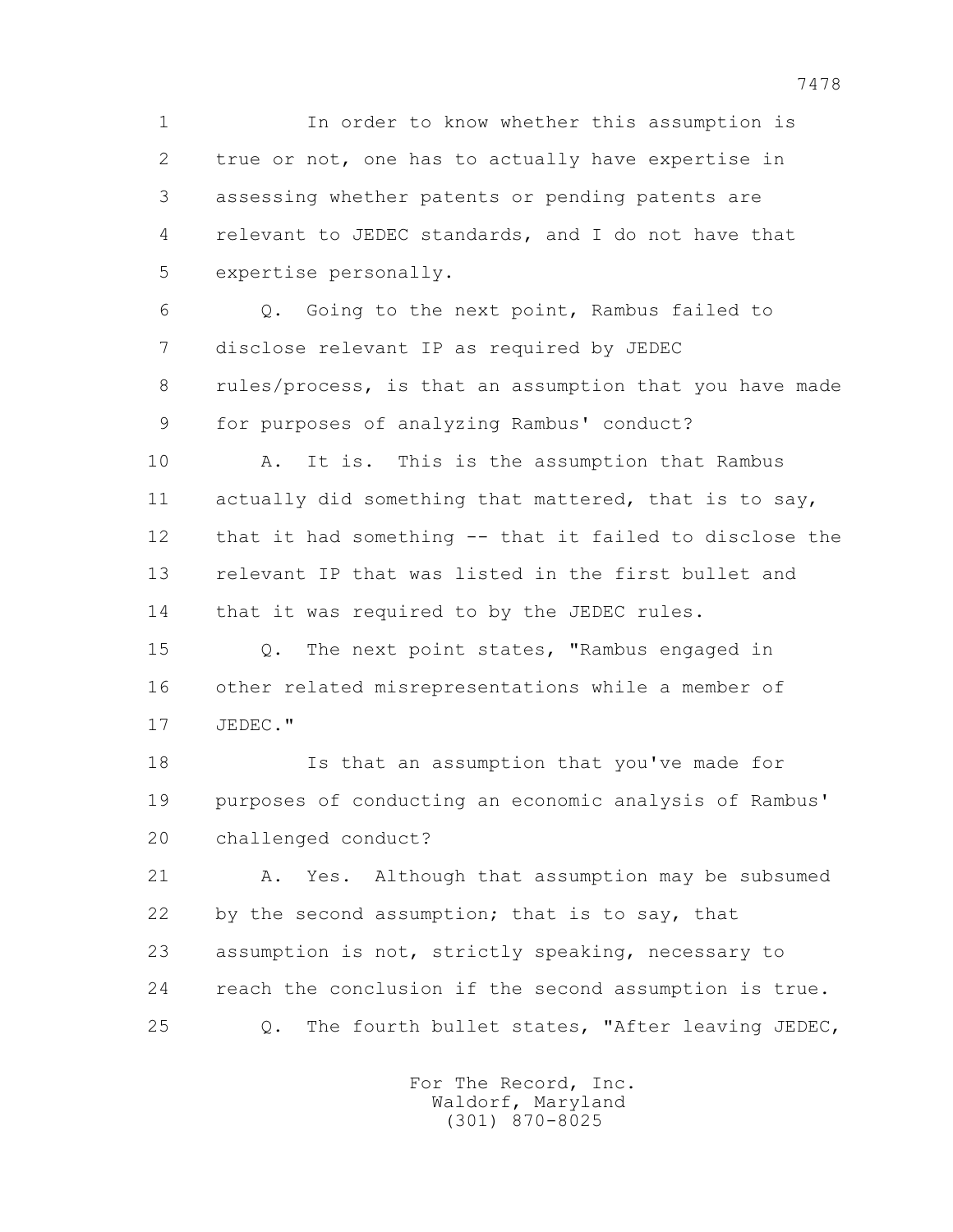In order to know whether this assumption is true or not, one has to actually have expertise in assessing whether patents or pending patents are relevant to JEDEC standards, and I do not have that expertise personally.

Q. Going to the next point, Rambus failed to disclose relevant IP as required by JEDEC rules/process, is that an assumption that you have made for purposes of analyzing Rambus' conduct?

A. It is. This is the assumption that Rambus actually did something that mattered, that is to say, that it had something -- that it failed to disclose the relevant IP that was listed in the first bullet and that it was required to by the JEDEC rules.

Q. The next point states, "Rambus engaged in other related misrepresentations while a member of JEDEC."

Is that an assumption that you've made for purposes of conducting an economic analysis of Rambus' challenged conduct?

A. Yes. Although that assumption may be subsumed by the second assumption; that is to say, that assumption is not, strictly speaking, necessary to reach the conclusion if the second assumption is true.

Q. The fourth bullet states, "After leaving JEDEC,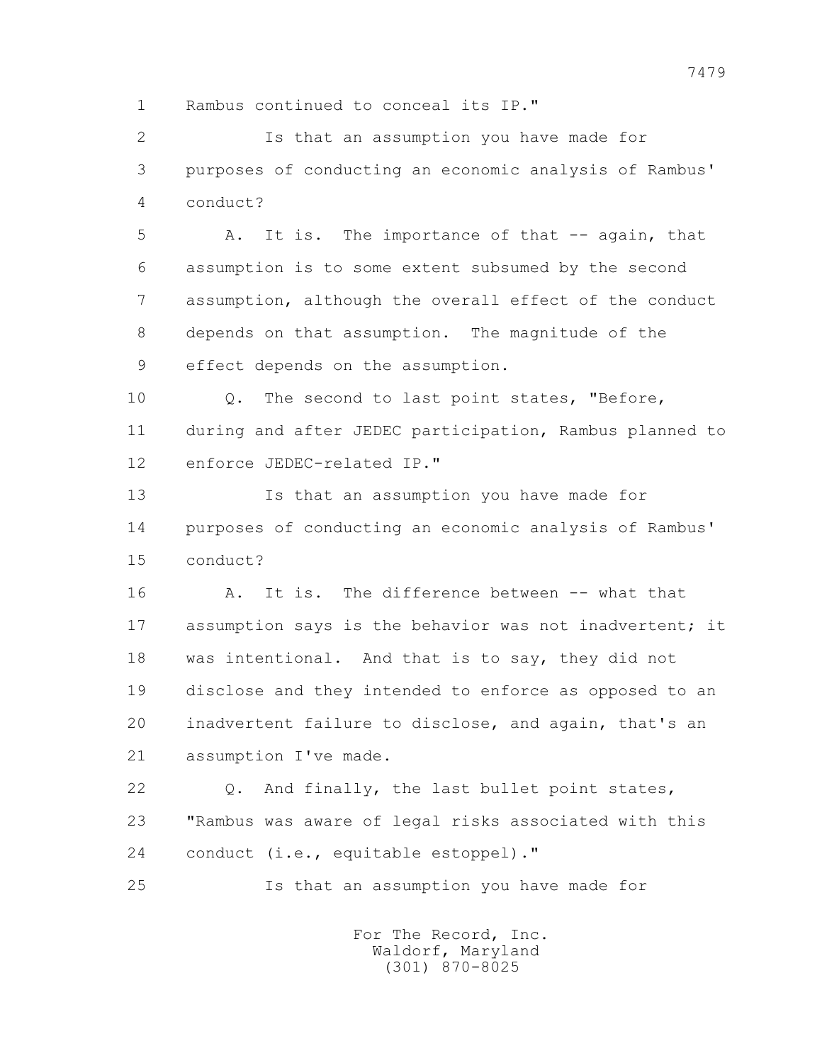Rambus continued to conceal its IP."

Is that an assumption you have made for purposes of conducting an economic analysis of Rambus' conduct?

A. It is. The importance of that -- again, that assumption is to some extent subsumed by the second assumption, although the overall effect of the conduct depends on that assumption. The magnitude of the effect depends on the assumption.

Q. The second to last point states, "Before, during and after JEDEC participation, Rambus planned to enforce JEDEC-related IP."

Is that an assumption you have made for purposes of conducting an economic analysis of Rambus' conduct?

A. It is. The difference between -- what that assumption says is the behavior was not inadvertent; it was intentional. And that is to say, they did not disclose and they intended to enforce as opposed to an inadvertent failure to disclose, and again, that's an assumption I've made.

Q. And finally, the last bullet point states, "Rambus was aware of legal risks associated with this conduct (i.e., equitable estoppel)."

Is that an assumption you have made for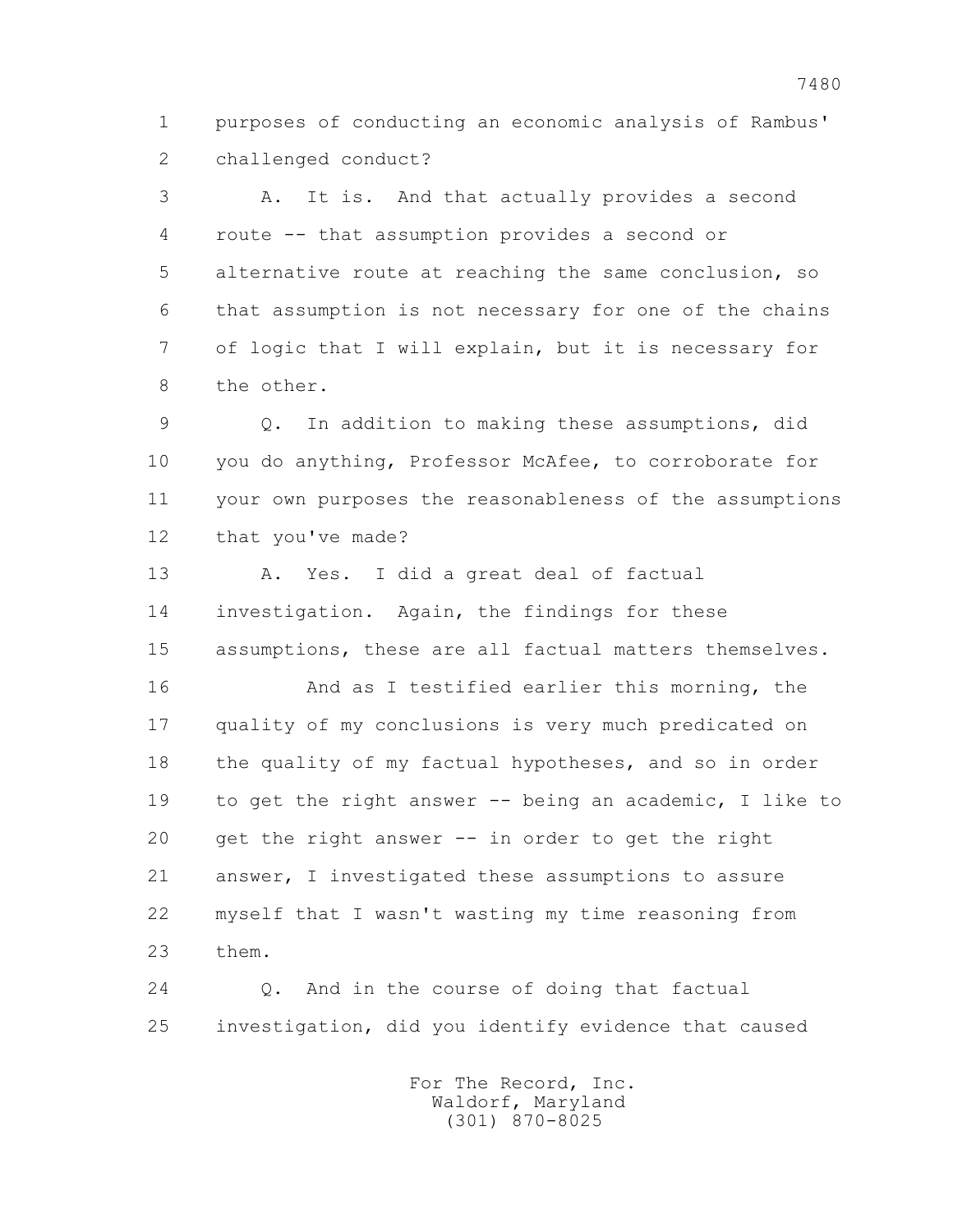purposes of conducting an economic analysis of Rambus' challenged conduct?

A. It is. And that actually provides a second route -- that assumption provides a second or alternative route at reaching the same conclusion, so that assumption is not necessary for one of the chains of logic that I will explain, but it is necessary for the other.

Q. In addition to making these assumptions, did you do anything, Professor McAfee, to corroborate for your own purposes the reasonableness of the assumptions that you've made?

A. Yes. I did a great deal of factual investigation. Again, the findings for these assumptions, these are all factual matters themselves.

And as I testified earlier this morning, the quality of my conclusions is very much predicated on the quality of my factual hypotheses, and so in order to get the right answer -- being an academic, I like to get the right answer -- in order to get the right answer, I investigated these assumptions to assure myself that I wasn't wasting my time reasoning from them.

Q. And in the course of doing that factual investigation, did you identify evidence that caused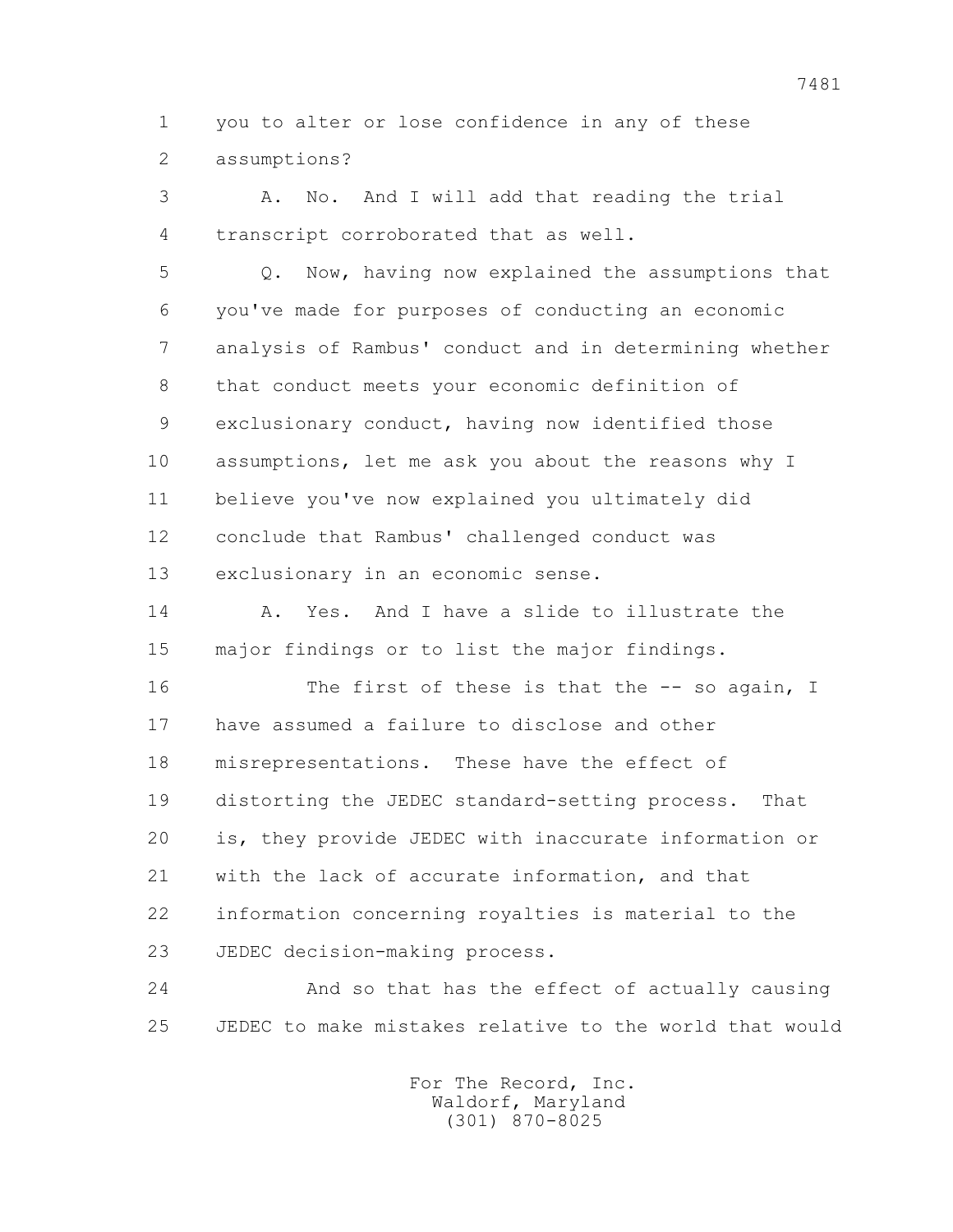1 you to alter or lose confidence in any of these
2 assumptions?

3 A. No. And I will add that reading the trial
4 transcript corroborated that as well.

5 Q. Now, having now explained the assumptions that
6 you've made for purposes of conducting an economic
7 analysis of Rambus' conduct and in determining whether
8 that conduct meets your economic definition of
9 exclusionary conduct, having now identified those
10 assumptions, let me ask you about the reasons why I
11 believe you've now explained you ultimately did
12 conclude that Rambus' challenged conduct was
13 exclusionary in an economic sense.

14 A. Yes. And I have a slide to illustrate the
15 major findings or to list the major findings.

16 The first of these is that the -- so again, I
17 have assumed a failure to disclose and other
18 misrepresentations. These have the effect of
19 distorting the JEDEC standard-setting process. That
20 is, they provide JEDEC with inaccurate information or
21 with the lack of accurate information, and that
22 information concerning royalties is material to the
23 JEDEC decision-making process.

24 And so that has the effect of actually causing
25 JEDEC to make mistakes relative to the world that would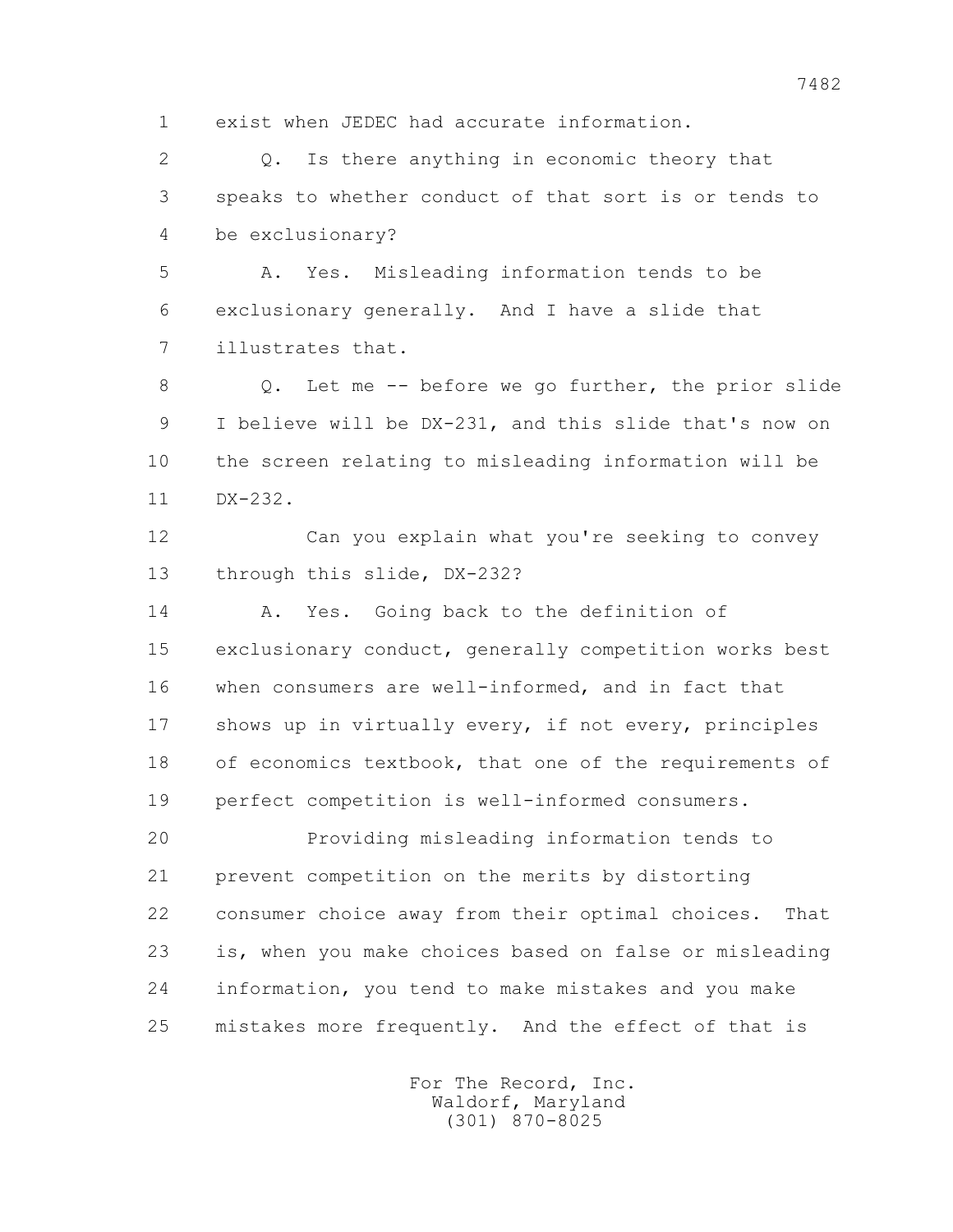1 exist when JEDEC had accurate information.

2 Q. Is there anything in economic theory that

3 speaks to whether conduct of that sort is or tends to

4 be exclusionary?

5 A. Yes. Misleading information tends to be

6 exclusionary generally. And I have a slide that

7 illustrates that.

8 Q. Let me -- before we go further, the prior slide

9 I believe will be DX-231, and this slide that's now on

10 the screen relating to misleading information will be

11 DX-232.

12 Can you explain what you're seeking to convey

13 through this slide, DX-232?

14 A. Yes. Going back to the definition of

15 exclusionary conduct, generally competition works best

16 when consumers are well-informed, and in fact that

17 shows up in virtually every, if not every, principles

18 of economics textbook, that one of the requirements of

19 perfect competition is well-informed consumers.

20 Providing misleading information tends to

21 prevent competition on the merits by distorting

22 consumer choice away from their optimal choices. That

23 is, when you make choices based on false or misleading

24 information, you tend to make mistakes and you make

25 mistakes more frequently. And the effect of that is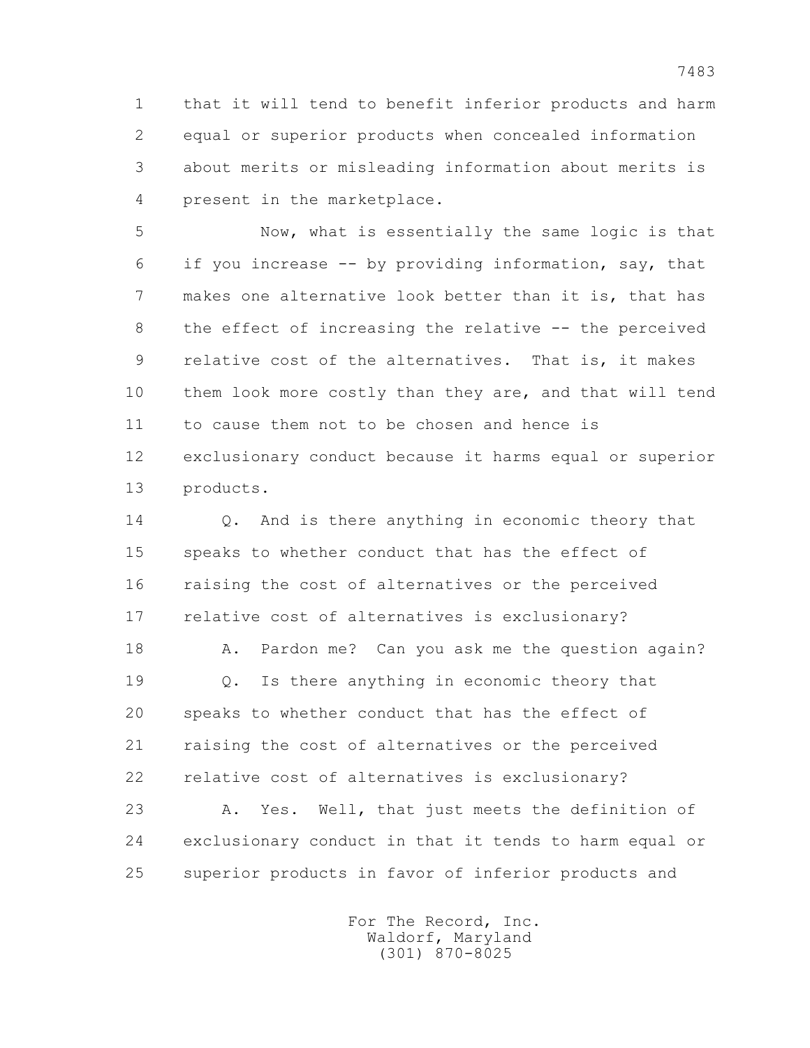that it will tend to benefit inferior products and harm equal or superior products when concealed information about merits or misleading information about merits is present in the marketplace.

Now, what is essentially the same logic is that if you increase -- by providing information, say, that makes one alternative look better than it is, that has the effect of increasing the relative -- the perceived relative cost of the alternatives. That is, it makes them look more costly than they are, and that will tend to cause them not to be chosen and hence is exclusionary conduct because it harms equal or superior products.

Q. And is there anything in economic theory that speaks to whether conduct that has the effect of raising the cost of alternatives or the perceived relative cost of alternatives is exclusionary?

A. Pardon me? Can you ask me the question again?

Q. Is there anything in economic theory that speaks to whether conduct that has the effect of raising the cost of alternatives or the perceived relative cost of alternatives is exclusionary?

A. Yes. Well, that just meets the definition of exclusionary conduct in that it tends to harm equal or superior products in favor of inferior products and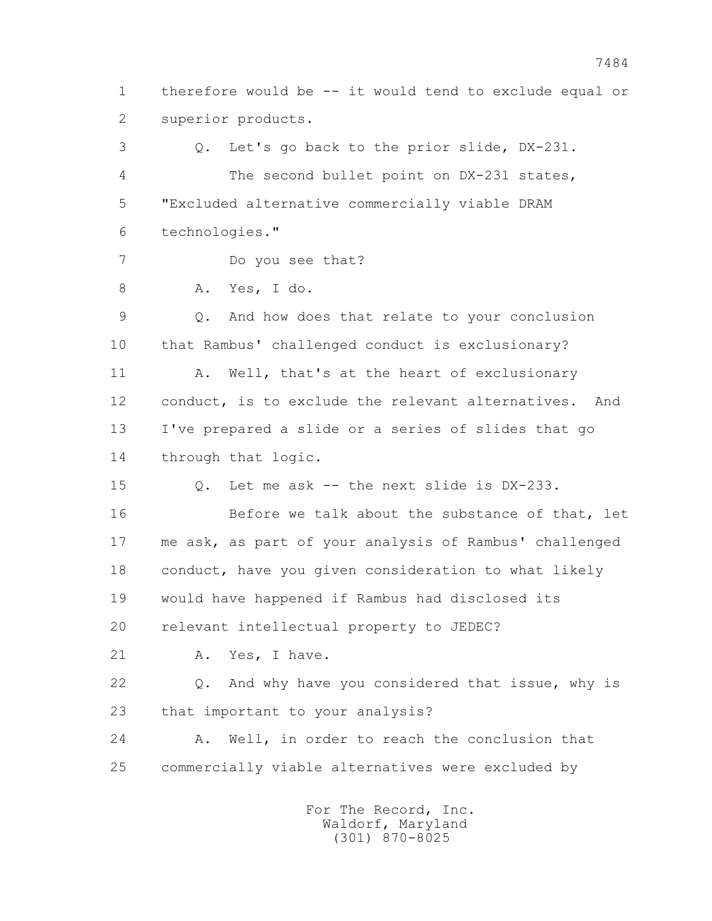1 therefore would be -- it would tend to exclude equal or
2 superior products.
3 Q. Let's go back to the prior slide, DX-231.
4 The second bullet point on DX-231 states,
5 "Excluded alternative commercially viable DRAM
6 technologies."
7 Do you see that?
8 A. Yes, I do.
9 Q. And how does that relate to your conclusion
10 that Rambus' challenged conduct is exclusionary?
11 A. Well, that's at the heart of exclusionary
12 conduct, is to exclude the relevant alternatives. And
13 I've prepared a slide or a series of slides that go
14 through that logic.
15 Q. Let me ask -- the next slide is DX-233.
16 Before we talk about the substance of that, let
17 me ask, as part of your analysis of Rambus' challenged
18 conduct, have you given consideration to what likely
19 would have happened if Rambus had disclosed its
20 relevant intellectual property to JEDEC?
21 A. Yes, I have.
22 Q. And why have you considered that issue, why is
23 that important to your analysis?
24 A. Well, in order to reach the conclusion that
25 commercially viable alternatives were excluded by

For The Record, Inc.
Waldorf, Maryland
(301) 870-8025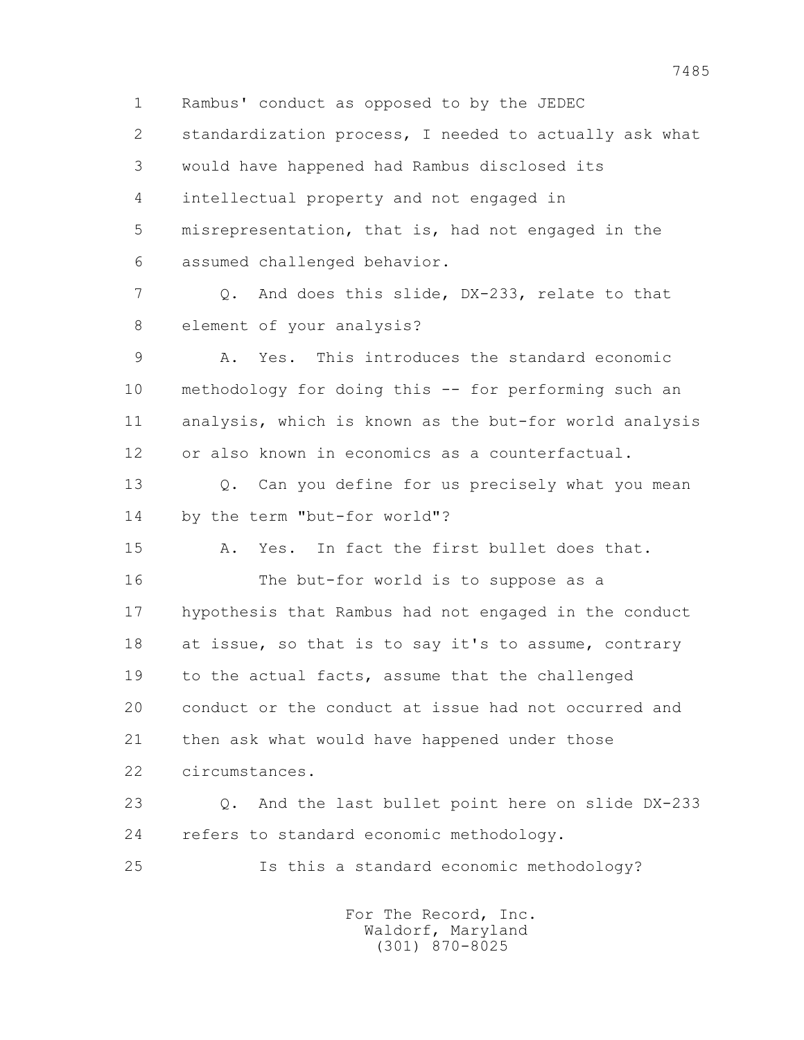1 Rambus' conduct as opposed to by the JEDEC
2 standardization process, I needed to actually ask what
3 would have happened had Rambus disclosed its
4 intellectual property and not engaged in
5 misrepresentation, that is, had not engaged in the
6 assumed challenged behavior.

7 Q. And does this slide, DX-233, relate to that
8 element of your analysis?

9 A. Yes. This introduces the standard economic
10 methodology for doing this -- for performing such an
11 analysis, which is known as the but-for world analysis
12 or also known in economics as a counterfactual.

13 Q. Can you define for us precisely what you mean
14 by the term "but-for world"?

15 A. Yes. In fact the first bullet does that.

16 The but-for world is to suppose as a
17 hypothesis that Rambus had not engaged in the conduct
18 at issue, so that is to say it's to assume, contrary
19 to the actual facts, assume that the challenged
20 conduct or the conduct at issue had not occurred and
21 then ask what would have happened under those
22 circumstances.

23 Q. And the last bullet point here on slide DX-233
24 refers to standard economic methodology.

25 Is this a standard economic methodology?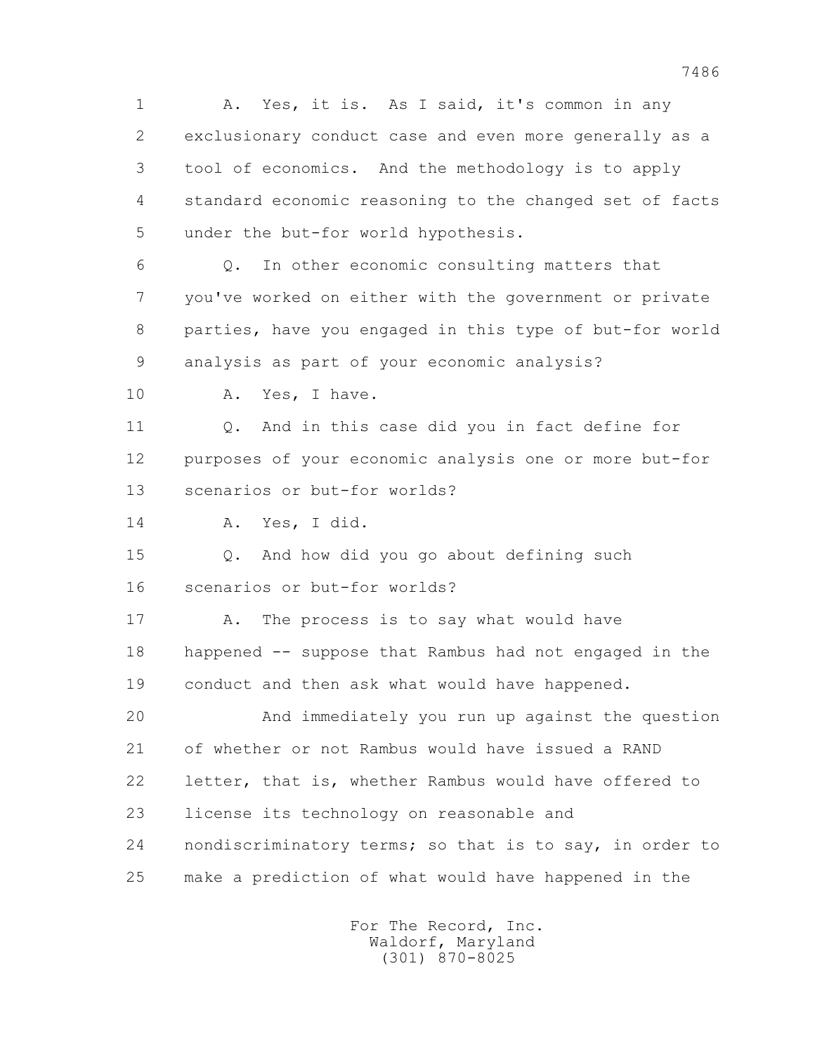1 A. Yes, it is. As I said, it's common in any
2 exclusionary conduct case and even more generally as a
3 tool of economics. And the methodology is to apply
4 standard economic reasoning to the changed set of facts
5 under the but-for world hypothesis.

6 Q. In other economic consulting matters that
7 you've worked on either with the government or private
8 parties, have you engaged in this type of but-for world
9 analysis as part of your economic analysis?

10 A. Yes, I have.

11 Q. And in this case did you in fact define for
12 purposes of your economic analysis one or more but-for
13 scenarios or but-for worlds?

14 A. Yes, I did.

15 Q. And how did you go about defining such
16 scenarios or but-for worlds?

17 A. The process is to say what would have
18 happened -- suppose that Rambus had not engaged in the
19 conduct and then ask what would have happened.

20 And immediately you run up against the question
21 of whether or not Rambus would have issued a RAND
22 letter, that is, whether Rambus would have offered to
23 license its technology on reasonable and
24 nondiscriminatory terms; so that is to say, in order to
25 make a prediction of what would have happened in the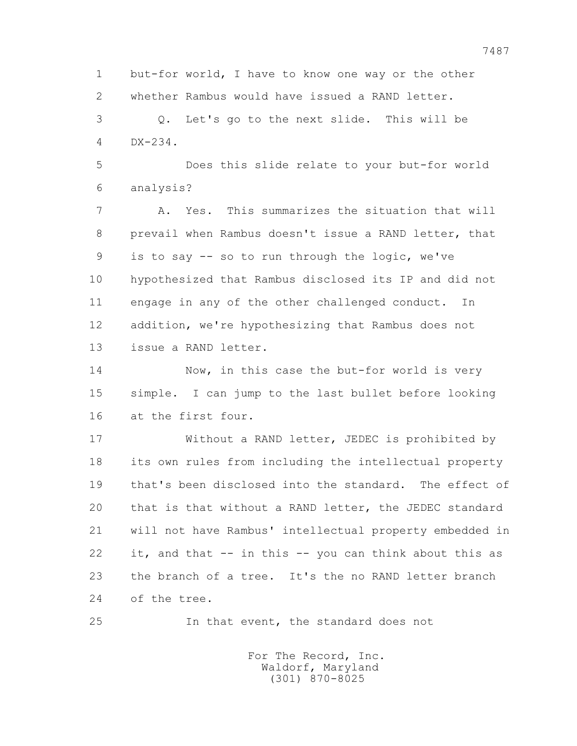1 but-for world, I have to know one way or the other
2 whether Rambus would have issued a RAND letter.
3 Q. Let's go to the next slide. This will be
4 DX-234.
5 Does this slide relate to your but-for world
6 analysis?
7 A. Yes. This summarizes the situation that will
8 prevail when Rambus doesn't issue a RAND letter, that
9 is to say -- so to run through the logic, we've
10 hypothesized that Rambus disclosed its IP and did not
11 engage in any of the other challenged conduct. In
12 addition, we're hypothesizing that Rambus does not
13 issue a RAND letter.
14 Now, in this case the but-for world is very
15 simple. I can jump to the last bullet before looking
16 at the first four.
17 Without a RAND letter, JEDEC is prohibited by
18 its own rules from including the intellectual property
19 that's been disclosed into the standard. The effect of
20 that is that without a RAND letter, the JEDEC standard
21 will not have Rambus' intellectual property embedded in
22 it, and that -- in this -- you can think about this as
23 the branch of a tree. It's the no RAND letter branch
24 of the tree.
25 In that event, the standard does not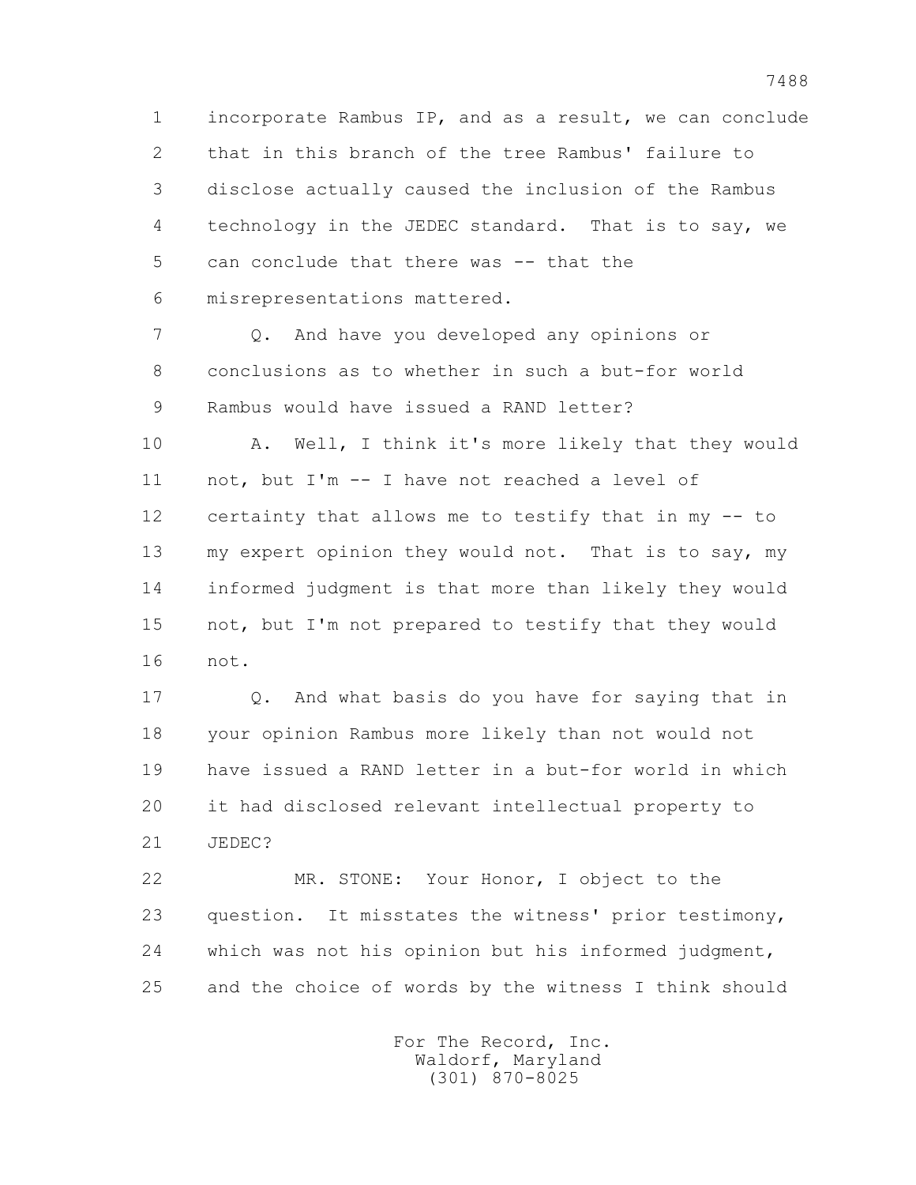1 incorporate Rambus IP, and as a result, we can conclude
2 that in this branch of the tree Rambus' failure to
3 disclose actually caused the inclusion of the Rambus
4 technology in the JEDEC standard. That is to say, we
5 can conclude that there was -- that the
6 misrepresentations mattered.

7 Q. And have you developed any opinions or
8 conclusions as to whether in such a but-for world
9 Rambus would have issued a RAND letter?

10 A. Well, I think it's more likely that they would
11 not, but I'm -- I have not reached a level of
12 certainty that allows me to testify that in my -- to
13 my expert opinion they would not. That is to say, my
14 informed judgment is that more than likely they would
15 not, but I'm not prepared to testify that they would
16 not.

17 Q. And what basis do you have for saying that in
18 your opinion Rambus more likely than not would not
19 have issued a RAND letter in a but-for world in which
20 it had disclosed relevant intellectual property to
21 JEDEC?

22 MR. STONE: Your Honor, I object to the
23 question. It misstates the witness' prior testimony,
24 which was not his opinion but his informed judgment,
25 and the choice of words by the witness I think should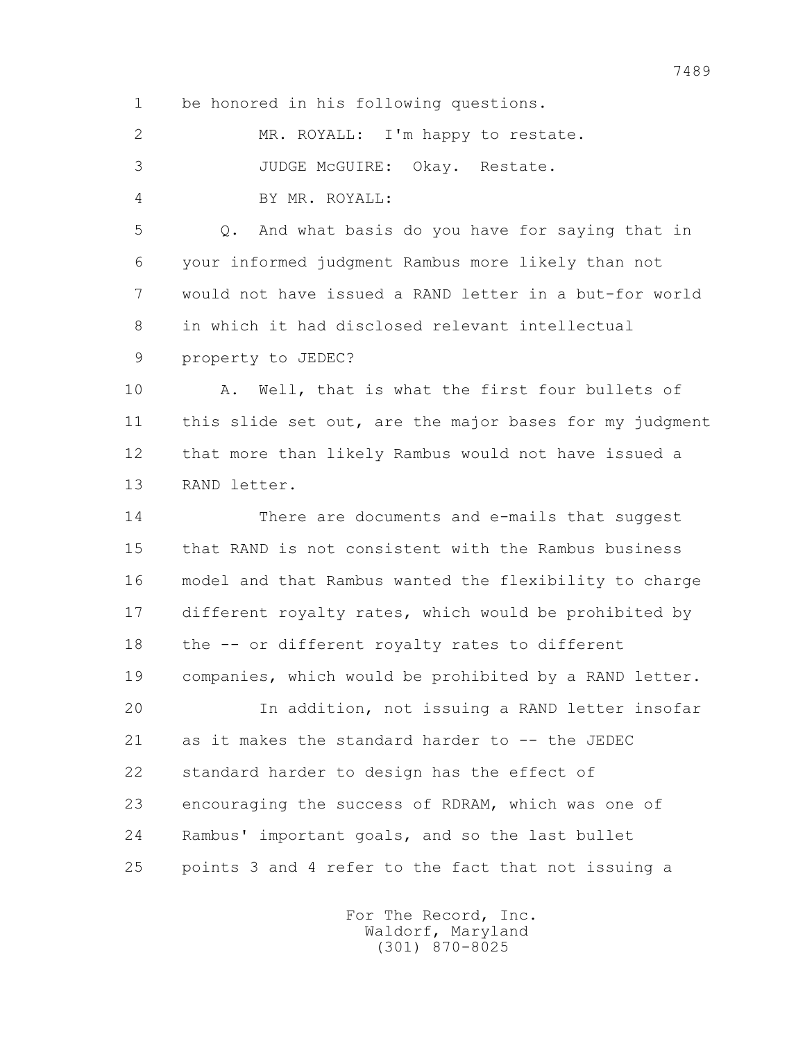1 be honored in his following questions.

2 MR. ROYALL: I'm happy to restate.

3 JUDGE McGUIRE: Okay. Restate.

4 BY MR. ROYALL:

5 Q. And what basis do you have for saying that in
6 your informed judgment Rambus more likely than not
7 would not have issued a RAND letter in a but-for world
8 in which it had disclosed relevant intellectual
9 property to JEDEC?

10 A. Well, that is what the first four bullets of
11 this slide set out, are the major bases for my judgment
12 that more than likely Rambus would not have issued a
13 RAND letter.

14 There are documents and e-mails that suggest
15 that RAND is not consistent with the Rambus business
16 model and that Rambus wanted the flexibility to charge
17 different royalty rates, which would be prohibited by
18 the -- or different royalty rates to different
19 companies, which would be prohibited by a RAND letter.

20 In addition, not issuing a RAND letter insofar
21 as it makes the standard harder to -- the JEDEC
22 standard harder to design has the effect of
23 encouraging the success of RDRAM, which was one of
24 Rambus' important goals, and so the last bullet
25 points 3 and 4 refer to the fact that not issuing a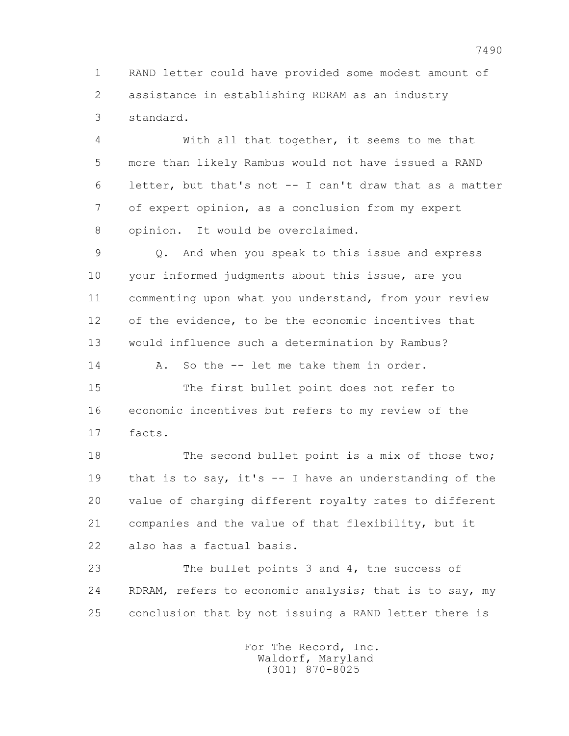1 RAND letter could have provided some modest amount of
2 assistance in establishing RDRAM as an industry
3 standard.

4 With all that together, it seems to me that
5 more than likely Rambus would not have issued a RAND
6 letter, but that's not -- I can't draw that as a matter
7 of expert opinion, as a conclusion from my expert
8 opinion. It would be overclaimed.

9 Q. And when you speak to this issue and express
10 your informed judgments about this issue, are you
11 commenting upon what you understand, from your review
12 of the evidence, to be the economic incentives that
13 would influence such a determination by Rambus?

14 A. So the -- let me take them in order.

15 The first bullet point does not refer to
16 economic incentives but refers to my review of the
17 facts.

18 The second bullet point is a mix of those two;
19 that is to say, it's -- I have an understanding of the
20 value of charging different royalty rates to different
21 companies and the value of that flexibility, but it
22 also has a factual basis.

23 The bullet points 3 and 4, the success of
24 RDRAM, refers to economic analysis; that is to say, my
25 conclusion that by not issuing a RAND letter there is

For The Record, Inc.
Waldorf, Maryland
(301) 870-8025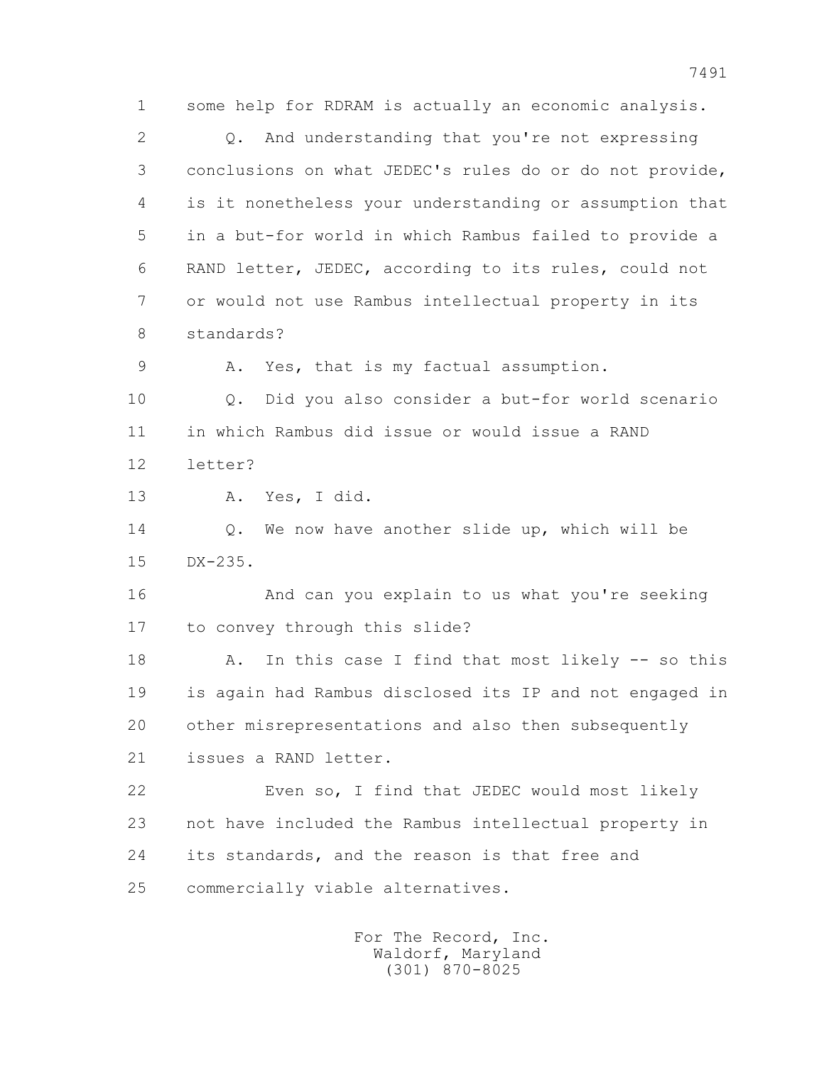some help for RDRAM is actually an economic analysis.

Q. And understanding that you're not expressing conclusions on what JEDEC's rules do or do not provide, is it nonetheless your understanding or assumption that in a but-for world in which Rambus failed to provide a RAND letter, JEDEC, according to its rules, could not or would not use Rambus intellectual property in its standards?

A. Yes, that is my factual assumption.

Q. Did you also consider a but-for world scenario in which Rambus did issue or would issue a RAND letter?

A. Yes, I did.

Q. We now have another slide up, which will be DX-235.

And can you explain to us what you're seeking to convey through this slide?

A. In this case I find that most likely -- so this is again had Rambus disclosed its IP and not engaged in other misrepresentations and also then subsequently issues a RAND letter.

Even so, I find that JEDEC would most likely not have included the Rambus intellectual property in its standards, and the reason is that free and commercially viable alternatives.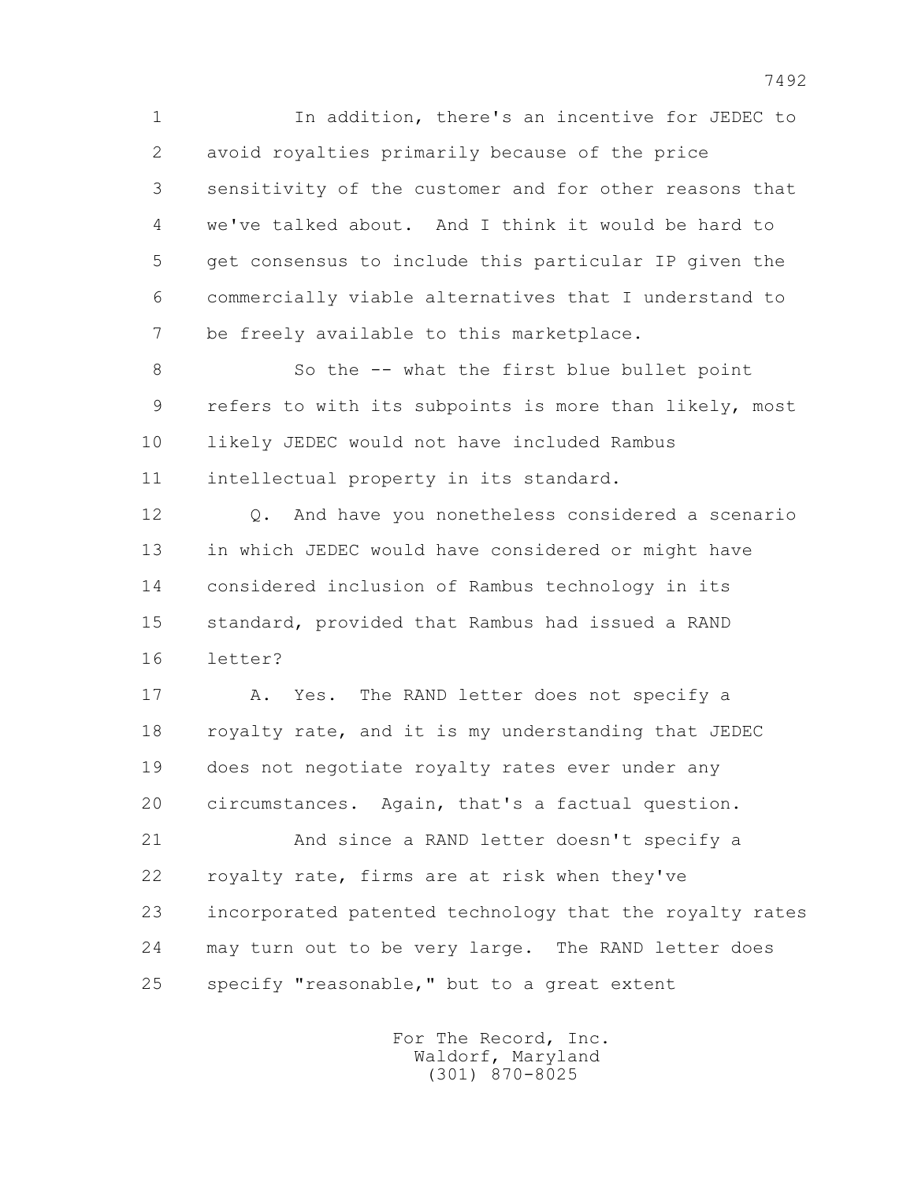In addition, there's an incentive for JEDEC to avoid royalties primarily because of the price sensitivity of the customer and for other reasons that we've talked about. And I think it would be hard to get consensus to include this particular IP given the commercially viable alternatives that I understand to be freely available to this marketplace.

So the -- what the first blue bullet point refers to with its subpoints is more than likely, most likely JEDEC would not have included Rambus intellectual property in its standard.

Q. And have you nonetheless considered a scenario in which JEDEC would have considered or might have considered inclusion of Rambus technology in its standard, provided that Rambus had issued a RAND letter?

A. Yes. The RAND letter does not specify a royalty rate, and it is my understanding that JEDEC does not negotiate royalty rates ever under any circumstances. Again, that's a factual question.

And since a RAND letter doesn't specify a royalty rate, firms are at risk when they've incorporated patented technology that the royalty rates may turn out to be very large. The RAND letter does specify "reasonable," but to a great extent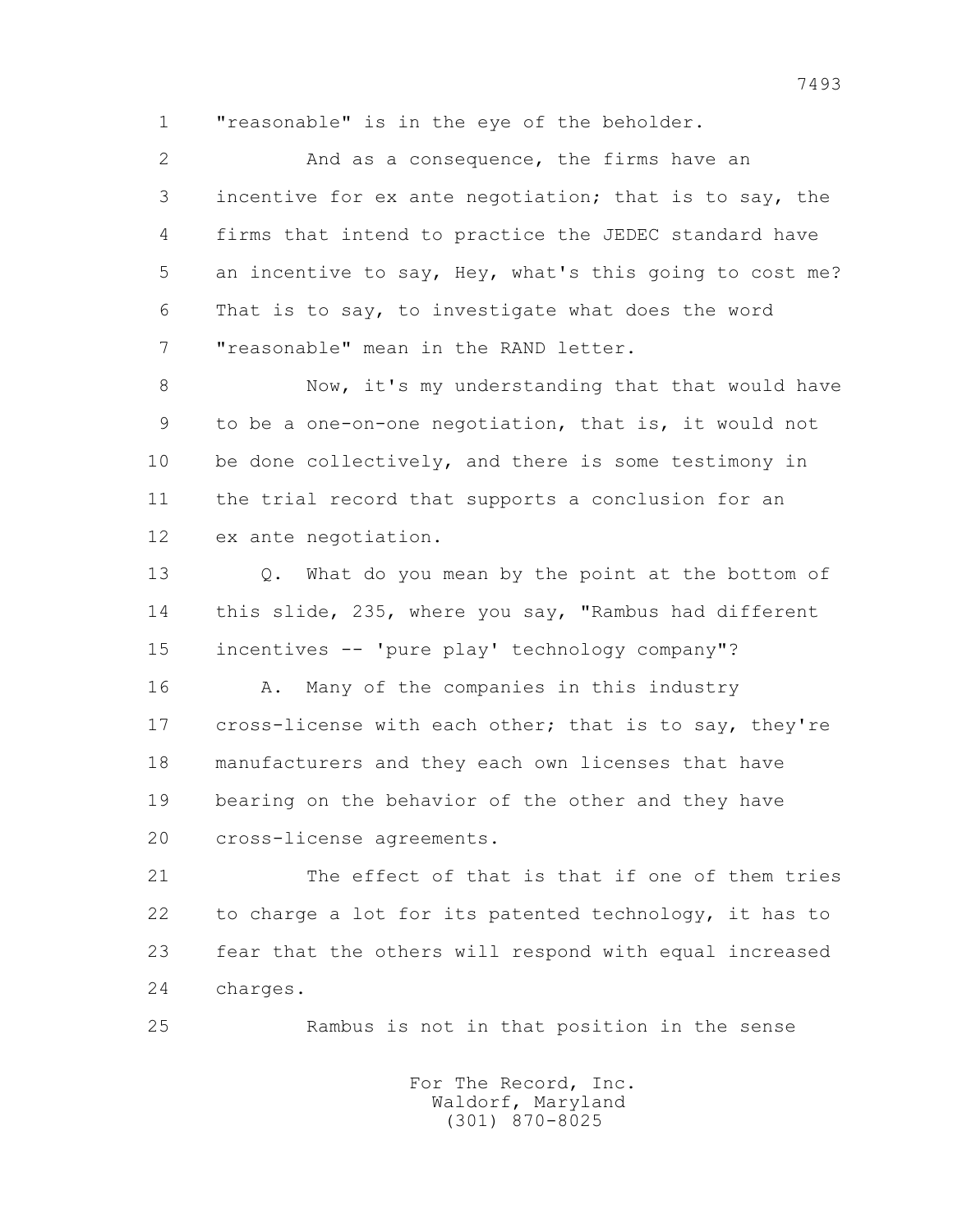"reasonable" is in the eye of the beholder.

And as a consequence, the firms have an incentive for ex ante negotiation; that is to say, the firms that intend to practice the JEDEC standard have an incentive to say, Hey, what's this going to cost me? That is to say, to investigate what does the word "reasonable" mean in the RAND letter.

Now, it's my understanding that that would have to be a one-on-one negotiation, that is, it would not be done collectively, and there is some testimony in the trial record that supports a conclusion for an ex ante negotiation.

Q. What do you mean by the point at the bottom of this slide, 235, where you say, "Rambus had different incentives -- 'pure play' technology company"?

A. Many of the companies in this industry cross-license with each other; that is to say, they're manufacturers and they each own licenses that have bearing on the behavior of the other and they have cross-license agreements.

The effect of that is that if one of them tries to charge a lot for its patented technology, it has to fear that the others will respond with equal increased charges.

Rambus is not in that position in the sense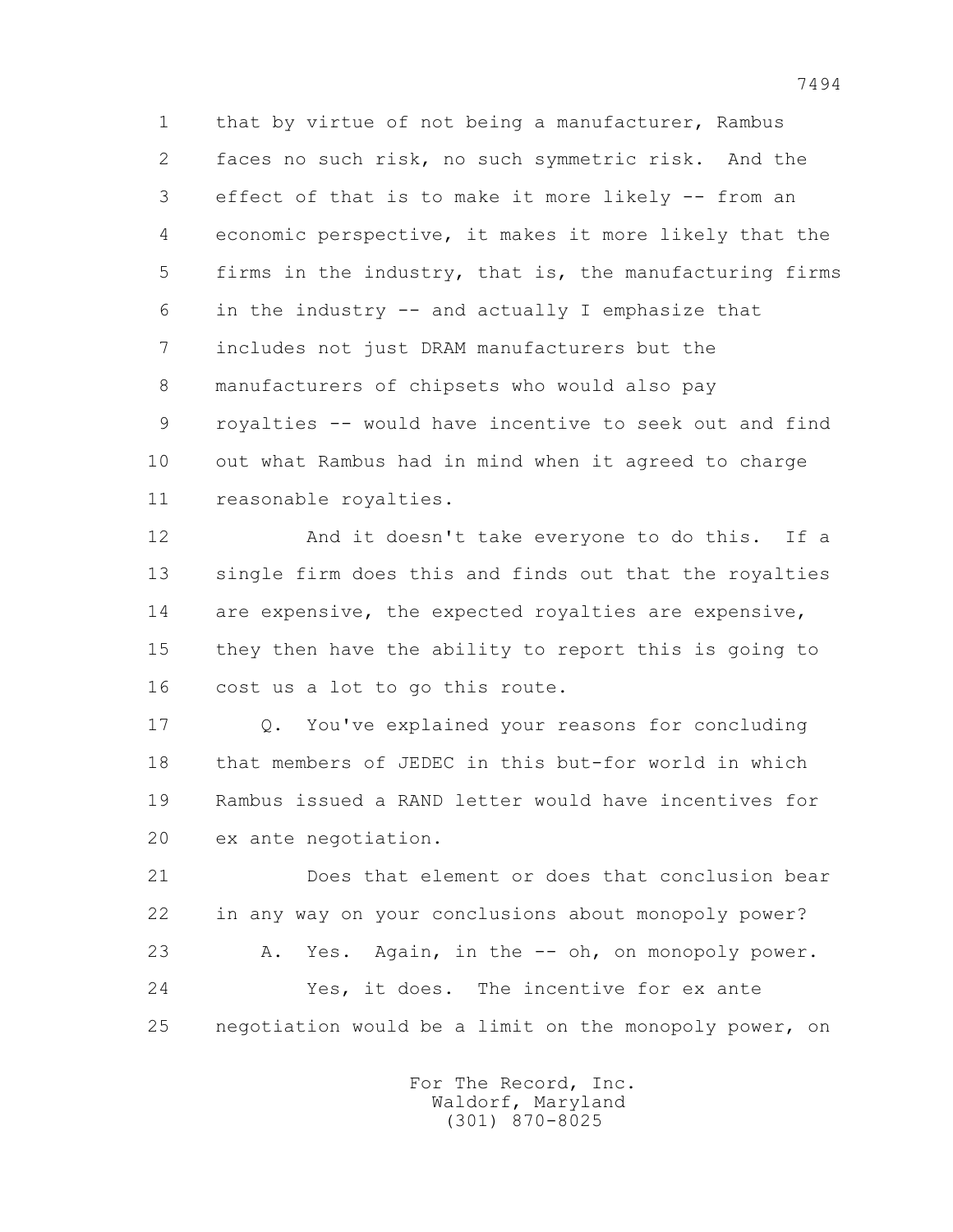1 that by virtue of not being a manufacturer, Rambus
2 faces no such risk, no such symmetric risk. And the
3 effect of that is to make it more likely -- from an
4 economic perspective, it makes it more likely that the
5 firms in the industry, that is, the manufacturing firms
6 in the industry -- and actually I emphasize that
7 includes not just DRAM manufacturers but the
8 manufacturers of chipsets who would also pay
9 royalties -- would have incentive to seek out and find
10 out what Rambus had in mind when it agreed to charge
11 reasonable royalties.

12 And it doesn't take everyone to do this. If a
13 single firm does this and finds out that the royalties
14 are expensive, the expected royalties are expensive,
15 they then have the ability to report this is going to
16 cost us a lot to go this route.

17 Q. You've explained your reasons for concluding
18 that members of JEDEC in this but-for world in which
19 Rambus issued a RAND letter would have incentives for
20 ex ante negotiation.

21 Does that element or does that conclusion bear
22 in any way on your conclusions about monopoly power?

23 A. Yes. Again, in the -- oh, on monopoly power.

24 Yes, it does. The incentive for ex ante
25 negotiation would be a limit on the monopoly power, on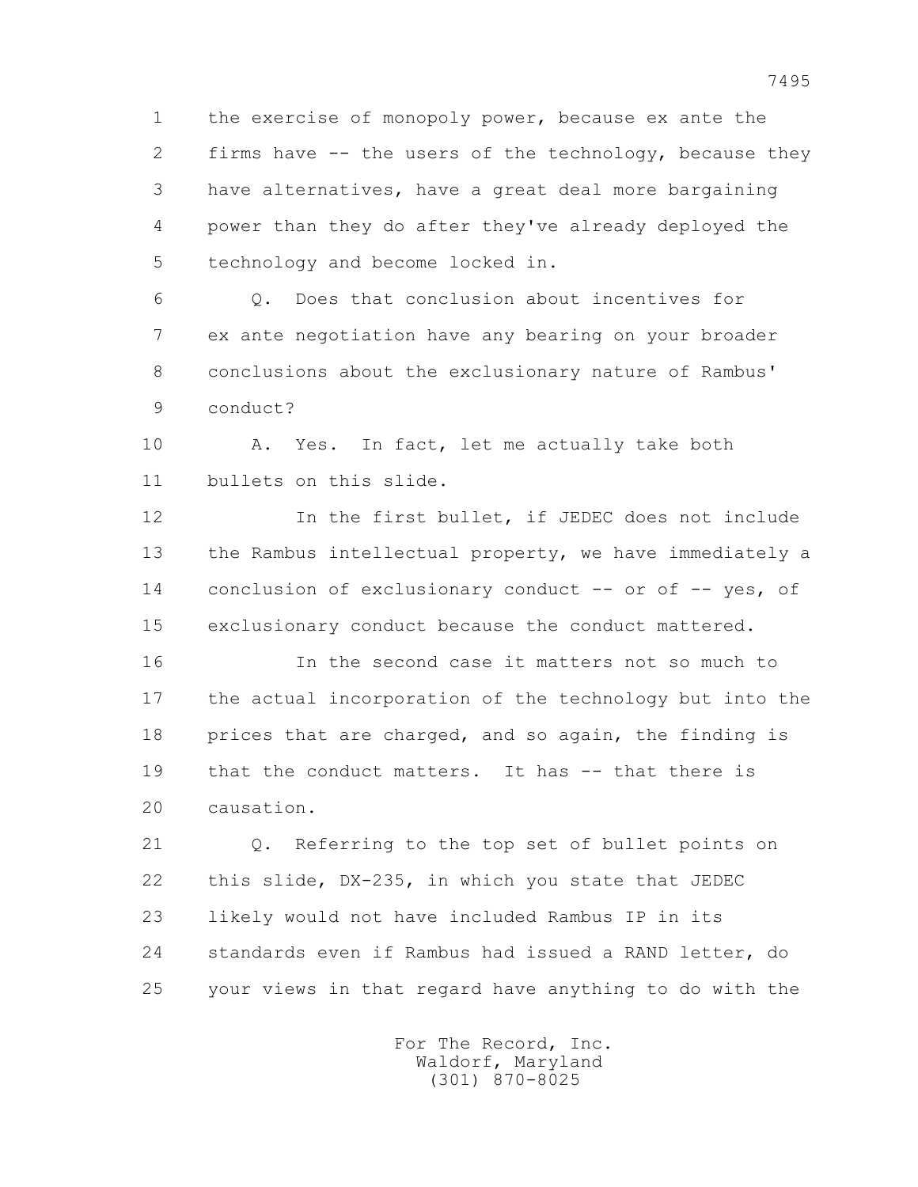1 the exercise of monopoly power, because ex ante the
2 firms have -- the users of the technology, because they
3 have alternatives, have a great deal more bargaining
4 power than they do after they've already deployed the
5 technology and become locked in.

6 Q. Does that conclusion about incentives for
7 ex ante negotiation have any bearing on your broader
8 conclusions about the exclusionary nature of Rambus'
9 conduct?

10 A. Yes. In fact, let me actually take both
11 bullets on this slide.

12 In the first bullet, if JEDEC does not include
13 the Rambus intellectual property, we have immediately a
14 conclusion of exclusionary conduct -- or of -- yes, of
15 exclusionary conduct because the conduct mattered.

16 In the second case it matters not so much to
17 the actual incorporation of the technology but into the
18 prices that are charged, and so again, the finding is
19 that the conduct matters. It has -- that there is
20 causation.

21 Q. Referring to the top set of bullet points on
22 this slide, DX-235, in which you state that JEDEC
23 likely would not have included Rambus IP in its
24 standards even if Rambus had issued a RAND letter, do
25 your views in that regard have anything to do with the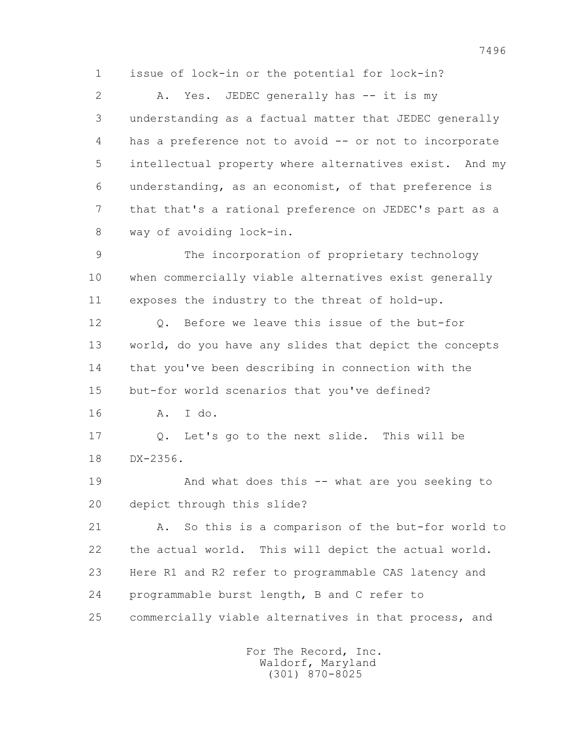1 issue of lock-in or the potential for lock-in?

2 A. Yes. JEDEC generally has -- it is my

3 understanding as a factual matter that JEDEC generally

4 has a preference not to avoid -- or not to incorporate

5 intellectual property where alternatives exist. And my

6 understanding, as an economist, of that preference is

7 that that's a rational preference on JEDEC's part as a

8 way of avoiding lock-in.

9 The incorporation of proprietary technology

10 when commercially viable alternatives exist generally

11 exposes the industry to the threat of hold-up.

12 Q. Before we leave this issue of the but-for

13 world, do you have any slides that depict the concepts

14 that you've been describing in connection with the

15 but-for world scenarios that you've defined?

16 A. I do.

17 Q. Let's go to the next slide. This will be

18 DX-2356.

19 And what does this -- what are you seeking to

20 depict through this slide?

21 A. So this is a comparison of the but-for world to

22 the actual world. This will depict the actual world.

23 Here R1 and R2 refer to programmable CAS latency and

24 programmable burst length, B and C refer to

25 commercially viable alternatives in that process, and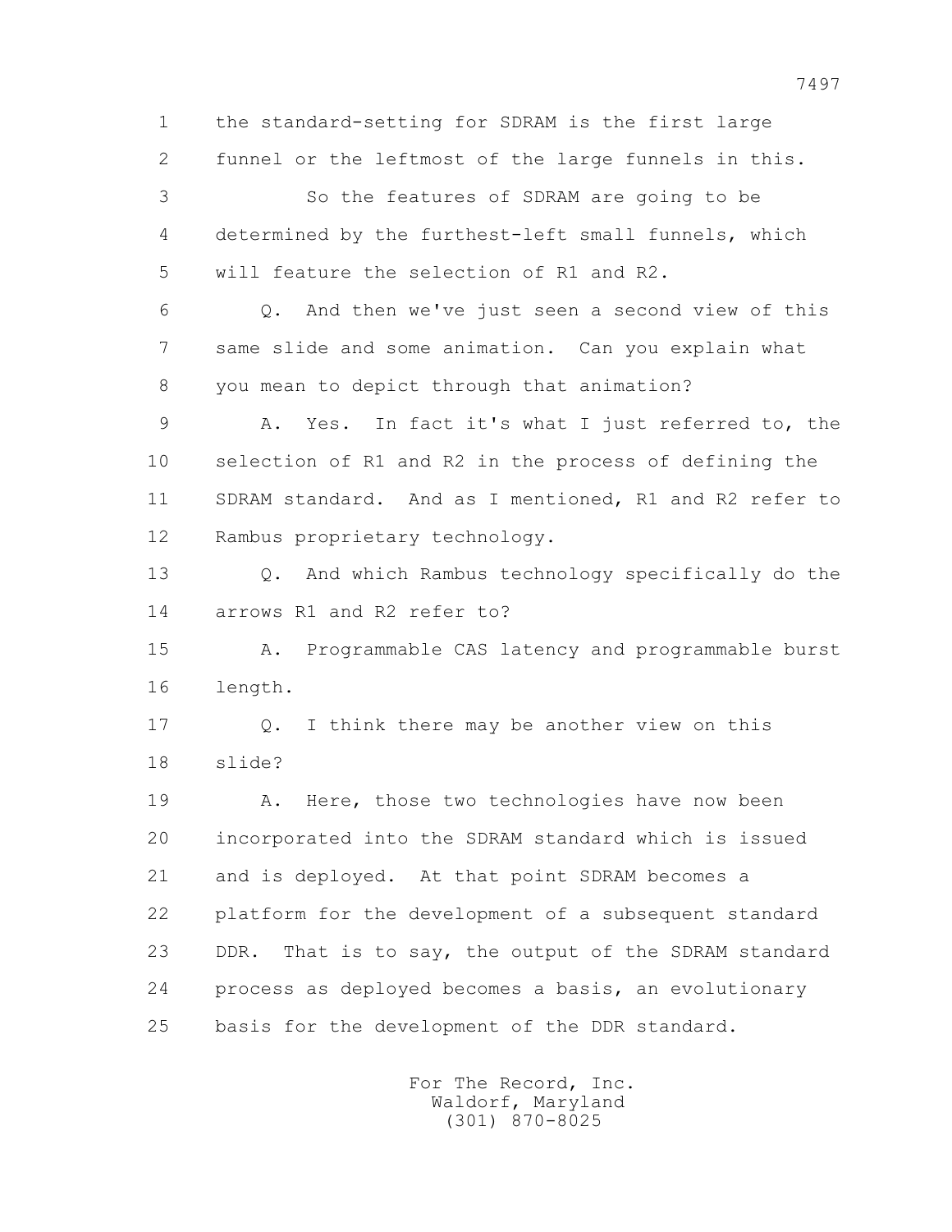1 the standard-setting for SDRAM is the first large
2 funnel or the leftmost of the large funnels in this.
3 So the features of SDRAM are going to be
4 determined by the furthest-left small funnels, which
5 will feature the selection of R1 and R2.
6 Q. And then we've just seen a second view of this
7 same slide and some animation. Can you explain what
8 you mean to depict through that animation?
9 A. Yes. In fact it's what I just referred to, the
10 selection of R1 and R2 in the process of defining the
11 SDRAM standard. And as I mentioned, R1 and R2 refer to
12 Rambus proprietary technology.
13 Q. And which Rambus technology specifically do the
14 arrows R1 and R2 refer to?
15 A. Programmable CAS latency and programmable burst
16 length.
17 Q. I think there may be another view on this
18 slide?
19 A. Here, those two technologies have now been
20 incorporated into the SDRAM standard which is issued
21 and is deployed. At that point SDRAM becomes a
22 platform for the development of a subsequent standard
23 DDR. That is to say, the output of the SDRAM standard
24 process as deployed becomes a basis, an evolutionary
25 basis for the development of the DDR standard.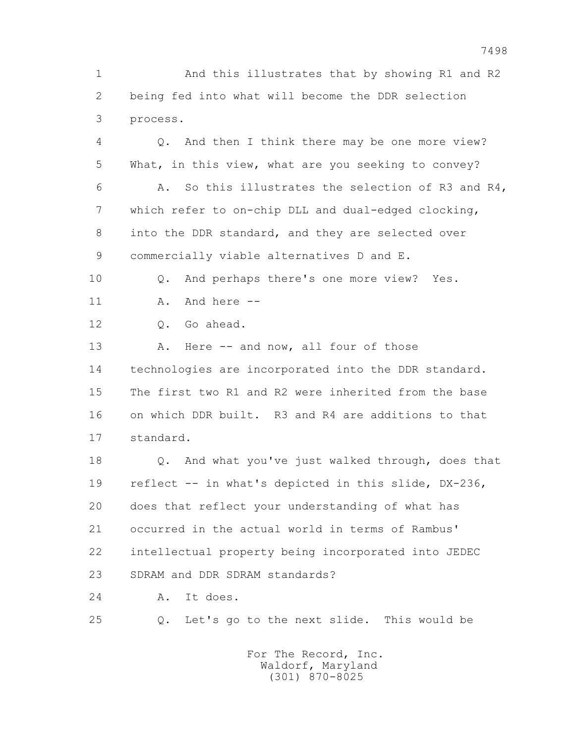1 And this illustrates that by showing R1 and R2
2 being fed into what will become the DDR selection
3 process.

4 Q. And then I think there may be one more view?
5 What, in this view, what are you seeking to convey?

6 A. So this illustrates the selection of R3 and R4,
7 which refer to on-chip DLL and dual-edged clocking,
8 into the DDR standard, and they are selected over
9 commercially viable alternatives D and E.

10 Q. And perhaps there's one more view? Yes.

11 A. And here --

12 Q. Go ahead.

13 A. Here -- and now, all four of those
14 technologies are incorporated into the DDR standard.
15 The first two R1 and R2 were inherited from the base
16 on which DDR built. R3 and R4 are additions to that
17 standard.

18 Q. And what you've just walked through, does that
19 reflect -- in what's depicted in this slide, DX-236,
20 does that reflect your understanding of what has
21 occurred in the actual world in terms of Rambus'
22 intellectual property being incorporated into JEDEC
23 SDRAM and DDR SDRAM standards?

24 A. It does.

25 Q. Let's go to the next slide. This would be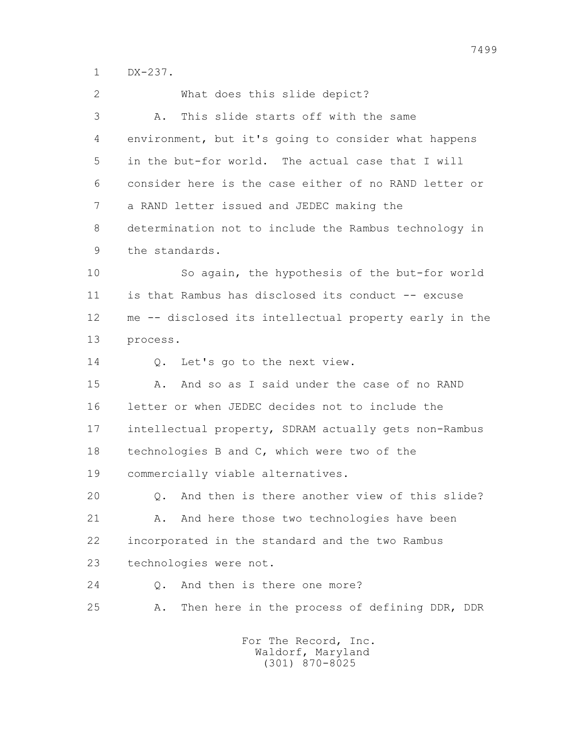1 DX-237.

2 What does this slide depict?

3 A. This slide starts off with the same

4 environment, but it's going to consider what happens

5 in the but-for world. The actual case that I will

6 consider here is the case either of no RAND letter or

7 a RAND letter issued and JEDEC making the

8 determination not to include the Rambus technology in

9 the standards.

10 So again, the hypothesis of the but-for world

11 is that Rambus has disclosed its conduct -- excuse

12 me -- disclosed its intellectual property early in the

13 process.

14 Q. Let's go to the next view.

15 A. And so as I said under the case of no RAND

16 letter or when JEDEC decides not to include the

17 intellectual property, SDRAM actually gets non-Rambus

18 technologies B and C, which were two of the

19 commercially viable alternatives.

20 Q. And then is there another view of this slide?

21 A. And here those two technologies have been

22 incorporated in the standard and the two Rambus

23 technologies were not.

24 Q. And then is there one more?

25 A. Then here in the process of defining DDR, DDR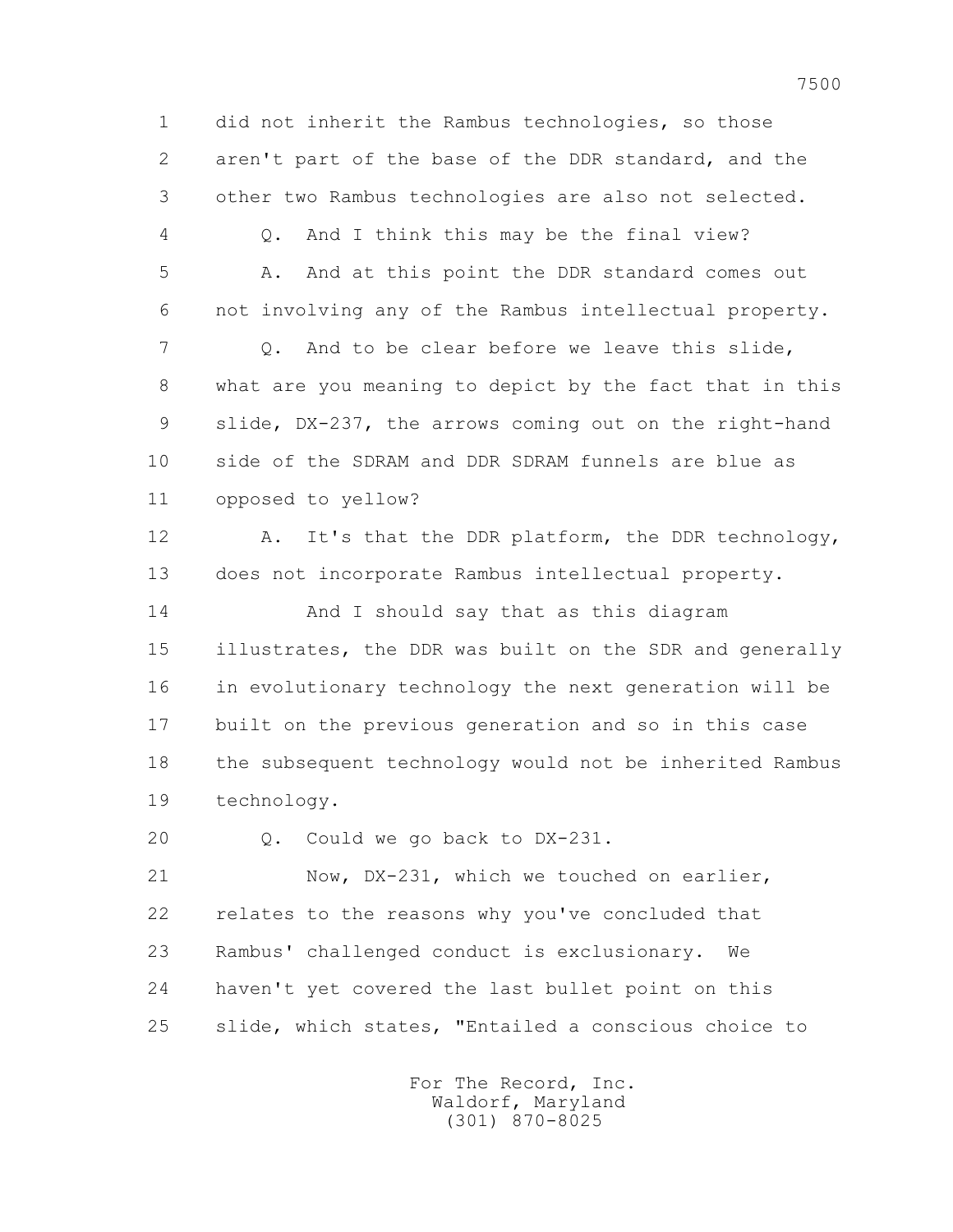1 did not inherit the Rambus technologies, so those
2 aren't part of the base of the DDR standard, and the
3 other two Rambus technologies are also not selected.
4 Q. And I think this may be the final view?
5 A. And at this point the DDR standard comes out
6 not involving any of the Rambus intellectual property.
7 Q. And to be clear before we leave this slide,
8 what are you meaning to depict by the fact that in this
9 slide, DX-237, the arrows coming out on the right-hand
10 side of the SDRAM and DDR SDRAM funnels are blue as
11 opposed to yellow?
12 A. It's that the DDR platform, the DDR technology,
13 does not incorporate Rambus intellectual property.
14 And I should say that as this diagram
15 illustrates, the DDR was built on the SDR and generally
16 in evolutionary technology the next generation will be
17 built on the previous generation and so in this case
18 the subsequent technology would not be inherited Rambus
19 technology.
20 Q. Could we go back to DX-231.
21 Now, DX-231, which we touched on earlier,
22 relates to the reasons why you've concluded that
23 Rambus' challenged conduct is exclusionary. We
24 haven't yet covered the last bullet point on this
25 slide, which states, "Entailed a conscious choice to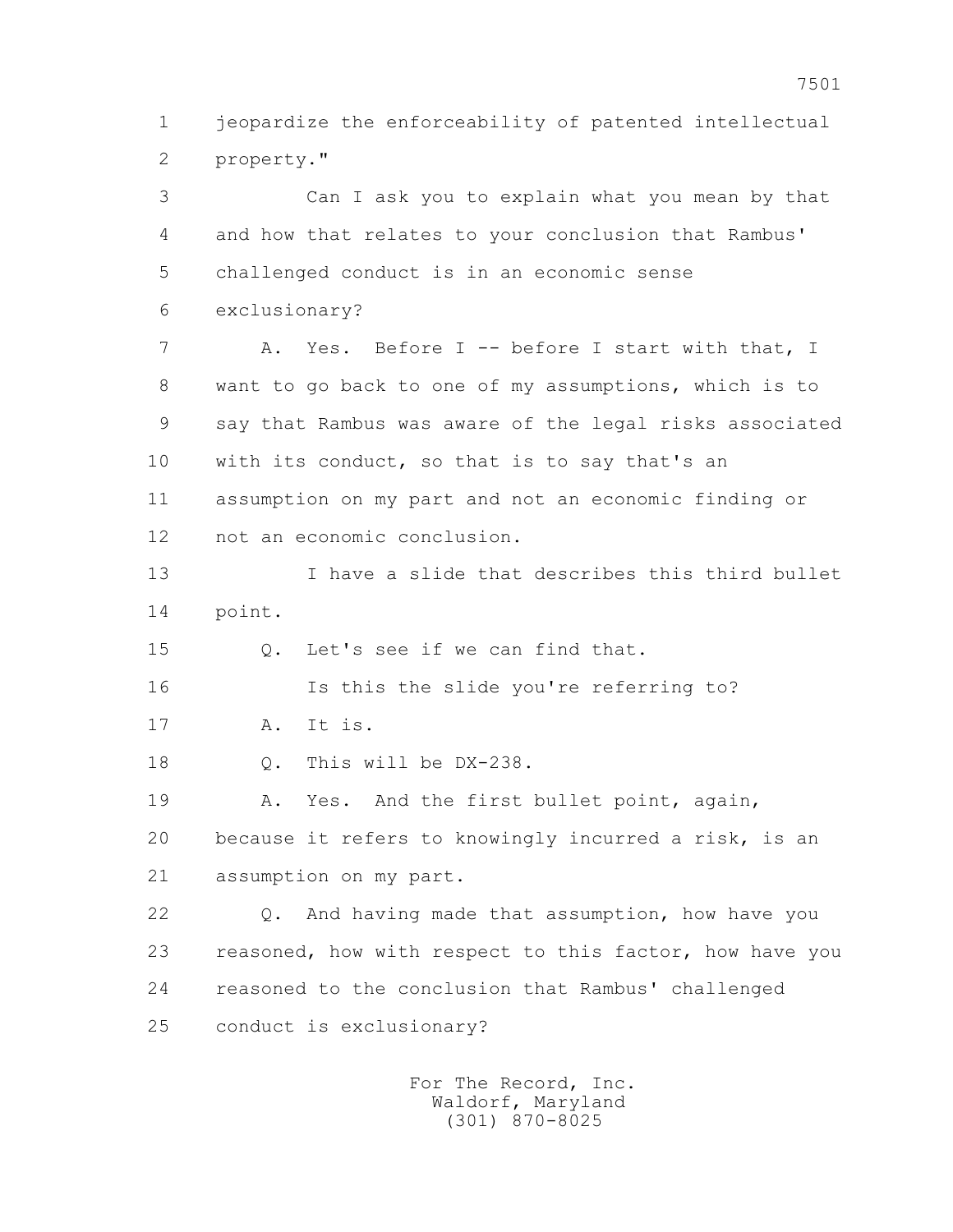1 jeopardize the enforceability of patented intellectual
2 property."

3 Can I ask you to explain what you mean by that
4 and how that relates to your conclusion that Rambus'
5 challenged conduct is in an economic sense
6 exclusionary?

7 A. Yes. Before I -- before I start with that, I
8 want to go back to one of my assumptions, which is to
9 say that Rambus was aware of the legal risks associated
10 with its conduct, so that is to say that's an
11 assumption on my part and not an economic finding or
12 not an economic conclusion.

13 I have a slide that describes this third bullet
14 point.

15 Q. Let's see if we can find that.

16 Is this the slide you're referring to?

17 A. It is.

18 Q. This will be DX-238.

19 A. Yes. And the first bullet point, again,
20 because it refers to knowingly incurred a risk, is an
21 assumption on my part.

22 Q. And having made that assumption, how have you
23 reasoned, how with respect to this factor, how have you
24 reasoned to the conclusion that Rambus' challenged
25 conduct is exclusionary?

For The Record, Inc.
Waldorf, Maryland
(301) 870-8025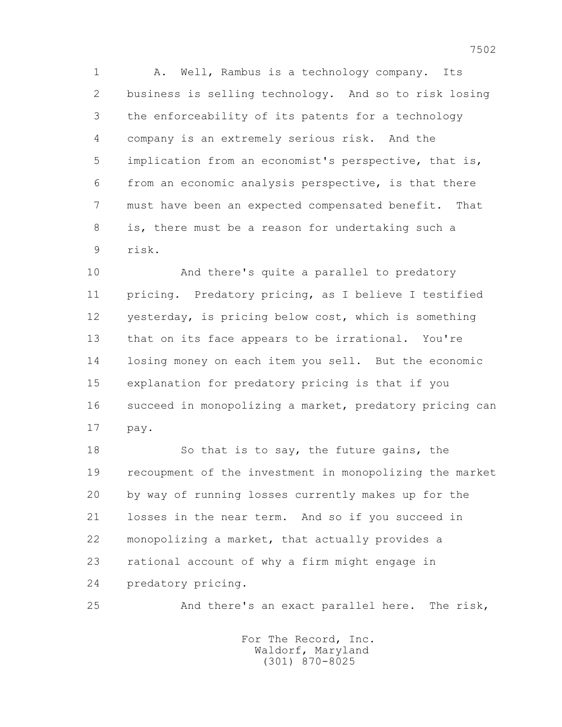A. Well, Rambus is a technology company. Its business is selling technology. And so to risk losing the enforceability of its patents for a technology company is an extremely serious risk. And the implication from an economist's perspective, that is, from an economic analysis perspective, is that there must have been an expected compensated benefit. That is, there must be a reason for undertaking such a risk.

And there's quite a parallel to predatory pricing. Predatory pricing, as I believe I testified yesterday, is pricing below cost, which is something that on its face appears to be irrational. You're losing money on each item you sell. But the economic explanation for predatory pricing is that if you succeed in monopolizing a market, predatory pricing can pay.

So that is to say, the future gains, the recoupment of the investment in monopolizing the market by way of running losses currently makes up for the losses in the near term. And so if you succeed in monopolizing a market, that actually provides a rational account of why a firm might engage in predatory pricing.

And there's an exact parallel here. The risk,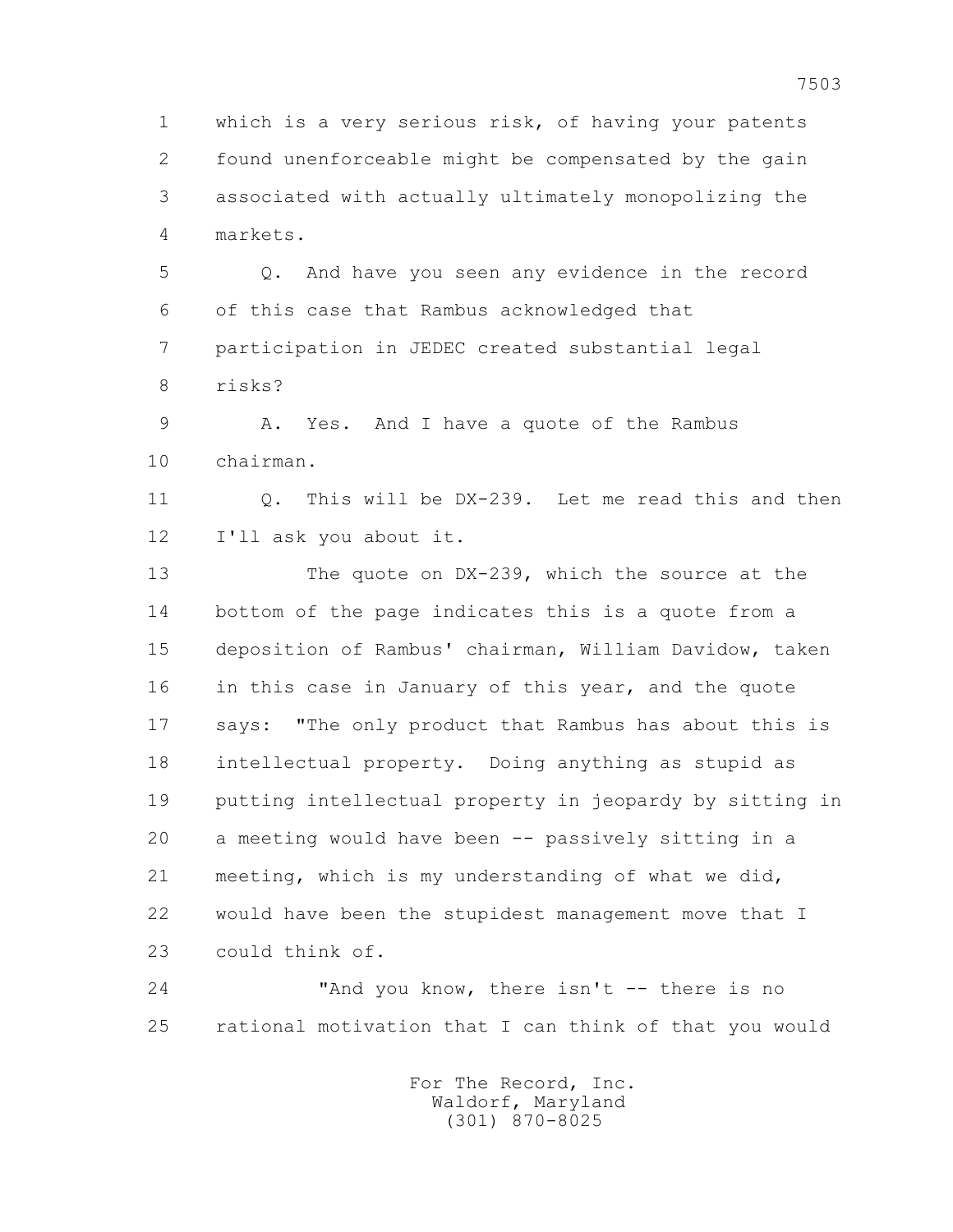1 which is a very serious risk, of having your patents
2 found unenforceable might be compensated by the gain
3 associated with actually ultimately monopolizing the
4 markets.

5 Q. And have you seen any evidence in the record
6 of this case that Rambus acknowledged that
7 participation in JEDEC created substantial legal
8 risks?

9 A. Yes. And I have a quote of the Rambus
10 chairman.

11 Q. This will be DX-239. Let me read this and then
12 I'll ask you about it.

13 The quote on DX-239, which the source at the
14 bottom of the page indicates this is a quote from a
15 deposition of Rambus' chairman, William Davidow, taken
16 in this case in January of this year, and the quote
17 says: "The only product that Rambus has about this is
18 intellectual property. Doing anything as stupid as
19 putting intellectual property in jeopardy by sitting in
20 a meeting would have been -- passively sitting in a
21 meeting, which is my understanding of what we did,
22 would have been the stupidest management move that I
23 could think of.

24 "And you know, there isn't -- there is no
25 rational motivation that I can think of that you would

For The Record, Inc.
Waldorf, Maryland
(301) 870-8025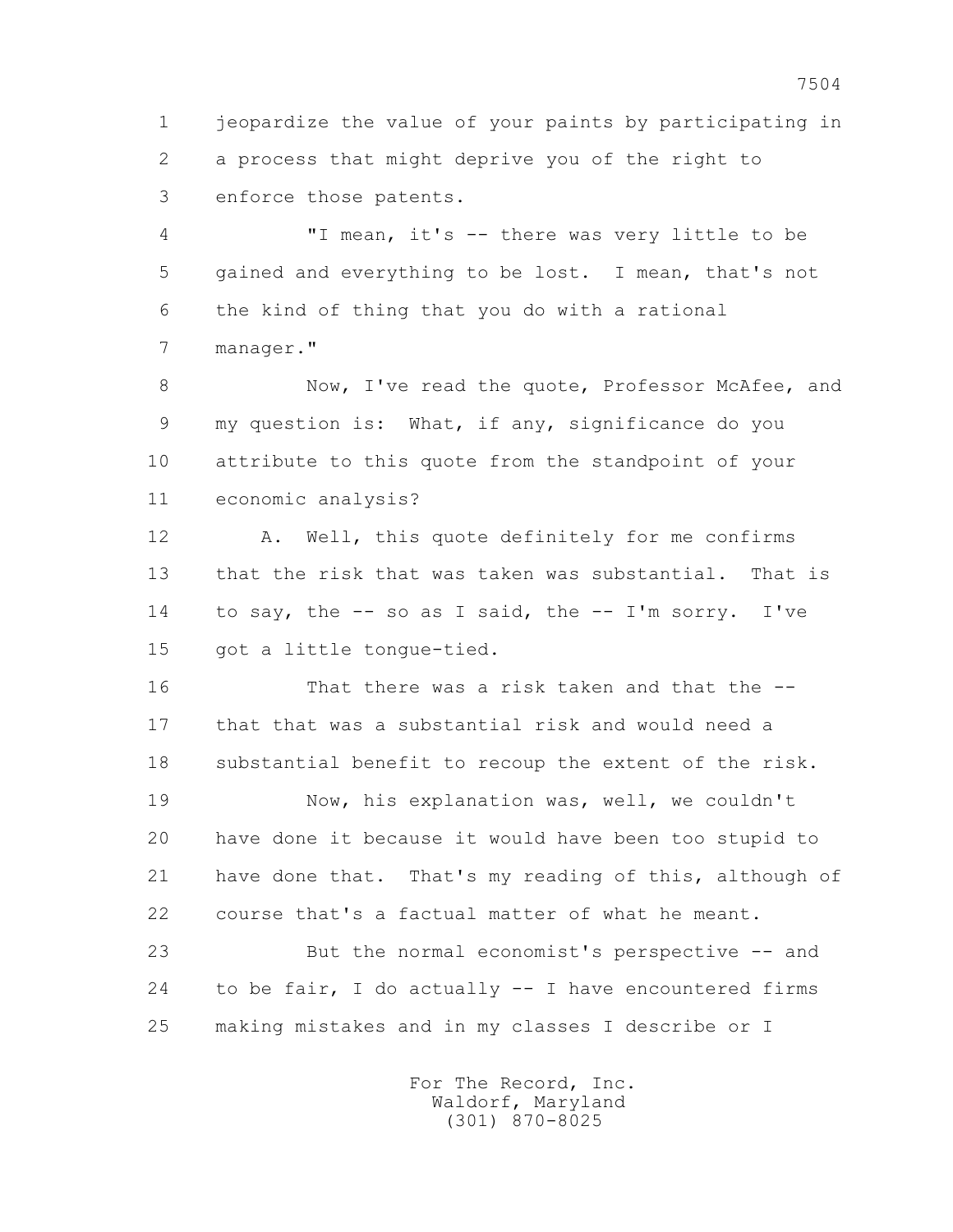1 jeopardize the value of your paints by participating in
2 a process that might deprive you of the right to
3 enforce those patents.

4 "I mean, it's -- there was very little to be
5 gained and everything to be lost. I mean, that's not
6 the kind of thing that you do with a rational
7 manager."

8 Now, I've read the quote, Professor McAfee, and
9 my question is: What, if any, significance do you
10 attribute to this quote from the standpoint of your
11 economic analysis?

12 A. Well, this quote definitely for me confirms
13 that the risk that was taken was substantial. That is
14 to say, the -- so as I said, the -- I'm sorry. I've
15 got a little tongue-tied.

16 That there was a risk taken and that the --
17 that that was a substantial risk and would need a
18 substantial benefit to recoup the extent of the risk.

19 Now, his explanation was, well, we couldn't
20 have done it because it would have been too stupid to
21 have done that. That's my reading of this, although of
22 course that's a factual matter of what he meant.

23 But the normal economist's perspective -- and
24 to be fair, I do actually -- I have encountered firms
25 making mistakes and in my classes I describe or I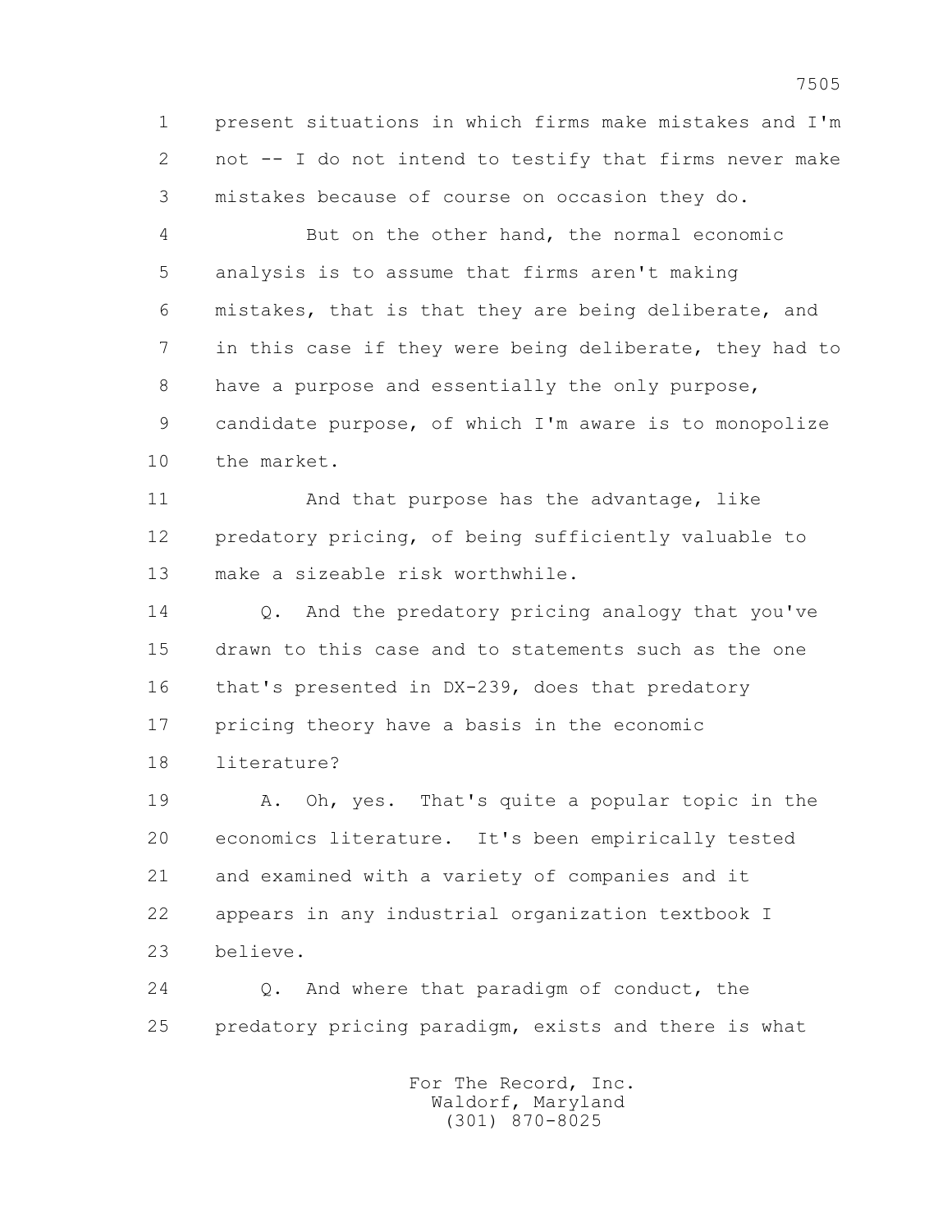present situations in which firms make mistakes and I'm not -- I do not intend to testify that firms never make mistakes because of course on occasion they do.

But on the other hand, the normal economic analysis is to assume that firms aren't making mistakes, that is that they are being deliberate, and in this case if they were being deliberate, they had to have a purpose and essentially the only purpose, candidate purpose, of which I'm aware is to monopolize the market.

And that purpose has the advantage, like predatory pricing, of being sufficiently valuable to make a sizeable risk worthwhile.

Q. And the predatory pricing analogy that you've drawn to this case and to statements such as the one that's presented in DX-239, does that predatory pricing theory have a basis in the economic literature?

A. Oh, yes. That's quite a popular topic in the economics literature. It's been empirically tested and examined with a variety of companies and it appears in any industrial organization textbook I believe.

Q. And where that paradigm of conduct, the predatory pricing paradigm, exists and there is what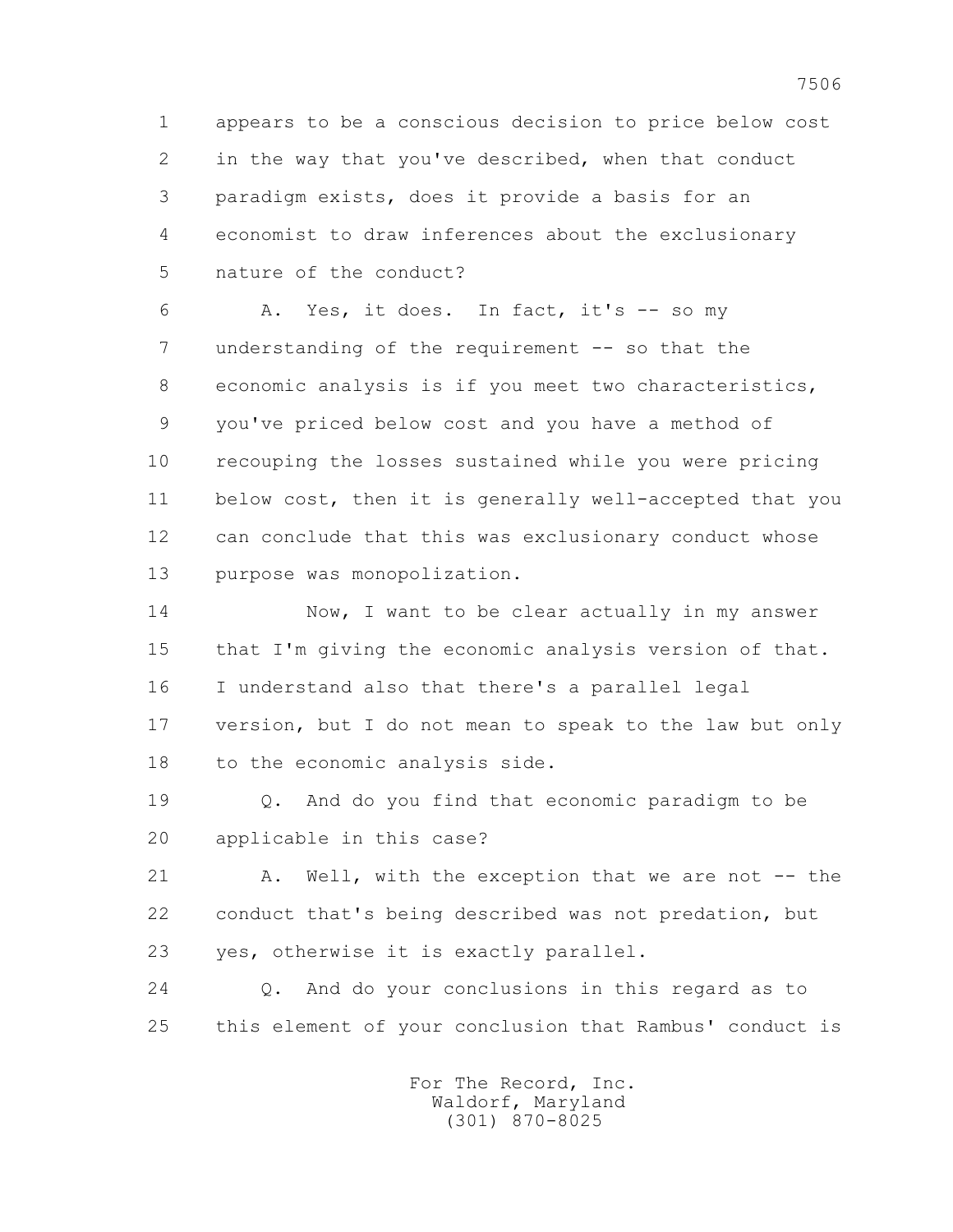1 appears to be a conscious decision to price below cost
2 in the way that you've described, when that conduct
3 paradigm exists, does it provide a basis for an
4 economist to draw inferences about the exclusionary
5 nature of the conduct?

6 A. Yes, it does. In fact, it's -- so my
7 understanding of the requirement -- so that the
8 economic analysis is if you meet two characteristics,
9 you've priced below cost and you have a method of
10 recouping the losses sustained while you were pricing
11 below cost, then it is generally well-accepted that you
12 can conclude that this was exclusionary conduct whose
13 purpose was monopolization.

14 Now, I want to be clear actually in my answer
15 that I'm giving the economic analysis version of that.
16 I understand also that there's a parallel legal
17 version, but I do not mean to speak to the law but only
18 to the economic analysis side.

19 Q. And do you find that economic paradigm to be
20 applicable in this case?

21 A. Well, with the exception that we are not -- the
22 conduct that's being described was not predation, but
23 yes, otherwise it is exactly parallel.

24 Q. And do your conclusions in this regard as to
25 this element of your conclusion that Rambus' conduct is

For The Record, Inc.
Waldorf, Maryland
(301) 870-8025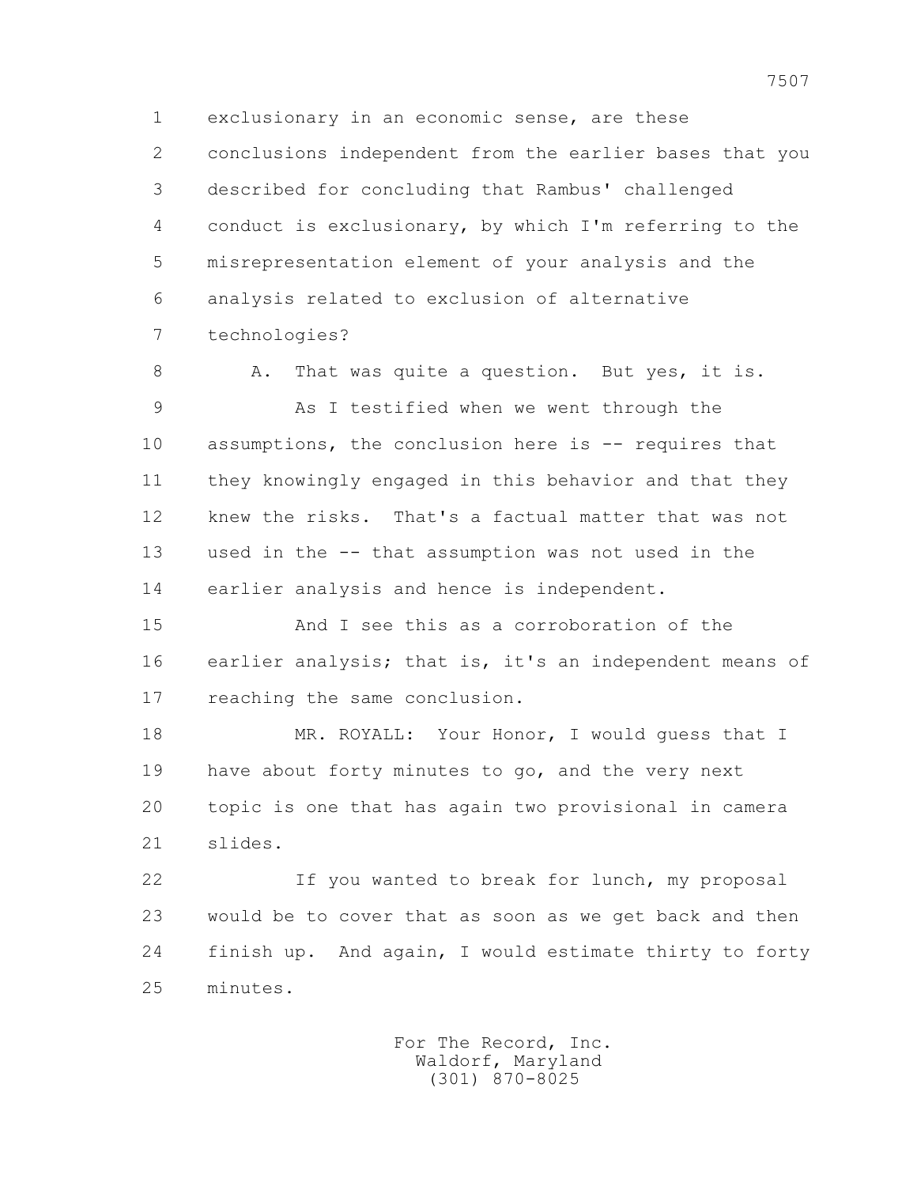1 exclusionary in an economic sense, are these
2 conclusions independent from the earlier bases that you
3 described for concluding that Rambus' challenged
4 conduct is exclusionary, by which I'm referring to the
5 misrepresentation element of your analysis and the
6 analysis related to exclusion of alternative
7 technologies?

8 A. That was quite a question. But yes, it is.

9 As I testified when we went through the
10 assumptions, the conclusion here is -- requires that
11 they knowingly engaged in this behavior and that they
12 knew the risks. That's a factual matter that was not
13 used in the -- that assumption was not used in the
14 earlier analysis and hence is independent.

15 And I see this as a corroboration of the
16 earlier analysis; that is, it's an independent means of
17 reaching the same conclusion.

18 MR. ROYALL: Your Honor, I would guess that I
19 have about forty minutes to go, and the very next
20 topic is one that has again two provisional in camera
21 slides.

22 If you wanted to break for lunch, my proposal
23 would be to cover that as soon as we get back and then
24 finish up. And again, I would estimate thirty to forty
25 minutes.

For The Record, Inc.
Waldorf, Maryland
(301) 870-8025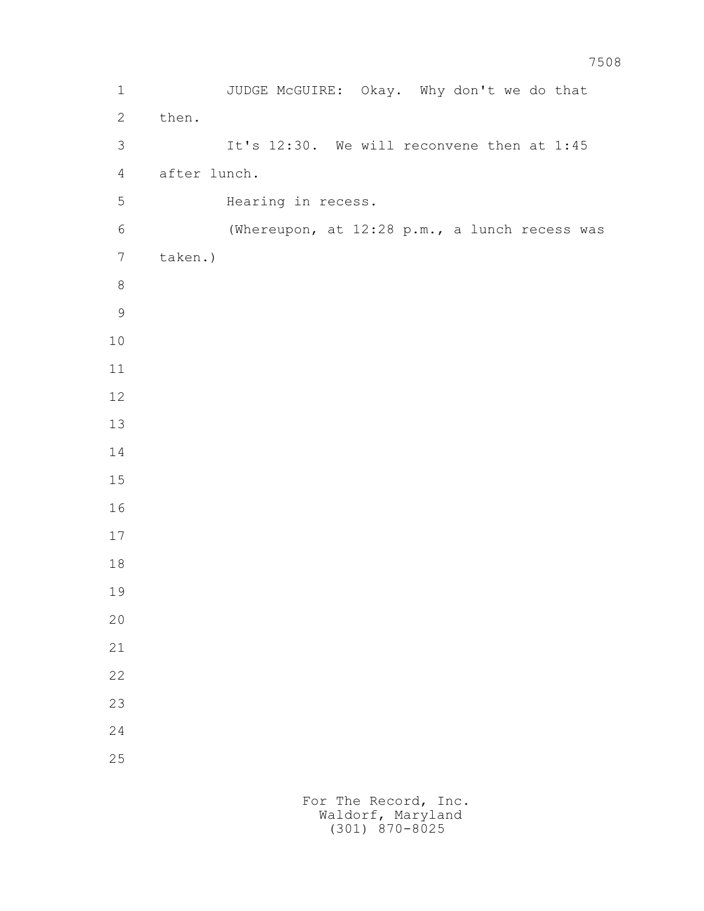JUDGE McGUIRE: Okay. Why don't we do that then.

It's 12:30. We will reconvene then at 1:45 after lunch.

Hearing in recess.

(Whereupon, at 12:28 p.m., a lunch recess was taken.)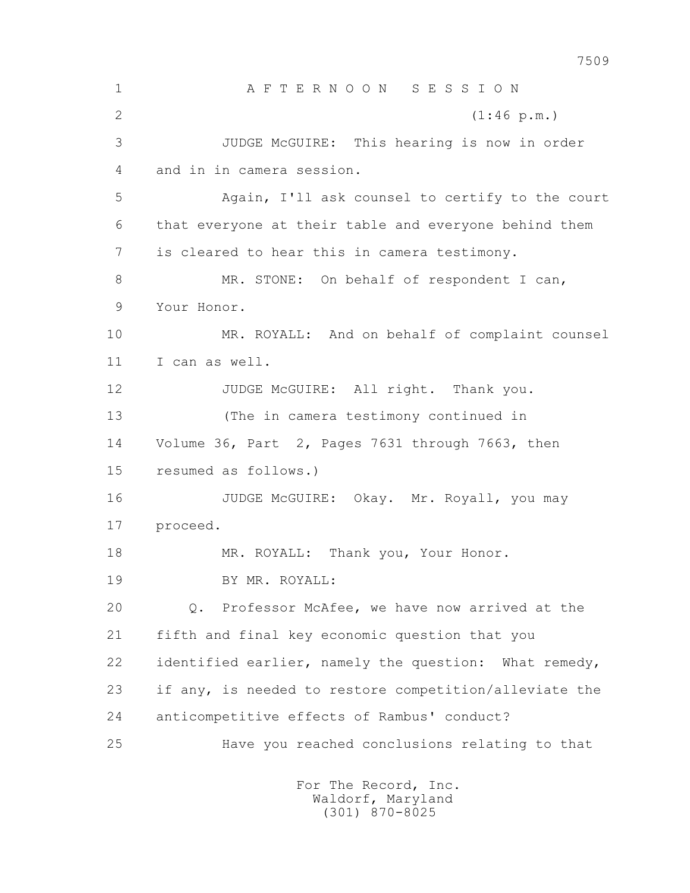A F T E R N O O N   S E S S I O N

(1:46 p.m.)

JUDGE McGUIRE: This hearing is now in order and in in camera session.

Again, I'll ask counsel to certify to the court that everyone at their table and everyone behind them is cleared to hear this in camera testimony.

MR. STONE: On behalf of respondent I can, Your Honor.

MR. ROYALL: And on behalf of complaint counsel I can as well.

JUDGE McGUIRE: All right. Thank you.

(The in camera testimony continued in Volume 36, Part 2, Pages 7631 through 7663, then resumed as follows.)

JUDGE McGUIRE: Okay. Mr. Royall, you may proceed.

MR. ROYALL: Thank you, Your Honor.

BY MR. ROYALL:

Q. Professor McAfee, we have now arrived at the fifth and final key economic question that you identified earlier, namely the question: What remedy, if any, is needed to restore competition/alleviate the anticompetitive effects of Rambus' conduct?

Have you reached conclusions relating to that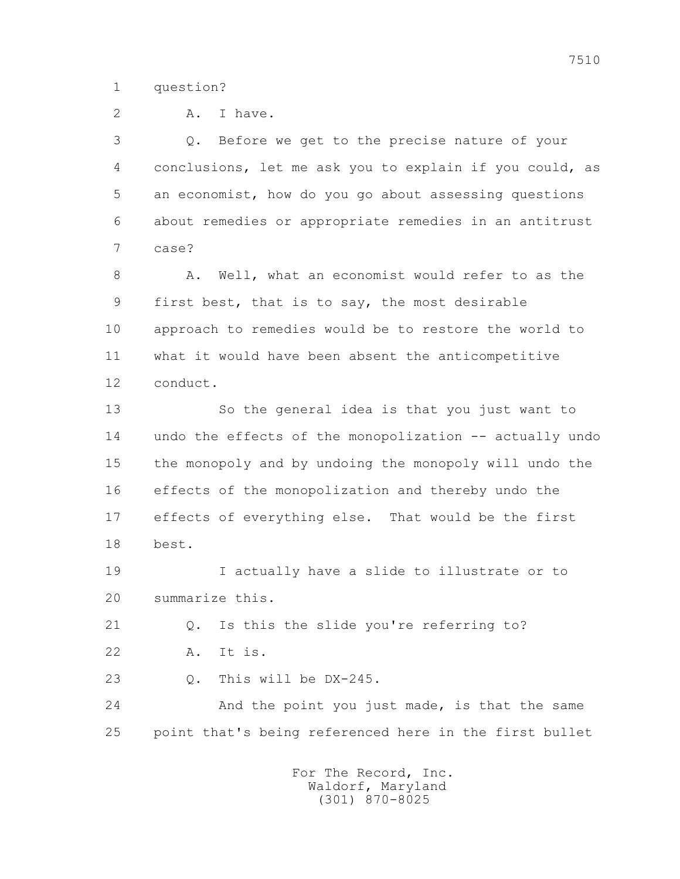1 question?

2 A. I have.

3 Q. Before we get to the precise nature of your
4 conclusions, let me ask you to explain if you could, as
5 an economist, how do you go about assessing questions
6 about remedies or appropriate remedies in an antitrust
7 case?

8 A. Well, what an economist would refer to as the
9 first best, that is to say, the most desirable
10 approach to remedies would be to restore the world to
11 what it would have been absent the anticompetitive
12 conduct.

13 So the general idea is that you just want to
14 undo the effects of the monopolization -- actually undo
15 the monopoly and by undoing the monopoly will undo the
16 effects of the monopolization and thereby undo the
17 effects of everything else. That would be the first
18 best.

19 I actually have a slide to illustrate or to
20 summarize this.

21 Q. Is this the slide you're referring to?

22 A. It is.

23 Q. This will be DX-245.

24 And the point you just made, is that the same
25 point that's being referenced here in the first bullet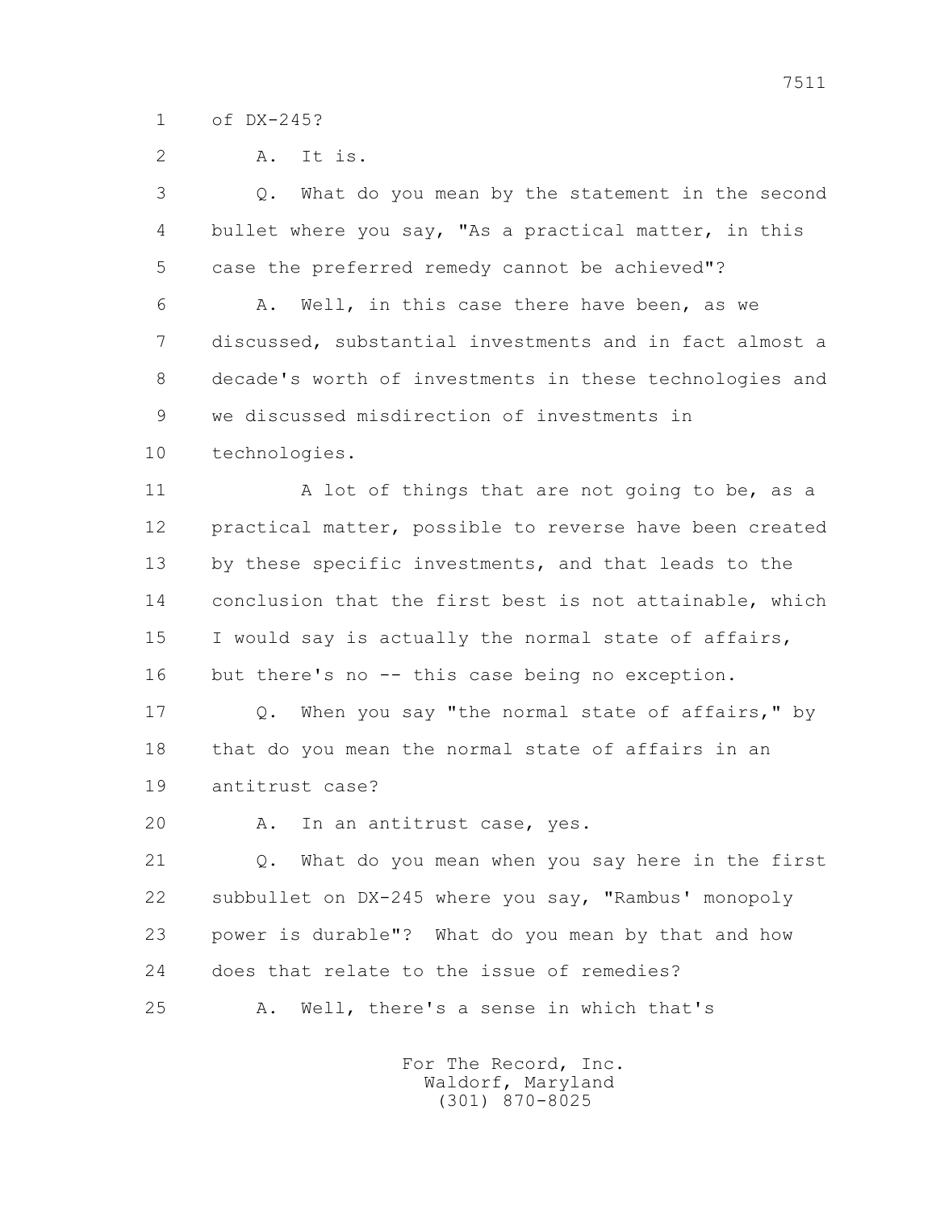of DX-245?

A. It is.

Q. What do you mean by the statement in the second bullet where you say, "As a practical matter, in this case the preferred remedy cannot be achieved"?

A. Well, in this case there have been, as we discussed, substantial investments and in fact almost a decade's worth of investments in these technologies and we discussed misdirection of investments in technologies.

A lot of things that are not going to be, as a practical matter, possible to reverse have been created by these specific investments, and that leads to the conclusion that the first best is not attainable, which I would say is actually the normal state of affairs, but there's no -- this case being no exception.

Q. When you say "the normal state of affairs," by that do you mean the normal state of affairs in an antitrust case?

A. In an antitrust case, yes.

Q. What do you mean when you say here in the first subbullet on DX-245 where you say, "Rambus' monopoly power is durable"? What do you mean by that and how does that relate to the issue of remedies?

A. Well, there's a sense in which that's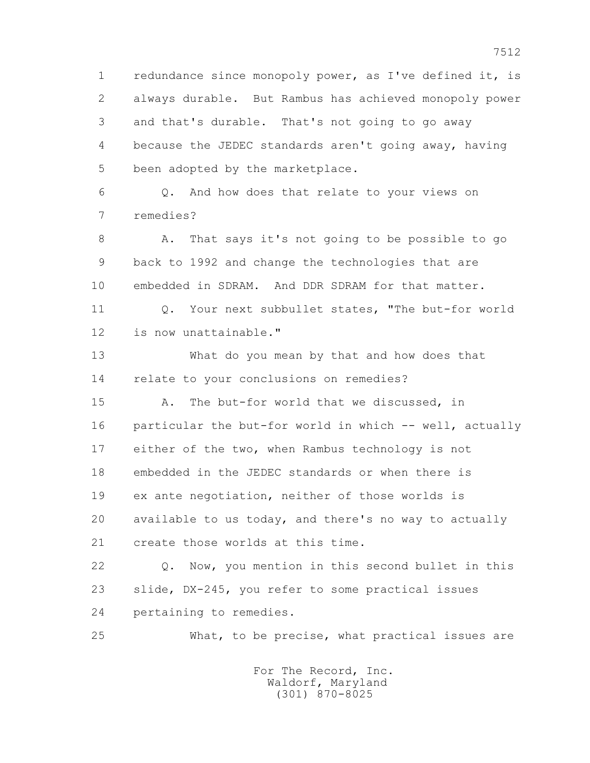1 redundance since monopoly power, as I've defined it, is
2 always durable. But Rambus has achieved monopoly power
3 and that's durable. That's not going to go away
4 because the JEDEC standards aren't going away, having
5 been adopted by the marketplace.

6 Q. And how does that relate to your views on
7 remedies?

8 A. That says it's not going to be possible to go
9 back to 1992 and change the technologies that are
10 embedded in SDRAM. And DDR SDRAM for that matter.

11 Q. Your next subbullet states, "The but-for world
12 is now unattainable."

13 What do you mean by that and how does that
14 relate to your conclusions on remedies?

15 A. The but-for world that we discussed, in
16 particular the but-for world in which -- well, actually
17 either of the two, when Rambus technology is not
18 embedded in the JEDEC standards or when there is
19 ex ante negotiation, neither of those worlds is
20 available to us today, and there's no way to actually
21 create those worlds at this time.

22 Q. Now, you mention in this second bullet in this
23 slide, DX-245, you refer to some practical issues
24 pertaining to remedies.

25 What, to be precise, what practical issues are

For The Record, Inc.
Waldorf, Maryland
(301) 870-8025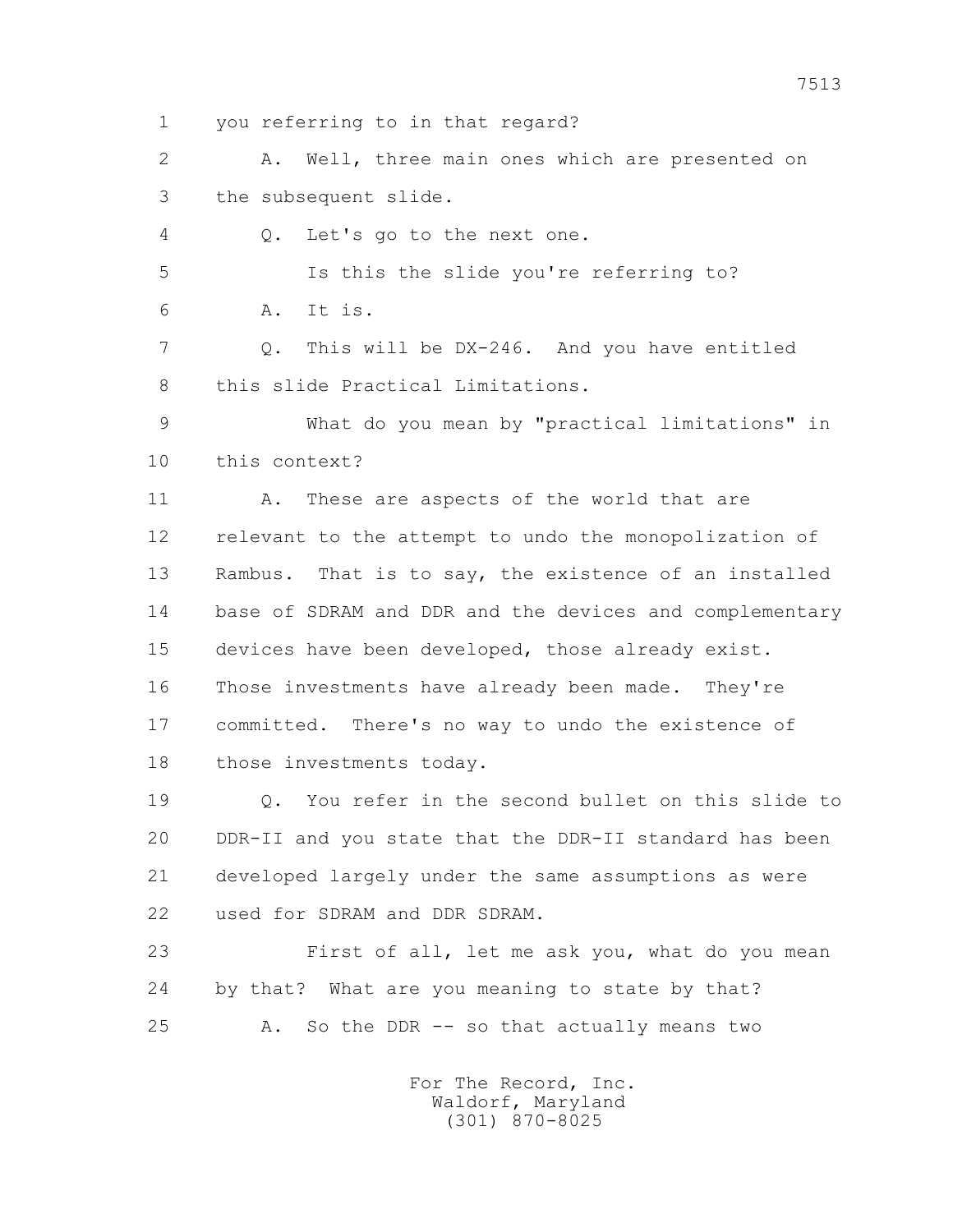1 you referring to in that regard?

2 A. Well, three main ones which are presented on

3 the subsequent slide.

4 Q. Let's go to the next one.

5 Is this the slide you're referring to?

6 A. It is.

7 Q. This will be DX-246. And you have entitled

8 this slide Practical Limitations.

9 What do you mean by "practical limitations" in

10 this context?

11 A. These are aspects of the world that are

12 relevant to the attempt to undo the monopolization of

13 Rambus. That is to say, the existence of an installed

14 base of SDRAM and DDR and the devices and complementary

15 devices have been developed, those already exist.

16 Those investments have already been made. They're

17 committed. There's no way to undo the existence of

18 those investments today.

19 Q. You refer in the second bullet on this slide to

20 DDR-II and you state that the DDR-II standard has been

21 developed largely under the same assumptions as were

22 used for SDRAM and DDR SDRAM.

23 First of all, let me ask you, what do you mean

24 by that? What are you meaning to state by that?

25 A. So the DDR -- so that actually means two

For The Record, Inc.
Waldorf, Maryland
(301) 870-8025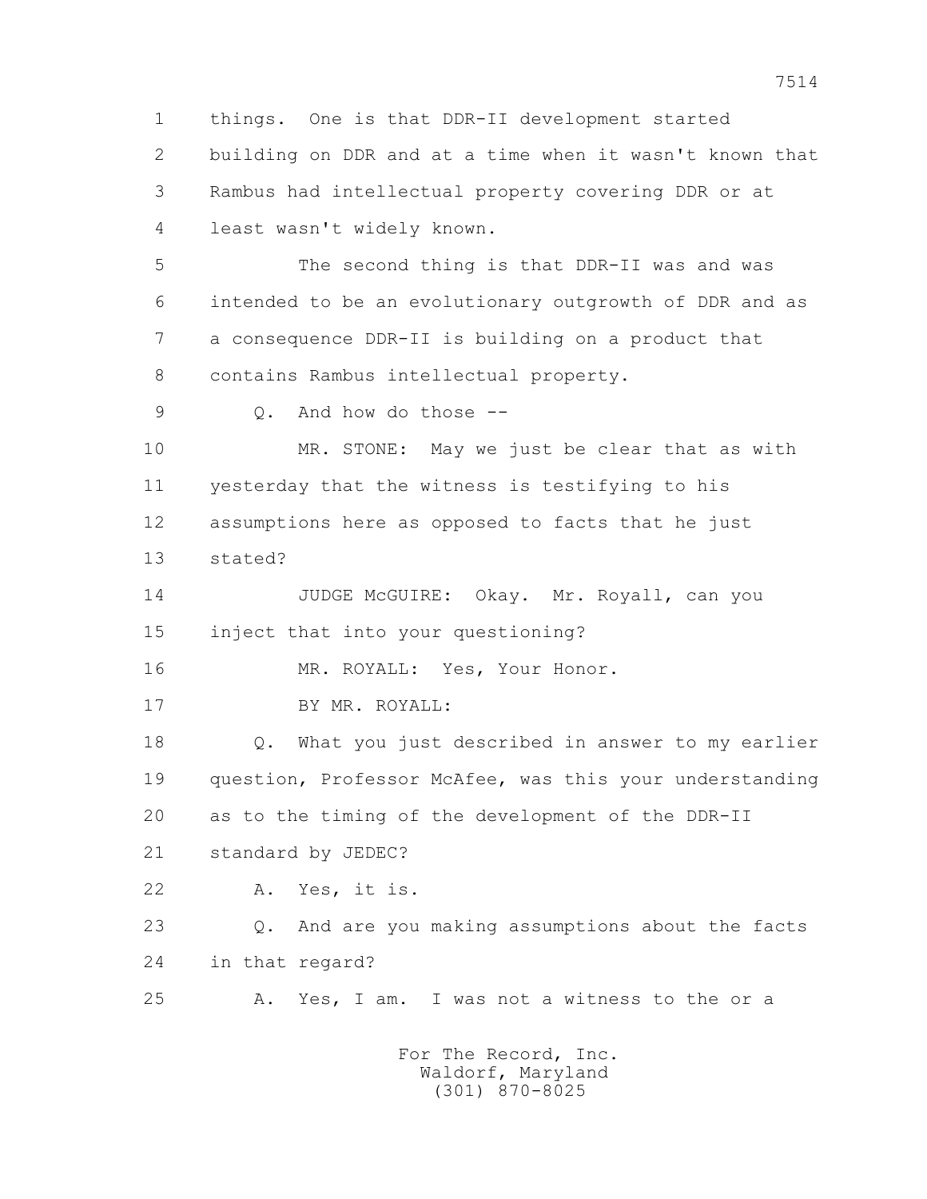1 things. One is that DDR-II development started

2 building on DDR and at a time when it wasn't known that

3 Rambus had intellectual property covering DDR or at

4 least wasn't widely known.

5 The second thing is that DDR-II was and was

6 intended to be an evolutionary outgrowth of DDR and as

7 a consequence DDR-II is building on a product that

8 contains Rambus intellectual property.

9 Q. And how do those --

10 MR. STONE: May we just be clear that as with

11 yesterday that the witness is testifying to his

12 assumptions here as opposed to facts that he just

13 stated?

14 JUDGE McGUIRE: Okay. Mr. Royall, can you

15 inject that into your questioning?

16 MR. ROYALL: Yes, Your Honor.

17 BY MR. ROYALL:

18 Q. What you just described in answer to my earlier

19 question, Professor McAfee, was this your understanding

20 as to the timing of the development of the DDR-II

21 standard by JEDEC?

22 A. Yes, it is.

23 Q. And are you making assumptions about the facts

24 in that regard?

25 A. Yes, I am. I was not a witness to the or a

For The Record, Inc.
Waldorf, Maryland
(301) 870-8025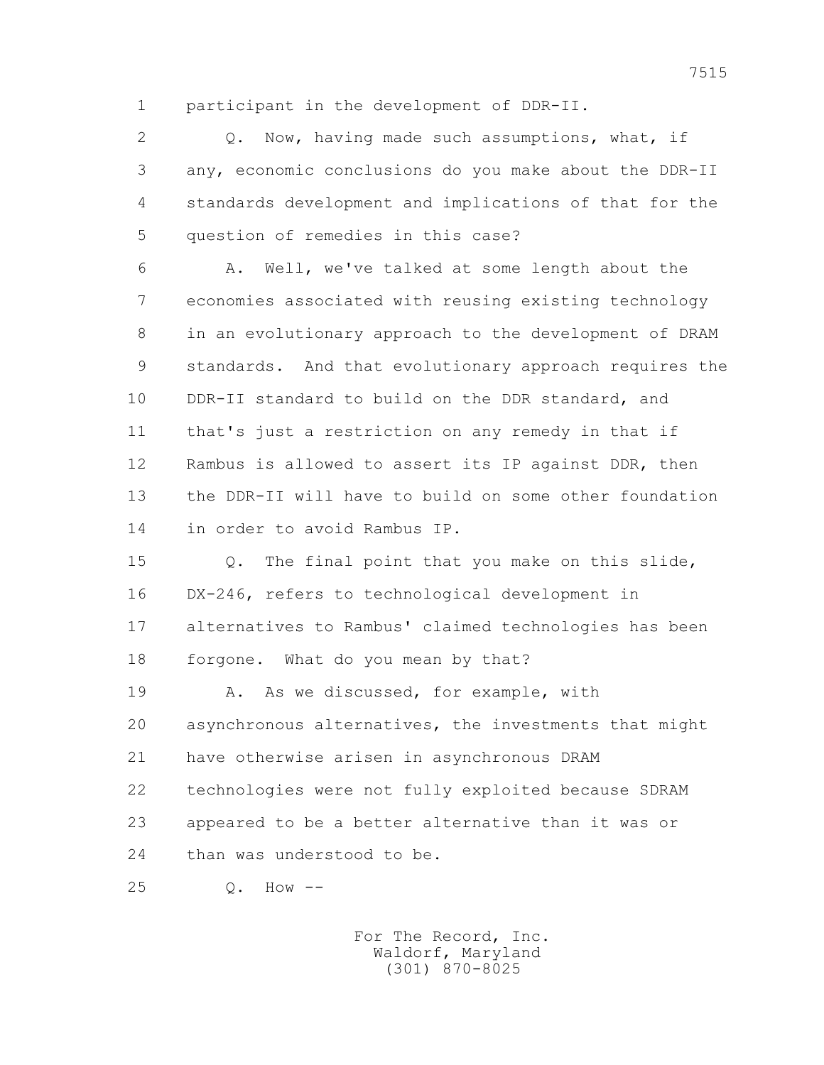1 participant in the development of DDR-II.

2 Q. Now, having made such assumptions, what, if
3 any, economic conclusions do you make about the DDR-II
4 standards development and implications of that for the
5 question of remedies in this case?

6 A. Well, we've talked at some length about the
7 economies associated with reusing existing technology
8 in an evolutionary approach to the development of DRAM
9 standards. And that evolutionary approach requires the
10 DDR-II standard to build on the DDR standard, and
11 that's just a restriction on any remedy in that if
12 Rambus is allowed to assert its IP against DDR, then
13 the DDR-II will have to build on some other foundation
14 in order to avoid Rambus IP.

15 Q. The final point that you make on this slide,
16 DX-246, refers to technological development in
17 alternatives to Rambus' claimed technologies has been
18 forgone. What do you mean by that?

19 A. As we discussed, for example, with
20 asynchronous alternatives, the investments that might
21 have otherwise arisen in asynchronous DRAM
22 technologies were not fully exploited because SDRAM
23 appeared to be a better alternative than it was or
24 than was understood to be.

25 Q. How --

For The Record, Inc.
Waldorf, Maryland
(301) 870-8025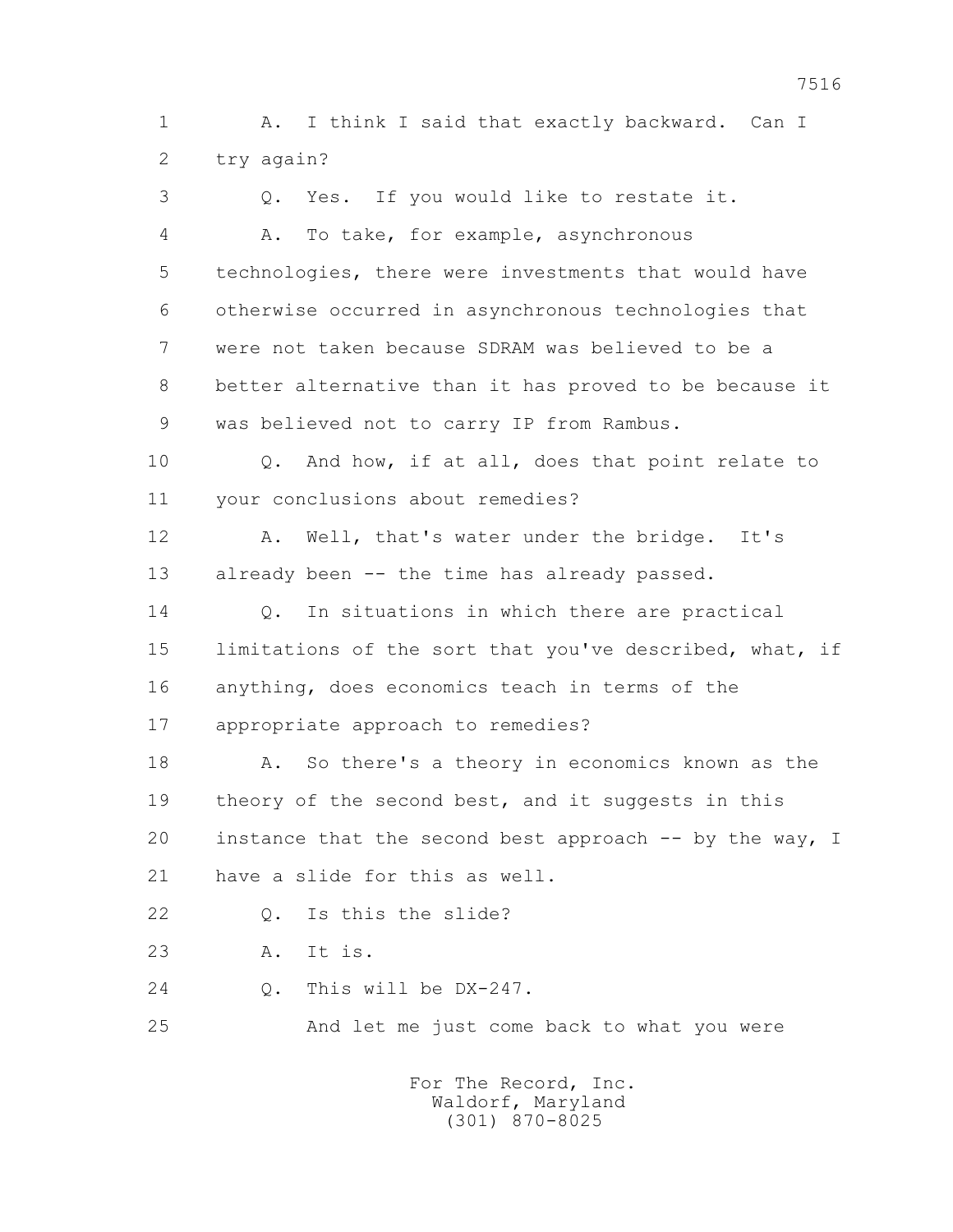1 A. I think I said that exactly backward. Can I
2 try again?

3 Q. Yes. If you would like to restate it.

4 A. To take, for example, asynchronous
5 technologies, there were investments that would have
6 otherwise occurred in asynchronous technologies that
7 were not taken because SDRAM was believed to be a
8 better alternative than it has proved to be because it
9 was believed not to carry IP from Rambus.

10 Q. And how, if at all, does that point relate to
11 your conclusions about remedies?

12 A. Well, that's water under the bridge. It's
13 already been -- the time has already passed.

14 Q. In situations in which there are practical
15 limitations of the sort that you've described, what, if
16 anything, does economics teach in terms of the
17 appropriate approach to remedies?

18 A. So there's a theory in economics known as the
19 theory of the second best, and it suggests in this
20 instance that the second best approach -- by the way, I
21 have a slide for this as well.

22 Q. Is this the slide?

23 A. It is.

24 Q. This will be DX-247.

25 And let me just come back to what you were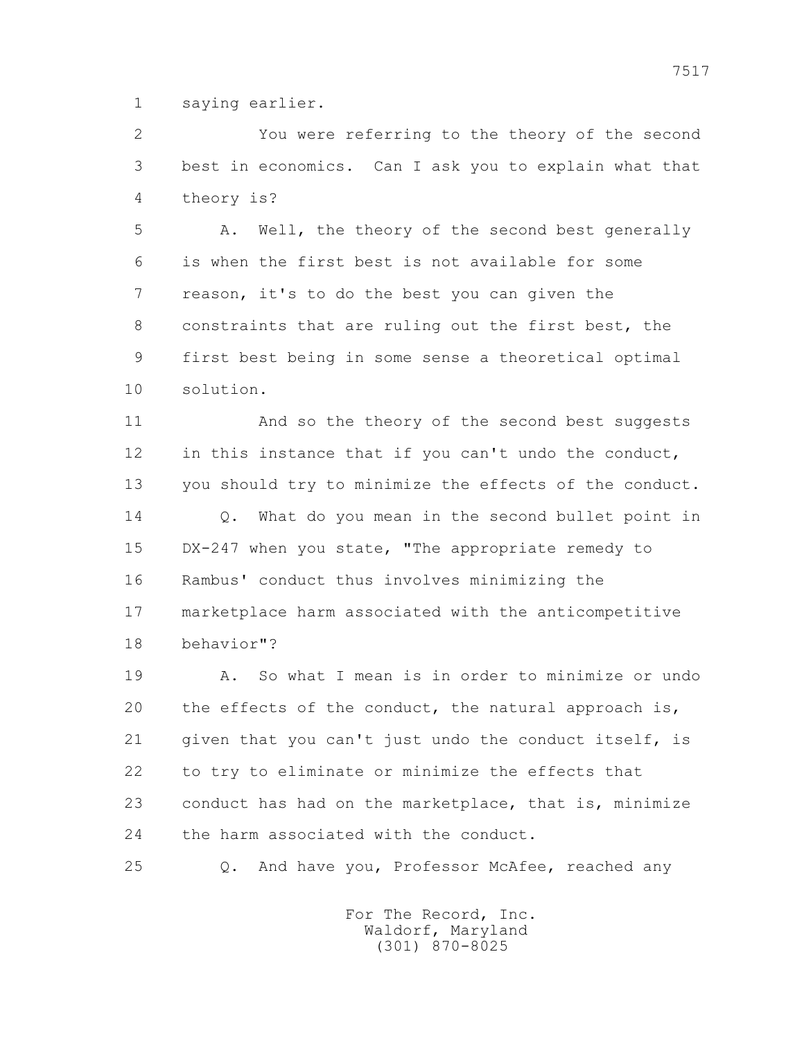saying earlier.

You were referring to the theory of the second best in economics. Can I ask you to explain what that theory is?

A. Well, the theory of the second best generally is when the first best is not available for some reason, it's to do the best you can given the constraints that are ruling out the first best, the first best being in some sense a theoretical optimal solution.

And so the theory of the second best suggests in this instance that if you can't undo the conduct, you should try to minimize the effects of the conduct.

Q. What do you mean in the second bullet point in DX-247 when you state, "The appropriate remedy to Rambus' conduct thus involves minimizing the marketplace harm associated with the anticompetitive behavior"?

A. So what I mean is in order to minimize or undo the effects of the conduct, the natural approach is, given that you can't just undo the conduct itself, is to try to eliminate or minimize the effects that conduct has had on the marketplace, that is, minimize the harm associated with the conduct.

Q. And have you, Professor McAfee, reached any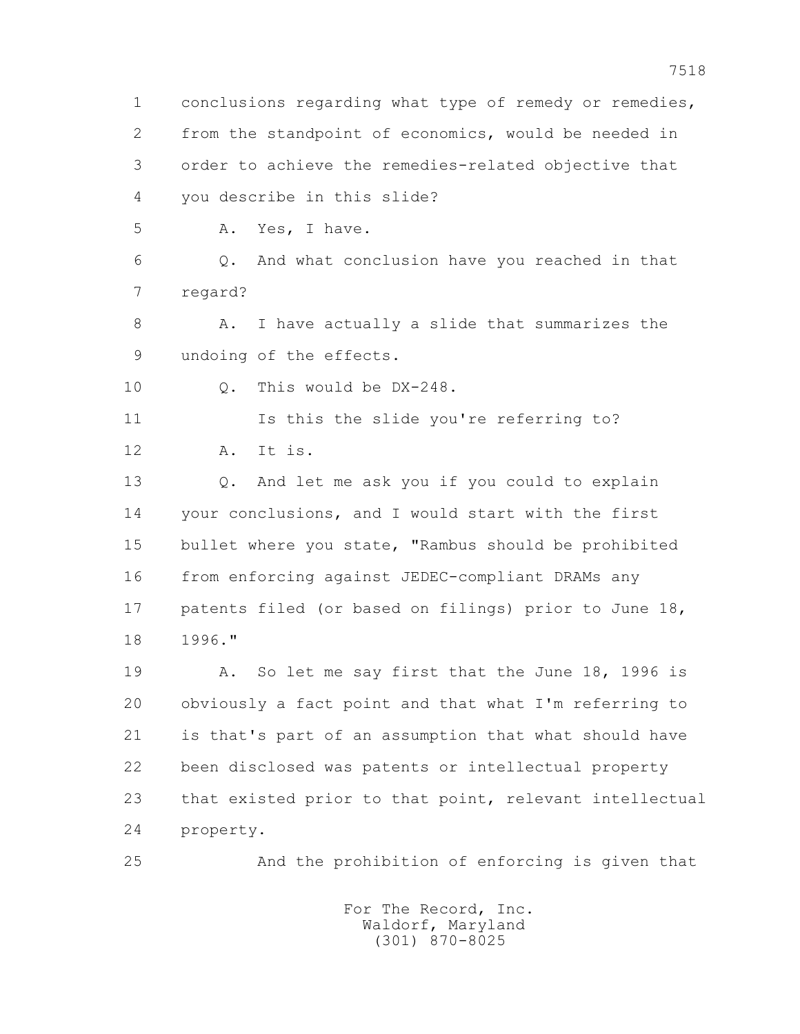1 conclusions regarding what type of remedy or remedies,
2 from the standpoint of economics, would be needed in
3 order to achieve the remedies-related objective that
4 you describe in this slide?

5 A. Yes, I have.

6 Q. And what conclusion have you reached in that
7 regard?

8 A. I have actually a slide that summarizes the
9 undoing of the effects.

10 Q. This would be DX-248.

11 Is this the slide you're referring to?

12 A. It is.

13 Q. And let me ask you if you could to explain
14 your conclusions, and I would start with the first
15 bullet where you state, "Rambus should be prohibited
16 from enforcing against JEDEC-compliant DRAMs any
17 patents filed (or based on filings) prior to June 18,
18 1996."

19 A. So let me say first that the June 18, 1996 is
20 obviously a fact point and that what I'm referring to
21 is that's part of an assumption that what should have
22 been disclosed was patents or intellectual property
23 that existed prior to that point, relevant intellectual
24 property.

25 And the prohibition of enforcing is given that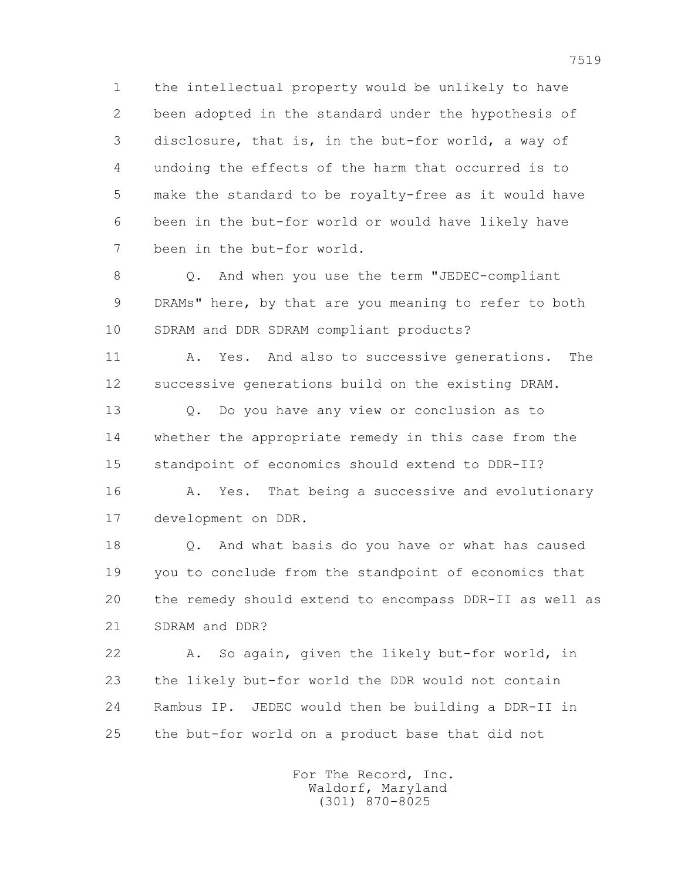1 the intellectual property would be unlikely to have
2 been adopted in the standard under the hypothesis of
3 disclosure, that is, in the but-for world, a way of
4 undoing the effects of the harm that occurred is to
5 make the standard to be royalty-free as it would have
6 been in the but-for world or would have likely have
7 been in the but-for world.

8 Q. And when you use the term "JEDEC-compliant
9 DRAMs" here, by that are you meaning to refer to both
10 SDRAM and DDR SDRAM compliant products?

11 A. Yes. And also to successive generations. The
12 successive generations build on the existing DRAM.

13 Q. Do you have any view or conclusion as to
14 whether the appropriate remedy in this case from the
15 standpoint of economics should extend to DDR-II?

16 A. Yes. That being a successive and evolutionary
17 development on DDR.

18 Q. And what basis do you have or what has caused
19 you to conclude from the standpoint of economics that
20 the remedy should extend to encompass DDR-II as well as
21 SDRAM and DDR?

22 A. So again, given the likely but-for world, in
23 the likely but-for world the DDR would not contain
24 Rambus IP. JEDEC would then be building a DDR-II in
25 the but-for world on a product base that did not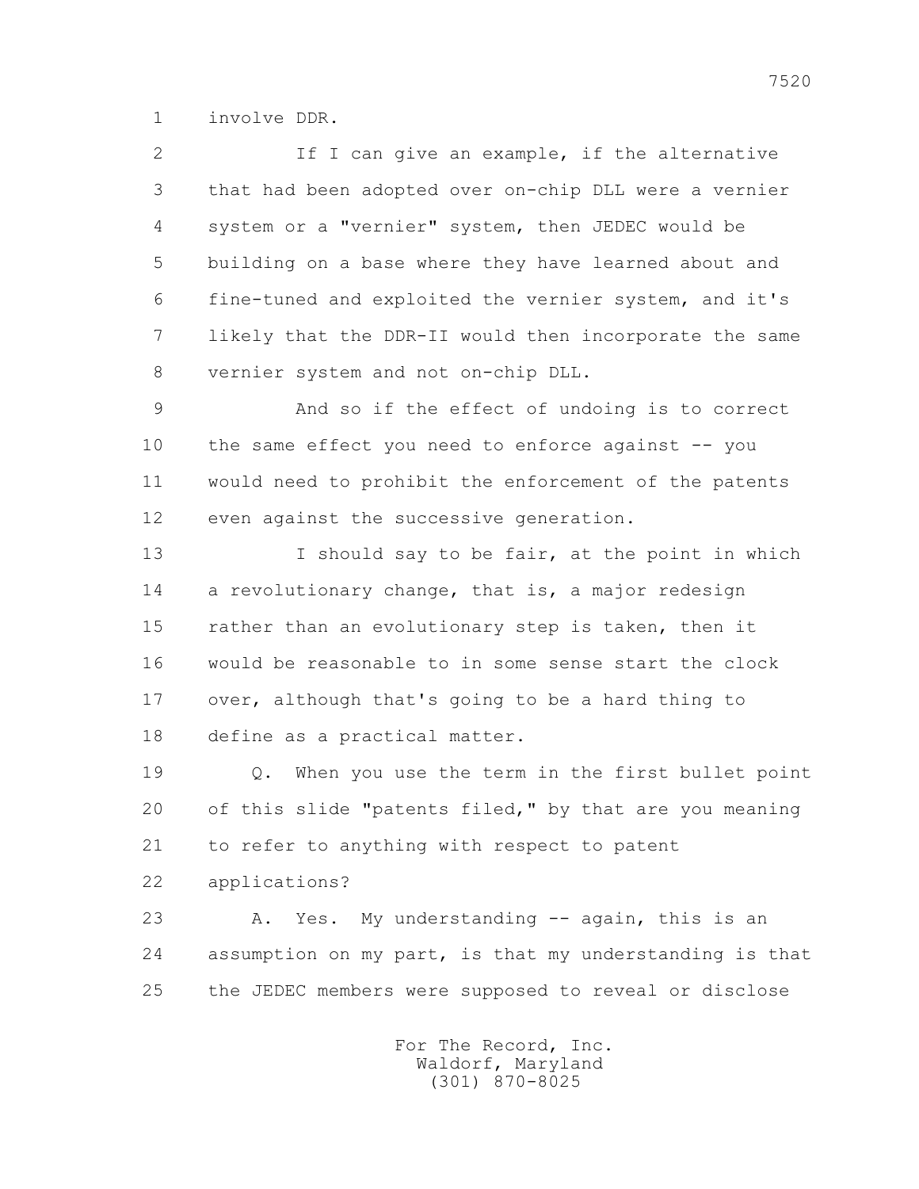involve DDR.

If I can give an example, if the alternative that had been adopted over on-chip DLL were a vernier system or a "vernier" system, then JEDEC would be building on a base where they have learned about and fine-tuned and exploited the vernier system, and it's likely that the DDR-II would then incorporate the same vernier system and not on-chip DLL.

And so if the effect of undoing is to correct the same effect you need to enforce against -- you would need to prohibit the enforcement of the patents even against the successive generation.

I should say to be fair, at the point in which a revolutionary change, that is, a major redesign rather than an evolutionary step is taken, then it would be reasonable to in some sense start the clock over, although that's going to be a hard thing to define as a practical matter.

Q. When you use the term in the first bullet point of this slide "patents filed," by that are you meaning to refer to anything with respect to patent applications?

A. Yes. My understanding -- again, this is an assumption on my part, is that my understanding is that the JEDEC members were supposed to reveal or disclose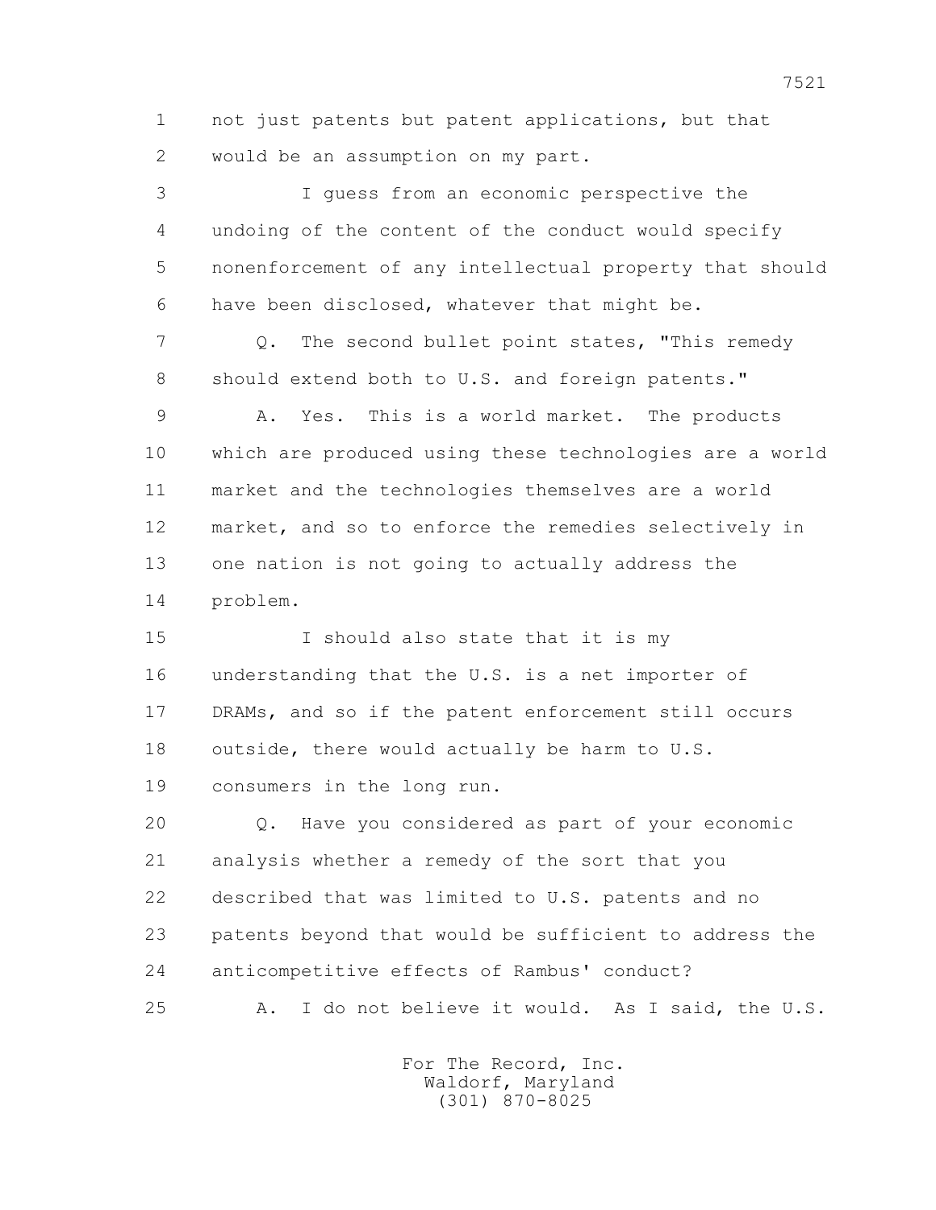1 not just patents but patent applications, but that
2 would be an assumption on my part.

3 I guess from an economic perspective the
4 undoing of the content of the conduct would specify
5 nonenforcement of any intellectual property that should
6 have been disclosed, whatever that might be.

7 Q. The second bullet point states, "This remedy
8 should extend both to U.S. and foreign patents."

9 A. Yes. This is a world market. The products
10 which are produced using these technologies are a world
11 market and the technologies themselves are a world
12 market, and so to enforce the remedies selectively in
13 one nation is not going to actually address the
14 problem.

15 I should also state that it is my
16 understanding that the U.S. is a net importer of
17 DRAMs, and so if the patent enforcement still occurs
18 outside, there would actually be harm to U.S.
19 consumers in the long run.

20 Q. Have you considered as part of your economic
21 analysis whether a remedy of the sort that you
22 described that was limited to U.S. patents and no
23 patents beyond that would be sufficient to address the
24 anticompetitive effects of Rambus' conduct?

25 A. I do not believe it would. As I said, the U.S.

For The Record, Inc.
Waldorf, Maryland
(301) 870-8025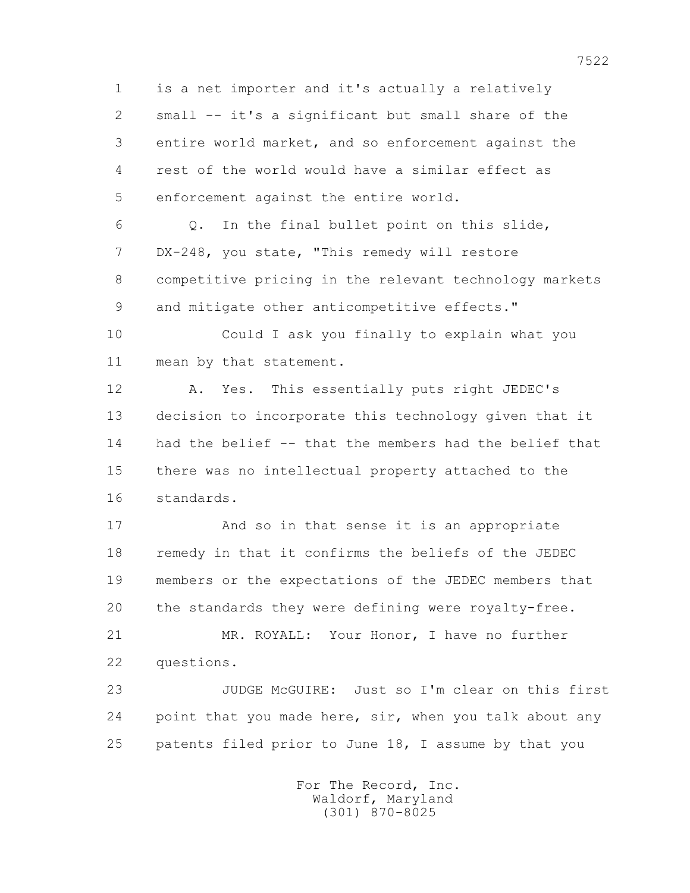1 is a net importer and it's actually a relatively
2 small -- it's a significant but small share of the
3 entire world market, and so enforcement against the
4 rest of the world would have a similar effect as
5 enforcement against the entire world.

6 Q. In the final bullet point on this slide,
7 DX-248, you state, "This remedy will restore
8 competitive pricing in the relevant technology markets
9 and mitigate other anticompetitive effects."

10 Could I ask you finally to explain what you
11 mean by that statement.

12 A. Yes. This essentially puts right JEDEC's
13 decision to incorporate this technology given that it
14 had the belief -- that the members had the belief that
15 there was no intellectual property attached to the
16 standards.

17 And so in that sense it is an appropriate
18 remedy in that it confirms the beliefs of the JEDEC
19 members or the expectations of the JEDEC members that
20 the standards they were defining were royalty-free.

21 MR. ROYALL: Your Honor, I have no further
22 questions.

23 JUDGE McGUIRE: Just so I'm clear on this first
24 point that you made here, sir, when you talk about any
25 patents filed prior to June 18, I assume by that you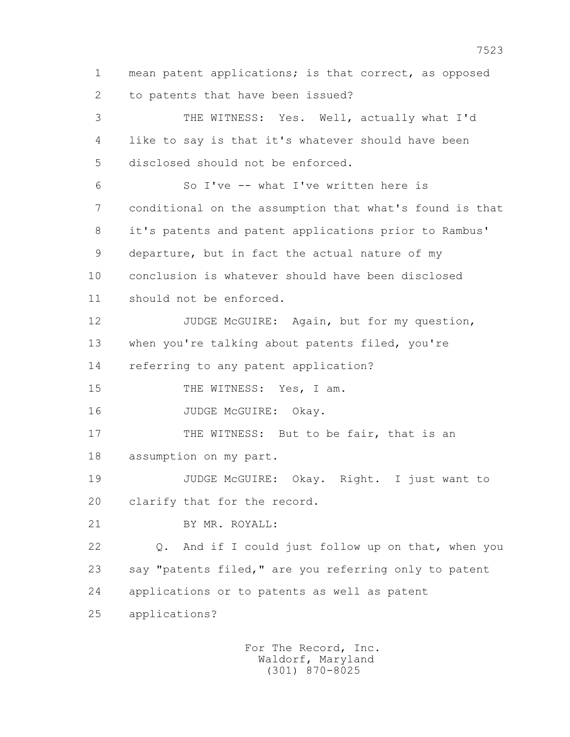1 mean patent applications; is that correct, as opposed
2 to patents that have been issued?

3 THE WITNESS: Yes. Well, actually what I'd
4 like to say is that it's whatever should have been
5 disclosed should not be enforced.

6 So I've -- what I've written here is
7 conditional on the assumption that what's found is that
8 it's patents and patent applications prior to Rambus'
9 departure, but in fact the actual nature of my
10 conclusion is whatever should have been disclosed
11 should not be enforced.

12 JUDGE McGUIRE: Again, but for my question,
13 when you're talking about patents filed, you're
14 referring to any patent application?

15 THE WITNESS: Yes, I am.

16 JUDGE McGUIRE: Okay.

17 THE WITNESS: But to be fair, that is an
18 assumption on my part.

19 JUDGE McGUIRE: Okay. Right. I just want to
20 clarify that for the record.

21 BY MR. ROYALL:

22 Q. And if I could just follow up on that, when you
23 say "patents filed," are you referring only to patent
24 applications or to patents as well as patent
25 applications?

For The Record, Inc.
Waldorf, Maryland
(301) 870-8025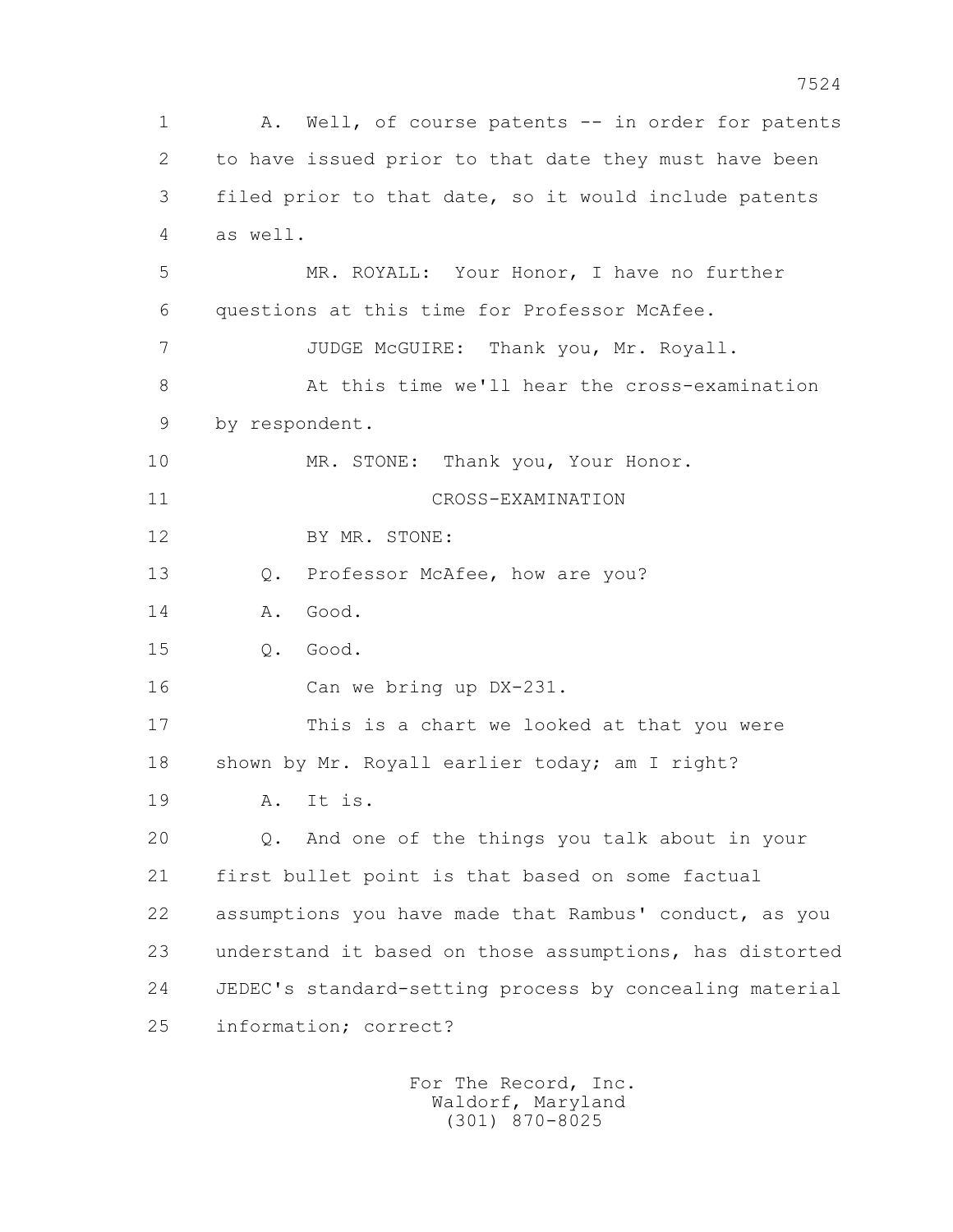1 A. Well, of course patents -- in order for patents
2 to have issued prior to that date they must have been
3 filed prior to that date, so it would include patents
4 as well.

5 MR. ROYALL: Your Honor, I have no further
6 questions at this time for Professor McAfee.

7 JUDGE McGUIRE: Thank you, Mr. Royall.

8 At this time we'll hear the cross-examination
9 by respondent.

10 MR. STONE: Thank you, Your Honor.

11 CROSS-EXAMINATION

12 BY MR. STONE:

13 Q. Professor McAfee, how are you?

14 A. Good.

15 Q. Good.

16 Can we bring up DX-231.

17 This is a chart we looked at that you were
18 shown by Mr. Royall earlier today; am I right?

19 A. It is.

20 Q. And one of the things you talk about in your
21 first bullet point is that based on some factual
22 assumptions you have made that Rambus' conduct, as you
23 understand it based on those assumptions, has distorted
24 JEDEC's standard-setting process by concealing material
25 information; correct?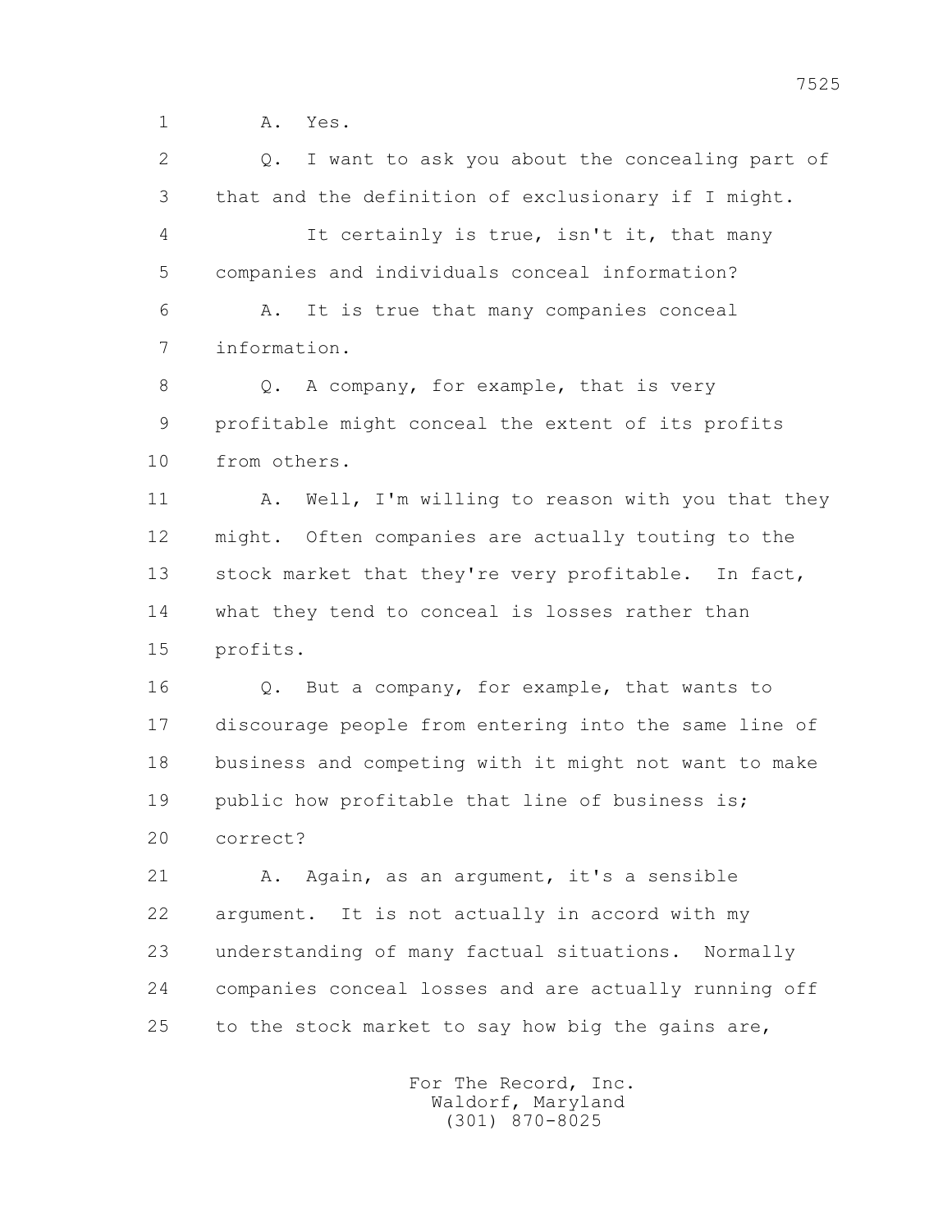1 A. Yes.

2 Q. I want to ask you about the concealing part of

3 that and the definition of exclusionary if I might.

4 It certainly is true, isn't it, that many

5 companies and individuals conceal information?

6 A. It is true that many companies conceal

7 information.

8 Q. A company, for example, that is very

9 profitable might conceal the extent of its profits

10 from others.

11 A. Well, I'm willing to reason with you that they

12 might. Often companies are actually touting to the

13 stock market that they're very profitable. In fact,

14 what they tend to conceal is losses rather than

15 profits.

16 Q. But a company, for example, that wants to

17 discourage people from entering into the same line of

18 business and competing with it might not want to make

19 public how profitable that line of business is;

20 correct?

21 A. Again, as an argument, it's a sensible

22 argument. It is not actually in accord with my

23 understanding of many factual situations. Normally

24 companies conceal losses and are actually running off

25 to the stock market to say how big the gains are,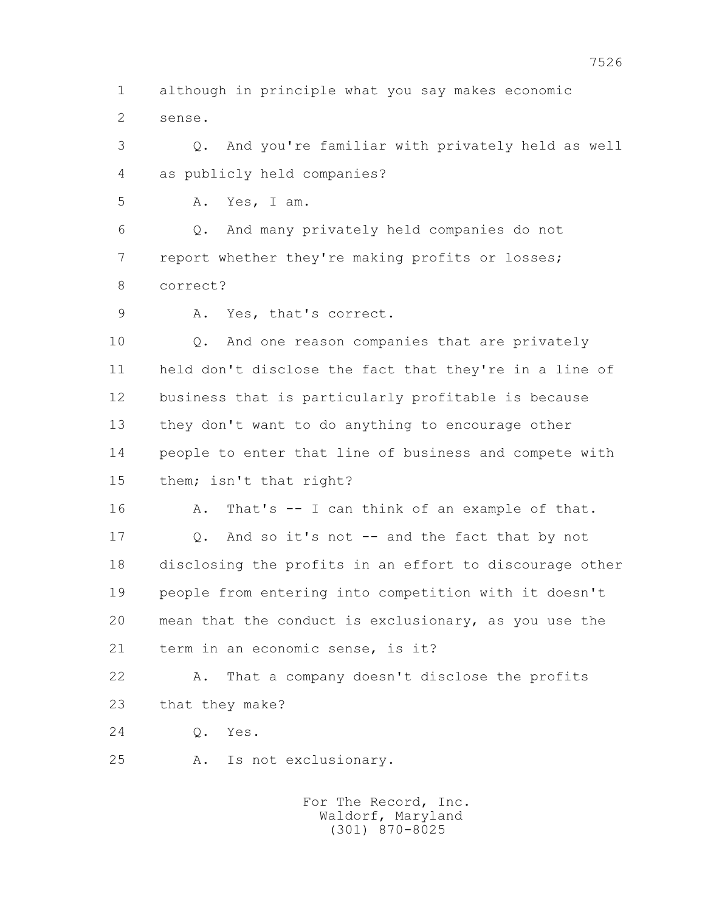1 although in principle what you say makes economic
2 sense.

3 Q. And you're familiar with privately held as well
4 as publicly held companies?

5 A. Yes, I am.

6 Q. And many privately held companies do not
7 report whether they're making profits or losses;
8 correct?

9 A. Yes, that's correct.

10 Q. And one reason companies that are privately
11 held don't disclose the fact that they're in a line of
12 business that is particularly profitable is because
13 they don't want to do anything to encourage other
14 people to enter that line of business and compete with
15 them; isn't that right?

16 A. That's -- I can think of an example of that.

17 Q. And so it's not -- and the fact that by not
18 disclosing the profits in an effort to discourage other
19 people from entering into competition with it doesn't
20 mean that the conduct is exclusionary, as you use the
21 term in an economic sense, is it?

22 A. That a company doesn't disclose the profits
23 that they make?

24 Q. Yes.

25 A. Is not exclusionary.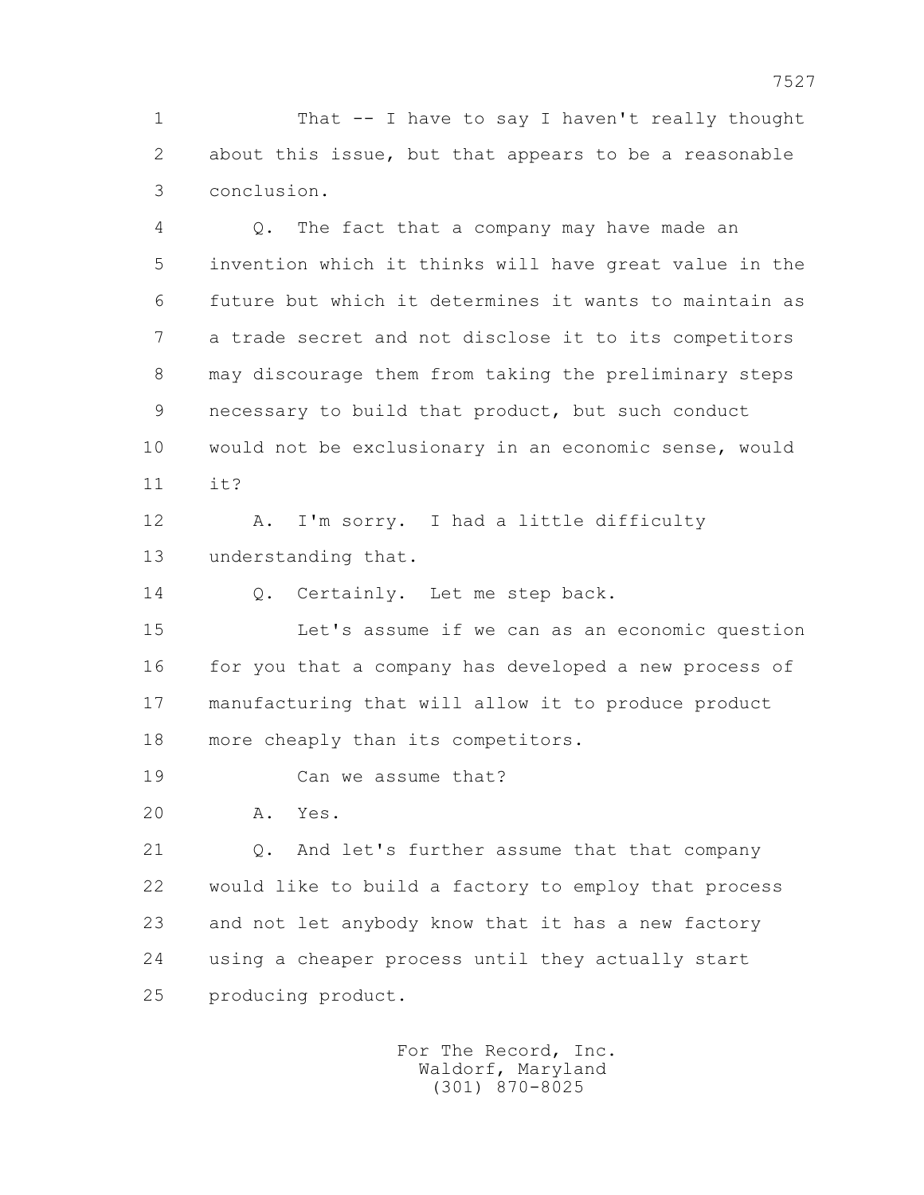That -- I have to say I haven't really thought about this issue, but that appears to be a reasonable conclusion.

Q. The fact that a company may have made an invention which it thinks will have great value in the future but which it determines it wants to maintain as a trade secret and not disclose it to its competitors may discourage them from taking the preliminary steps necessary to build that product, but such conduct would not be exclusionary in an economic sense, would it?

A. I'm sorry. I had a little difficulty understanding that.

Q. Certainly. Let me step back.

Let's assume if we can as an economic question for you that a company has developed a new process of manufacturing that will allow it to produce product more cheaply than its competitors.

Can we assume that?

A. Yes.

Q. And let's further assume that that company would like to build a factory to employ that process and not let anybody know that it has a new factory using a cheaper process until they actually start producing product.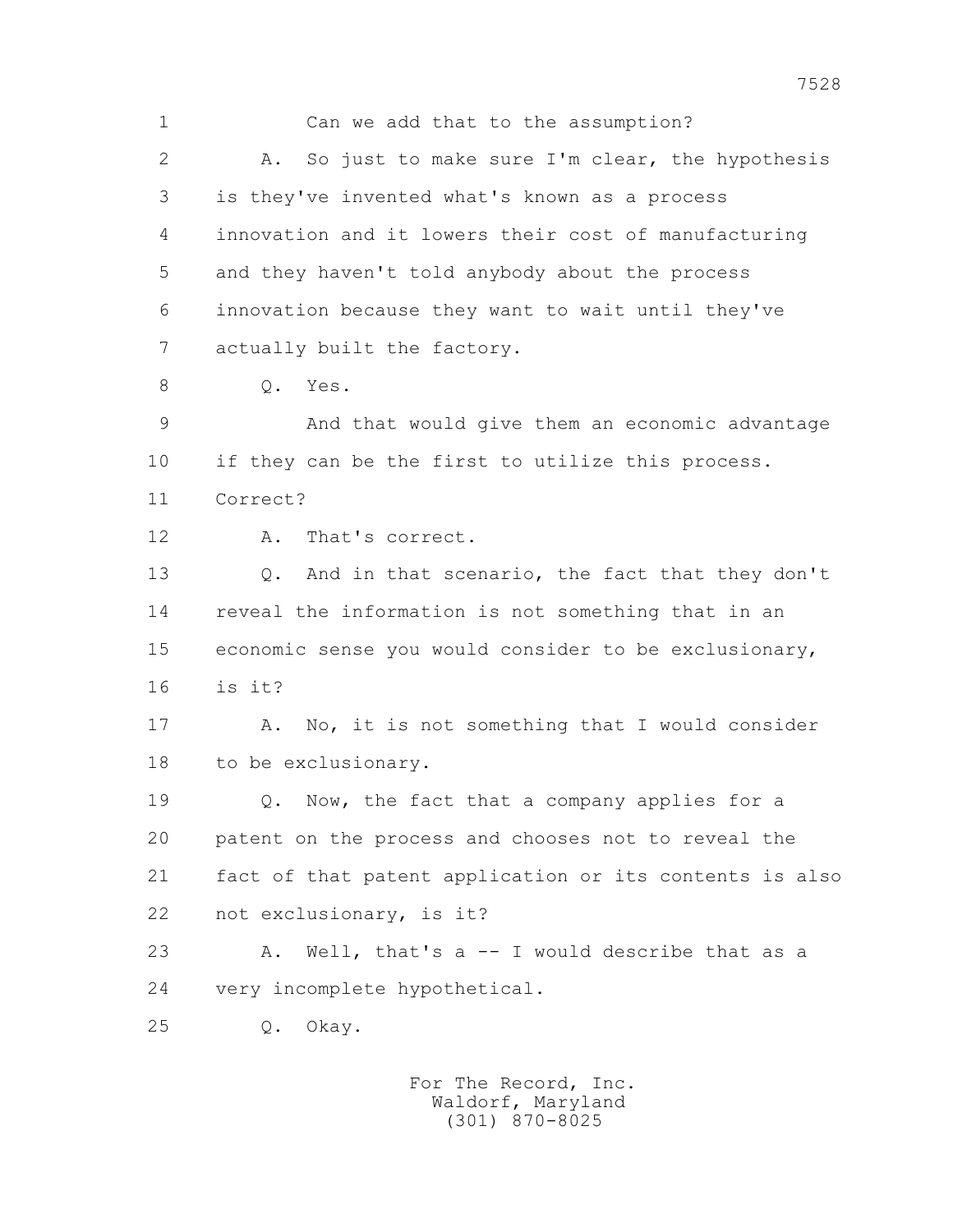1 Can we add that to the assumption?

2 A. So just to make sure I'm clear, the hypothesis

3 is they've invented what's known as a process

4 innovation and it lowers their cost of manufacturing

5 and they haven't told anybody about the process

6 innovation because they want to wait until they've

7 actually built the factory.

8 Q. Yes.

9 And that would give them an economic advantage

10 if they can be the first to utilize this process.

11 Correct?

12 A. That's correct.

13 Q. And in that scenario, the fact that they don't

14 reveal the information is not something that in an

15 economic sense you would consider to be exclusionary,

16 is it?

17 A. No, it is not something that I would consider

18 to be exclusionary.

19 Q. Now, the fact that a company applies for a

20 patent on the process and chooses not to reveal the

21 fact of that patent application or its contents is also

22 not exclusionary, is it?

23 A. Well, that's a -- I would describe that as a

24 very incomplete hypothetical.

25 Q. Okay.

For The Record, Inc.
Waldorf, Maryland
(301) 870-8025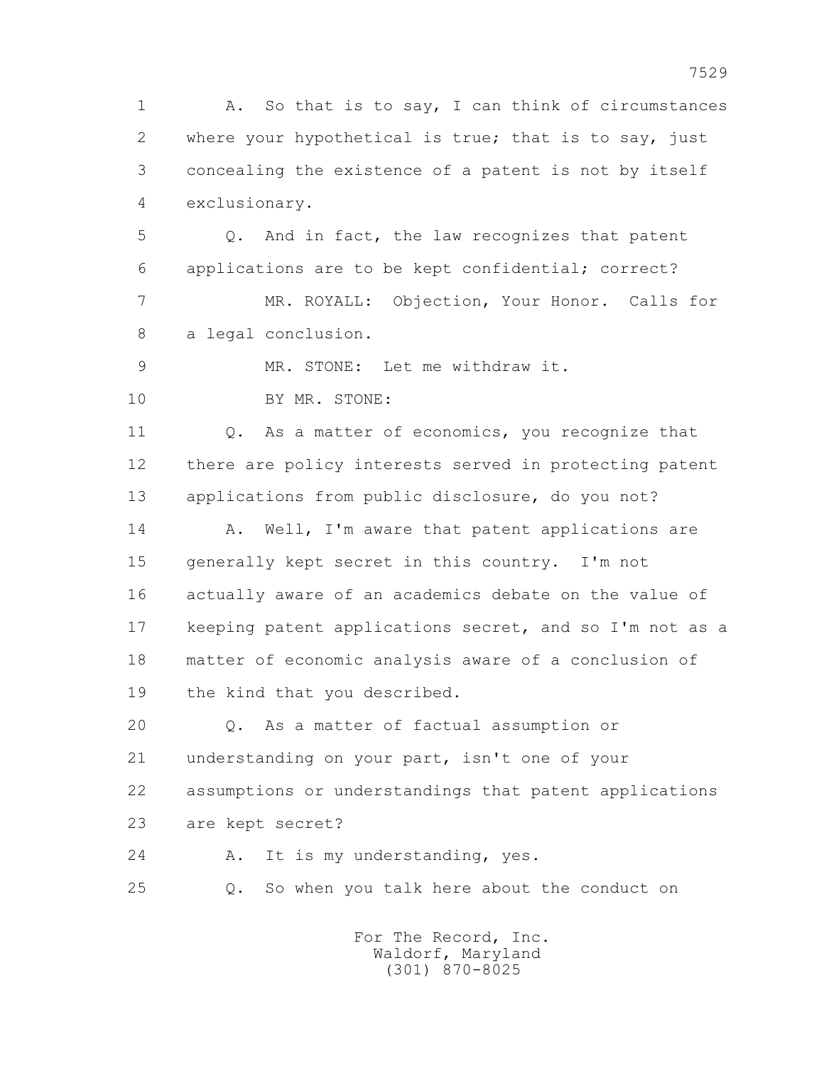1 A. So that is to say, I can think of circumstances
2 where your hypothetical is true; that is to say, just
3 concealing the existence of a patent is not by itself
4 exclusionary.

5 Q. And in fact, the law recognizes that patent
6 applications are to be kept confidential; correct?

7 MR. ROYALL: Objection, Your Honor. Calls for
8 a legal conclusion.

9 MR. STONE: Let me withdraw it.

10 BY MR. STONE:

11 Q. As a matter of economics, you recognize that
12 there are policy interests served in protecting patent
13 applications from public disclosure, do you not?

14 A. Well, I'm aware that patent applications are
15 generally kept secret in this country. I'm not
16 actually aware of an academics debate on the value of
17 keeping patent applications secret, and so I'm not as a
18 matter of economic analysis aware of a conclusion of
19 the kind that you described.

20 Q. As a matter of factual assumption or
21 understanding on your part, isn't one of your
22 assumptions or understandings that patent applications
23 are kept secret?

24 A. It is my understanding, yes.

25 Q. So when you talk here about the conduct on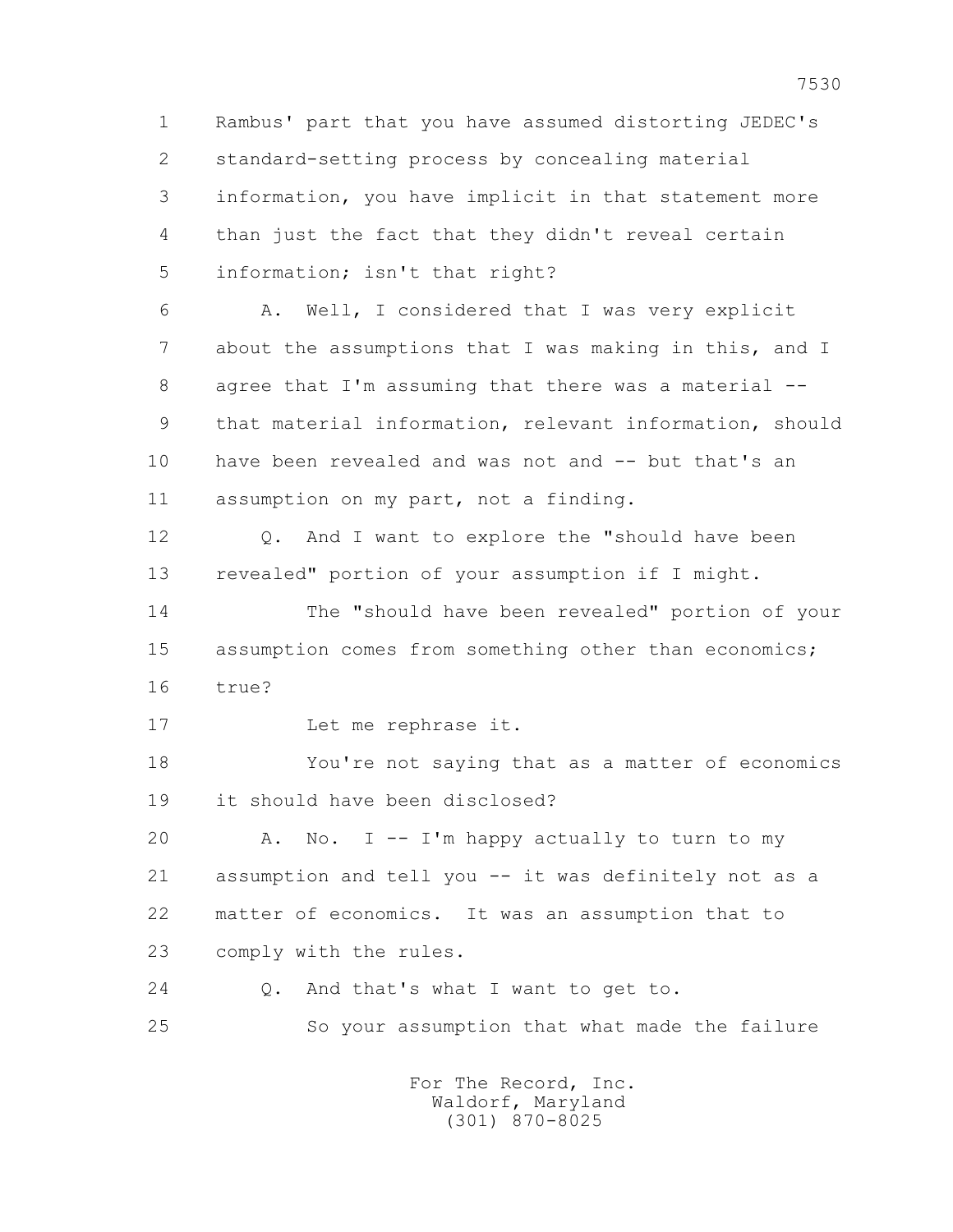1 Rambus' part that you have assumed distorting JEDEC's
2 standard-setting process by concealing material
3 information, you have implicit in that statement more
4 than just the fact that they didn't reveal certain
5 information; isn't that right?

6 A. Well, I considered that I was very explicit
7 about the assumptions that I was making in this, and I
8 agree that I'm assuming that there was a material --
9 that material information, relevant information, should
10 have been revealed and was not and -- but that's an
11 assumption on my part, not a finding.

12 Q. And I want to explore the "should have been
13 revealed" portion of your assumption if I might.

14 The "should have been revealed" portion of your
15 assumption comes from something other than economics;
16 true?

17 Let me rephrase it.

18 You're not saying that as a matter of economics
19 it should have been disclosed?

20 A. No. I -- I'm happy actually to turn to my
21 assumption and tell you -- it was definitely not as a
22 matter of economics. It was an assumption that to
23 comply with the rules.

24 Q. And that's what I want to get to.

25 So your assumption that what made the failure

For The Record, Inc.
Waldorf, Maryland
(301) 870-8025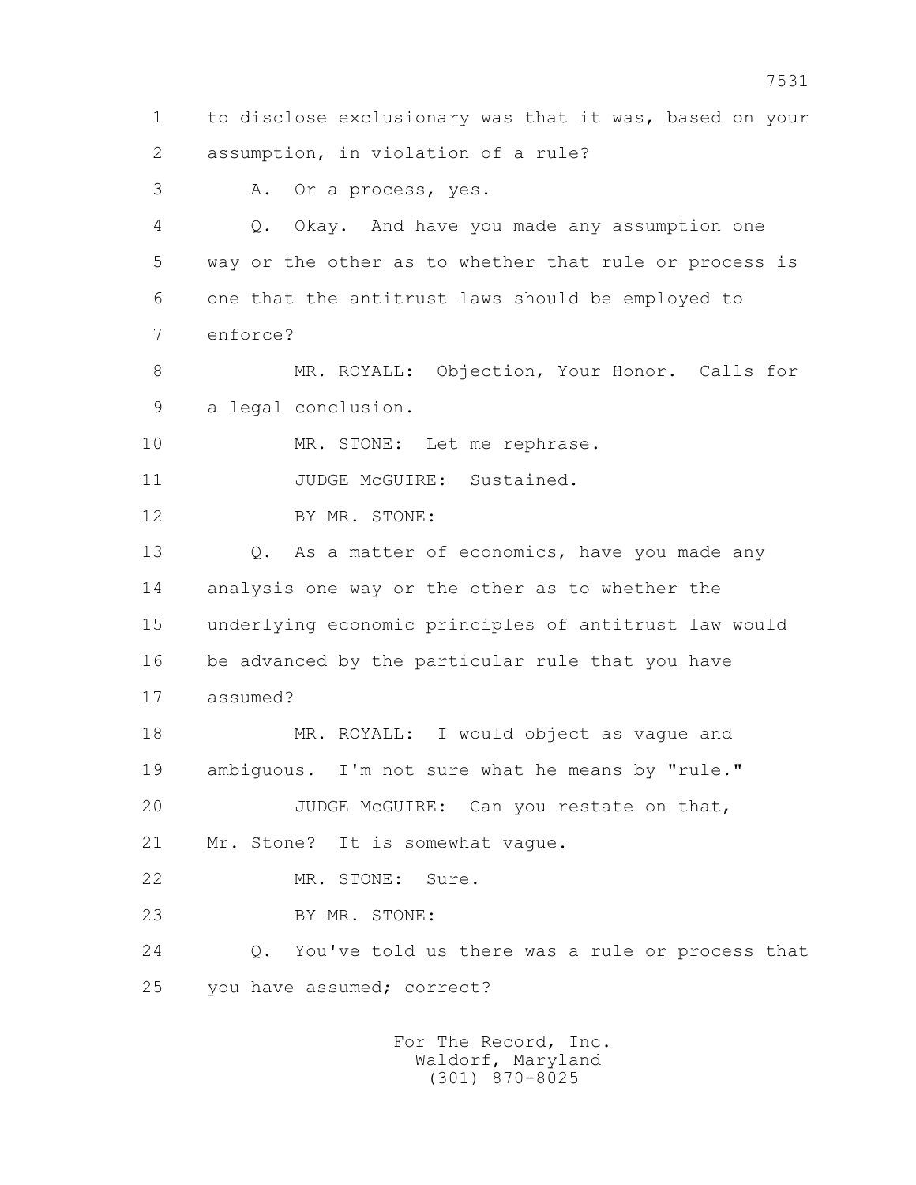1 to disclose exclusionary was that it was, based on your
2 assumption, in violation of a rule?

3 A. Or a process, yes.

4 Q. Okay. And have you made any assumption one
5 way or the other as to whether that rule or process is
6 one that the antitrust laws should be employed to
7 enforce?

8 MR. ROYALL: Objection, Your Honor. Calls for
9 a legal conclusion.

10 MR. STONE: Let me rephrase.

11 JUDGE McGUIRE: Sustained.

12 BY MR. STONE:

13 Q. As a matter of economics, have you made any
14 analysis one way or the other as to whether the
15 underlying economic principles of antitrust law would
16 be advanced by the particular rule that you have
17 assumed?

18 MR. ROYALL: I would object as vague and
19 ambiguous. I'm not sure what he means by "rule."

20 JUDGE McGUIRE: Can you restate on that,
21 Mr. Stone? It is somewhat vague.

22 MR. STONE: Sure.

23 BY MR. STONE:

24 Q. You've told us there was a rule or process that
25 you have assumed; correct?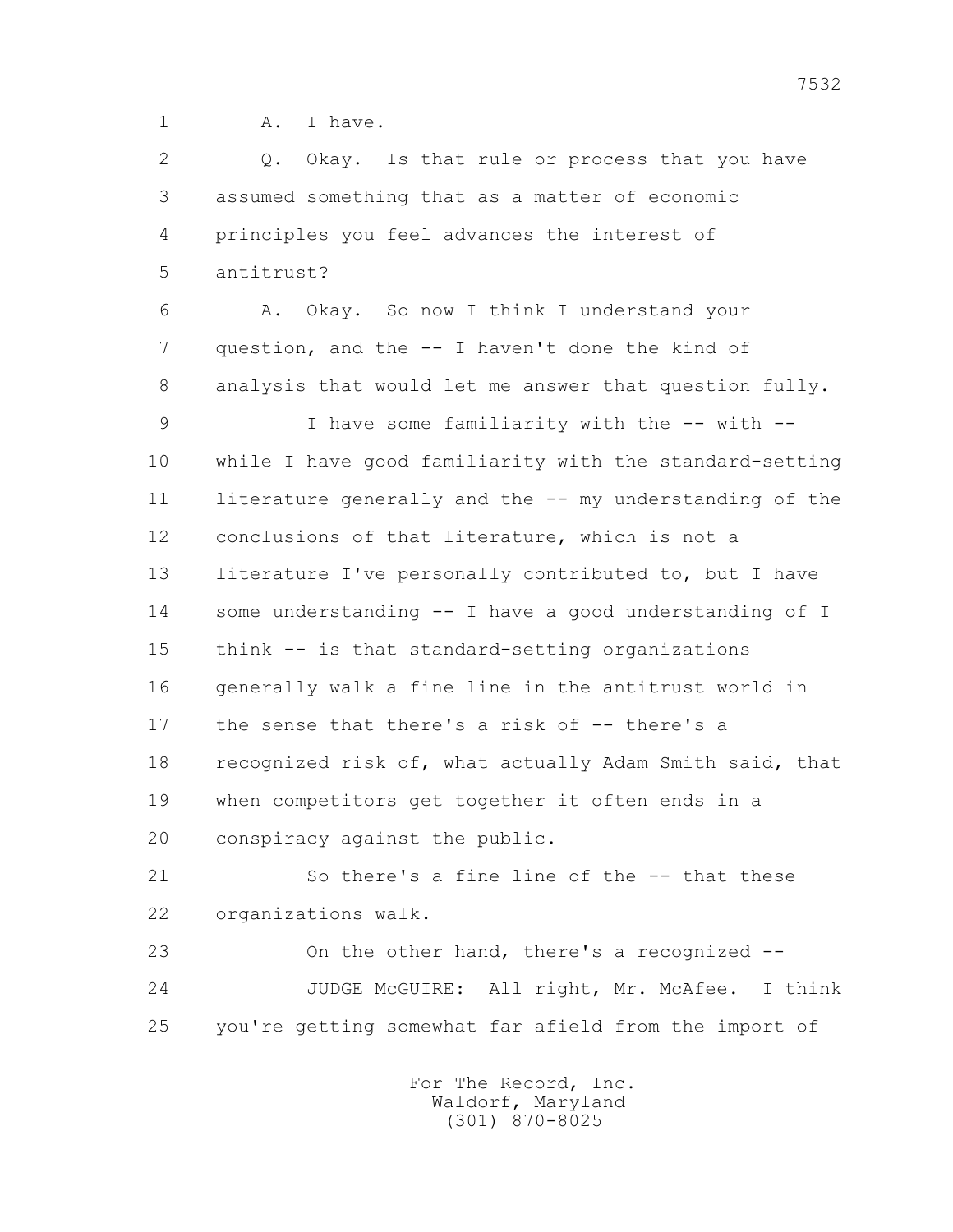1 A. I have.

2 Q. Okay. Is that rule or process that you have

3 assumed something that as a matter of economic

4 principles you feel advances the interest of

5 antitrust?

6 A. Okay. So now I think I understand your

7 question, and the -- I haven't done the kind of

8 analysis that would let me answer that question fully.

9 I have some familiarity with the -- with --

10 while I have good familiarity with the standard-setting

11 literature generally and the -- my understanding of the

12 conclusions of that literature, which is not a

13 literature I've personally contributed to, but I have

14 some understanding -- I have a good understanding of I

15 think -- is that standard-setting organizations

16 generally walk a fine line in the antitrust world in

17 the sense that there's a risk of -- there's a

18 recognized risk of, what actually Adam Smith said, that

19 when competitors get together it often ends in a

20 conspiracy against the public.

21 So there's a fine line of the -- that these

22 organizations walk.

23 On the other hand, there's a recognized --

24 JUDGE McGUIRE: All right, Mr. McAfee. I think

25 you're getting somewhat far afield from the import of

For The Record, Inc.
Waldorf, Maryland
(301) 870-8025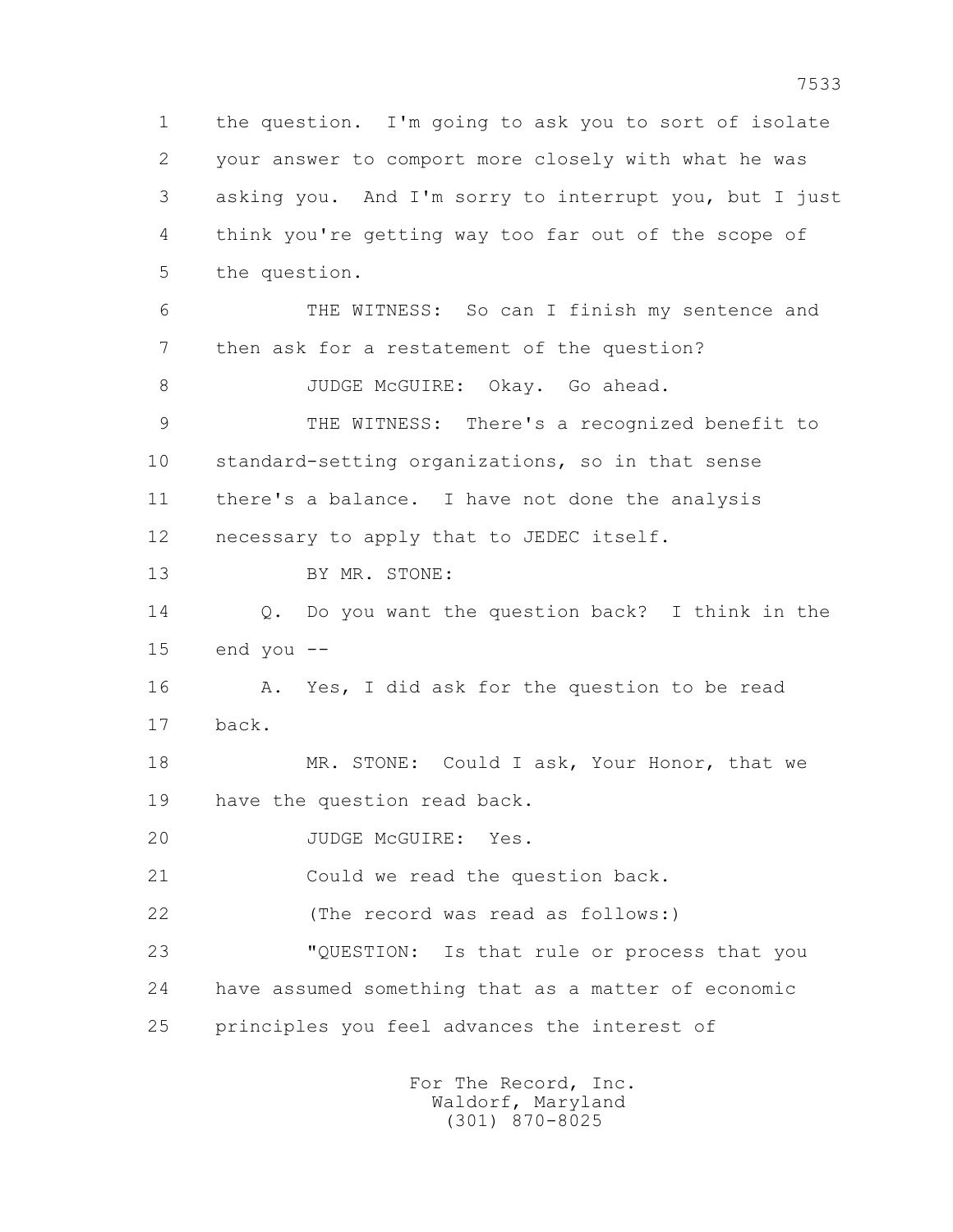1 the question. I'm going to ask you to sort of isolate
2 your answer to comport more closely with what he was
3 asking you. And I'm sorry to interrupt you, but I just
4 think you're getting way too far out of the scope of
5 the question.

6 THE WITNESS: So can I finish my sentence and
7 then ask for a restatement of the question?

8 JUDGE McGUIRE: Okay. Go ahead.

9 THE WITNESS: There's a recognized benefit to
10 standard-setting organizations, so in that sense
11 there's a balance. I have not done the analysis
12 necessary to apply that to JEDEC itself.

13 BY MR. STONE:

14 Q. Do you want the question back? I think in the
15 end you --

16 A. Yes, I did ask for the question to be read
17 back.

18 MR. STONE: Could I ask, Your Honor, that we
19 have the question read back.

20 JUDGE McGUIRE: Yes.

21 Could we read the question back.

22 (The record was read as follows:)

23 "QUESTION: Is that rule or process that you
24 have assumed something that as a matter of economic
25 principles you feel advances the interest of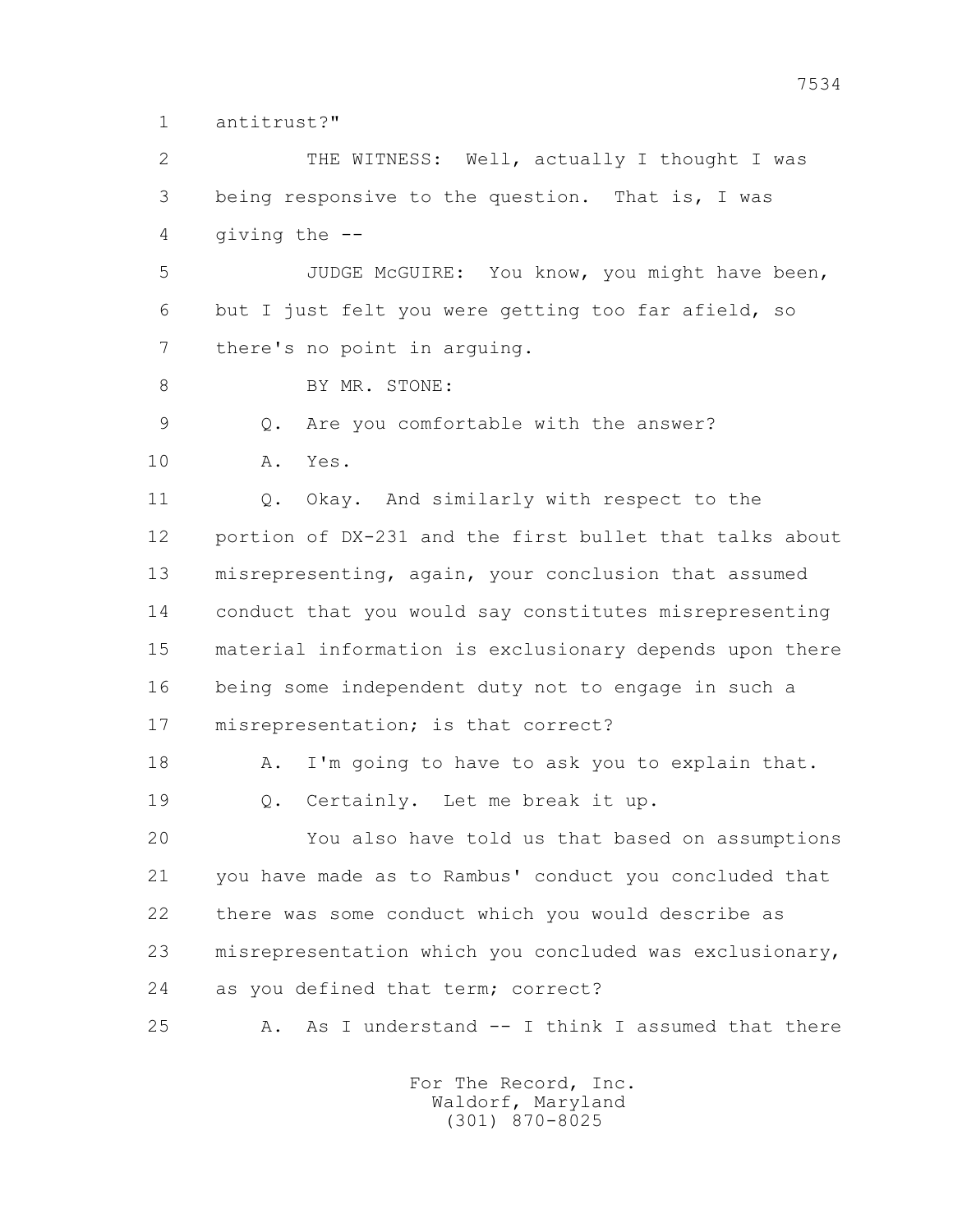1 antitrust?"

2 THE WITNESS: Well, actually I thought I was
3 being responsive to the question. That is, I was
4 giving the --

5 JUDGE McGUIRE: You know, you might have been,
6 but I just felt you were getting too far afield, so
7 there's no point in arguing.

8 BY MR. STONE:

9 Q. Are you comfortable with the answer?

10 A. Yes.

11 Q. Okay. And similarly with respect to the
12 portion of DX-231 and the first bullet that talks about
13 misrepresenting, again, your conclusion that assumed
14 conduct that you would say constitutes misrepresenting
15 material information is exclusionary depends upon there
16 being some independent duty not to engage in such a
17 misrepresentation; is that correct?

18 A. I'm going to have to ask you to explain that.

19 Q. Certainly. Let me break it up.

20 You also have told us that based on assumptions
21 you have made as to Rambus' conduct you concluded that
22 there was some conduct which you would describe as
23 misrepresentation which you concluded was exclusionary,
24 as you defined that term; correct?

25 A. As I understand -- I think I assumed that there

For The Record, Inc.
Waldorf, Maryland
(301) 870-8025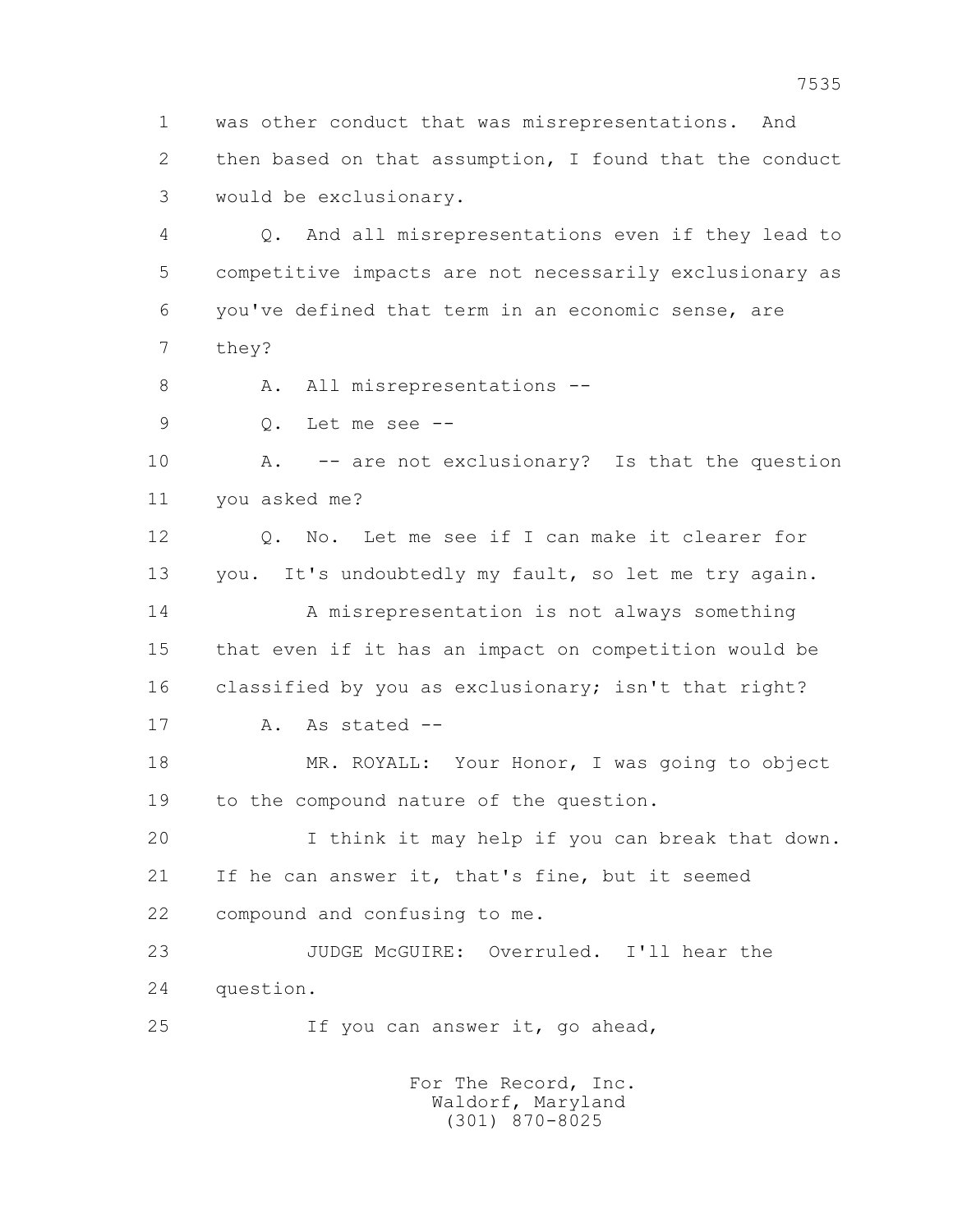1 was other conduct that was misrepresentations. And
2 then based on that assumption, I found that the conduct
3 would be exclusionary.

4 Q. And all misrepresentations even if they lead to
5 competitive impacts are not necessarily exclusionary as
6 you've defined that term in an economic sense, are
7 they?

8 A. All misrepresentations --

9 Q. Let me see --

10 A. -- are not exclusionary? Is that the question
11 you asked me?

12 Q. No. Let me see if I can make it clearer for
13 you. It's undoubtedly my fault, so let me try again.

14 A misrepresentation is not always something
15 that even if it has an impact on competition would be
16 classified by you as exclusionary; isn't that right?

17 A. As stated --

18 MR. ROYALL: Your Honor, I was going to object
19 to the compound nature of the question.

20 I think it may help if you can break that down.
21 If he can answer it, that's fine, but it seemed
22 compound and confusing to me.

23 JUDGE McGUIRE: Overruled. I'll hear the
24 question.

25 If you can answer it, go ahead,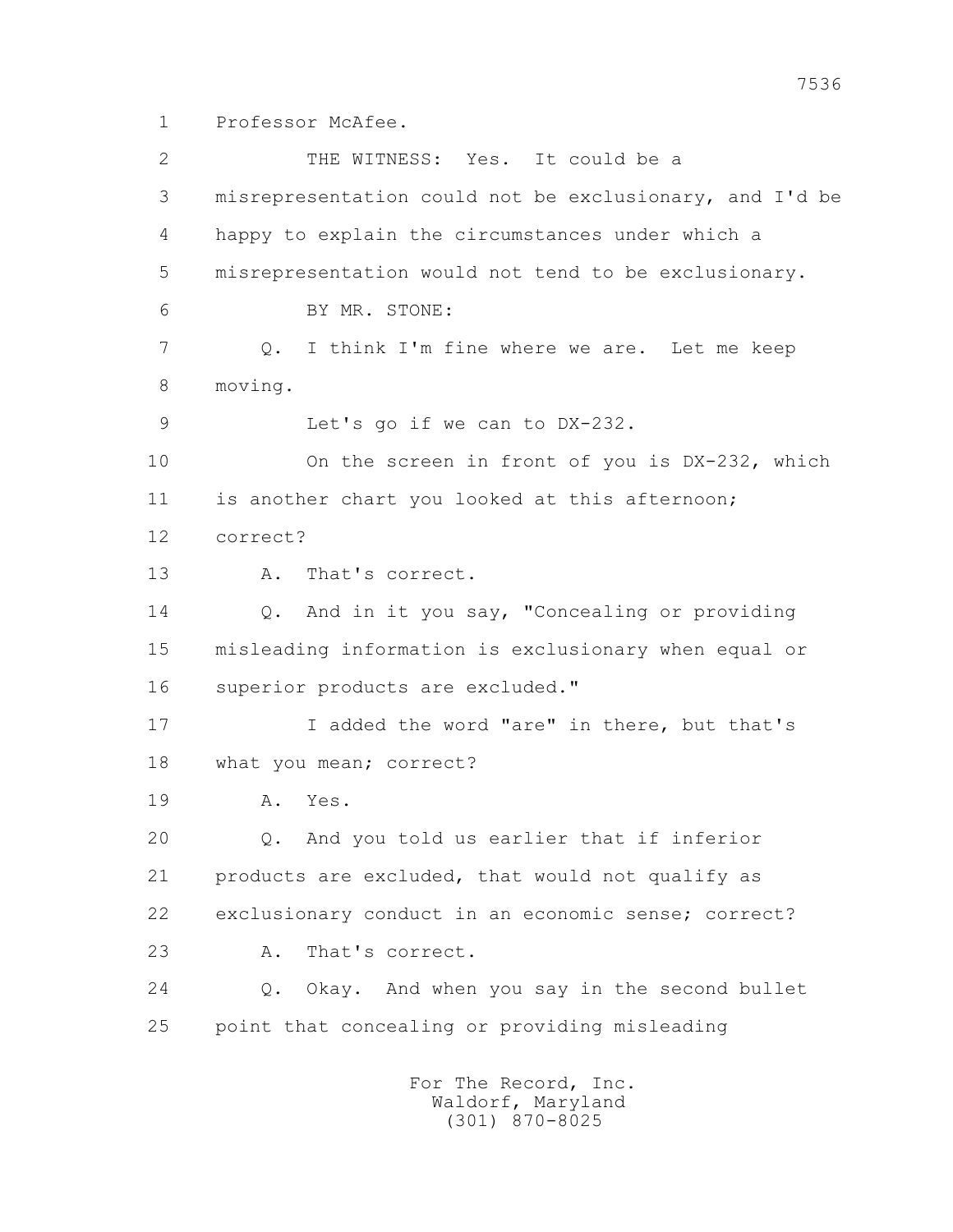1 Professor McAfee.

2 THE WITNESS: Yes. It could be a

3 misrepresentation could not be exclusionary, and I'd be

4 happy to explain the circumstances under which a

5 misrepresentation would not tend to be exclusionary.

6 BY MR. STONE:

7 Q. I think I'm fine where we are. Let me keep

8 moving.

9 Let's go if we can to DX-232.

10 On the screen in front of you is DX-232, which

11 is another chart you looked at this afternoon;

12 correct?

13 A. That's correct.

14 Q. And in it you say, "Concealing or providing

15 misleading information is exclusionary when equal or

16 superior products are excluded."

17 I added the word "are" in there, but that's

18 what you mean; correct?

19 A. Yes.

20 Q. And you told us earlier that if inferior

21 products are excluded, that would not qualify as

22 exclusionary conduct in an economic sense; correct?

23 A. That's correct.

24 Q. Okay. And when you say in the second bullet

25 point that concealing or providing misleading

For The Record, Inc.
Waldorf, Maryland
(301) 870-8025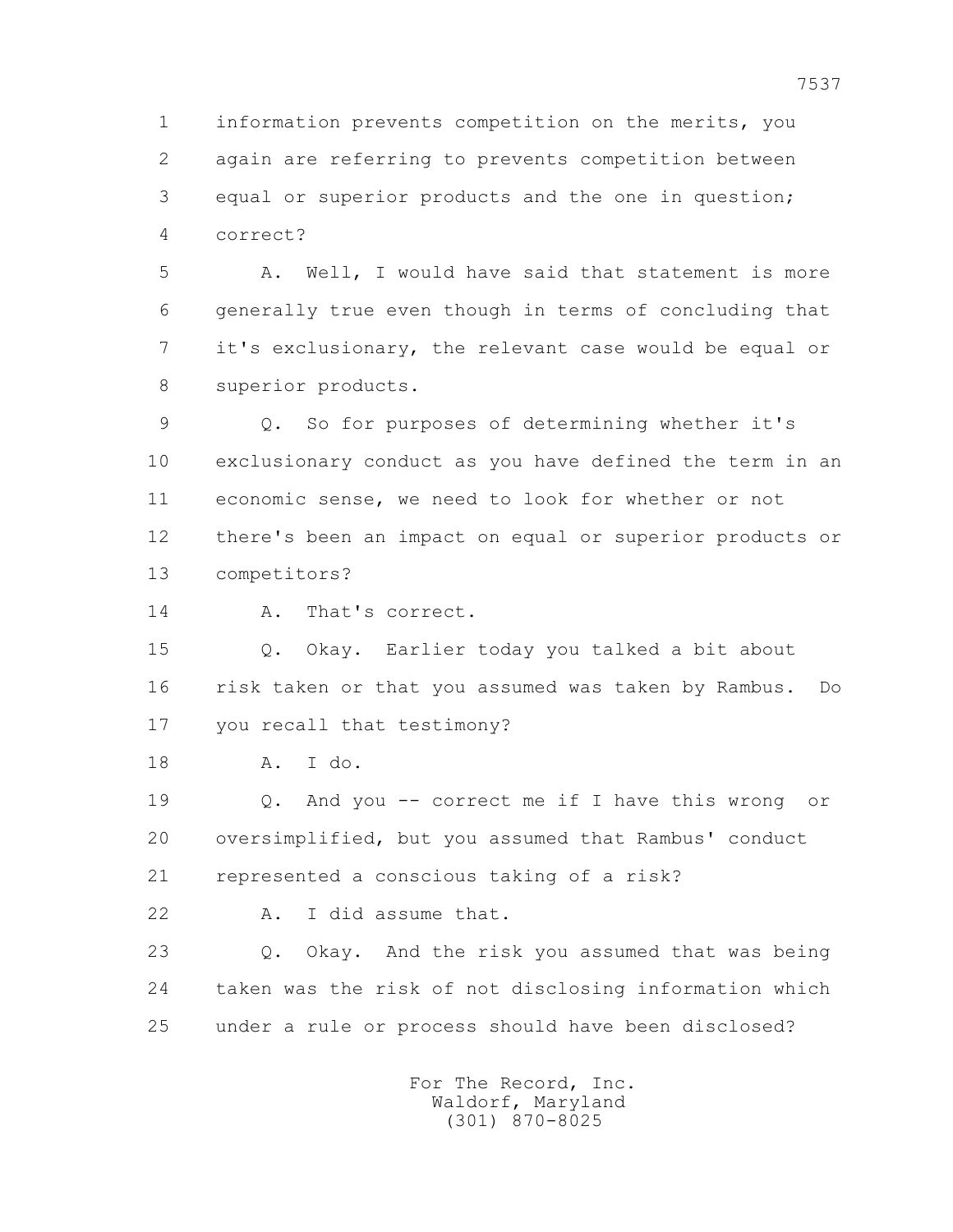1 information prevents competition on the merits, you
2 again are referring to prevents competition between
3 equal or superior products and the one in question;
4 correct?

5 A. Well, I would have said that statement is more
6 generally true even though in terms of concluding that
7 it's exclusionary, the relevant case would be equal or
8 superior products.

9 Q. So for purposes of determining whether it's
10 exclusionary conduct as you have defined the term in an
11 economic sense, we need to look for whether or not
12 there's been an impact on equal or superior products or
13 competitors?

14 A. That's correct.

15 Q. Okay. Earlier today you talked a bit about
16 risk taken or that you assumed was taken by Rambus. Do
17 you recall that testimony?

18 A. I do.

19 Q. And you -- correct me if I have this wrong or
20 oversimplified, but you assumed that Rambus' conduct
21 represented a conscious taking of a risk?

22 A. I did assume that.

23 Q. Okay. And the risk you assumed that was being
24 taken was the risk of not disclosing information which
25 under a rule or process should have been disclosed?

For The Record, Inc.
Waldorf, Maryland
(301) 870-8025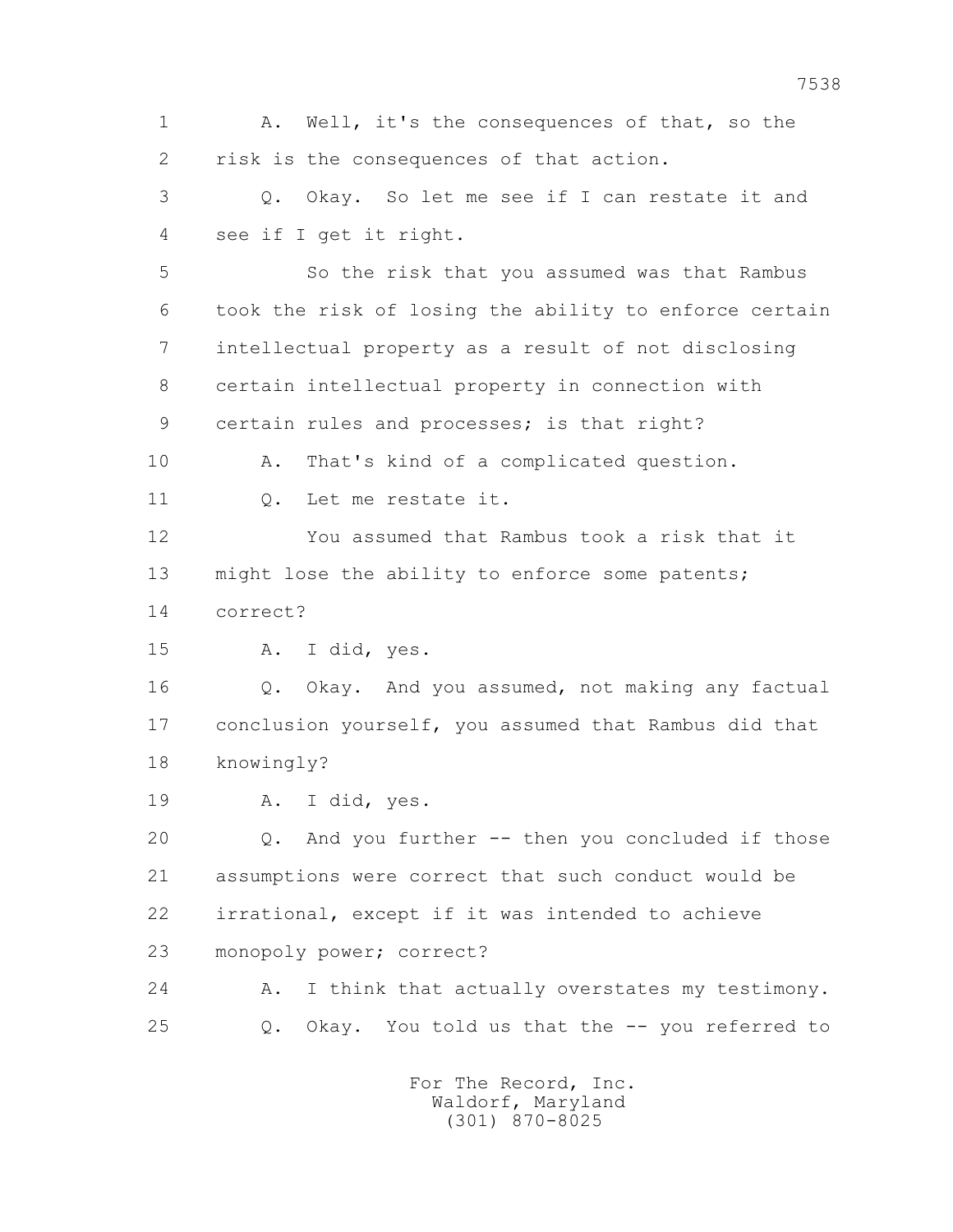1 A. Well, it's the consequences of that, so the
2 risk is the consequences of that action.
3 Q. Okay. So let me see if I can restate it and
4 see if I get it right.
5 So the risk that you assumed was that Rambus
6 took the risk of losing the ability to enforce certain
7 intellectual property as a result of not disclosing
8 certain intellectual property in connection with
9 certain rules and processes; is that right?
10 A. That's kind of a complicated question.
11 Q. Let me restate it.
12 You assumed that Rambus took a risk that it
13 might lose the ability to enforce some patents;
14 correct?
15 A. I did, yes.
16 Q. Okay. And you assumed, not making any factual
17 conclusion yourself, you assumed that Rambus did that
18 knowingly?
19 A. I did, yes.
20 Q. And you further -- then you concluded if those
21 assumptions were correct that such conduct would be
22 irrational, except if it was intended to achieve
23 monopoly power; correct?
24 A. I think that actually overstates my testimony.
25 Q. Okay. You told us that the -- you referred to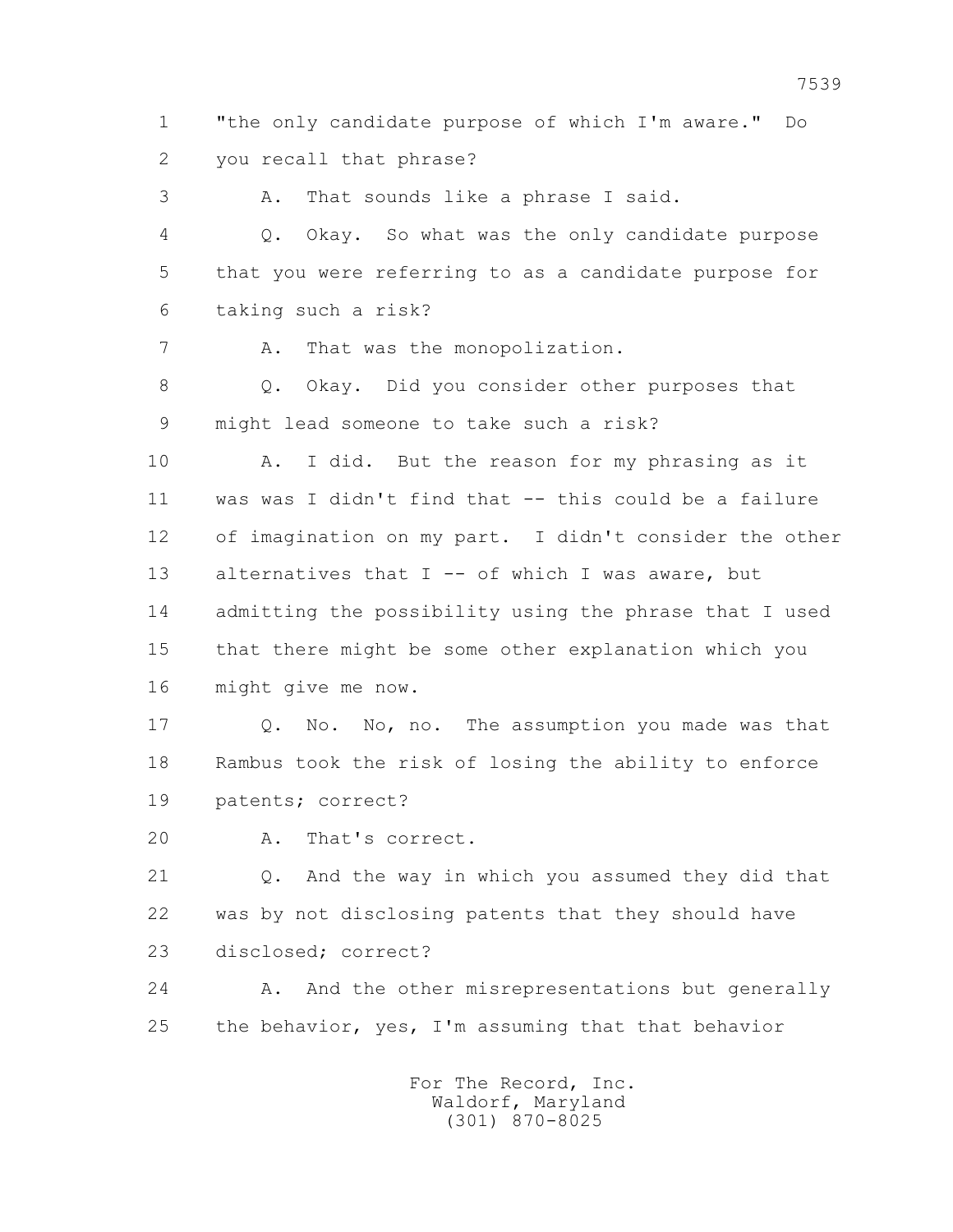1 "the only candidate purpose of which I'm aware." Do
2 you recall that phrase?
3 A. That sounds like a phrase I said.
4 Q. Okay. So what was the only candidate purpose
5 that you were referring to as a candidate purpose for
6 taking such a risk?
7 A. That was the monopolization.
8 Q. Okay. Did you consider other purposes that
9 might lead someone to take such a risk?
10 A. I did. But the reason for my phrasing as it
11 was was I didn't find that -- this could be a failure
12 of imagination on my part. I didn't consider the other
13 alternatives that I -- of which I was aware, but
14 admitting the possibility using the phrase that I used
15 that there might be some other explanation which you
16 might give me now.
17 Q. No. No, no. The assumption you made was that
18 Rambus took the risk of losing the ability to enforce
19 patents; correct?
20 A. That's correct.
21 Q. And the way in which you assumed they did that
22 was by not disclosing patents that they should have
23 disclosed; correct?
24 A. And the other misrepresentations but generally
25 the behavior, yes, I'm assuming that that behavior

For The Record, Inc.
Waldorf, Maryland
(301) 870-8025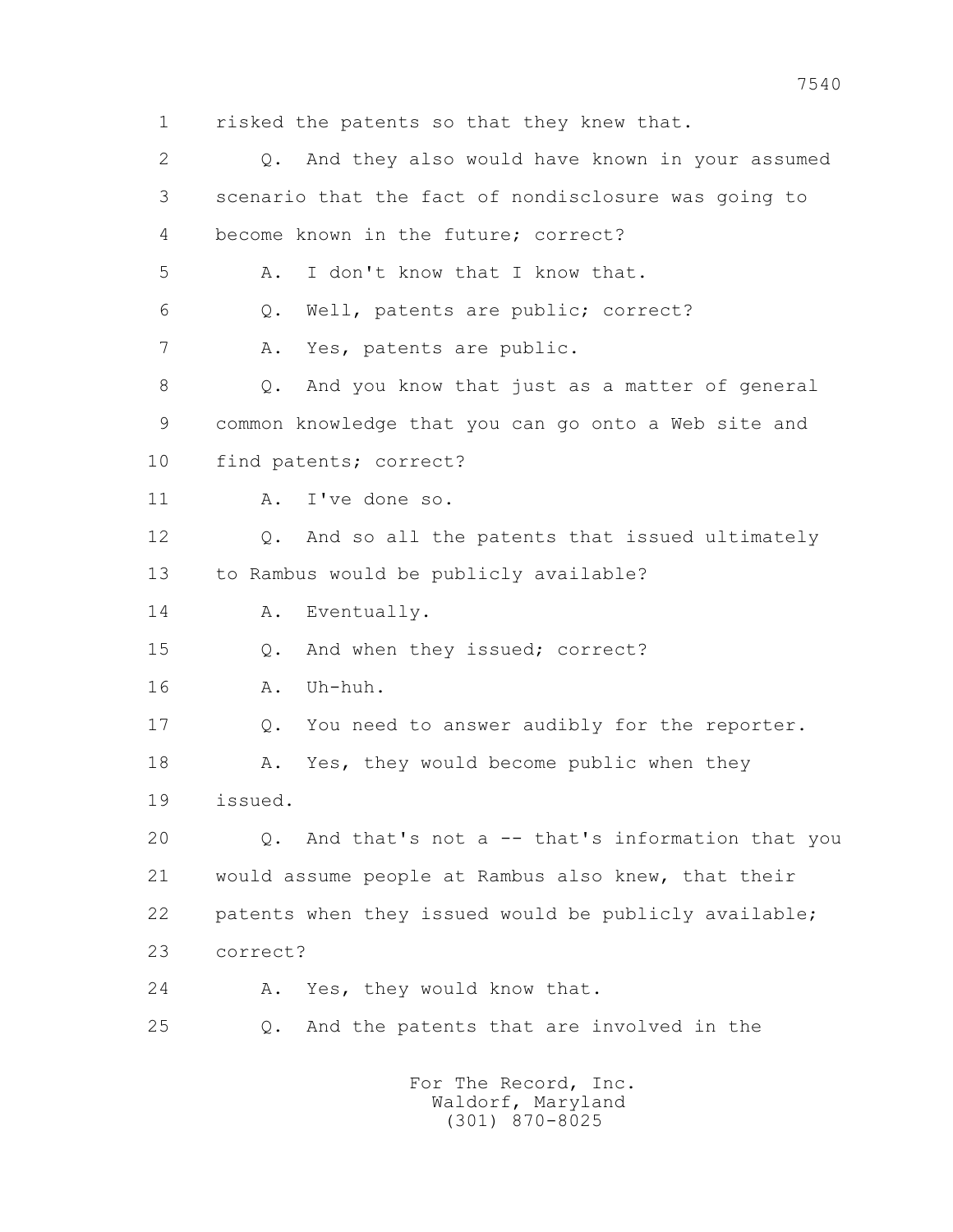1 risked the patents so that they knew that.

2 Q. And they also would have known in your assumed

3 scenario that the fact of nondisclosure was going to

4 become known in the future; correct?

5 A. I don't know that I know that.

6 Q. Well, patents are public; correct?

7 A. Yes, patents are public.

8 Q. And you know that just as a matter of general

9 common knowledge that you can go onto a Web site and

10 find patents; correct?

11 A. I've done so.

12 Q. And so all the patents that issued ultimately

13 to Rambus would be publicly available?

14 A. Eventually.

15 Q. And when they issued; correct?

16 A. Uh-huh.

17 Q. You need to answer audibly for the reporter.

18 A. Yes, they would become public when they

19 issued.

20 Q. And that's not a -- that's information that you

21 would assume people at Rambus also knew, that their

22 patents when they issued would be publicly available;

23 correct?

24 A. Yes, they would know that.

25 Q. And the patents that are involved in the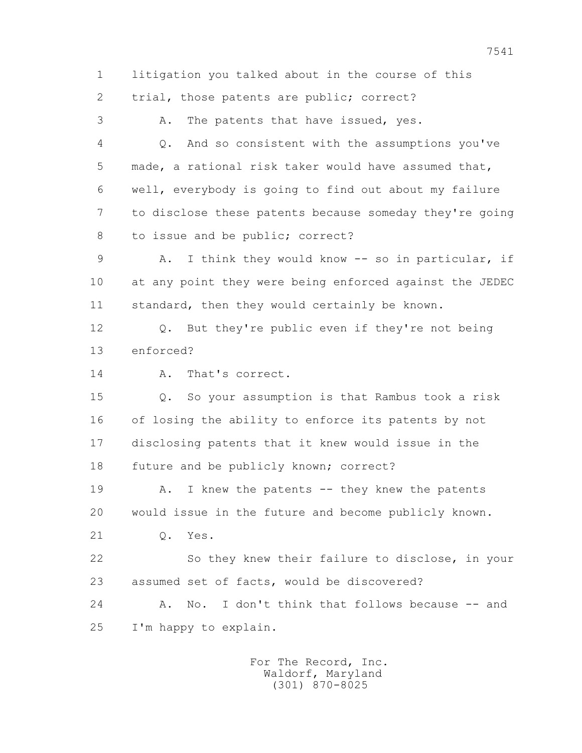1 litigation you talked about in the course of this

2 trial, those patents are public; correct?

3 A. The patents that have issued, yes.

4 Q. And so consistent with the assumptions you've

5 made, a rational risk taker would have assumed that,

6 well, everybody is going to find out about my failure

7 to disclose these patents because someday they're going

8 to issue and be public; correct?

9 A. I think they would know -- so in particular, if

10 at any point they were being enforced against the JEDEC

11 standard, then they would certainly be known.

12 Q. But they're public even if they're not being

13 enforced?

14 A. That's correct.

15 Q. So your assumption is that Rambus took a risk

16 of losing the ability to enforce its patents by not

17 disclosing patents that it knew would issue in the

18 future and be publicly known; correct?

19 A. I knew the patents -- they knew the patents

20 would issue in the future and become publicly known.

21 Q. Yes.

22 So they knew their failure to disclose, in your

23 assumed set of facts, would be discovered?

24 A. No. I don't think that follows because -- and

25 I'm happy to explain.

For The Record, Inc.
Waldorf, Maryland
(301) 870-8025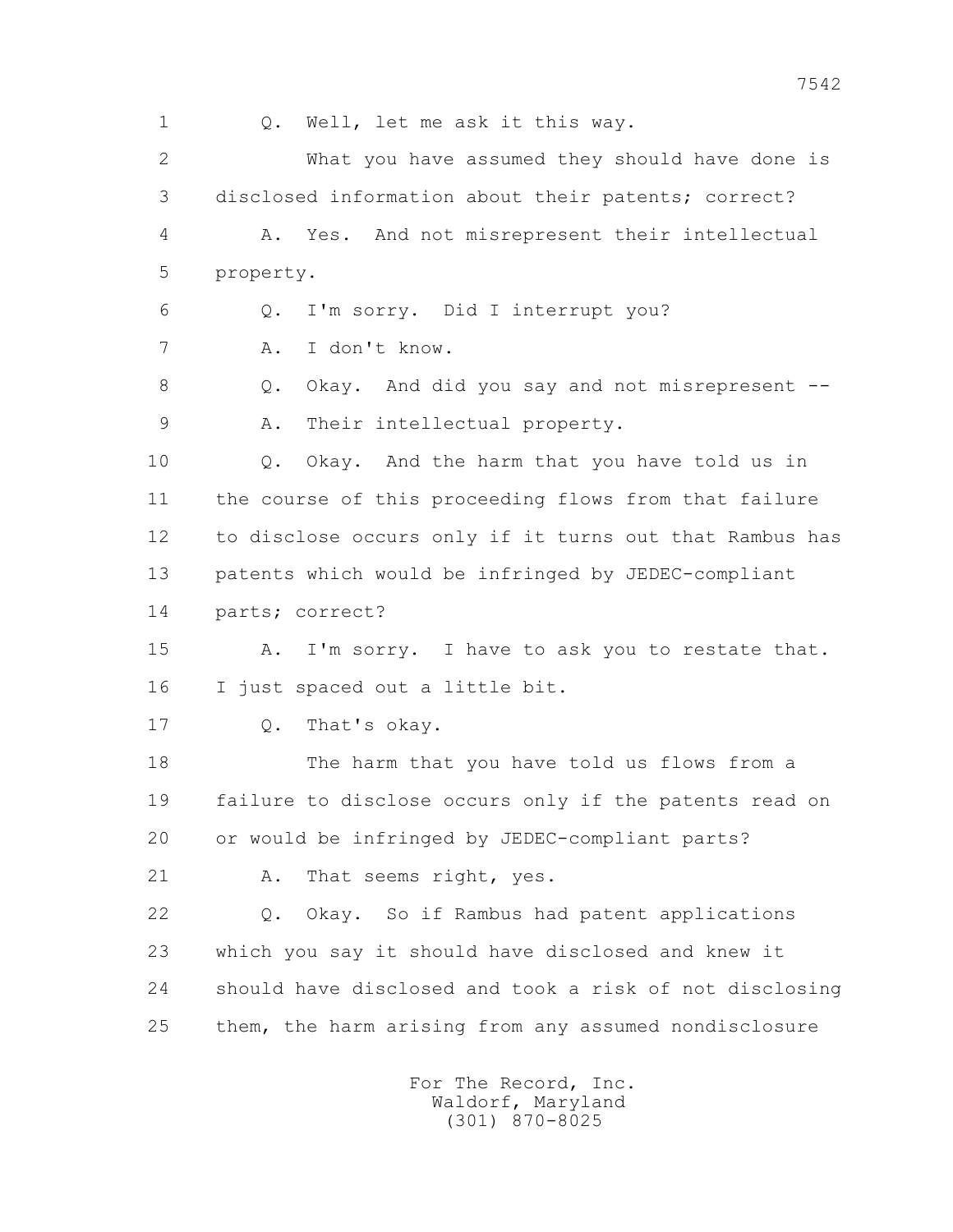1 Q. Well, let me ask it this way.

2 What you have assumed they should have done is

3 disclosed information about their patents; correct?

4 A. Yes. And not misrepresent their intellectual

5 property.

6 Q. I'm sorry. Did I interrupt you?

7 A. I don't know.

8 Q. Okay. And did you say and not misrepresent --

9 A. Their intellectual property.

10 Q. Okay. And the harm that you have told us in

11 the course of this proceeding flows from that failure

12 to disclose occurs only if it turns out that Rambus has

13 patents which would be infringed by JEDEC-compliant

14 parts; correct?

15 A. I'm sorry. I have to ask you to restate that.

16 I just spaced out a little bit.

17 Q. That's okay.

18 The harm that you have told us flows from a

19 failure to disclose occurs only if the patents read on

20 or would be infringed by JEDEC-compliant parts?

21 A. That seems right, yes.

22 Q. Okay. So if Rambus had patent applications

23 which you say it should have disclosed and knew it

24 should have disclosed and took a risk of not disclosing

25 them, the harm arising from any assumed nondisclosure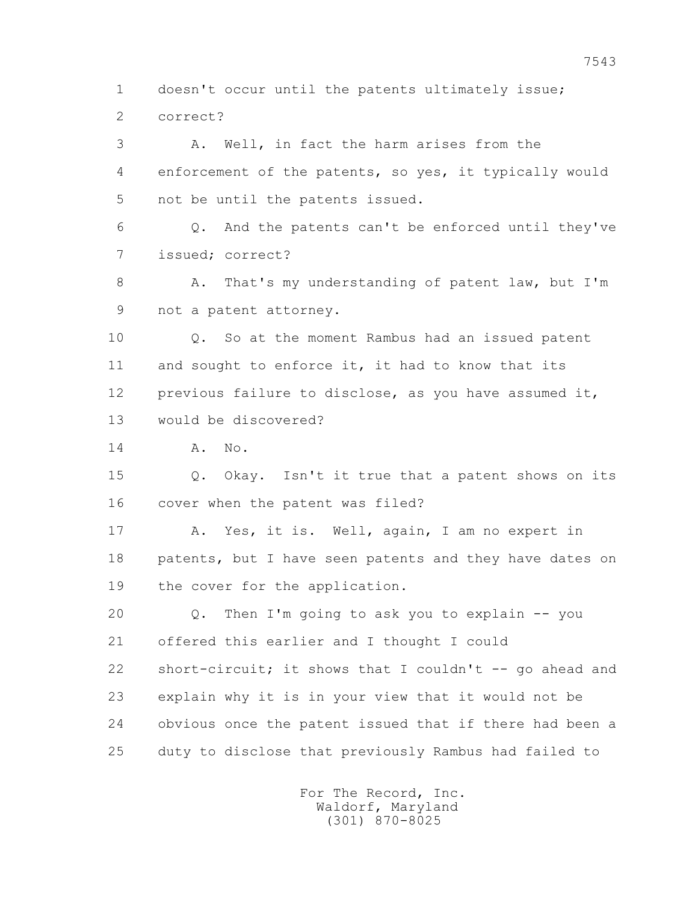1 doesn't occur until the patents ultimately issue;
2 correct?

3 A. Well, in fact the harm arises from the
4 enforcement of the patents, so yes, it typically would
5 not be until the patents issued.

6 Q. And the patents can't be enforced until they've
7 issued; correct?

8 A. That's my understanding of patent law, but I'm
9 not a patent attorney.

10 Q. So at the moment Rambus had an issued patent
11 and sought to enforce it, it had to know that its
12 previous failure to disclose, as you have assumed it,
13 would be discovered?

14 A. No.

15 Q. Okay. Isn't it true that a patent shows on its
16 cover when the patent was filed?

17 A. Yes, it is. Well, again, I am no expert in
18 patents, but I have seen patents and they have dates on
19 the cover for the application.

20 Q. Then I'm going to ask you to explain -- you
21 offered this earlier and I thought I could
22 short-circuit; it shows that I couldn't -- go ahead and
23 explain why it is in your view that it would not be
24 obvious once the patent issued that if there had been a
25 duty to disclose that previously Rambus had failed to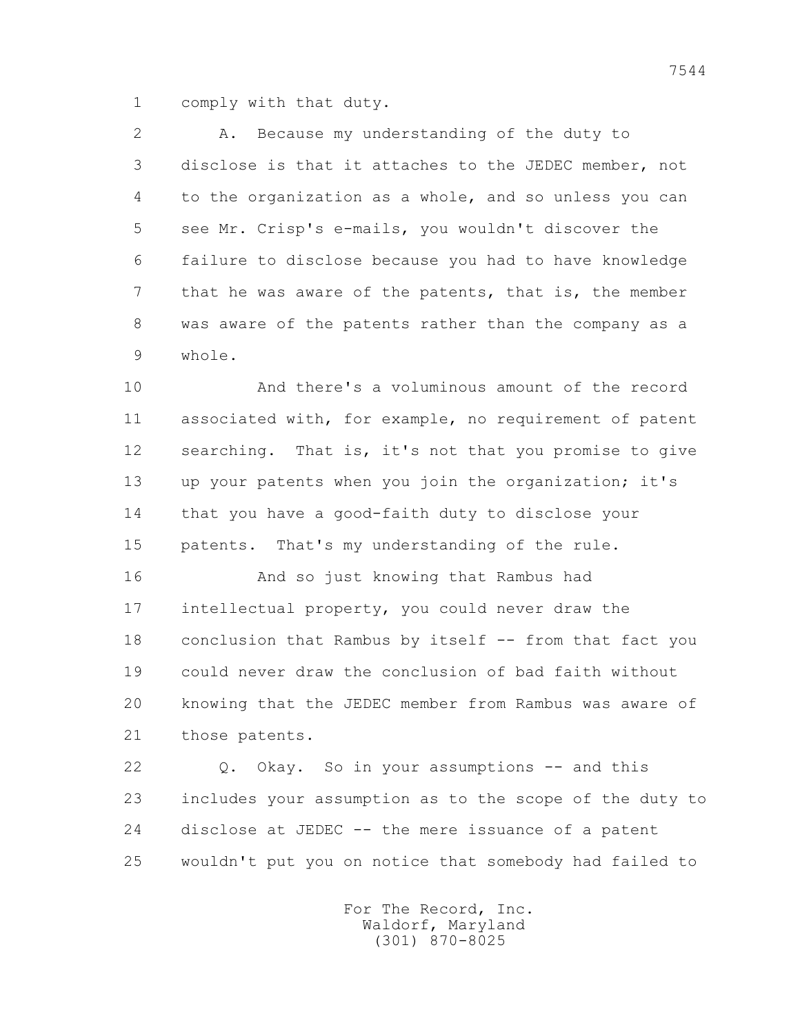1 comply with that duty.

2 A. Because my understanding of the duty to
3 disclose is that it attaches to the JEDEC member, not
4 to the organization as a whole, and so unless you can
5 see Mr. Crisp's e-mails, you wouldn't discover the
6 failure to disclose because you had to have knowledge
7 that he was aware of the patents, that is, the member
8 was aware of the patents rather than the company as a
9 whole.

10 And there's a voluminous amount of the record
11 associated with, for example, no requirement of patent
12 searching. That is, it's not that you promise to give
13 up your patents when you join the organization; it's
14 that you have a good-faith duty to disclose your
15 patents. That's my understanding of the rule.

16 And so just knowing that Rambus had
17 intellectual property, you could never draw the
18 conclusion that Rambus by itself -- from that fact you
19 could never draw the conclusion of bad faith without
20 knowing that the JEDEC member from Rambus was aware of
21 those patents.

22 Q. Okay. So in your assumptions -- and this
23 includes your assumption as to the scope of the duty to
24 disclose at JEDEC -- the mere issuance of a patent
25 wouldn't put you on notice that somebody had failed to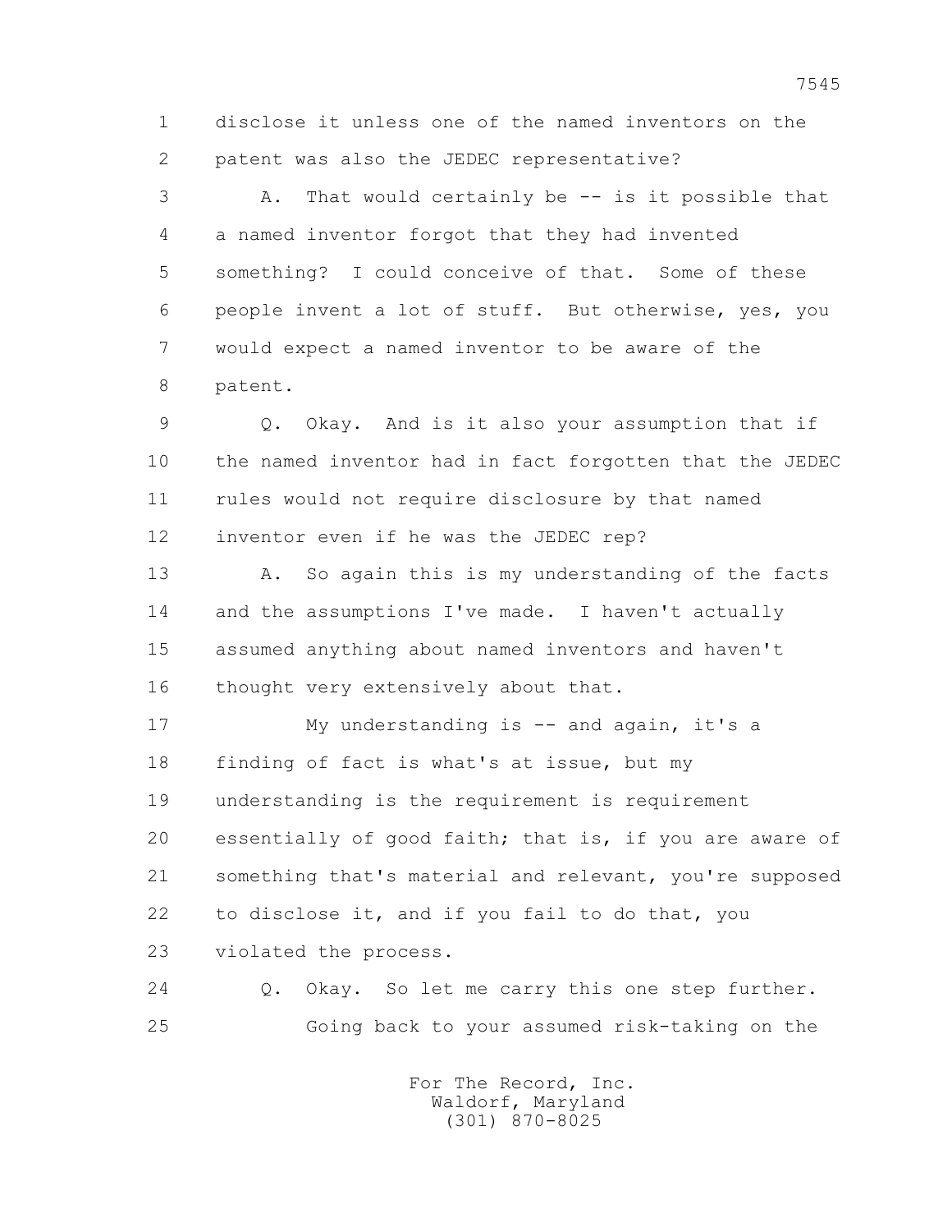1 disclose it unless one of the named inventors on the
2 patent was also the JEDEC representative?

3 A. That would certainly be -- is it possible that
4 a named inventor forgot that they had invented
5 something? I could conceive of that. Some of these
6 people invent a lot of stuff. But otherwise, yes, you
7 would expect a named inventor to be aware of the
8 patent.

9 Q. Okay. And is it also your assumption that if
10 the named inventor had in fact forgotten that the JEDEC
11 rules would not require disclosure by that named
12 inventor even if he was the JEDEC rep?

13 A. So again this is my understanding of the facts
14 and the assumptions I've made. I haven't actually
15 assumed anything about named inventors and haven't
16 thought very extensively about that.

17 My understanding is -- and again, it's a
18 finding of fact is what's at issue, but my
19 understanding is the requirement is requirement
20 essentially of good faith; that is, if you are aware of
21 something that's material and relevant, you're supposed
22 to disclose it, and if you fail to do that, you
23 violated the process.

24 Q. Okay. So let me carry this one step further.
25 Going back to your assumed risk-taking on the

For The Record, Inc.
Waldorf, Maryland
(301) 870-8025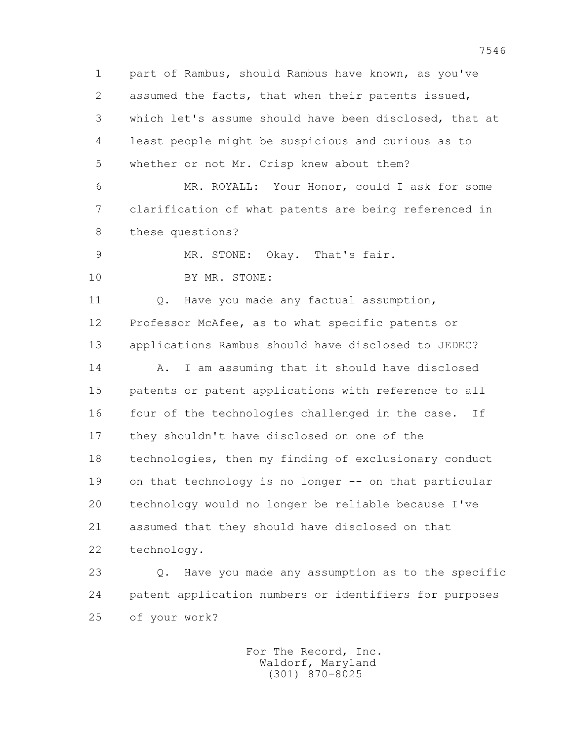1 part of Rambus, should Rambus have known, as you've
2 assumed the facts, that when their patents issued,
3 which let's assume should have been disclosed, that at
4 least people might be suspicious and curious as to
5 whether or not Mr. Crisp knew about them?

6 MR. ROYALL: Your Honor, could I ask for some
7 clarification of what patents are being referenced in
8 these questions?

9 MR. STONE: Okay. That's fair.

10 BY MR. STONE:

11 Q. Have you made any factual assumption,
12 Professor McAfee, as to what specific patents or
13 applications Rambus should have disclosed to JEDEC?

14 A. I am assuming that it should have disclosed
15 patents or patent applications with reference to all
16 four of the technologies challenged in the case. If
17 they shouldn't have disclosed on one of the
18 technologies, then my finding of exclusionary conduct
19 on that technology is no longer -- on that particular
20 technology would no longer be reliable because I've
21 assumed that they should have disclosed on that
22 technology.

23 Q. Have you made any assumption as to the specific
24 patent application numbers or identifiers for purposes
25 of your work?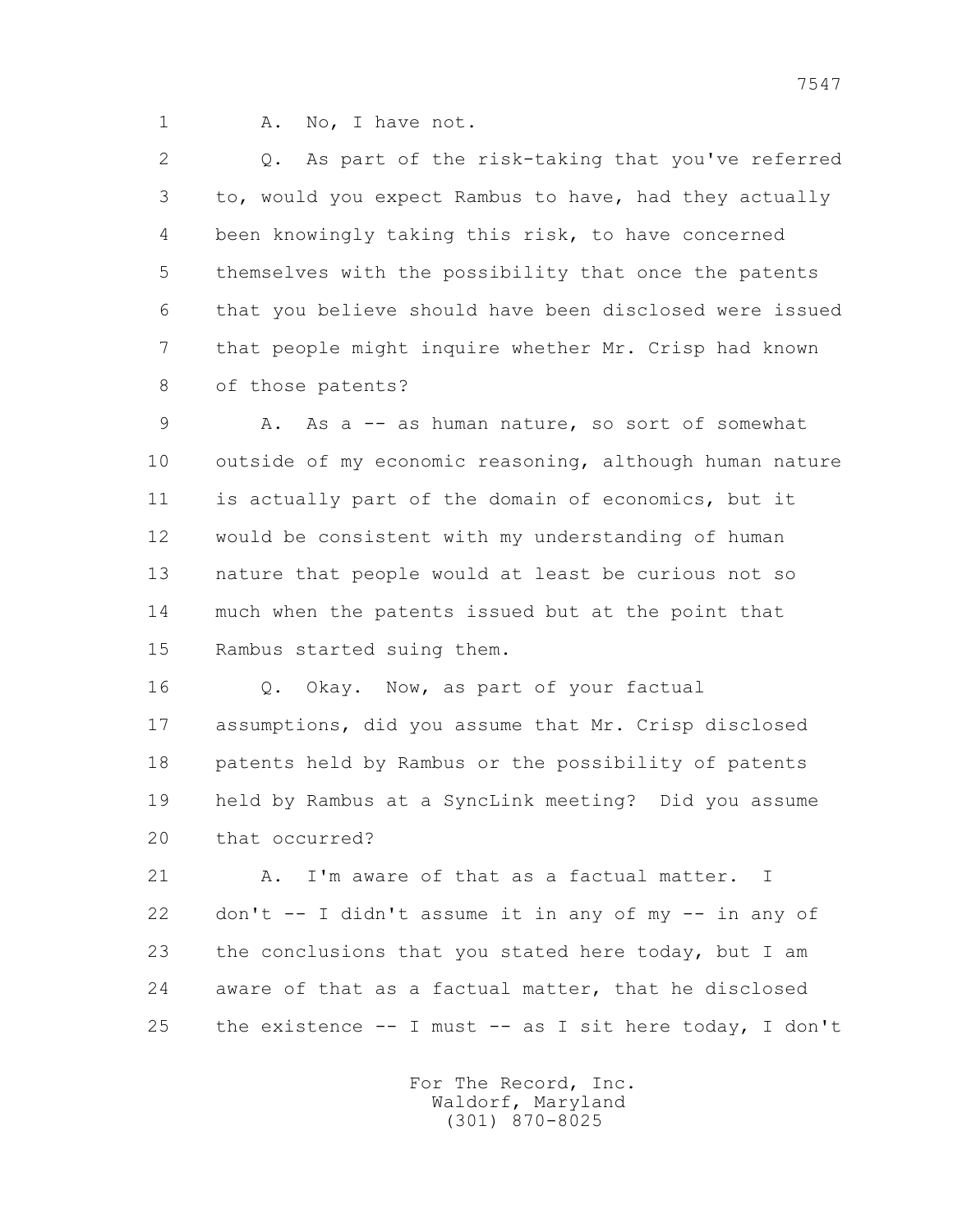1 A. No, I have not.

2 Q. As part of the risk-taking that you've referred

3 to, would you expect Rambus to have, had they actually

4 been knowingly taking this risk, to have concerned

5 themselves with the possibility that once the patents

6 that you believe should have been disclosed were issued

7 that people might inquire whether Mr. Crisp had known

8 of those patents?

9 A. As a -- as human nature, so sort of somewhat

10 outside of my economic reasoning, although human nature

11 is actually part of the domain of economics, but it

12 would be consistent with my understanding of human

13 nature that people would at least be curious not so

14 much when the patents issued but at the point that

15 Rambus started suing them.

16 Q. Okay. Now, as part of your factual

17 assumptions, did you assume that Mr. Crisp disclosed

18 patents held by Rambus or the possibility of patents

19 held by Rambus at a SyncLink meeting? Did you assume

20 that occurred?

21 A. I'm aware of that as a factual matter. I

22 don't -- I didn't assume it in any of my -- in any of

23 the conclusions that you stated here today, but I am

24 aware of that as a factual matter, that he disclosed

25 the existence -- I must -- as I sit here today, I don't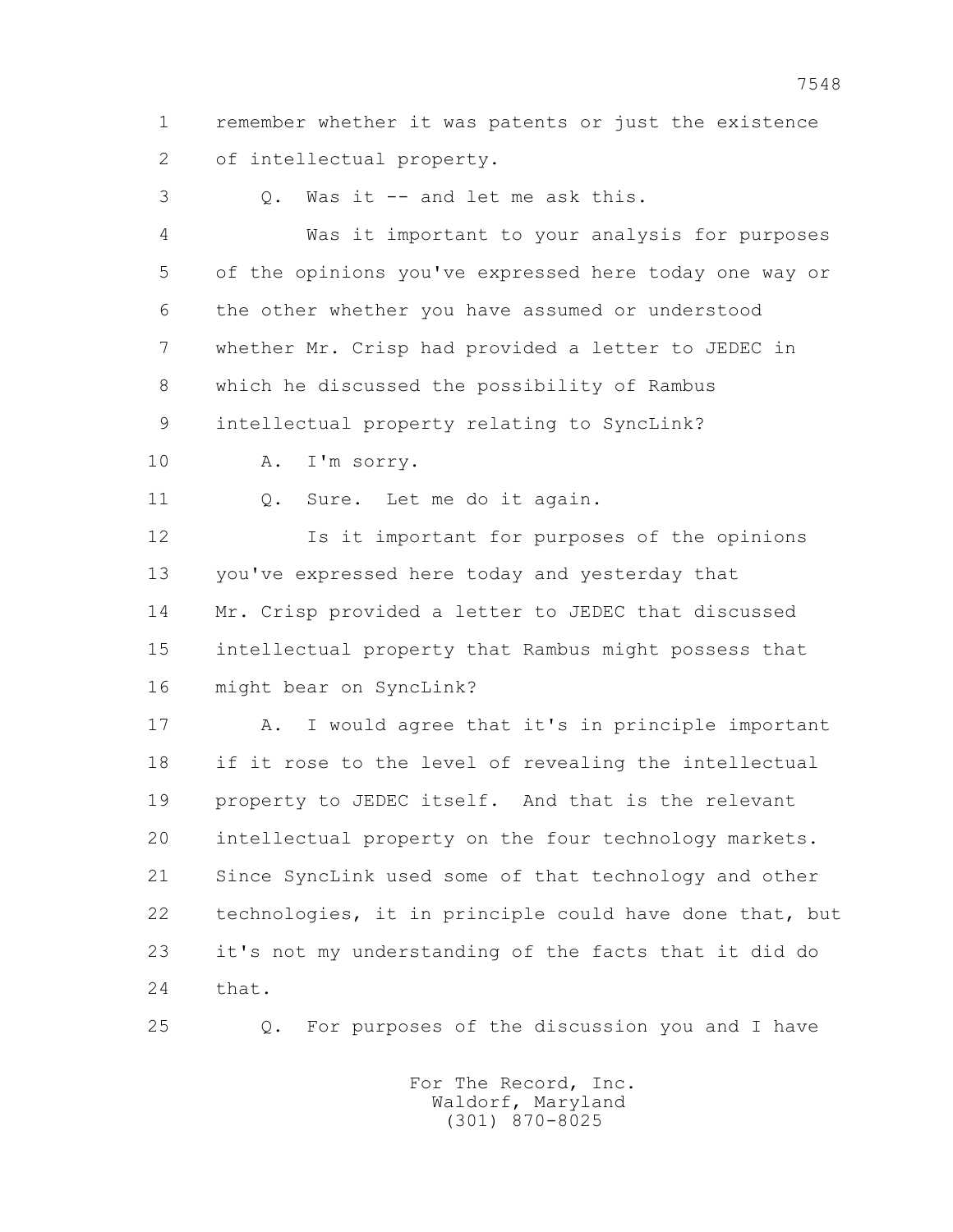1 remember whether it was patents or just the existence
2 of intellectual property.

3 Q. Was it -- and let me ask this.

4 Was it important to your analysis for purposes
5 of the opinions you've expressed here today one way or
6 the other whether you have assumed or understood
7 whether Mr. Crisp had provided a letter to JEDEC in
8 which he discussed the possibility of Rambus
9 intellectual property relating to SyncLink?

10 A. I'm sorry.

11 Q. Sure. Let me do it again.

12 Is it important for purposes of the opinions
13 you've expressed here today and yesterday that
14 Mr. Crisp provided a letter to JEDEC that discussed
15 intellectual property that Rambus might possess that
16 might bear on SyncLink?

17 A. I would agree that it's in principle important
18 if it rose to the level of revealing the intellectual
19 property to JEDEC itself. And that is the relevant
20 intellectual property on the four technology markets.
21 Since SyncLink used some of that technology and other
22 technologies, it in principle could have done that, but
23 it's not my understanding of the facts that it did do
24 that.

25 Q. For purposes of the discussion you and I have

For The Record, Inc.
Waldorf, Maryland
(301) 870-8025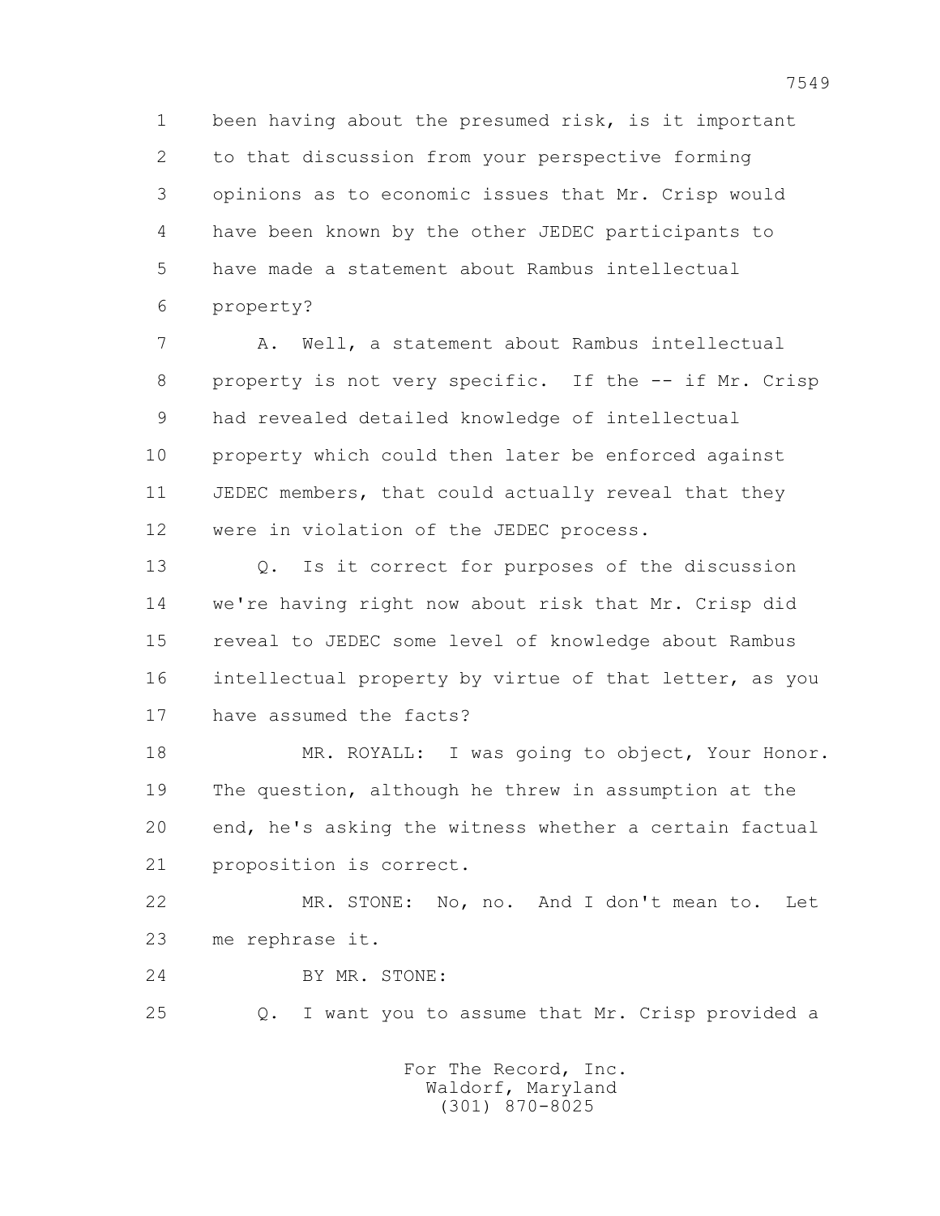1 been having about the presumed risk, is it important
2 to that discussion from your perspective forming
3 opinions as to economic issues that Mr. Crisp would
4 have been known by the other JEDEC participants to
5 have made a statement about Rambus intellectual
6 property?

7 A. Well, a statement about Rambus intellectual
8 property is not very specific. If the -- if Mr. Crisp
9 had revealed detailed knowledge of intellectual
10 property which could then later be enforced against
11 JEDEC members, that could actually reveal that they
12 were in violation of the JEDEC process.

13 Q. Is it correct for purposes of the discussion
14 we're having right now about risk that Mr. Crisp did
15 reveal to JEDEC some level of knowledge about Rambus
16 intellectual property by virtue of that letter, as you
17 have assumed the facts?

18 MR. ROYALL: I was going to object, Your Honor.
19 The question, although he threw in assumption at the
20 end, he's asking the witness whether a certain factual
21 proposition is correct.

22 MR. STONE: No, no. And I don't mean to. Let
23 me rephrase it.

24 BY MR. STONE:

25 Q. I want you to assume that Mr. Crisp provided a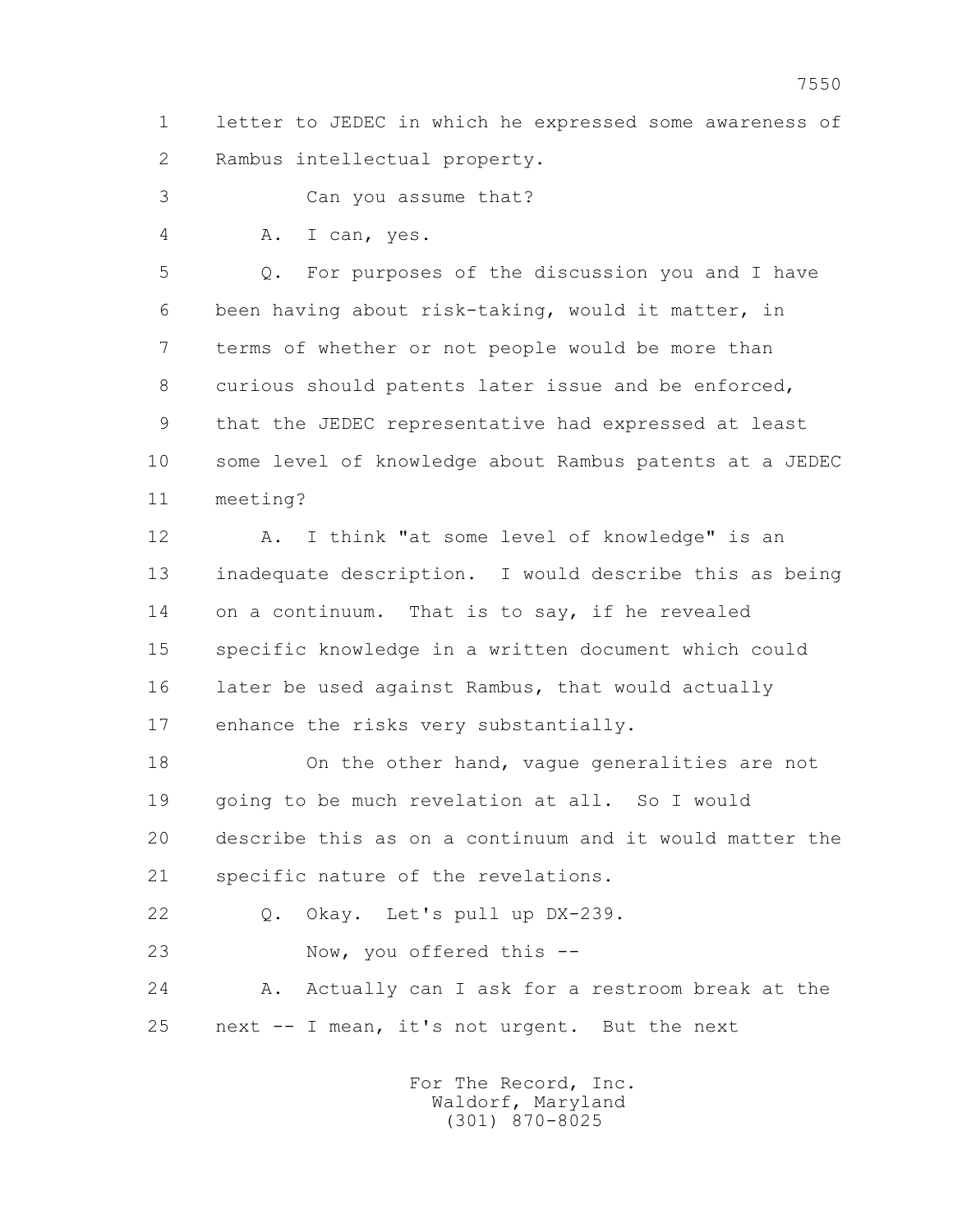1 letter to JEDEC in which he expressed some awareness of
2 Rambus intellectual property.
3 Can you assume that?
4 A. I can, yes.
5 Q. For purposes of the discussion you and I have
6 been having about risk-taking, would it matter, in
7 terms of whether or not people would be more than
8 curious should patents later issue and be enforced,
9 that the JEDEC representative had expressed at least
10 some level of knowledge about Rambus patents at a JEDEC
11 meeting?
12 A. I think "at some level of knowledge" is an
13 inadequate description. I would describe this as being
14 on a continuum. That is to say, if he revealed
15 specific knowledge in a written document which could
16 later be used against Rambus, that would actually
17 enhance the risks very substantially.
18 On the other hand, vague generalities are not
19 going to be much revelation at all. So I would
20 describe this as on a continuum and it would matter the
21 specific nature of the revelations.
22 Q. Okay. Let's pull up DX-239.
23 Now, you offered this --
24 A. Actually can I ask for a restroom break at the
25 next -- I mean, it's not urgent. But the next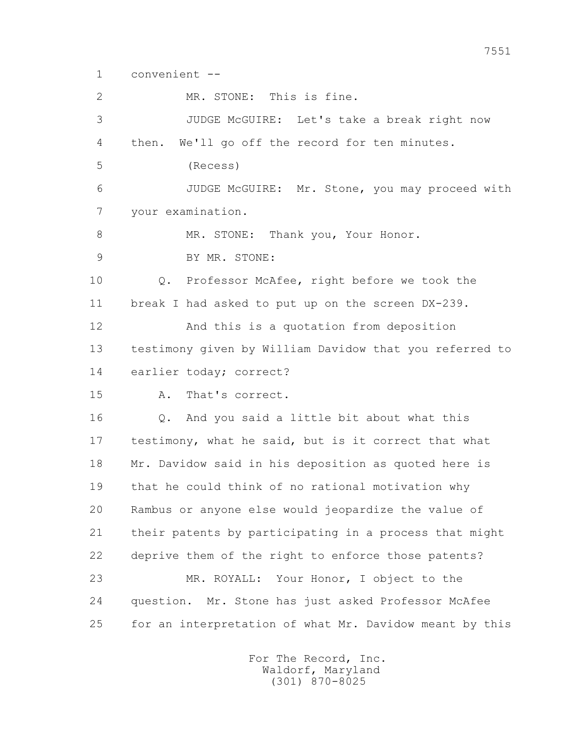1 convenient --

2 MR. STONE: This is fine.

3 JUDGE McGUIRE: Let's take a break right now

4 then. We'll go off the record for ten minutes.

5 (Recess)

6 JUDGE McGUIRE: Mr. Stone, you may proceed with

7 your examination.

8 MR. STONE: Thank you, Your Honor.

9 BY MR. STONE:

10 Q. Professor McAfee, right before we took the

11 break I had asked to put up on the screen DX-239.

12 And this is a quotation from deposition

13 testimony given by William Davidow that you referred to

14 earlier today; correct?

15 A. That's correct.

16 Q. And you said a little bit about what this

17 testimony, what he said, but is it correct that what

18 Mr. Davidow said in his deposition as quoted here is

19 that he could think of no rational motivation why

20 Rambus or anyone else would jeopardize the value of

21 their patents by participating in a process that might

22 deprive them of the right to enforce those patents?

23 MR. ROYALL: Your Honor, I object to the

24 question. Mr. Stone has just asked Professor McAfee

25 for an interpretation of what Mr. Davidow meant by this

For The Record, Inc.
Waldorf, Maryland
(301) 870-8025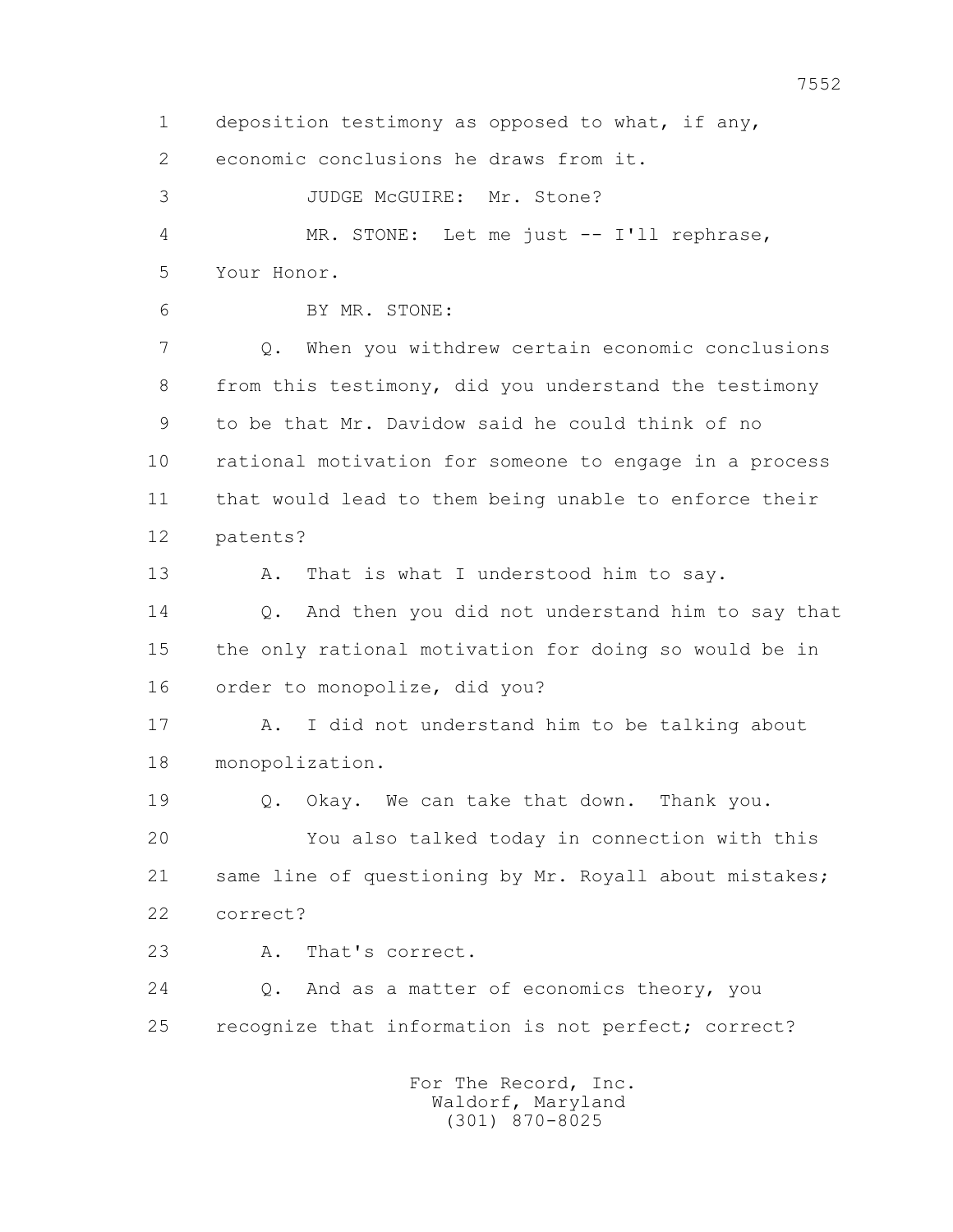deposition testimony as opposed to what, if any, economic conclusions he draws from it.

JUDGE McGUIRE: Mr. Stone?

MR. STONE: Let me just -- I'll rephrase, Your Honor.

BY MR. STONE:

Q. When you withdrew certain economic conclusions from this testimony, did you understand the testimony to be that Mr. Davidow said he could think of no rational motivation for someone to engage in a process that would lead to them being unable to enforce their patents?

A. That is what I understood him to say.

Q. And then you did not understand him to say that the only rational motivation for doing so would be in order to monopolize, did you?

A. I did not understand him to be talking about monopolization.

Q. Okay. We can take that down. Thank you.

You also talked today in connection with this same line of questioning by Mr. Royall about mistakes; correct?

A. That's correct.

Q. And as a matter of economics theory, you recognize that information is not perfect; correct?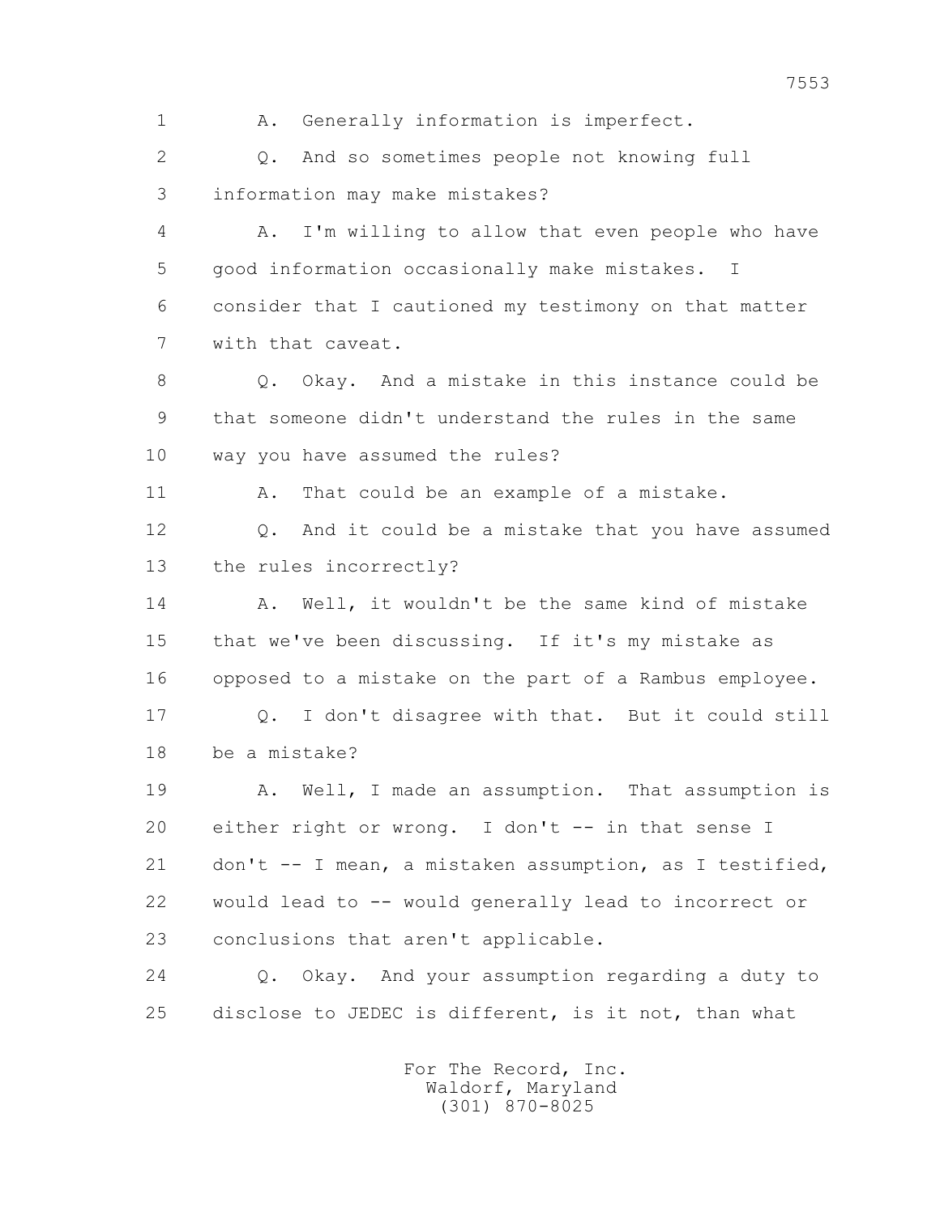1 A. Generally information is imperfect.

2 Q. And so sometimes people not knowing full

3 information may make mistakes?

4 A. I'm willing to allow that even people who have

5 good information occasionally make mistakes. I

6 consider that I cautioned my testimony on that matter

7 with that caveat.

8 Q. Okay. And a mistake in this instance could be

9 that someone didn't understand the rules in the same

10 way you have assumed the rules?

11 A. That could be an example of a mistake.

12 Q. And it could be a mistake that you have assumed

13 the rules incorrectly?

14 A. Well, it wouldn't be the same kind of mistake

15 that we've been discussing. If it's my mistake as

16 opposed to a mistake on the part of a Rambus employee.

17 Q. I don't disagree with that. But it could still

18 be a mistake?

19 A. Well, I made an assumption. That assumption is

20 either right or wrong. I don't -- in that sense I

21 don't -- I mean, a mistaken assumption, as I testified,

22 would lead to -- would generally lead to incorrect or

23 conclusions that aren't applicable.

24 Q. Okay. And your assumption regarding a duty to

25 disclose to JEDEC is different, is it not, than what

For The Record, Inc.
Waldorf, Maryland
(301) 870-8025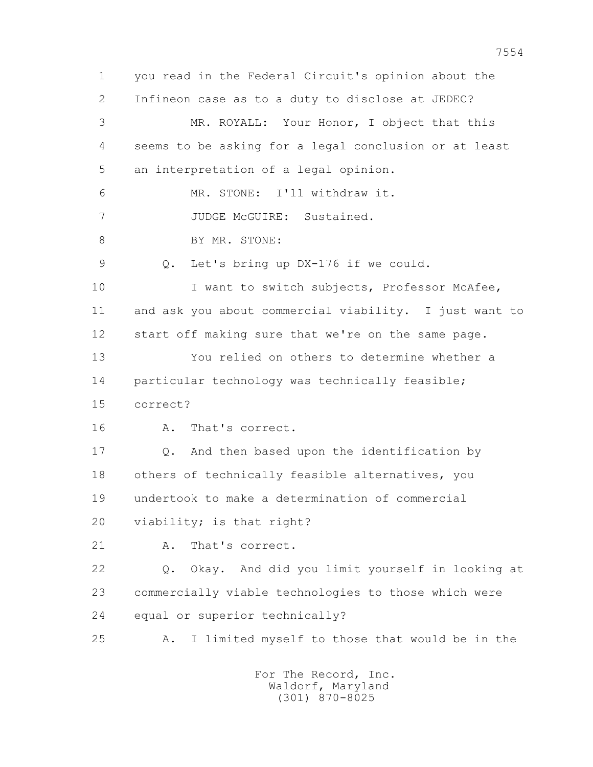1 you read in the Federal Circuit's opinion about the
2 Infineon case as to a duty to disclose at JEDEC?
3 MR. ROYALL: Your Honor, I object that this
4 seems to be asking for a legal conclusion or at least
5 an interpretation of a legal opinion.
6 MR. STONE: I'll withdraw it.
7 JUDGE McGUIRE: Sustained.
8 BY MR. STONE:
9 Q. Let's bring up DX-176 if we could.
10 I want to switch subjects, Professor McAfee,
11 and ask you about commercial viability. I just want to
12 start off making sure that we're on the same page.
13 You relied on others to determine whether a
14 particular technology was technically feasible;
15 correct?
16 A. That's correct.
17 Q. And then based upon the identification by
18 others of technically feasible alternatives, you
19 undertook to make a determination of commercial
20 viability; is that right?
21 A. That's correct.
22 Q. Okay. And did you limit yourself in looking at
23 commercially viable technologies to those which were
24 equal or superior technically?
25 A. I limited myself to those that would be in the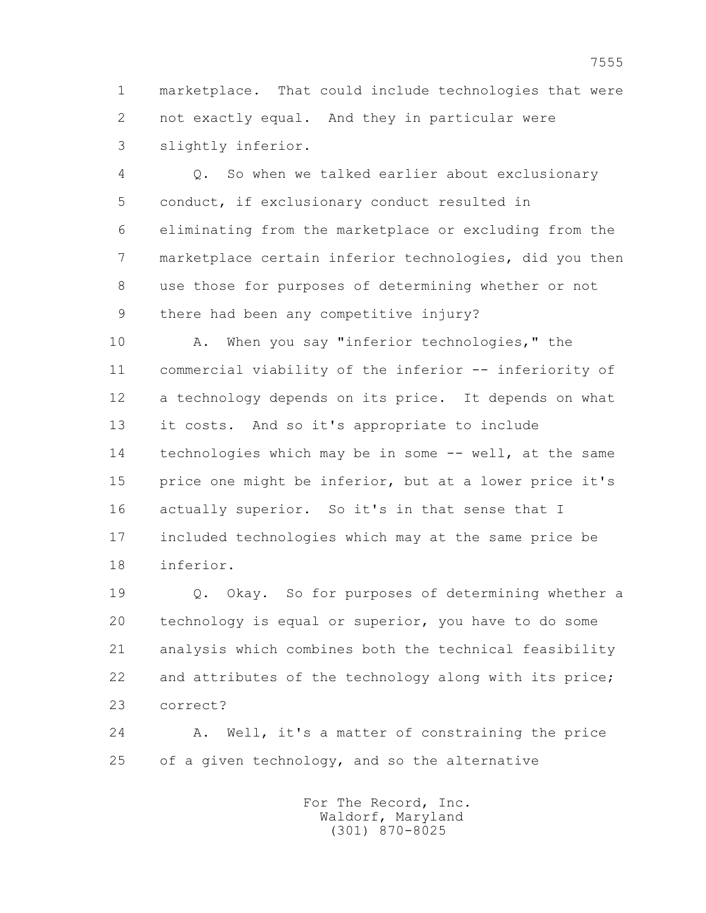1 marketplace. That could include technologies that were
2 not exactly equal. And they in particular were
3 slightly inferior.

4 Q. So when we talked earlier about exclusionary
5 conduct, if exclusionary conduct resulted in
6 eliminating from the marketplace or excluding from the
7 marketplace certain inferior technologies, did you then
8 use those for purposes of determining whether or not
9 there had been any competitive injury?

10 A. When you say "inferior technologies," the
11 commercial viability of the inferior -- inferiority of
12 a technology depends on its price. It depends on what
13 it costs. And so it's appropriate to include
14 technologies which may be in some -- well, at the same
15 price one might be inferior, but at a lower price it's
16 actually superior. So it's in that sense that I
17 included technologies which may at the same price be
18 inferior.

19 Q. Okay. So for purposes of determining whether a
20 technology is equal or superior, you have to do some
21 analysis which combines both the technical feasibility
22 and attributes of the technology along with its price;
23 correct?

24 A. Well, it's a matter of constraining the price
25 of a given technology, and so the alternative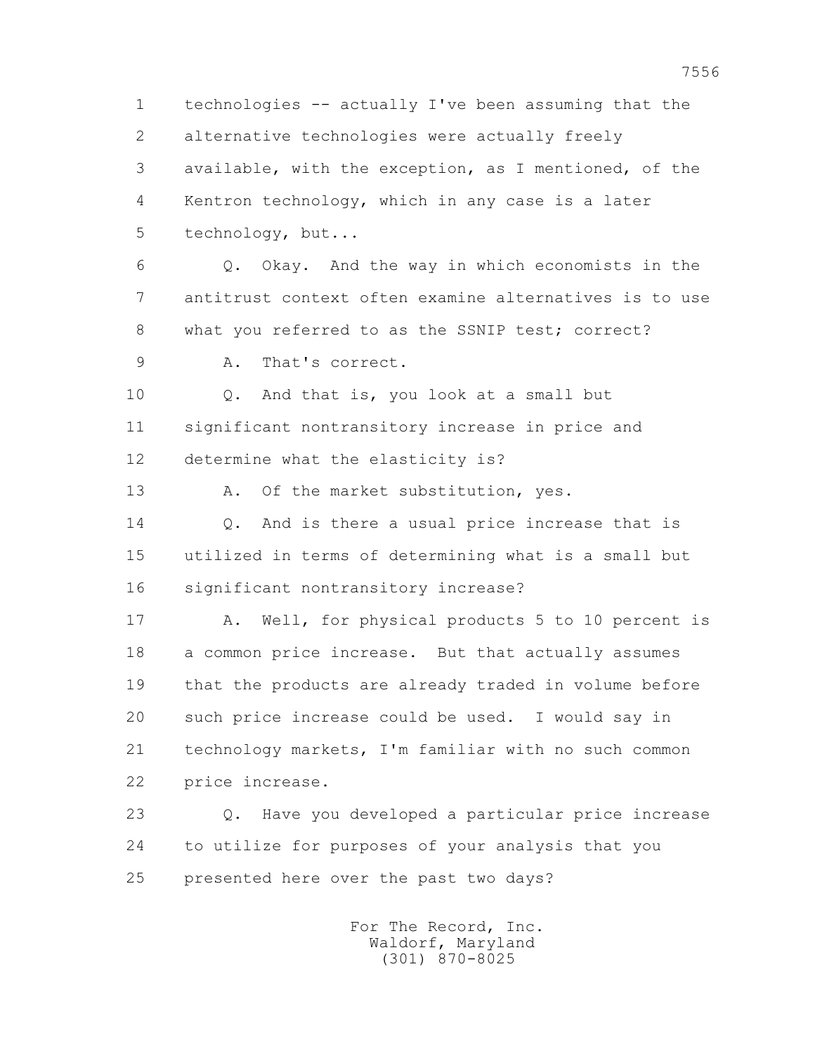1 technologies -- actually I've been assuming that the
2 alternative technologies were actually freely
3 available, with the exception, as I mentioned, of the
4 Kentron technology, which in any case is a later
5 technology, but...

6 Q. Okay. And the way in which economists in the
7 antitrust context often examine alternatives is to use
8 what you referred to as the SSNIP test; correct?

9 A. That's correct.

10 Q. And that is, you look at a small but
11 significant nontransitory increase in price and
12 determine what the elasticity is?

13 A. Of the market substitution, yes.

14 Q. And is there a usual price increase that is
15 utilized in terms of determining what is a small but
16 significant nontransitory increase?

17 A. Well, for physical products 5 to 10 percent is
18 a common price increase. But that actually assumes
19 that the products are already traded in volume before
20 such price increase could be used. I would say in
21 technology markets, I'm familiar with no such common
22 price increase.

23 Q. Have you developed a particular price increase
24 to utilize for purposes of your analysis that you
25 presented here over the past two days?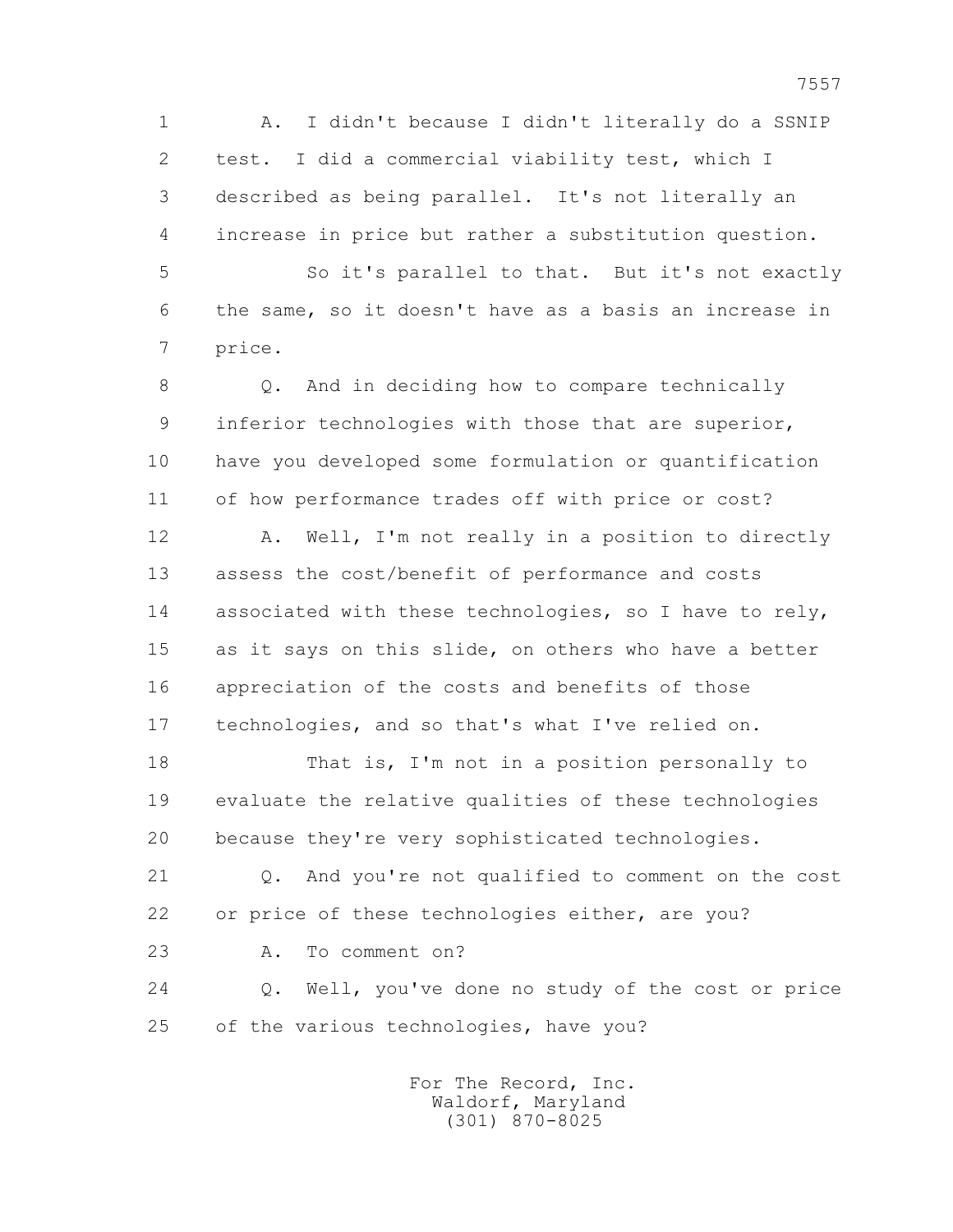1 A. I didn't because I didn't literally do a SSNIP
2 test. I did a commercial viability test, which I
3 described as being parallel. It's not literally an
4 increase in price but rather a substitution question.
5 So it's parallel to that. But it's not exactly
6 the same, so it doesn't have as a basis an increase in
7 price.
8 Q. And in deciding how to compare technically
9 inferior technologies with those that are superior,
10 have you developed some formulation or quantification
11 of how performance trades off with price or cost?
12 A. Well, I'm not really in a position to directly
13 assess the cost/benefit of performance and costs
14 associated with these technologies, so I have to rely,
15 as it says on this slide, on others who have a better
16 appreciation of the costs and benefits of those
17 technologies, and so that's what I've relied on.
18 That is, I'm not in a position personally to
19 evaluate the relative qualities of these technologies
20 because they're very sophisticated technologies.
21 Q. And you're not qualified to comment on the cost
22 or price of these technologies either, are you?
23 A. To comment on?
24 Q. Well, you've done no study of the cost or price
25 of the various technologies, have you?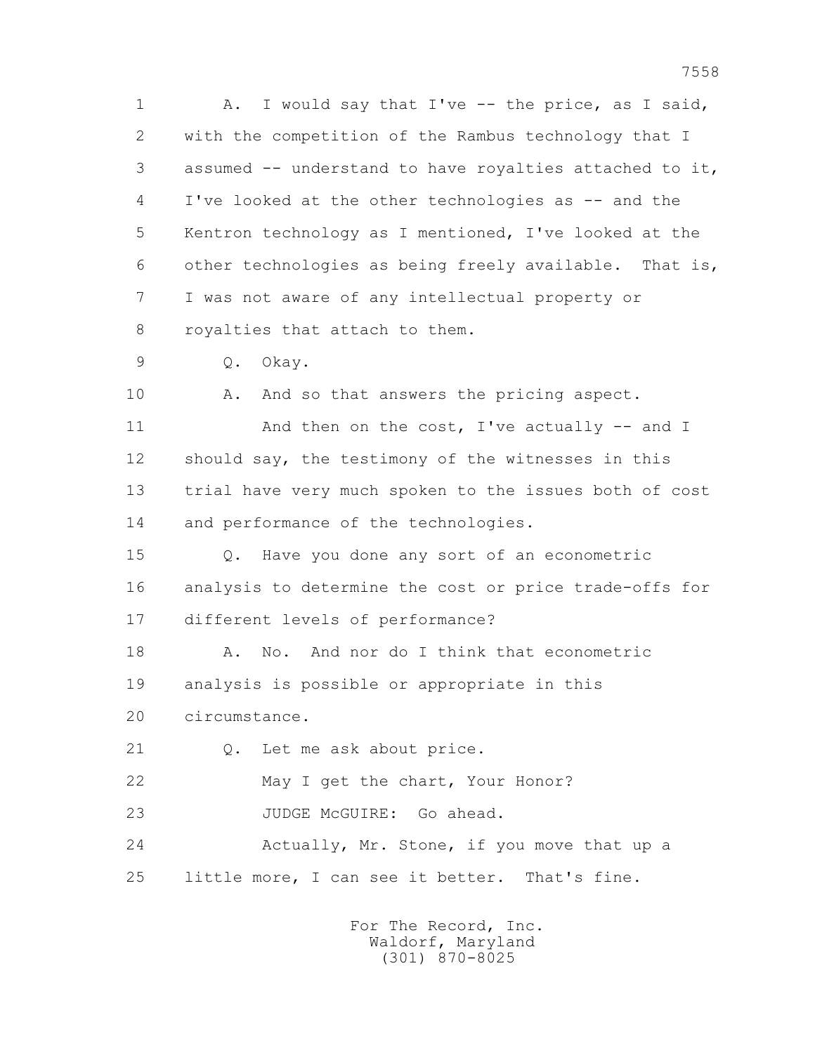1 A. I would say that I've -- the price, as I said,
2 with the competition of the Rambus technology that I
3 assumed -- understand to have royalties attached to it,
4 I've looked at the other technologies as -- and the
5 Kentron technology as I mentioned, I've looked at the
6 other technologies as being freely available. That is,
7 I was not aware of any intellectual property or
8 royalties that attach to them.
9 Q. Okay.
10 A. And so that answers the pricing aspect.
11 And then on the cost, I've actually -- and I
12 should say, the testimony of the witnesses in this
13 trial have very much spoken to the issues both of cost
14 and performance of the technologies.
15 Q. Have you done any sort of an econometric
16 analysis to determine the cost or price trade-offs for
17 different levels of performance?
18 A. No. And nor do I think that econometric
19 analysis is possible or appropriate in this
20 circumstance.
21 Q. Let me ask about price.
22 May I get the chart, Your Honor?
23 JUDGE McGUIRE: Go ahead.
24 Actually, Mr. Stone, if you move that up a
25 little more, I can see it better. That's fine.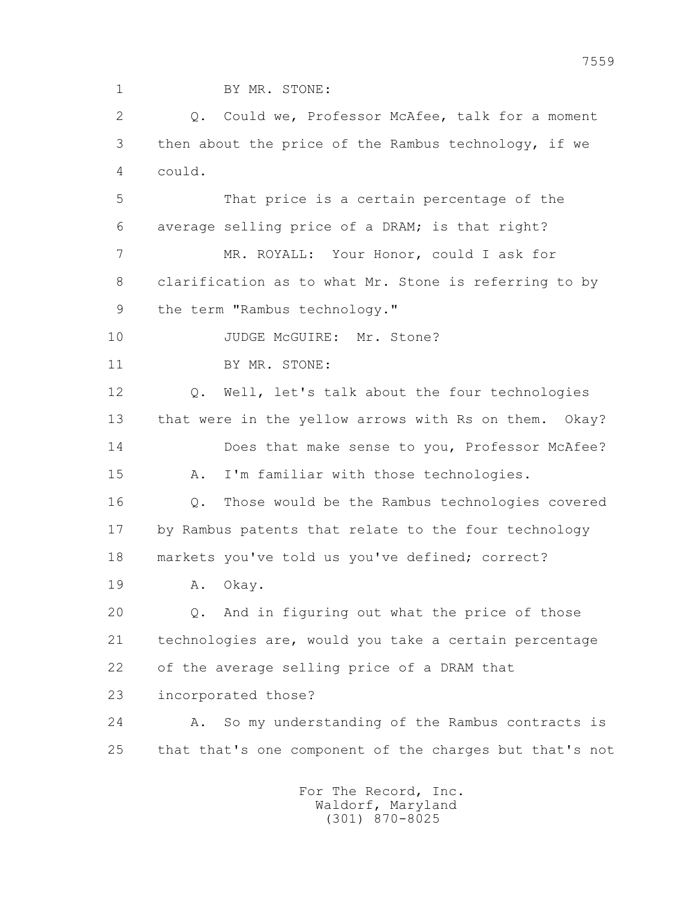1 BY MR. STONE:

2 Q. Could we, Professor McAfee, talk for a moment

3 then about the price of the Rambus technology, if we

4 could.

5 That price is a certain percentage of the

6 average selling price of a DRAM; is that right?

7 MR. ROYALL: Your Honor, could I ask for

8 clarification as to what Mr. Stone is referring to by

9 the term "Rambus technology."

10 JUDGE McGUIRE: Mr. Stone?

11 BY MR. STONE:

12 Q. Well, let's talk about the four technologies

13 that were in the yellow arrows with Rs on them. Okay?

14 Does that make sense to you, Professor McAfee?

15 A. I'm familiar with those technologies.

16 Q. Those would be the Rambus technologies covered

17 by Rambus patents that relate to the four technology

18 markets you've told us you've defined; correct?

19 A. Okay.

20 Q. And in figuring out what the price of those

21 technologies are, would you take a certain percentage

22 of the average selling price of a DRAM that

23 incorporated those?

24 A. So my understanding of the Rambus contracts is

25 that that's one component of the charges but that's not

For The Record, Inc.
Waldorf, Maryland
(301) 870-8025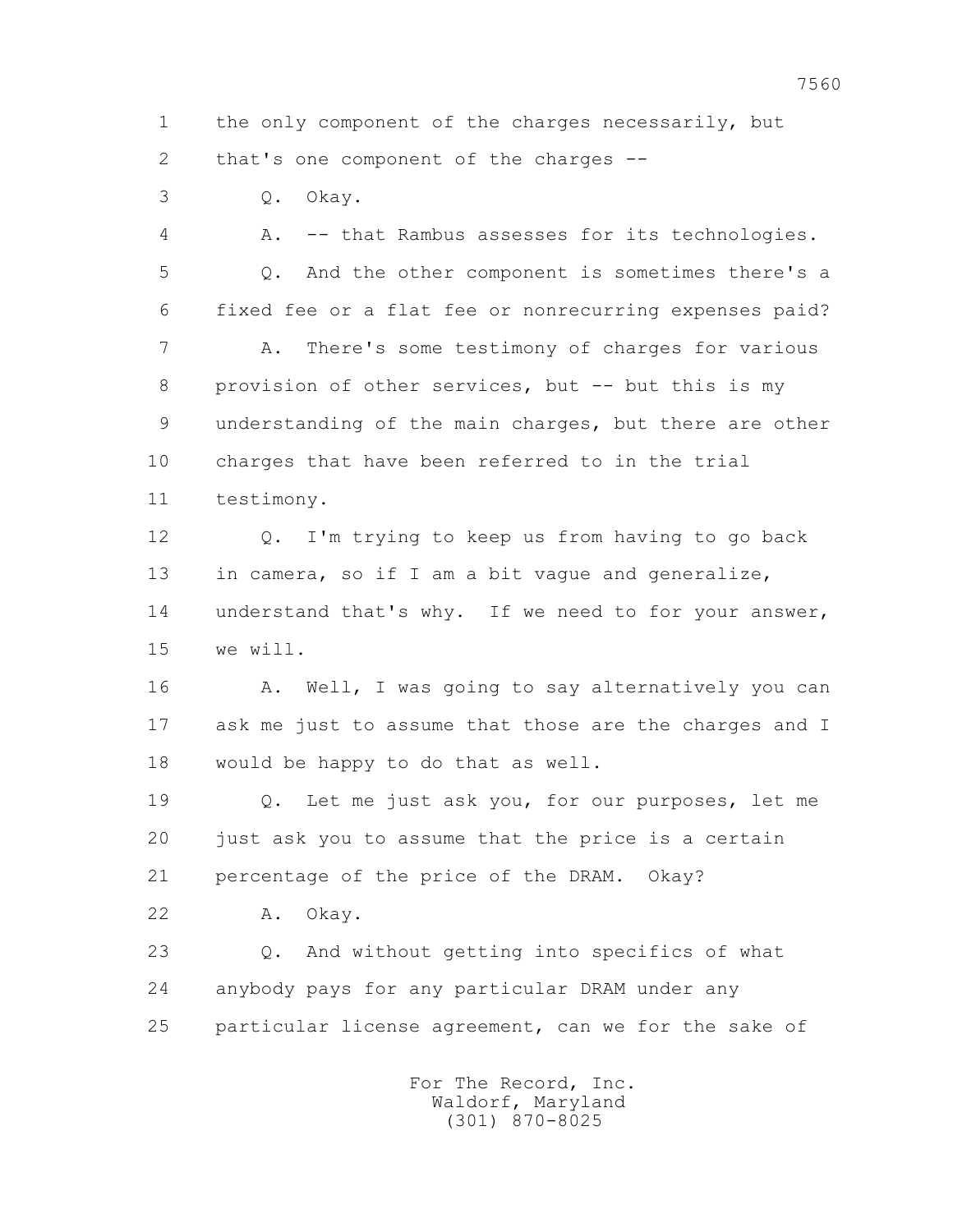1 the only component of the charges necessarily, but
2 that's one component of the charges --
3 Q. Okay.
4 A. -- that Rambus assesses for its technologies.
5 Q. And the other component is sometimes there's a
6 fixed fee or a flat fee or nonrecurring expenses paid?
7 A. There's some testimony of charges for various
8 provision of other services, but -- but this is my
9 understanding of the main charges, but there are other
10 charges that have been referred to in the trial
11 testimony.
12 Q. I'm trying to keep us from having to go back
13 in camera, so if I am a bit vague and generalize,
14 understand that's why. If we need to for your answer,
15 we will.
16 A. Well, I was going to say alternatively you can
17 ask me just to assume that those are the charges and I
18 would be happy to do that as well.
19 Q. Let me just ask you, for our purposes, let me
20 just ask you to assume that the price is a certain
21 percentage of the price of the DRAM. Okay?
22 A. Okay.
23 Q. And without getting into specifics of what
24 anybody pays for any particular DRAM under any
25 particular license agreement, can we for the sake of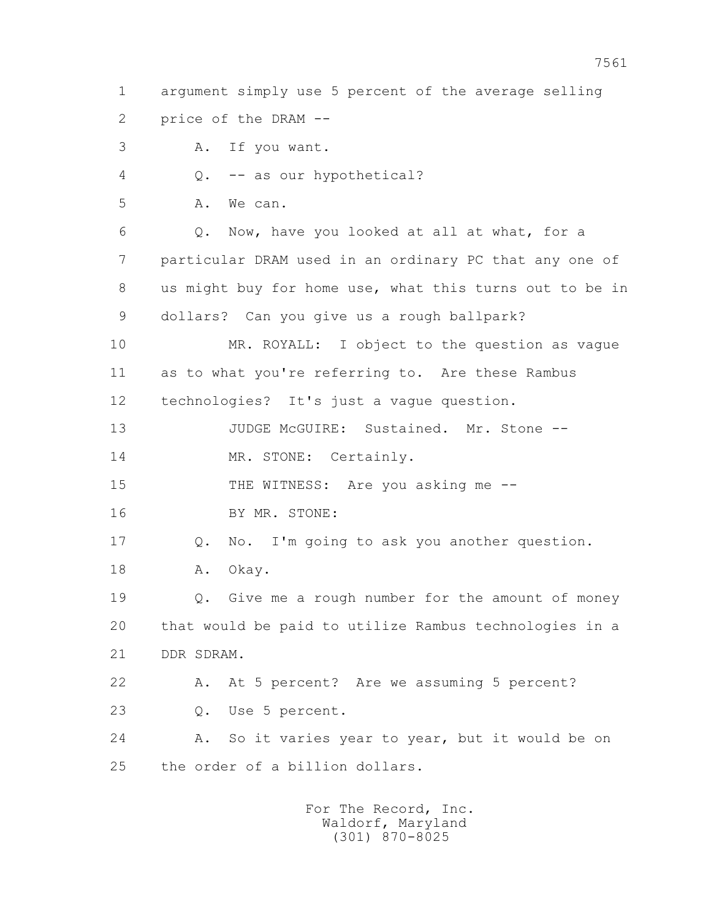1 argument simply use 5 percent of the average selling
2 price of the DRAM --
3 A. If you want.
4 Q. -- as our hypothetical?
5 A. We can.
6 Q. Now, have you looked at all at what, for a
7 particular DRAM used in an ordinary PC that any one of
8 us might buy for home use, what this turns out to be in
9 dollars? Can you give us a rough ballpark?
10 MR. ROYALL: I object to the question as vague
11 as to what you're referring to. Are these Rambus
12 technologies? It's just a vague question.
13 JUDGE McGUIRE: Sustained. Mr. Stone --
14 MR. STONE: Certainly.
15 THE WITNESS: Are you asking me --
16 BY MR. STONE:
17 Q. No. I'm going to ask you another question.
18 A. Okay.
19 Q. Give me a rough number for the amount of money
20 that would be paid to utilize Rambus technologies in a
21 DDR SDRAM.
22 A. At 5 percent? Are we assuming 5 percent?
23 Q. Use 5 percent.
24 A. So it varies year to year, but it would be on
25 the order of a billion dollars.

For The Record, Inc.
Waldorf, Maryland
(301) 870-8025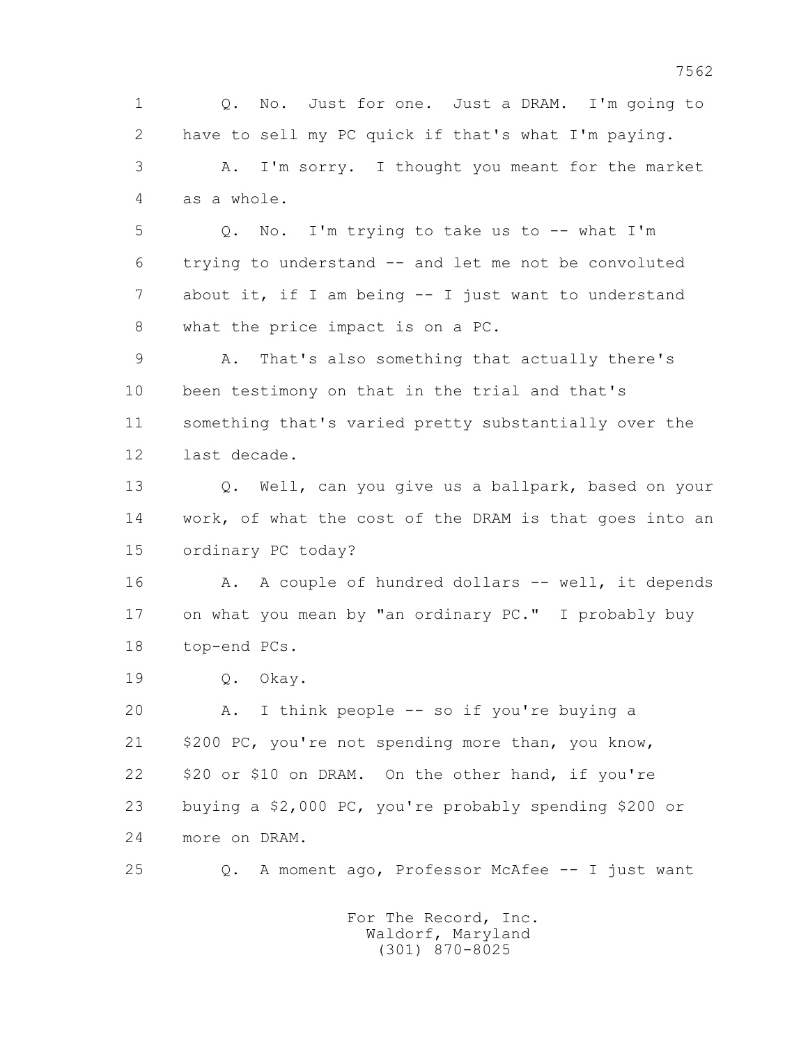1 Q. No. Just for one. Just a DRAM. I'm going to
2 have to sell my PC quick if that's what I'm paying.
3 A. I'm sorry. I thought you meant for the market
4 as a whole.
5 Q. No. I'm trying to take us to -- what I'm
6 trying to understand -- and let me not be convoluted
7 about it, if I am being -- I just want to understand
8 what the price impact is on a PC.
9 A. That's also something that actually there's
10 been testimony on that in the trial and that's
11 something that's varied pretty substantially over the
12 last decade.
13 Q. Well, can you give us a ballpark, based on your
14 work, of what the cost of the DRAM is that goes into an
15 ordinary PC today?
16 A. A couple of hundred dollars -- well, it depends
17 on what you mean by "an ordinary PC." I probably buy
18 top-end PCs.
19 Q. Okay.
20 A. I think people -- so if you're buying a
21 $200 PC, you're not spending more than, you know,
22 $20 or $10 on DRAM. On the other hand, if you're
23 buying a $2,000 PC, you're probably spending $200 or
24 more on DRAM.
25 Q. A moment ago, Professor McAfee -- I just want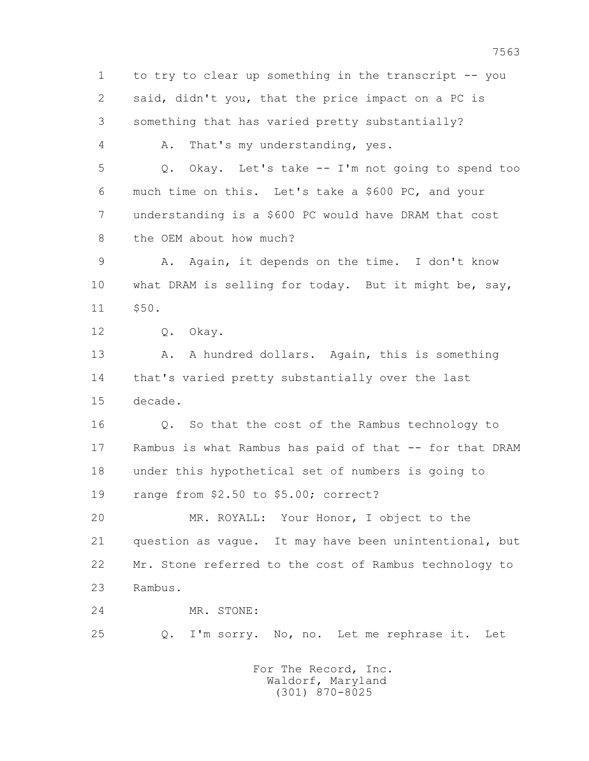1 to try to clear up something in the transcript -- you
2 said, didn't you, that the price impact on a PC is
3 something that has varied pretty substantially?
4 A. That's my understanding, yes.
5 Q. Okay. Let's take -- I'm not going to spend too
6 much time on this. Let's take a $600 PC, and your
7 understanding is a $600 PC would have DRAM that cost
8 the OEM about how much?
9 A. Again, it depends on the time. I don't know
10 what DRAM is selling for today. But it might be, say,
11 $50.
12 Q. Okay.
13 A. A hundred dollars. Again, this is something
14 that's varied pretty substantially over the last
15 decade.
16 Q. So that the cost of the Rambus technology to
17 Rambus is what Rambus has paid of that -- for that DRAM
18 under this hypothetical set of numbers is going to
19 range from $2.50 to $5.00; correct?
20 MR. ROYALL: Your Honor, I object to the
21 question as vague. It may have been unintentional, but
22 Mr. Stone referred to the cost of Rambus technology to
23 Rambus.
24 MR. STONE:
25 Q. I'm sorry. No, no. Let me rephrase it. Let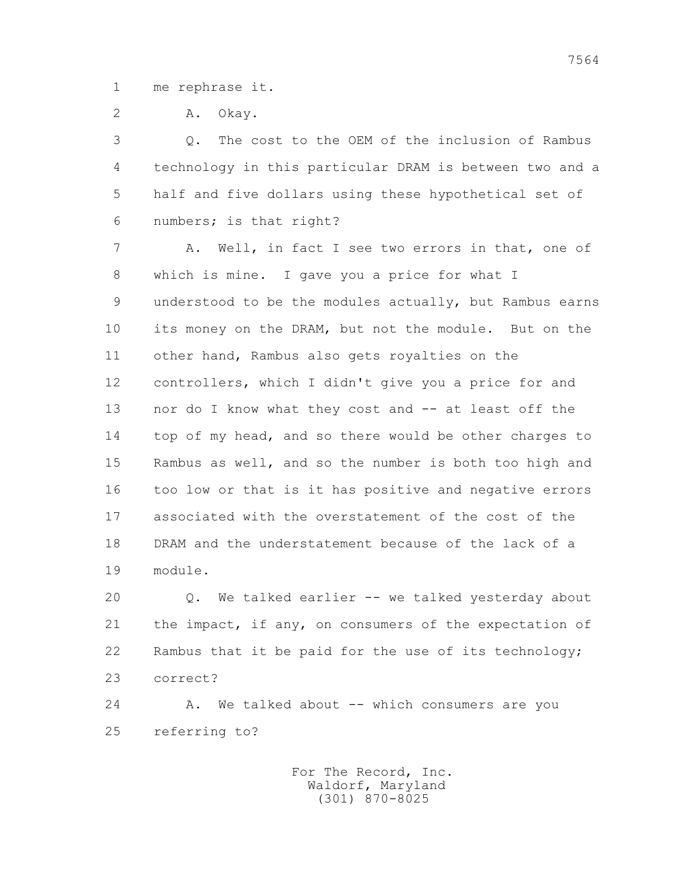1 me rephrase it.

2 A. Okay.

3 Q. The cost to the OEM of the inclusion of Rambus

4 technology in this particular DRAM is between two and a

5 half and five dollars using these hypothetical set of

6 numbers; is that right?

7 A. Well, in fact I see two errors in that, one of

8 which is mine. I gave you a price for what I

9 understood to be the modules actually, but Rambus earns

10 its money on the DRAM, but not the module. But on the

11 other hand, Rambus also gets royalties on the

12 controllers, which I didn't give you a price for and

13 nor do I know what they cost and -- at least off the

14 top of my head, and so there would be other charges to

15 Rambus as well, and so the number is both too high and

16 too low or that is it has positive and negative errors

17 associated with the overstatement of the cost of the

18 DRAM and the understatement because of the lack of a

19 module.

20 Q. We talked earlier -- we talked yesterday about

21 the impact, if any, on consumers of the expectation of

22 Rambus that it be paid for the use of its technology;

23 correct?

24 A. We talked about -- which consumers are you

25 referring to?

For The Record, Inc.
Waldorf, Maryland
(301) 870-8025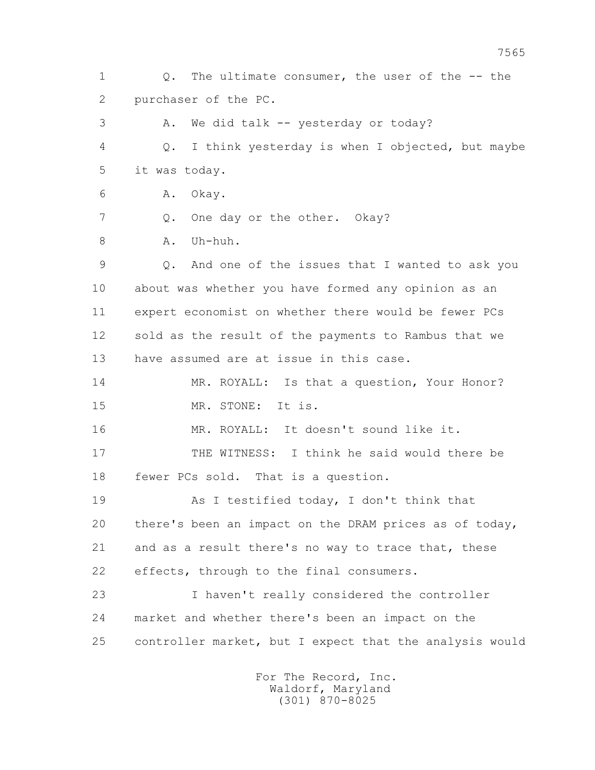1 Q. The ultimate consumer, the user of the -- the
2 purchaser of the PC.
3 A. We did talk -- yesterday or today?
4 Q. I think yesterday is when I objected, but maybe
5 it was today.
6 A. Okay.
7 Q. One day or the other. Okay?
8 A. Uh-huh.
9 Q. And one of the issues that I wanted to ask you
10 about was whether you have formed any opinion as an
11 expert economist on whether there would be fewer PCs
12 sold as the result of the payments to Rambus that we
13 have assumed are at issue in this case.
14 MR. ROYALL: Is that a question, Your Honor?
15 MR. STONE: It is.
16 MR. ROYALL: It doesn't sound like it.
17 THE WITNESS: I think he said would there be
18 fewer PCs sold. That is a question.
19 As I testified today, I don't think that
20 there's been an impact on the DRAM prices as of today,
21 and as a result there's no way to trace that, these
22 effects, through to the final consumers.
23 I haven't really considered the controller
24 market and whether there's been an impact on the
25 controller market, but I expect that the analysis would

For The Record, Inc.
Waldorf, Maryland
(301) 870-8025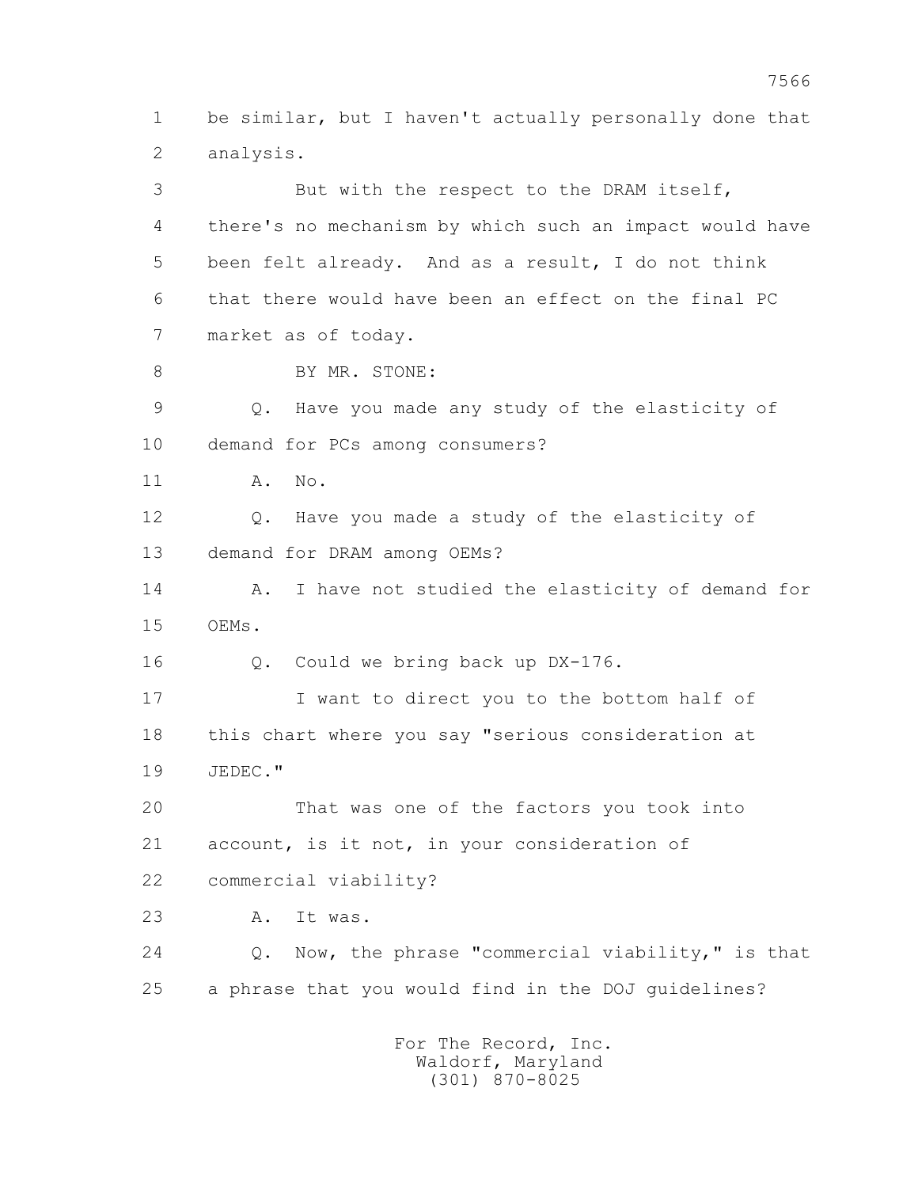1 be similar, but I haven't actually personally done that
2 analysis.

3 But with the respect to the DRAM itself,
4 there's no mechanism by which such an impact would have
5 been felt already. And as a result, I do not think
6 that there would have been an effect on the final PC
7 market as of today.

8 BY MR. STONE:

9 Q. Have you made any study of the elasticity of
10 demand for PCs among consumers?

11 A. No.

12 Q. Have you made a study of the elasticity of
13 demand for DRAM among OEMs?

14 A. I have not studied the elasticity of demand for
15 OEMs.

16 Q. Could we bring back up DX-176.

17 I want to direct you to the bottom half of
18 this chart where you say "serious consideration at
19 JEDEC."

20 That was one of the factors you took into
21 account, is it not, in your consideration of
22 commercial viability?

23 A. It was.

24 Q. Now, the phrase "commercial viability," is that
25 a phrase that you would find in the DOJ guidelines?

For The Record, Inc.
Waldorf, Maryland
(301) 870-8025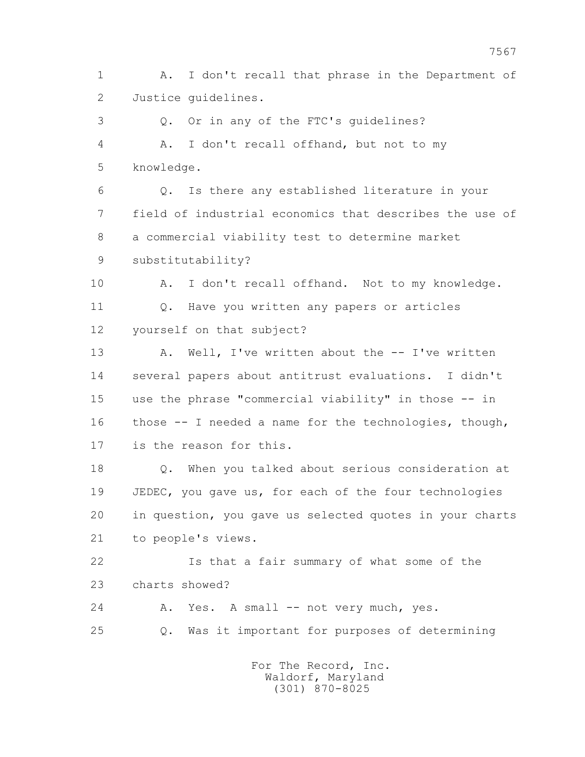1 A. I don't recall that phrase in the Department of
2 Justice guidelines.

3 Q. Or in any of the FTC's guidelines?

4 A. I don't recall offhand, but not to my
5 knowledge.

6 Q. Is there any established literature in your
7 field of industrial economics that describes the use of
8 a commercial viability test to determine market
9 substitutability?

10 A. I don't recall offhand. Not to my knowledge.

11 Q. Have you written any papers or articles
12 yourself on that subject?

13 A. Well, I've written about the -- I've written
14 several papers about antitrust evaluations. I didn't
15 use the phrase "commercial viability" in those -- in
16 those -- I needed a name for the technologies, though,
17 is the reason for this.

18 Q. When you talked about serious consideration at
19 JEDEC, you gave us, for each of the four technologies
20 in question, you gave us selected quotes in your charts
21 to people's views.

22 Is that a fair summary of what some of the
23 charts showed?

24 A. Yes. A small -- not very much, yes.

25 Q. Was it important for purposes of determining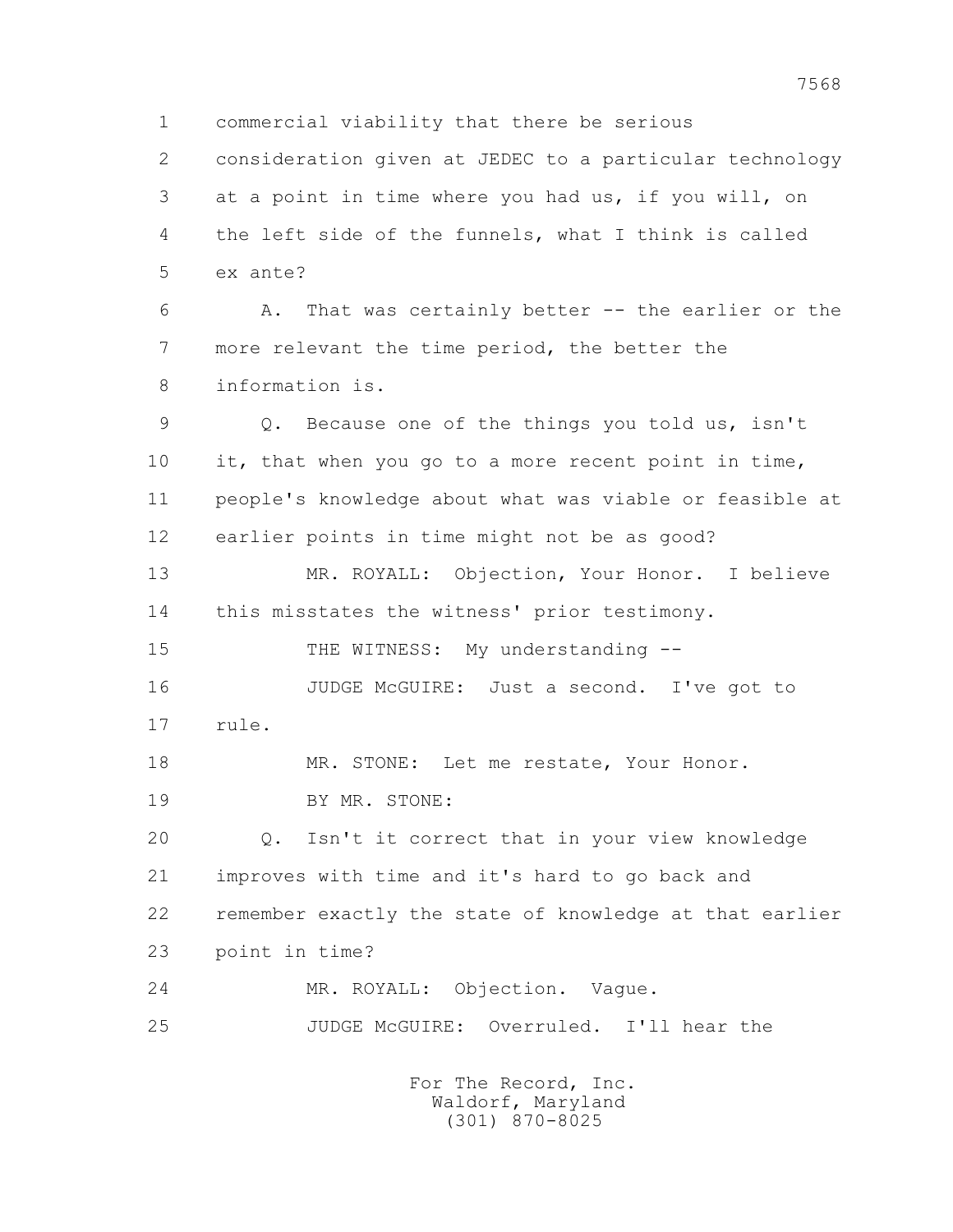1 commercial viability that there be serious
2 consideration given at JEDEC to a particular technology
3 at a point in time where you had us, if you will, on
4 the left side of the funnels, what I think is called
5 ex ante?

6 A. That was certainly better -- the earlier or the
7 more relevant the time period, the better the
8 information is.

9 Q. Because one of the things you told us, isn't
10 it, that when you go to a more recent point in time,
11 people's knowledge about what was viable or feasible at
12 earlier points in time might not be as good?

13 MR. ROYALL: Objection, Your Honor. I believe
14 this misstates the witness' prior testimony.

15 THE WITNESS: My understanding --

16 JUDGE McGUIRE: Just a second. I've got to
17 rule.

18 MR. STONE: Let me restate, Your Honor.

19 BY MR. STONE:

20 Q. Isn't it correct that in your view knowledge
21 improves with time and it's hard to go back and
22 remember exactly the state of knowledge at that earlier
23 point in time?

24 MR. ROYALL: Objection. Vague.

25 JUDGE McGUIRE: Overruled. I'll hear the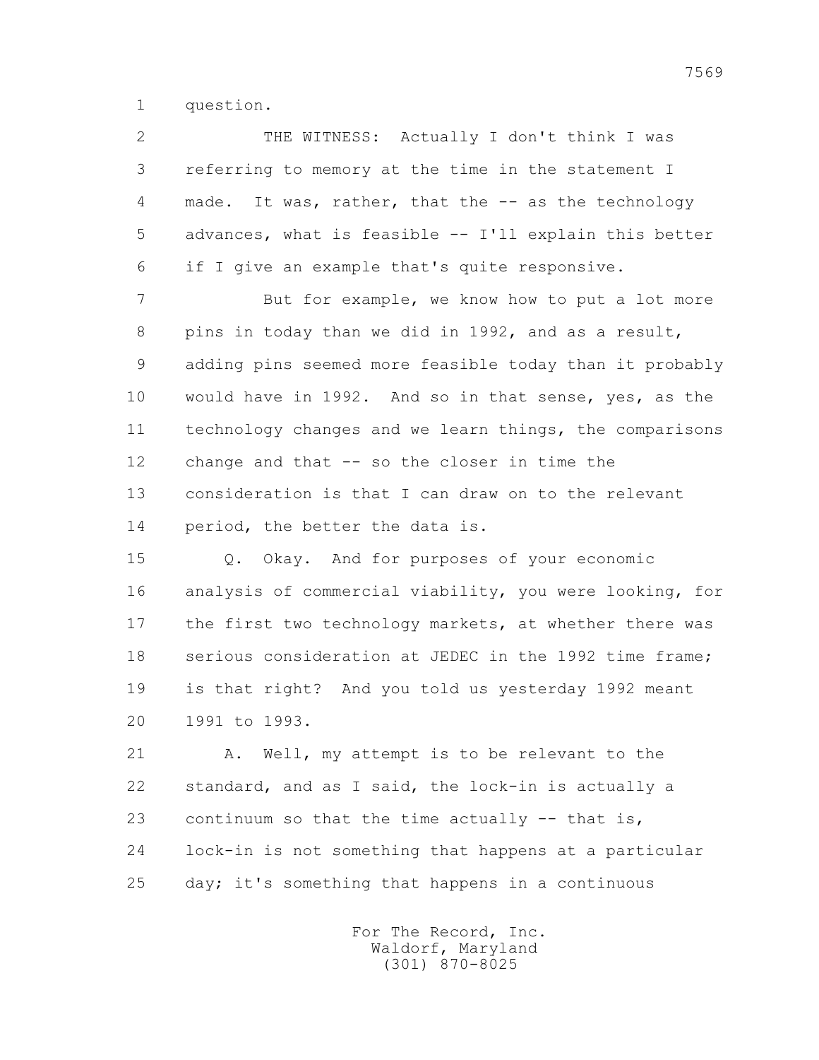1 question.

2 THE WITNESS: Actually I don't think I was
3 referring to memory at the time in the statement I
4 made. It was, rather, that the -- as the technology
5 advances, what is feasible -- I'll explain this better
6 if I give an example that's quite responsive.

7 But for example, we know how to put a lot more
8 pins in today than we did in 1992, and as a result,
9 adding pins seemed more feasible today than it probably
10 would have in 1992. And so in that sense, yes, as the
11 technology changes and we learn things, the comparisons
12 change and that -- so the closer in time the
13 consideration is that I can draw on to the relevant
14 period, the better the data is.

15 Q. Okay. And for purposes of your economic
16 analysis of commercial viability, you were looking, for
17 the first two technology markets, at whether there was
18 serious consideration at JEDEC in the 1992 time frame;
19 is that right? And you told us yesterday 1992 meant
20 1991 to 1993.

21 A. Well, my attempt is to be relevant to the
22 standard, and as I said, the lock-in is actually a
23 continuum so that the time actually -- that is,
24 lock-in is not something that happens at a particular
25 day; it's something that happens in a continuous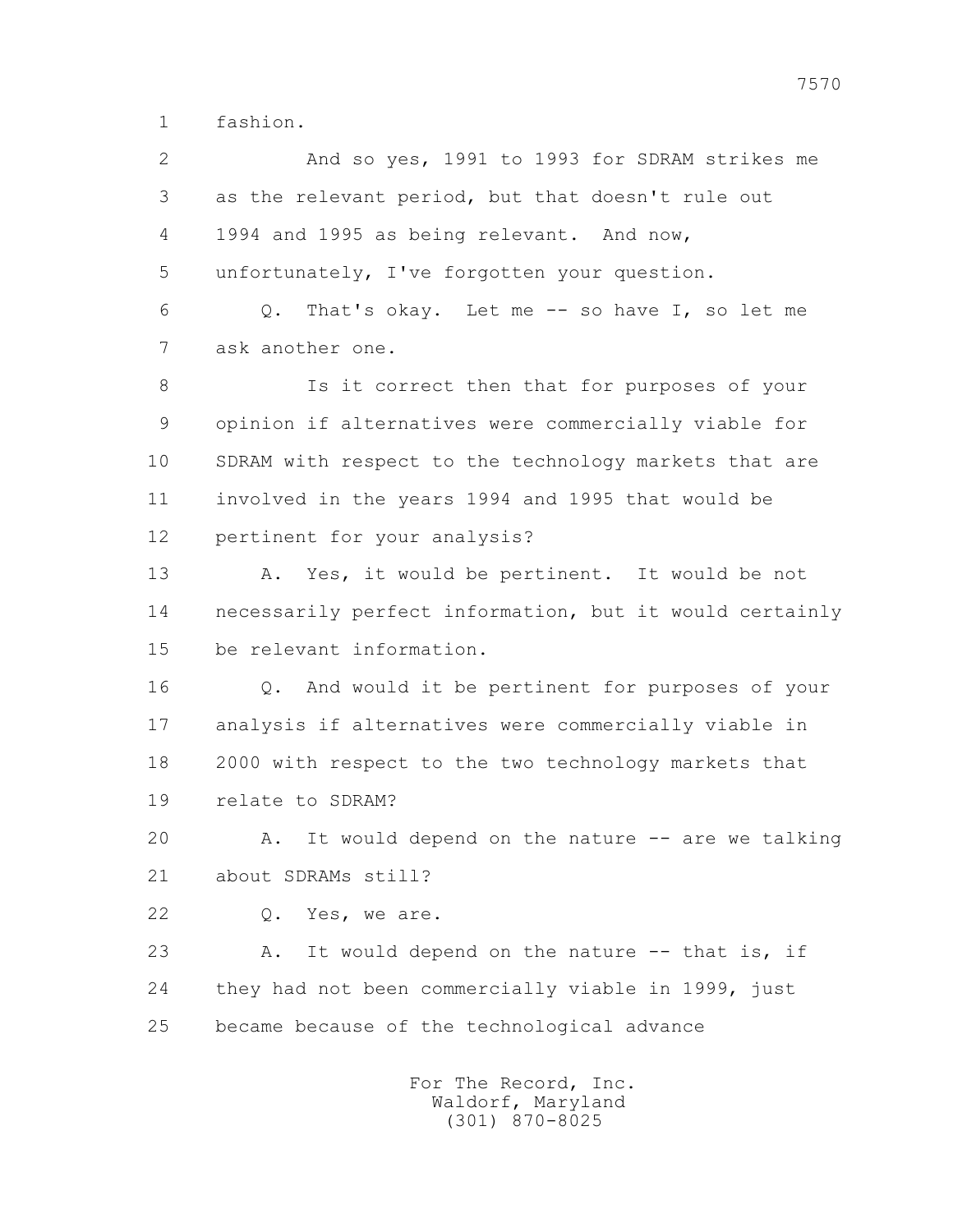1 fashion.

2 And so yes, 1991 to 1993 for SDRAM strikes me

3 as the relevant period, but that doesn't rule out

4 1994 and 1995 as being relevant. And now,

5 unfortunately, I've forgotten your question.

6 Q. That's okay. Let me -- so have I, so let me

7 ask another one.

8 Is it correct then that for purposes of your

9 opinion if alternatives were commercially viable for

10 SDRAM with respect to the technology markets that are

11 involved in the years 1994 and 1995 that would be

12 pertinent for your analysis?

13 A. Yes, it would be pertinent. It would be not

14 necessarily perfect information, but it would certainly

15 be relevant information.

16 Q. And would it be pertinent for purposes of your

17 analysis if alternatives were commercially viable in

18 2000 with respect to the two technology markets that

19 relate to SDRAM?

20 A. It would depend on the nature -- are we talking

21 about SDRAMs still?

22 Q. Yes, we are.

23 A. It would depend on the nature -- that is, if

24 they had not been commercially viable in 1999, just

25 became because of the technological advance

For The Record, Inc.
Waldorf, Maryland
(301) 870-8025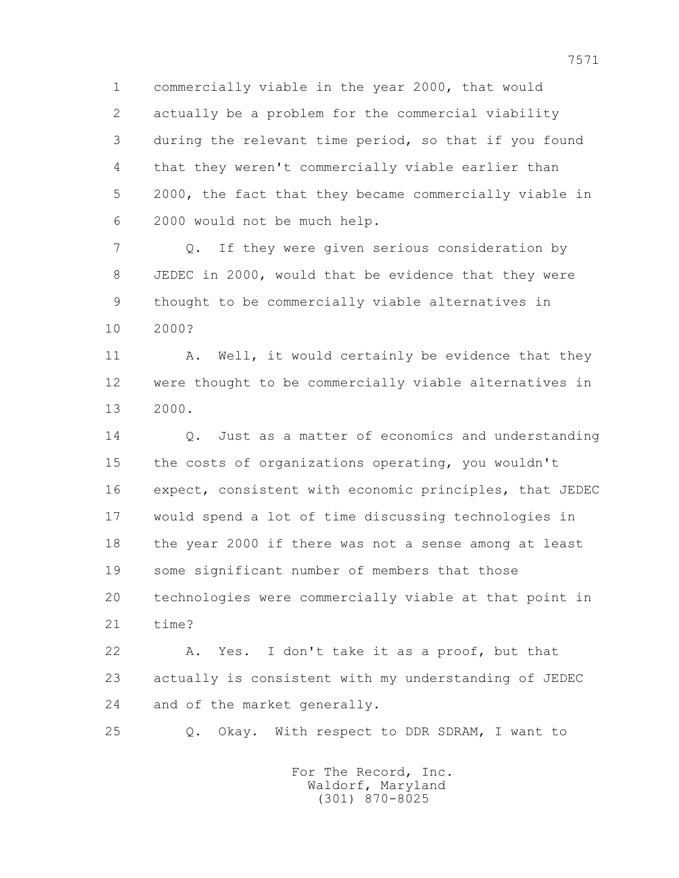commercially viable in the year 2000, that would actually be a problem for the commercial viability during the relevant time period, so that if you found that they weren't commercially viable earlier than 2000, the fact that they became commercially viable in 2000 would not be much help.

Q. If they were given serious consideration by JEDEC in 2000, would that be evidence that they were thought to be commercially viable alternatives in 2000?

A. Well, it would certainly be evidence that they were thought to be commercially viable alternatives in 2000.

Q. Just as a matter of economics and understanding the costs of organizations operating, you wouldn't expect, consistent with economic principles, that JEDEC would spend a lot of time discussing technologies in the year 2000 if there was not a sense among at least some significant number of members that those technologies were commercially viable at that point in time?

A. Yes. I don't take it as a proof, but that actually is consistent with my understanding of JEDEC and of the market generally.

Q. Okay. With respect to DDR SDRAM, I want to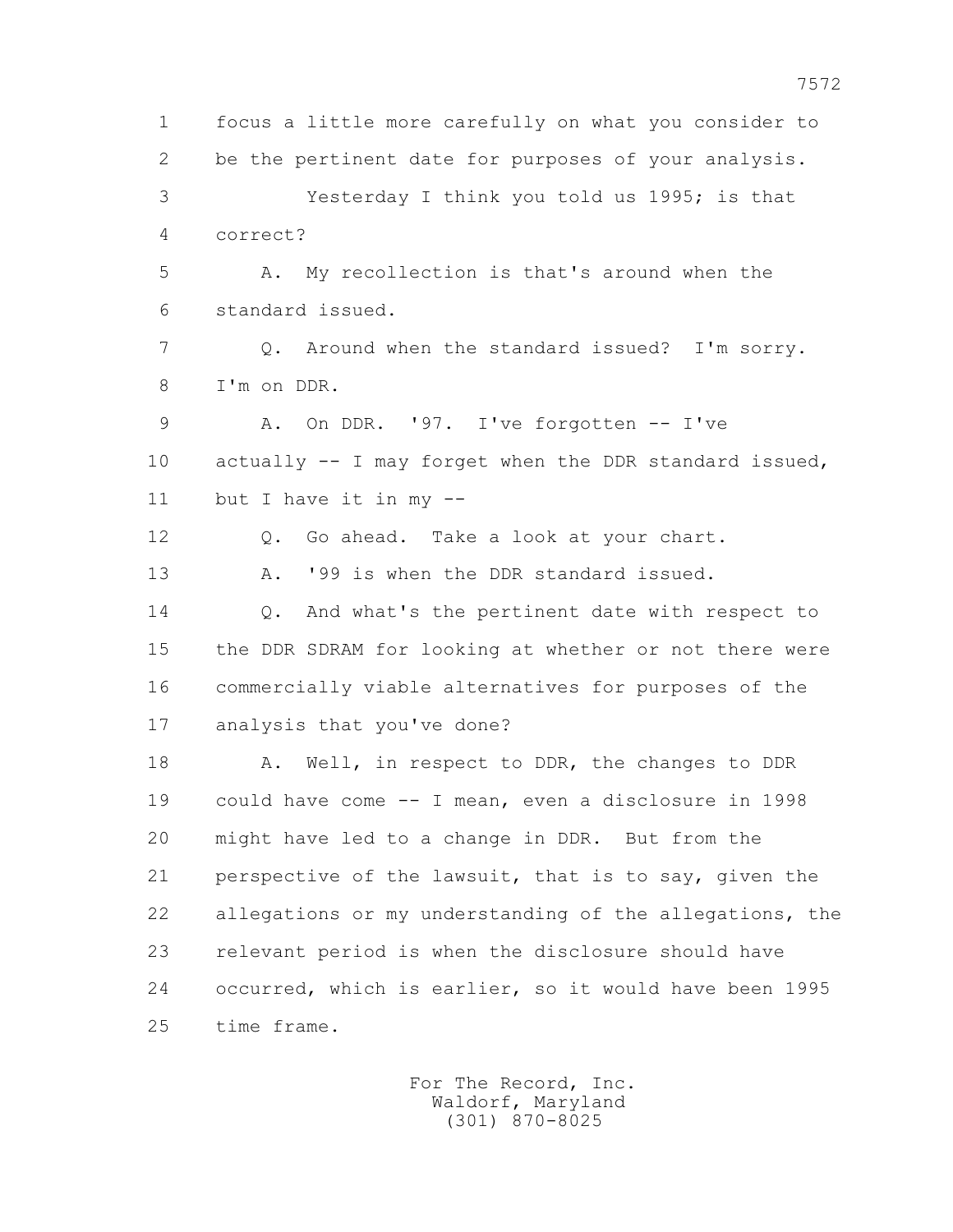1 focus a little more carefully on what you consider to
2 be the pertinent date for purposes of your analysis.
3 Yesterday I think you told us 1995; is that
4 correct?
5 A. My recollection is that's around when the
6 standard issued.
7 Q. Around when the standard issued? I'm sorry.
8 I'm on DDR.
9 A. On DDR. '97. I've forgotten -- I've
10 actually -- I may forget when the DDR standard issued,
11 but I have it in my --
12 Q. Go ahead. Take a look at your chart.
13 A. '99 is when the DDR standard issued.
14 Q. And what's the pertinent date with respect to
15 the DDR SDRAM for looking at whether or not there were
16 commercially viable alternatives for purposes of the
17 analysis that you've done?
18 A. Well, in respect to DDR, the changes to DDR
19 could have come -- I mean, even a disclosure in 1998
20 might have led to a change in DDR. But from the
21 perspective of the lawsuit, that is to say, given the
22 allegations or my understanding of the allegations, the
23 relevant period is when the disclosure should have
24 occurred, which is earlier, so it would have been 1995
25 time frame.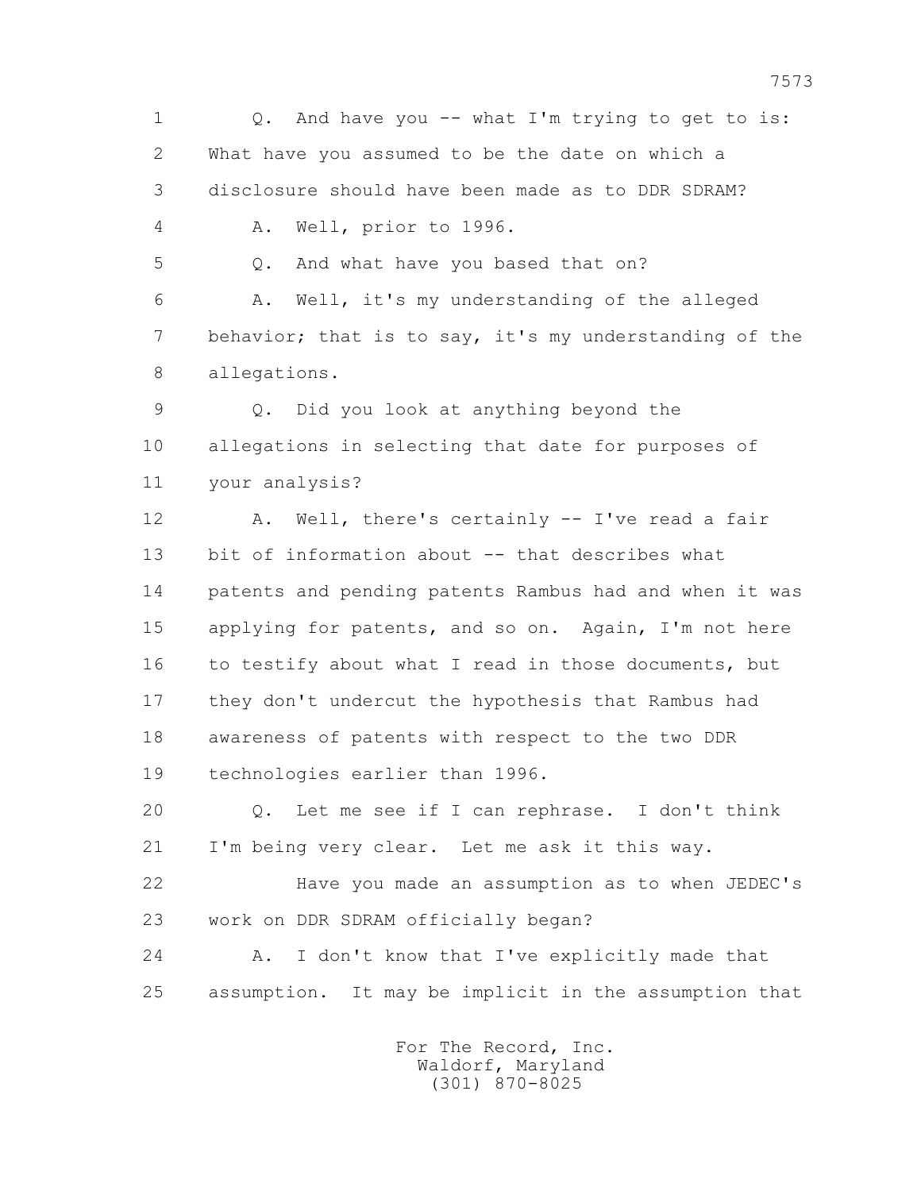1 Q. And have you -- what I'm trying to get to is:
2 What have you assumed to be the date on which a
3 disclosure should have been made as to DDR SDRAM?
4 A. Well, prior to 1996.
5 Q. And what have you based that on?
6 A. Well, it's my understanding of the alleged
7 behavior; that is to say, it's my understanding of the
8 allegations.
9 Q. Did you look at anything beyond the
10 allegations in selecting that date for purposes of
11 your analysis?
12 A. Well, there's certainly -- I've read a fair
13 bit of information about -- that describes what
14 patents and pending patents Rambus had and when it was
15 applying for patents, and so on. Again, I'm not here
16 to testify about what I read in those documents, but
17 they don't undercut the hypothesis that Rambus had
18 awareness of patents with respect to the two DDR
19 technologies earlier than 1996.
20 Q. Let me see if I can rephrase. I don't think
21 I'm being very clear. Let me ask it this way.
22 Have you made an assumption as to when JEDEC's
23 work on DDR SDRAM officially began?
24 A. I don't know that I've explicitly made that
25 assumption. It may be implicit in the assumption that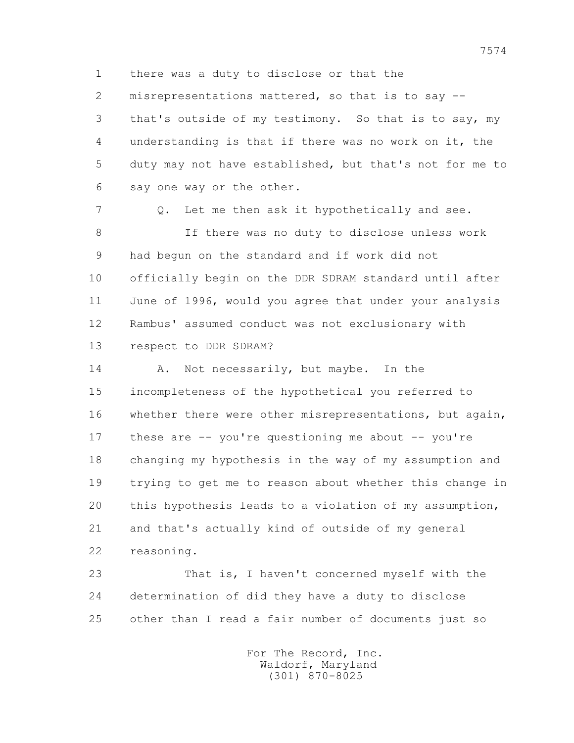1 there was a duty to disclose or that the
2 misrepresentations mattered, so that is to say --
3 that's outside of my testimony. So that is to say, my
4 understanding is that if there was no work on it, the
5 duty may not have established, but that's not for me to
6 say one way or the other.

7 Q. Let me then ask it hypothetically and see.

8 If there was no duty to disclose unless work
9 had begun on the standard and if work did not
10 officially begin on the DDR SDRAM standard until after
11 June of 1996, would you agree that under your analysis
12 Rambus' assumed conduct was not exclusionary with
13 respect to DDR SDRAM?

14 A. Not necessarily, but maybe. In the
15 incompleteness of the hypothetical you referred to
16 whether there were other misrepresentations, but again,
17 these are -- you're questioning me about -- you're
18 changing my hypothesis in the way of my assumption and
19 trying to get me to reason about whether this change in
20 this hypothesis leads to a violation of my assumption,
21 and that's actually kind of outside of my general
22 reasoning.

23 That is, I haven't concerned myself with the
24 determination of did they have a duty to disclose
25 other than I read a fair number of documents just so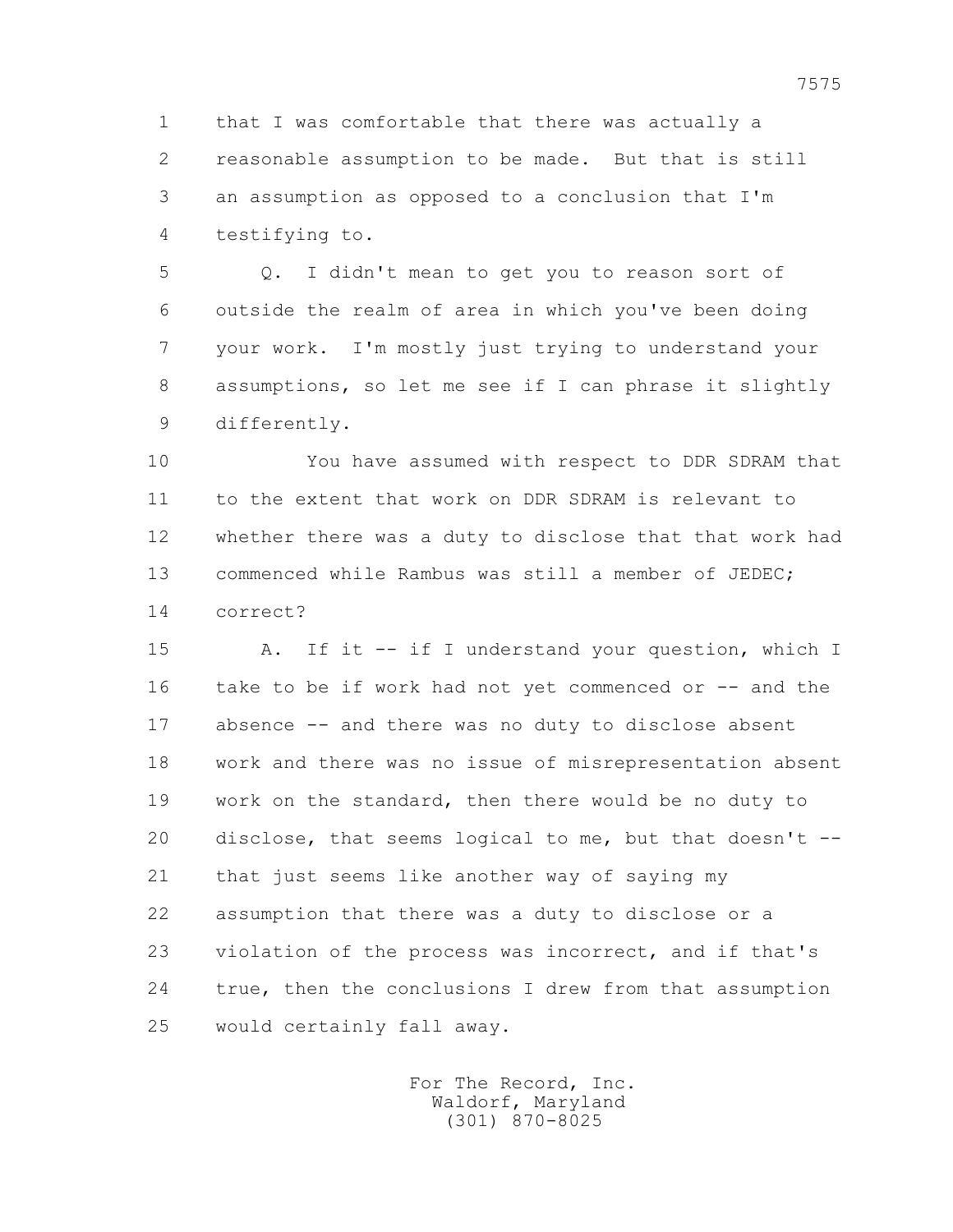1 that I was comfortable that there was actually a
2 reasonable assumption to be made. But that is still
3 an assumption as opposed to a conclusion that I'm
4 testifying to.

5 Q. I didn't mean to get you to reason sort of
6 outside the realm of area in which you've been doing
7 your work. I'm mostly just trying to understand your
8 assumptions, so let me see if I can phrase it slightly
9 differently.

10 You have assumed with respect to DDR SDRAM that
11 to the extent that work on DDR SDRAM is relevant to
12 whether there was a duty to disclose that that work had
13 commenced while Rambus was still a member of JEDEC;
14 correct?

15 A. If it -- if I understand your question, which I
16 take to be if work had not yet commenced or -- and the
17 absence -- and there was no duty to disclose absent
18 work and there was no issue of misrepresentation absent
19 work on the standard, then there would be no duty to
20 disclose, that seems logical to me, but that doesn't --
21 that just seems like another way of saying my
22 assumption that there was a duty to disclose or a
23 violation of the process was incorrect, and if that's
24 true, then the conclusions I drew from that assumption
25 would certainly fall away.

For The Record, Inc.
Waldorf, Maryland
(301) 870-8025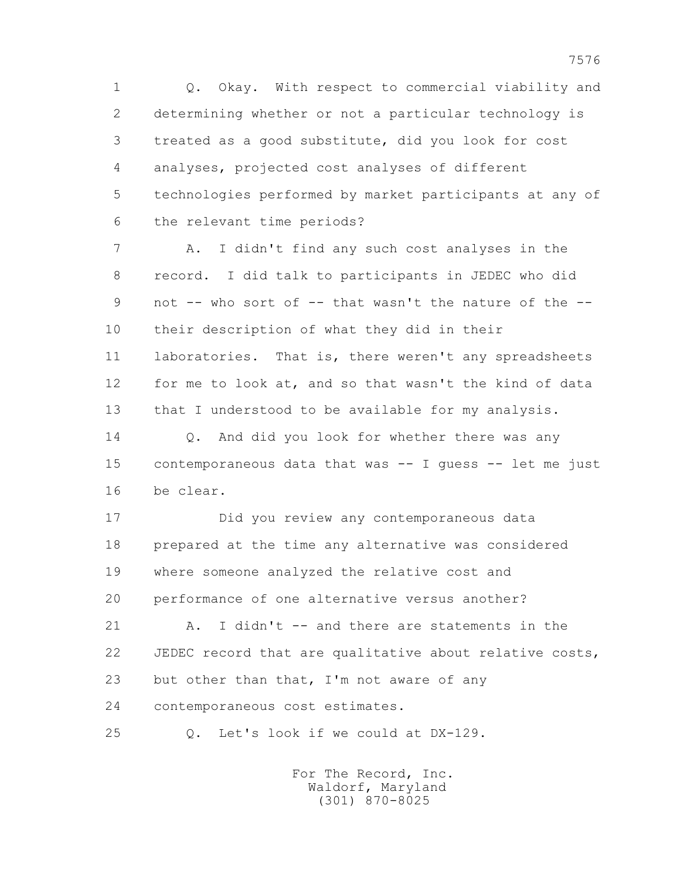1 Q. Okay. With respect to commercial viability and
2 determining whether or not a particular technology is
3 treated as a good substitute, did you look for cost
4 analyses, projected cost analyses of different
5 technologies performed by market participants at any of
6 the relevant time periods?

7 A. I didn't find any such cost analyses in the
8 record. I did talk to participants in JEDEC who did
9 not -- who sort of -- that wasn't the nature of the --
10 their description of what they did in their
11 laboratories. That is, there weren't any spreadsheets
12 for me to look at, and so that wasn't the kind of data
13 that I understood to be available for my analysis.

14 Q. And did you look for whether there was any
15 contemporaneous data that was -- I guess -- let me just
16 be clear.

17 Did you review any contemporaneous data
18 prepared at the time any alternative was considered
19 where someone analyzed the relative cost and
20 performance of one alternative versus another?

21 A. I didn't -- and there are statements in the
22 JEDEC record that are qualitative about relative costs,
23 but other than that, I'm not aware of any
24 contemporaneous cost estimates.

25 Q. Let's look if we could at DX-129.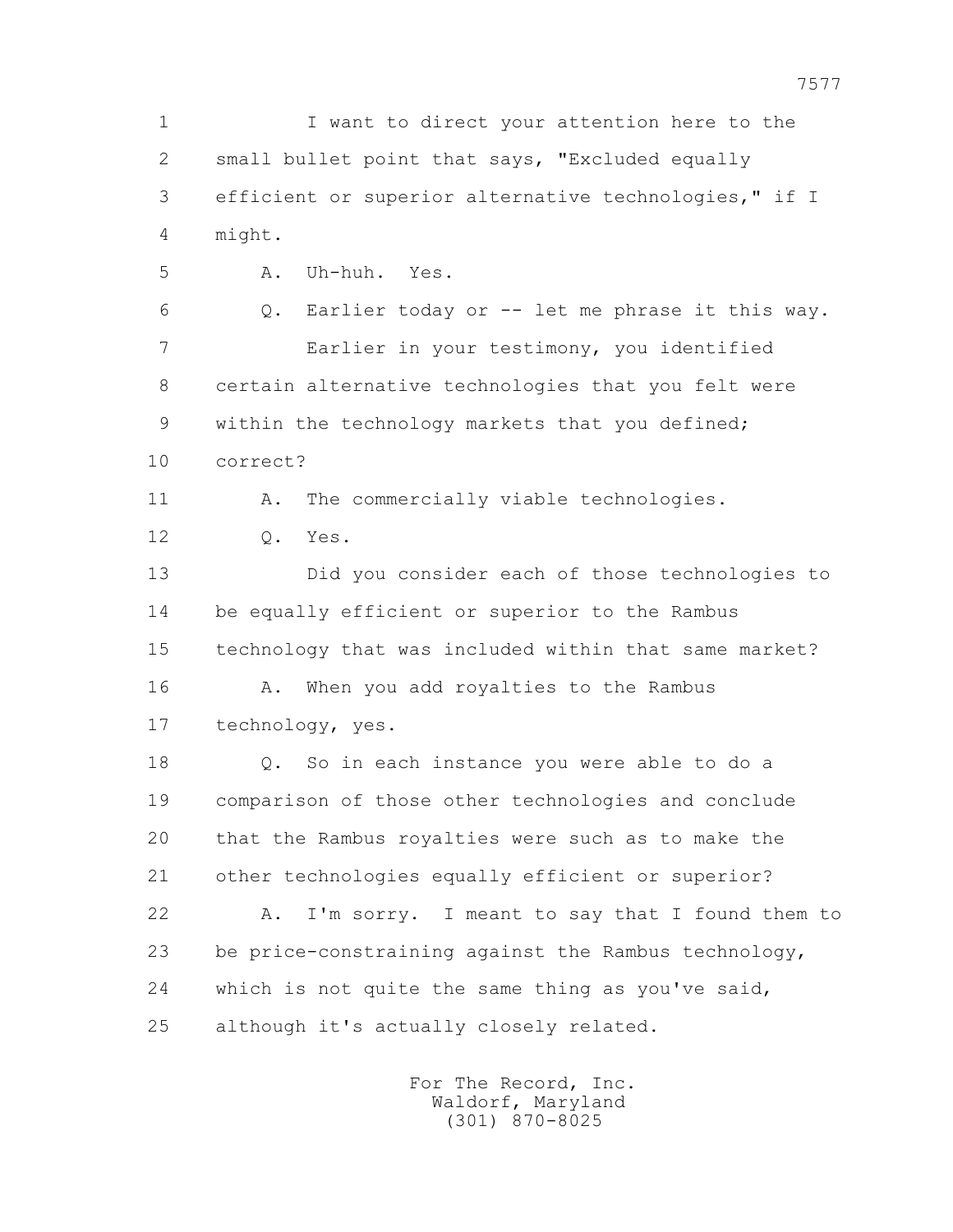1 I want to direct your attention here to the
2 small bullet point that says, "Excluded equally
3 efficient or superior alternative technologies," if I
4 might.
5 A. Uh-huh. Yes.
6 Q. Earlier today or -- let me phrase it this way.
7 Earlier in your testimony, you identified
8 certain alternative technologies that you felt were
9 within the technology markets that you defined;
10 correct?
11 A. The commercially viable technologies.
12 Q. Yes.
13 Did you consider each of those technologies to
14 be equally efficient or superior to the Rambus
15 technology that was included within that same market?
16 A. When you add royalties to the Rambus
17 technology, yes.
18 Q. So in each instance you were able to do a
19 comparison of those other technologies and conclude
20 that the Rambus royalties were such as to make the
21 other technologies equally efficient or superior?
22 A. I'm sorry. I meant to say that I found them to
23 be price-constraining against the Rambus technology,
24 which is not quite the same thing as you've said,
25 although it's actually closely related.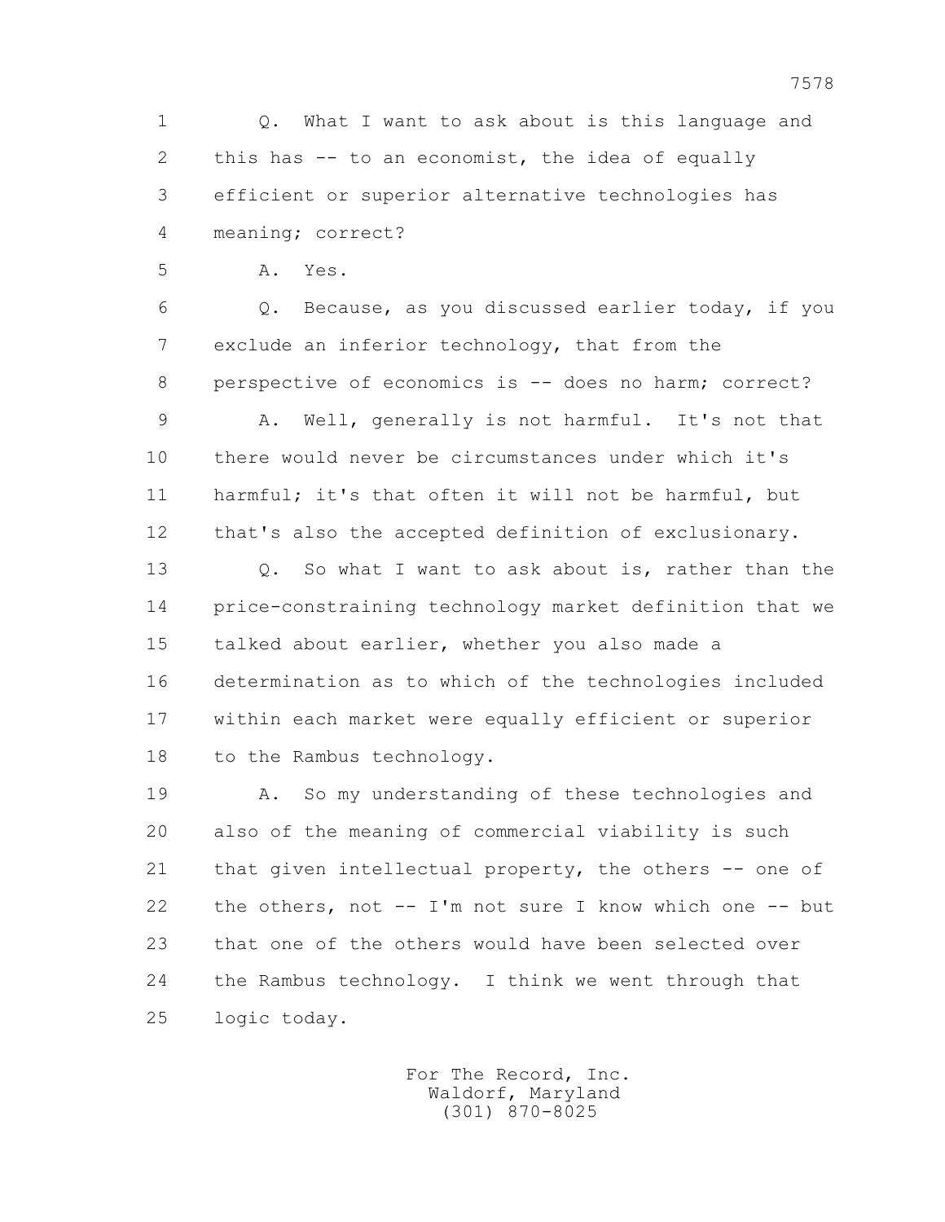1 Q. What I want to ask about is this language and
2 this has -- to an economist, the idea of equally
3 efficient or superior alternative technologies has
4 meaning; correct?
5 A. Yes.
6 Q. Because, as you discussed earlier today, if you
7 exclude an inferior technology, that from the
8 perspective of economics is -- does no harm; correct?
9 A. Well, generally is not harmful. It's not that
10 there would never be circumstances under which it's
11 harmful; it's that often it will not be harmful, but
12 that's also the accepted definition of exclusionary.
13 Q. So what I want to ask about is, rather than the
14 price-constraining technology market definition that we
15 talked about earlier, whether you also made a
16 determination as to which of the technologies included
17 within each market were equally efficient or superior
18 to the Rambus technology.
19 A. So my understanding of these technologies and
20 also of the meaning of commercial viability is such
21 that given intellectual property, the others -- one of
22 the others, not -- I'm not sure I know which one -- but
23 that one of the others would have been selected over
24 the Rambus technology. I think we went through that
25 logic today.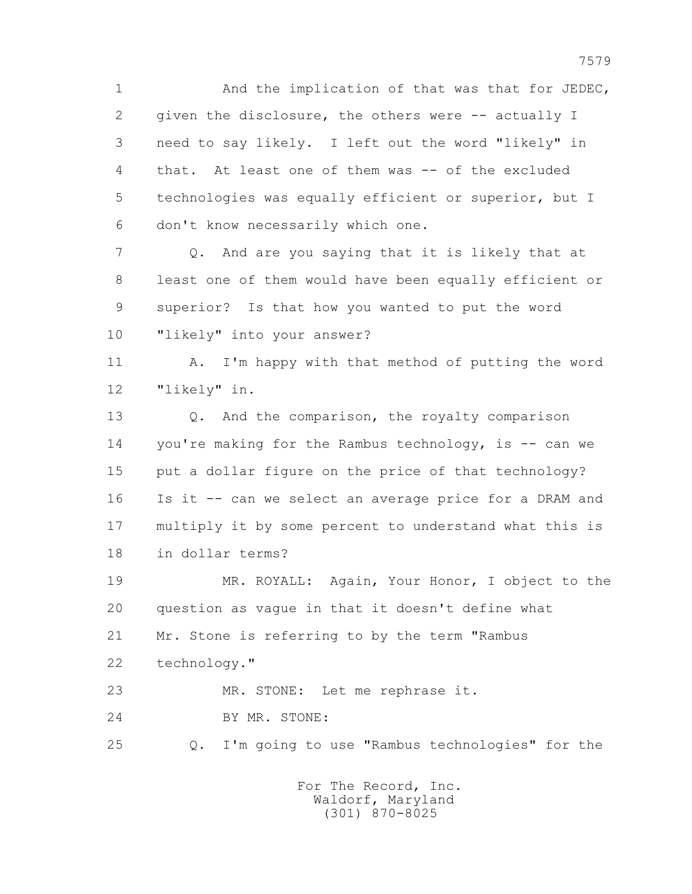And the implication of that was that for JEDEC, given the disclosure, the others were -- actually I need to say likely. I left out the word "likely" in that. At least one of them was -- of the excluded technologies was equally efficient or superior, but I don't know necessarily which one.

Q. And are you saying that it is likely that at least one of them would have been equally efficient or superior? Is that how you wanted to put the word "likely" into your answer?

A. I'm happy with that method of putting the word "likely" in.

Q. And the comparison, the royalty comparison you're making for the Rambus technology, is -- can we put a dollar figure on the price of that technology? Is it -- can we select an average price for a DRAM and multiply it by some percent to understand what this is in dollar terms?

MR. ROYALL: Again, Your Honor, I object to the question as vague in that it doesn't define what Mr. Stone is referring to by the term "Rambus technology."

MR. STONE: Let me rephrase it.

BY MR. STONE:

Q. I'm going to use "Rambus technologies" for the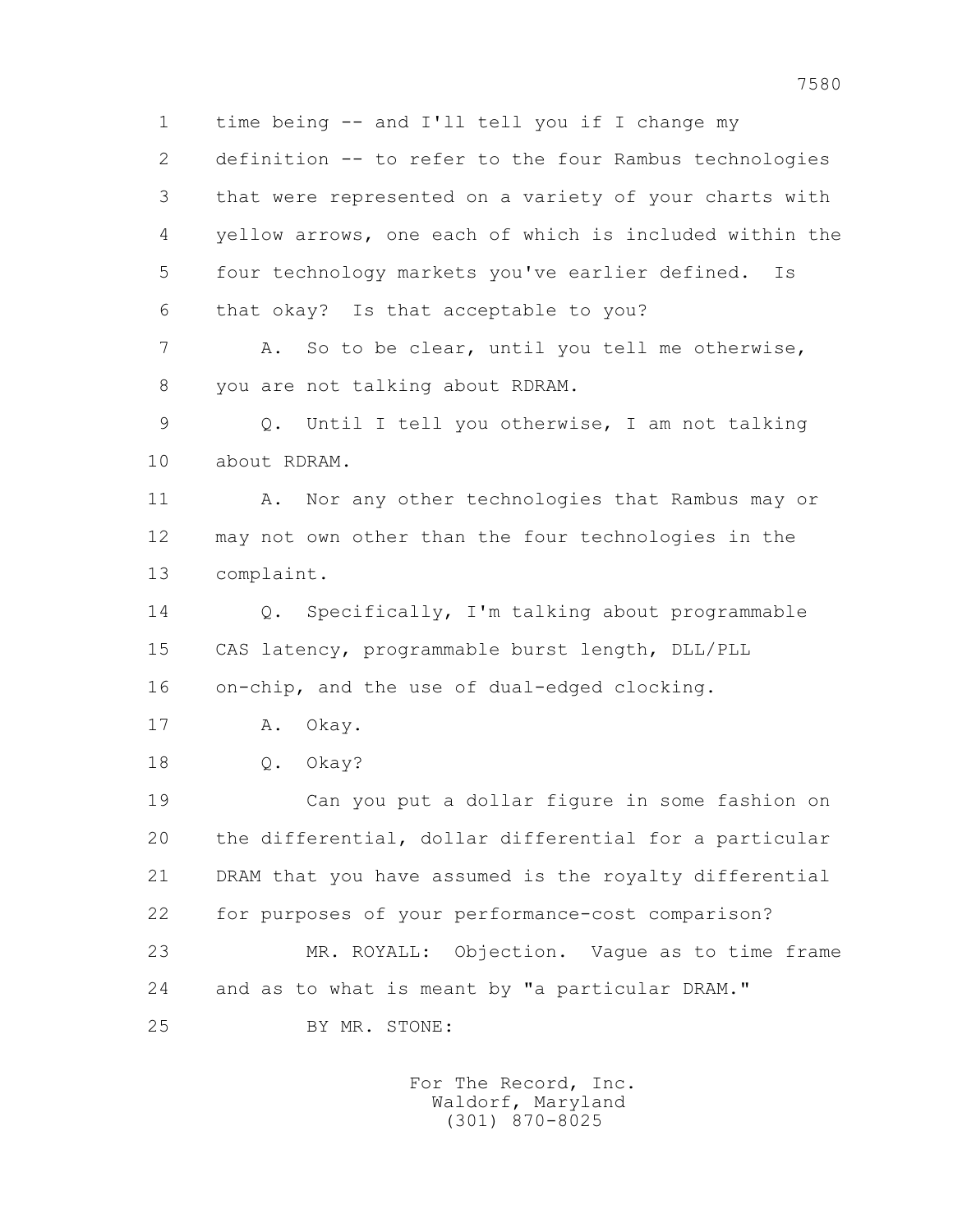1 time being -- and I'll tell you if I change my
2 definition -- to refer to the four Rambus technologies
3 that were represented on a variety of your charts with
4 yellow arrows, one each of which is included within the
5 four technology markets you've earlier defined. Is
6 that okay? Is that acceptable to you?

7 A. So to be clear, until you tell me otherwise,
8 you are not talking about RDRAM.

9 Q. Until I tell you otherwise, I am not talking
10 about RDRAM.

11 A. Nor any other technologies that Rambus may or
12 may not own other than the four technologies in the
13 complaint.

14 Q. Specifically, I'm talking about programmable
15 CAS latency, programmable burst length, DLL/PLL
16 on-chip, and the use of dual-edged clocking.

17 A. Okay.

18 Q. Okay?

19 Can you put a dollar figure in some fashion on
20 the differential, dollar differential for a particular
21 DRAM that you have assumed is the royalty differential
22 for purposes of your performance-cost comparison?

23 MR. ROYALL: Objection. Vague as to time frame
24 and as to what is meant by "a particular DRAM."

25 BY MR. STONE: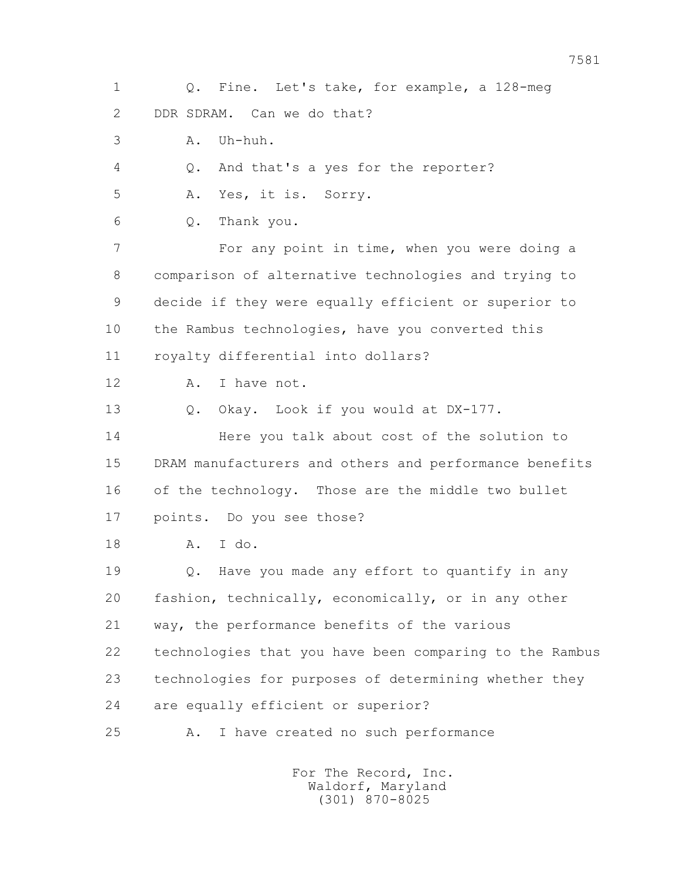1 Q. Fine. Let's take, for example, a 128-meg
2 DDR SDRAM. Can we do that?
3 A. Uh-huh.
4 Q. And that's a yes for the reporter?
5 A. Yes, it is. Sorry.
6 Q. Thank you.
7 For any point in time, when you were doing a
8 comparison of alternative technologies and trying to
9 decide if they were equally efficient or superior to
10 the Rambus technologies, have you converted this
11 royalty differential into dollars?
12 A. I have not.
13 Q. Okay. Look if you would at DX-177.
14 Here you talk about cost of the solution to
15 DRAM manufacturers and others and performance benefits
16 of the technology. Those are the middle two bullet
17 points. Do you see those?
18 A. I do.
19 Q. Have you made any effort to quantify in any
20 fashion, technically, economically, or in any other
21 way, the performance benefits of the various
22 technologies that you have been comparing to the Rambus
23 technologies for purposes of determining whether they
24 are equally efficient or superior?
25 A. I have created no such performance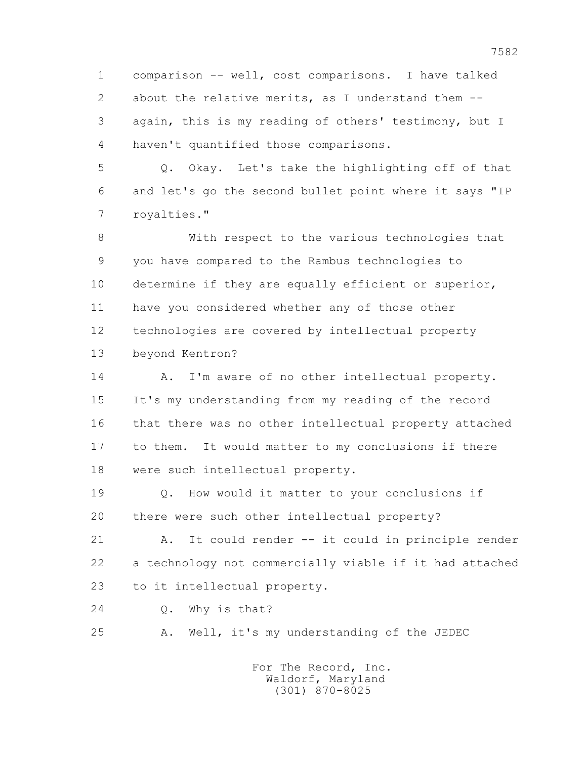1 comparison -- well, cost comparisons. I have talked
2 about the relative merits, as I understand them --
3 again, this is my reading of others' testimony, but I
4 haven't quantified those comparisons.

5 Q. Okay. Let's take the highlighting off of that
6 and let's go the second bullet point where it says "IP
7 royalties."

8 With respect to the various technologies that
9 you have compared to the Rambus technologies to
10 determine if they are equally efficient or superior,
11 have you considered whether any of those other
12 technologies are covered by intellectual property
13 beyond Kentron?

14 A. I'm aware of no other intellectual property.
15 It's my understanding from my reading of the record
16 that there was no other intellectual property attached
17 to them. It would matter to my conclusions if there
18 were such intellectual property.

19 Q. How would it matter to your conclusions if
20 there were such other intellectual property?

21 A. It could render -- it could in principle render
22 a technology not commercially viable if it had attached
23 to it intellectual property.

24 Q. Why is that?

25 A. Well, it's my understanding of the JEDEC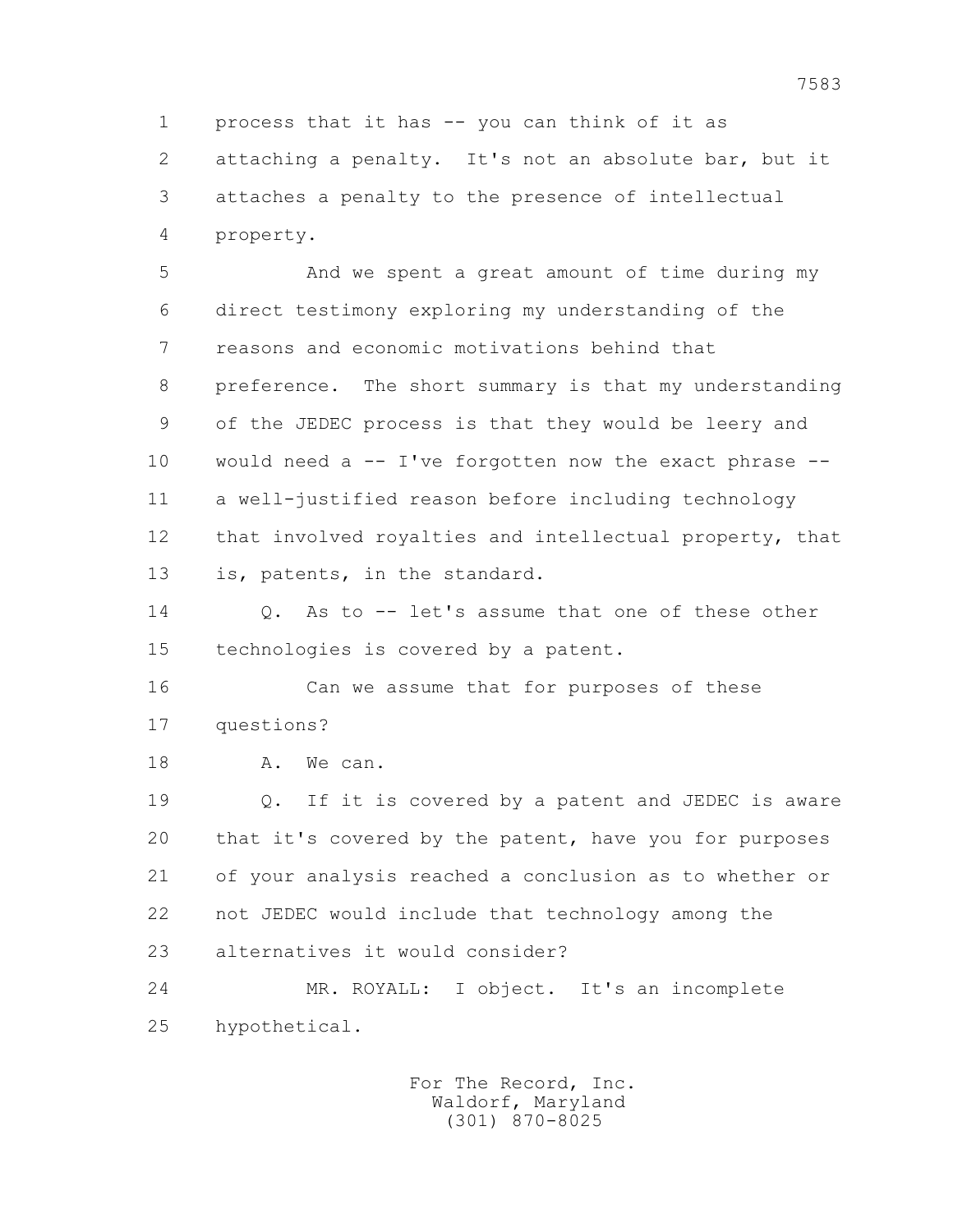1 process that it has -- you can think of it as
2 attaching a penalty. It's not an absolute bar, but it
3 attaches a penalty to the presence of intellectual
4 property.

5 And we spent a great amount of time during my
6 direct testimony exploring my understanding of the
7 reasons and economic motivations behind that
8 preference. The short summary is that my understanding
9 of the JEDEC process is that they would be leery and
10 would need a -- I've forgotten now the exact phrase --
11 a well-justified reason before including technology
12 that involved royalties and intellectual property, that
13 is, patents, in the standard.

14 Q. As to -- let's assume that one of these other
15 technologies is covered by a patent.

16 Can we assume that for purposes of these
17 questions?

18 A. We can.

19 Q. If it is covered by a patent and JEDEC is aware
20 that it's covered by the patent, have you for purposes
21 of your analysis reached a conclusion as to whether or
22 not JEDEC would include that technology among the
23 alternatives it would consider?

24 MR. ROYALL: I object. It's an incomplete
25 hypothetical.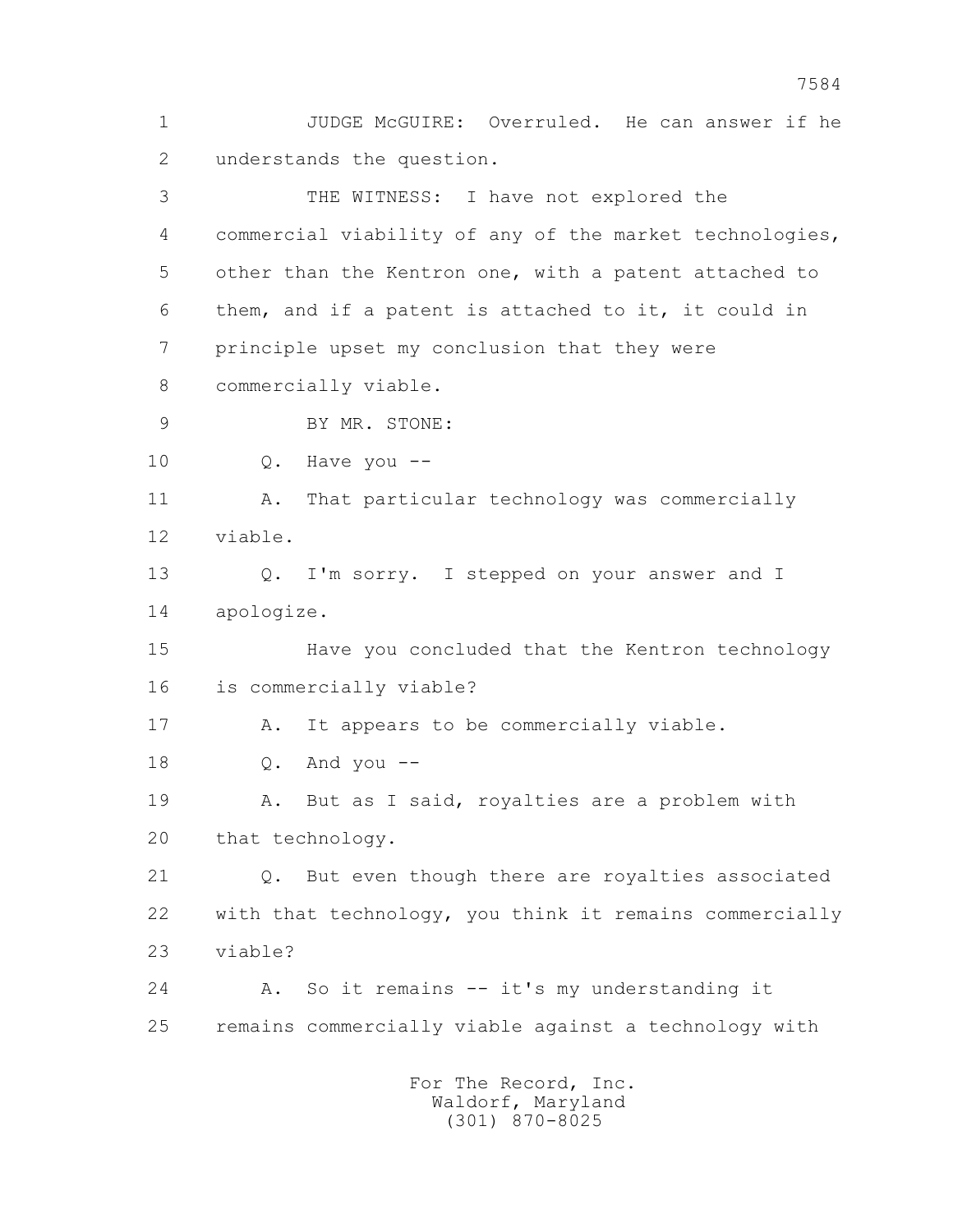1 JUDGE McGUIRE: Overruled. He can answer if he
2 understands the question.
3 THE WITNESS: I have not explored the
4 commercial viability of any of the market technologies,
5 other than the Kentron one, with a patent attached to
6 them, and if a patent is attached to it, it could in
7 principle upset my conclusion that they were
8 commercially viable.
9 BY MR. STONE:
10 Q. Have you --
11 A. That particular technology was commercially
12 viable.
13 Q. I'm sorry. I stepped on your answer and I
14 apologize.
15 Have you concluded that the Kentron technology
16 is commercially viable?
17 A. It appears to be commercially viable.
18 Q. And you --
19 A. But as I said, royalties are a problem with
20 that technology.
21 Q. But even though there are royalties associated
22 with that technology, you think it remains commercially
23 viable?
24 A. So it remains -- it's my understanding it
25 remains commercially viable against a technology with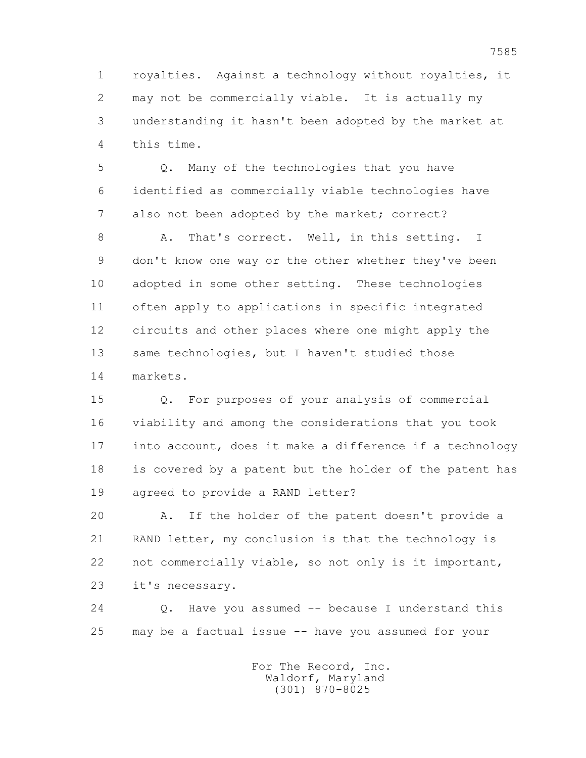royalties. Against a technology without royalties, it may not be commercially viable. It is actually my understanding it hasn't been adopted by the market at this time.

Q. Many of the technologies that you have identified as commercially viable technologies have also not been adopted by the market; correct?

A. That's correct. Well, in this setting. I don't know one way or the other whether they've been adopted in some other setting. These technologies often apply to applications in specific integrated circuits and other places where one might apply the same technologies, but I haven't studied those markets.

Q. For purposes of your analysis of commercial viability and among the considerations that you took into account, does it make a difference if a technology is covered by a patent but the holder of the patent has agreed to provide a RAND letter?

A. If the holder of the patent doesn't provide a RAND letter, my conclusion is that the technology is not commercially viable, so not only is it important, it's necessary.

Q. Have you assumed -- because I understand this may be a factual issue -- have you assumed for your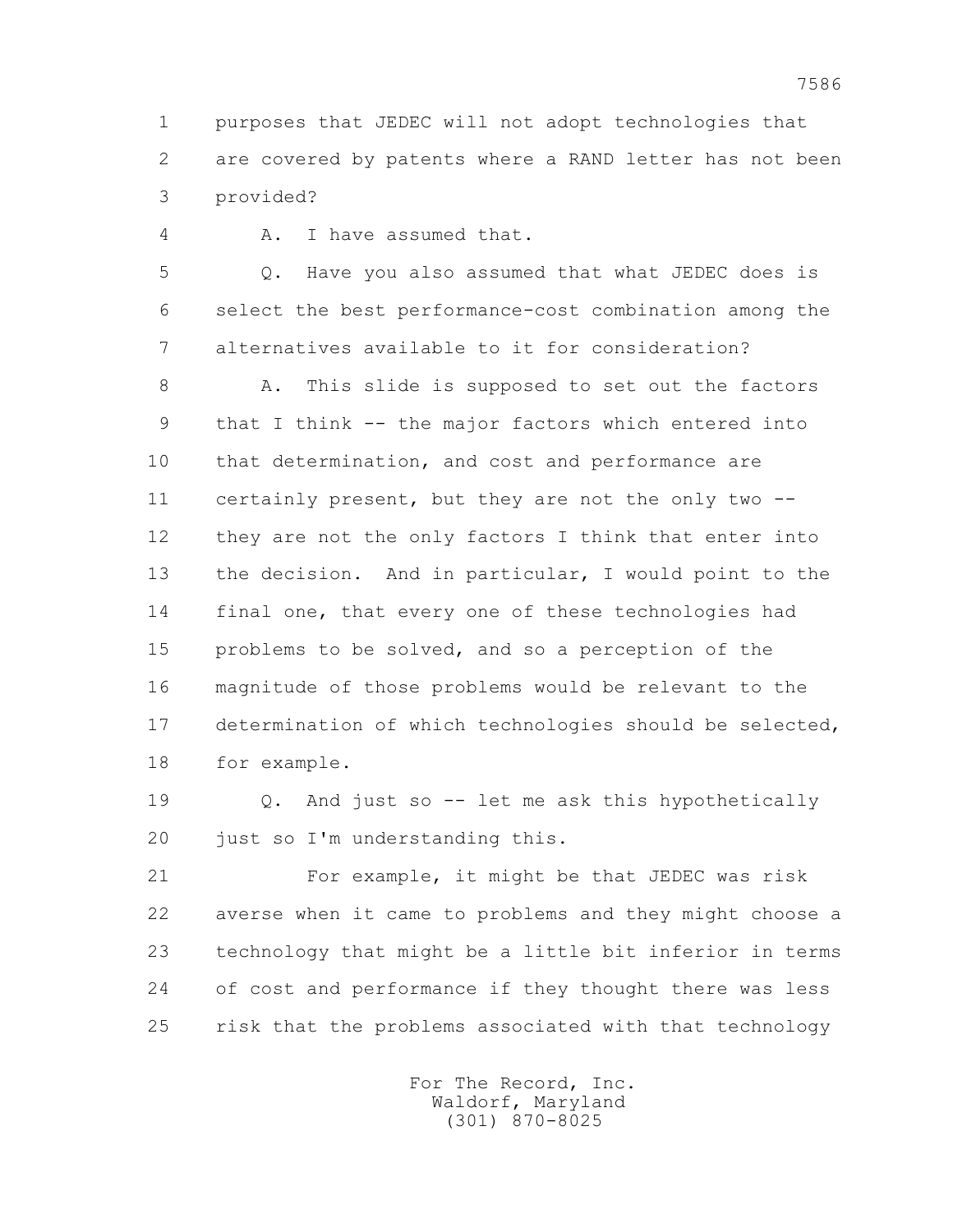1 purposes that JEDEC will not adopt technologies that
2 are covered by patents where a RAND letter has not been
3 provided?

4 A. I have assumed that.

5 Q. Have you also assumed that what JEDEC does is
6 select the best performance-cost combination among the
7 alternatives available to it for consideration?

8 A. This slide is supposed to set out the factors
9 that I think -- the major factors which entered into
10 that determination, and cost and performance are
11 certainly present, but they are not the only two --
12 they are not the only factors I think that enter into
13 the decision. And in particular, I would point to the
14 final one, that every one of these technologies had
15 problems to be solved, and so a perception of the
16 magnitude of those problems would be relevant to the
17 determination of which technologies should be selected,
18 for example.

19 Q. And just so -- let me ask this hypothetically
20 just so I'm understanding this.

21 For example, it might be that JEDEC was risk
22 averse when it came to problems and they might choose a
23 technology that might be a little bit inferior in terms
24 of cost and performance if they thought there was less
25 risk that the problems associated with that technology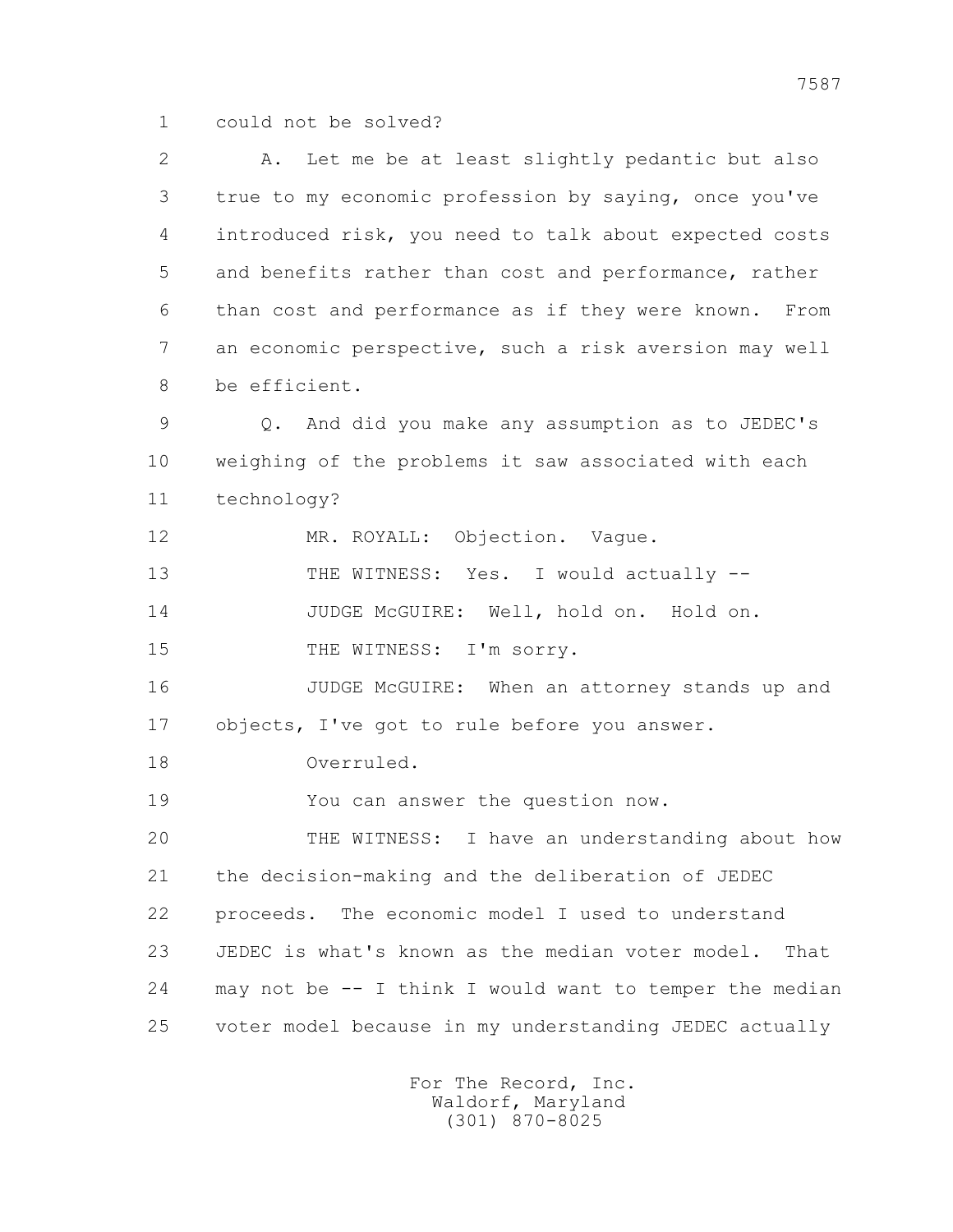could not be solved?

A. Let me be at least slightly pedantic but also true to my economic profession by saying, once you've introduced risk, you need to talk about expected costs and benefits rather than cost and performance, rather than cost and performance as if they were known. From an economic perspective, such a risk aversion may well be efficient.

Q. And did you make any assumption as to JEDEC's weighing of the problems it saw associated with each technology?

MR. ROYALL: Objection. Vague.

THE WITNESS: Yes. I would actually --

JUDGE McGUIRE: Well, hold on. Hold on.

THE WITNESS: I'm sorry.

JUDGE McGUIRE: When an attorney stands up and objects, I've got to rule before you answer.

Overruled.

You can answer the question now.

THE WITNESS: I have an understanding about how the decision-making and the deliberation of JEDEC proceeds. The economic model I used to understand JEDEC is what's known as the median voter model. That may not be -- I think I would want to temper the median voter model because in my understanding JEDEC actually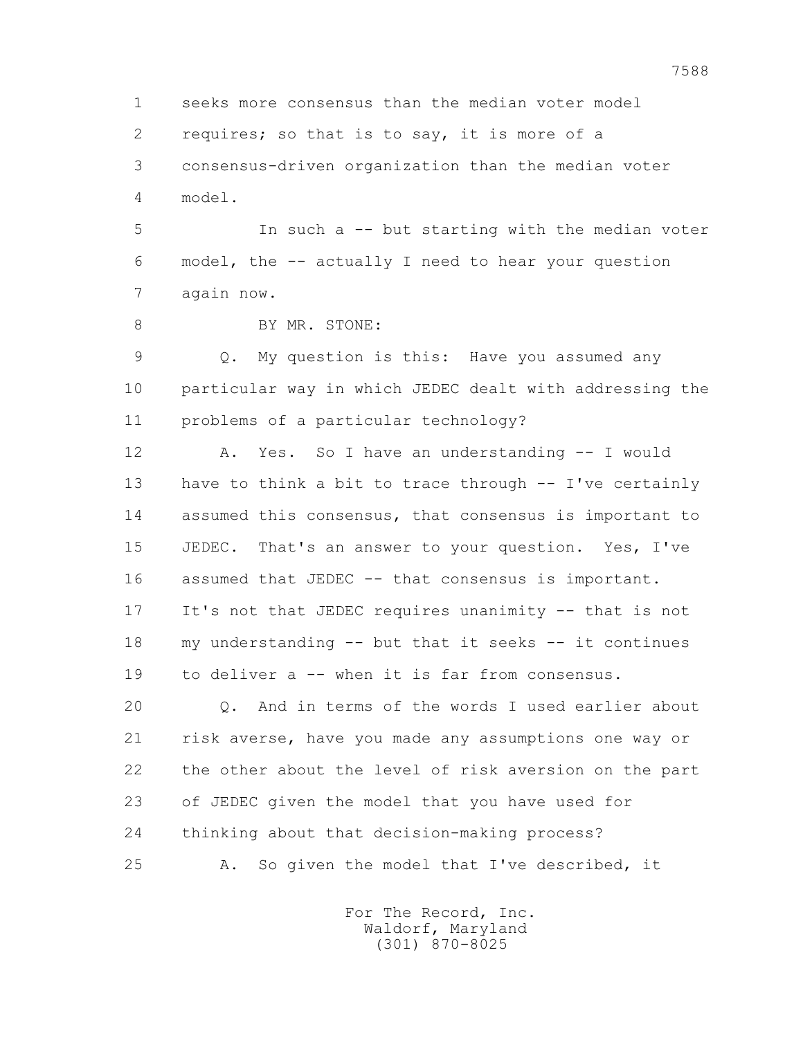1 seeks more consensus than the median voter model
2 requires; so that is to say, it is more of a
3 consensus-driven organization than the median voter
4 model.

5 In such a -- but starting with the median voter
6 model, the -- actually I need to hear your question
7 again now.

8 BY MR. STONE:

9 Q. My question is this: Have you assumed any
10 particular way in which JEDEC dealt with addressing the
11 problems of a particular technology?

12 A. Yes. So I have an understanding -- I would
13 have to think a bit to trace through -- I've certainly
14 assumed this consensus, that consensus is important to
15 JEDEC. That's an answer to your question. Yes, I've
16 assumed that JEDEC -- that consensus is important.
17 It's not that JEDEC requires unanimity -- that is not
18 my understanding -- but that it seeks -- it continues
19 to deliver a -- when it is far from consensus.

20 Q. And in terms of the words I used earlier about
21 risk averse, have you made any assumptions one way or
22 the other about the level of risk aversion on the part
23 of JEDEC given the model that you have used for
24 thinking about that decision-making process?

25 A. So given the model that I've described, it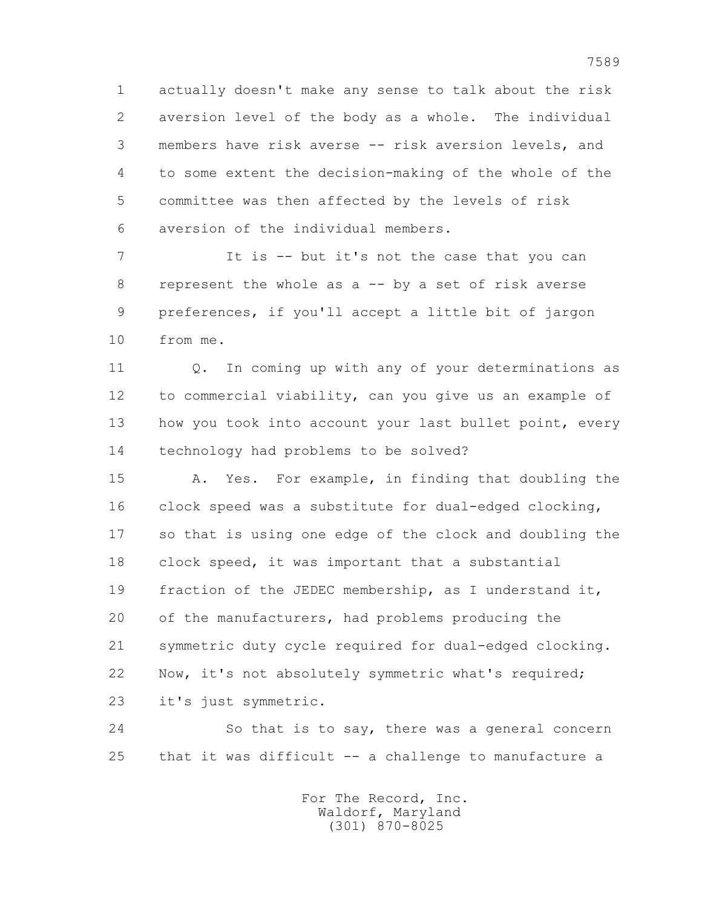actually doesn't make any sense to talk about the risk aversion level of the body as a whole. The individual members have risk averse -- risk aversion levels, and to some extent the decision-making of the whole of the committee was then affected by the levels of risk aversion of the individual members.

It is -- but it's not the case that you can represent the whole as a -- by a set of risk averse preferences, if you'll accept a little bit of jargon from me.

Q. In coming up with any of your determinations as to commercial viability, can you give us an example of how you took into account your last bullet point, every technology had problems to be solved?

A. Yes. For example, in finding that doubling the clock speed was a substitute for dual-edged clocking, so that is using one edge of the clock and doubling the clock speed, it was important that a substantial fraction of the JEDEC membership, as I understand it, of the manufacturers, had problems producing the symmetric duty cycle required for dual-edged clocking. Now, it's not absolutely symmetric what's required; it's just symmetric.

So that is to say, there was a general concern that it was difficult -- a challenge to manufacture a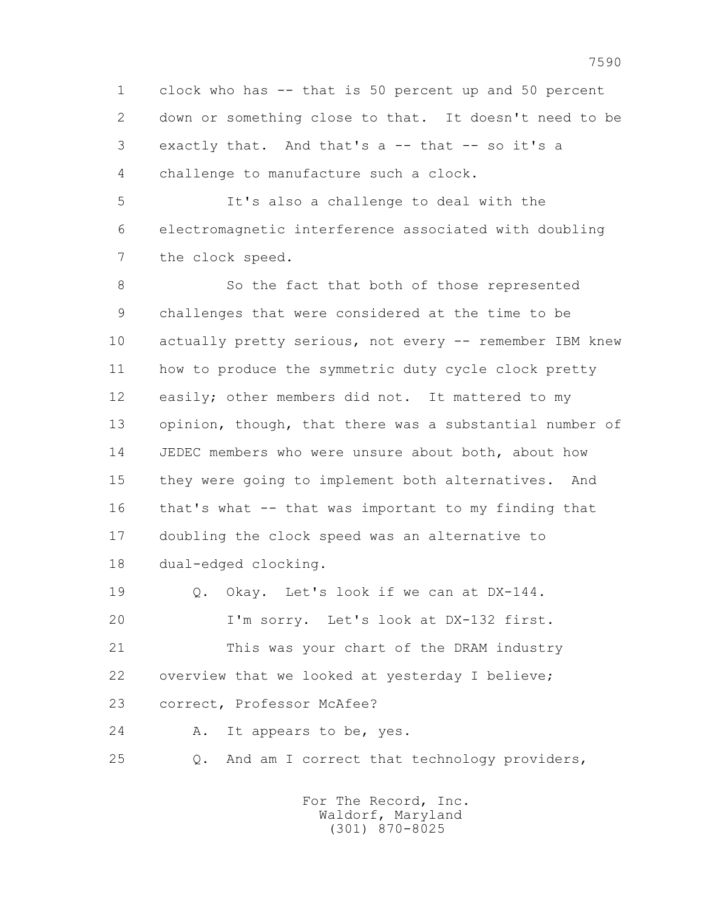clock who has -- that is 50 percent up and 50 percent down or something close to that. It doesn't need to be exactly that. And that's a -- that -- so it's a challenge to manufacture such a clock.

It's also a challenge to deal with the electromagnetic interference associated with doubling the clock speed.

So the fact that both of those represented challenges that were considered at the time to be actually pretty serious, not every -- remember IBM knew how to produce the symmetric duty cycle clock pretty easily; other members did not. It mattered to my opinion, though, that there was a substantial number of JEDEC members who were unsure about both, about how they were going to implement both alternatives. And that's what -- that was important to my finding that doubling the clock speed was an alternative to dual-edged clocking.

Q. Okay. Let's look if we can at DX-144.

I'm sorry. Let's look at DX-132 first.

This was your chart of the DRAM industry overview that we looked at yesterday I believe; correct, Professor McAfee?

A. It appears to be, yes.

Q. And am I correct that technology providers,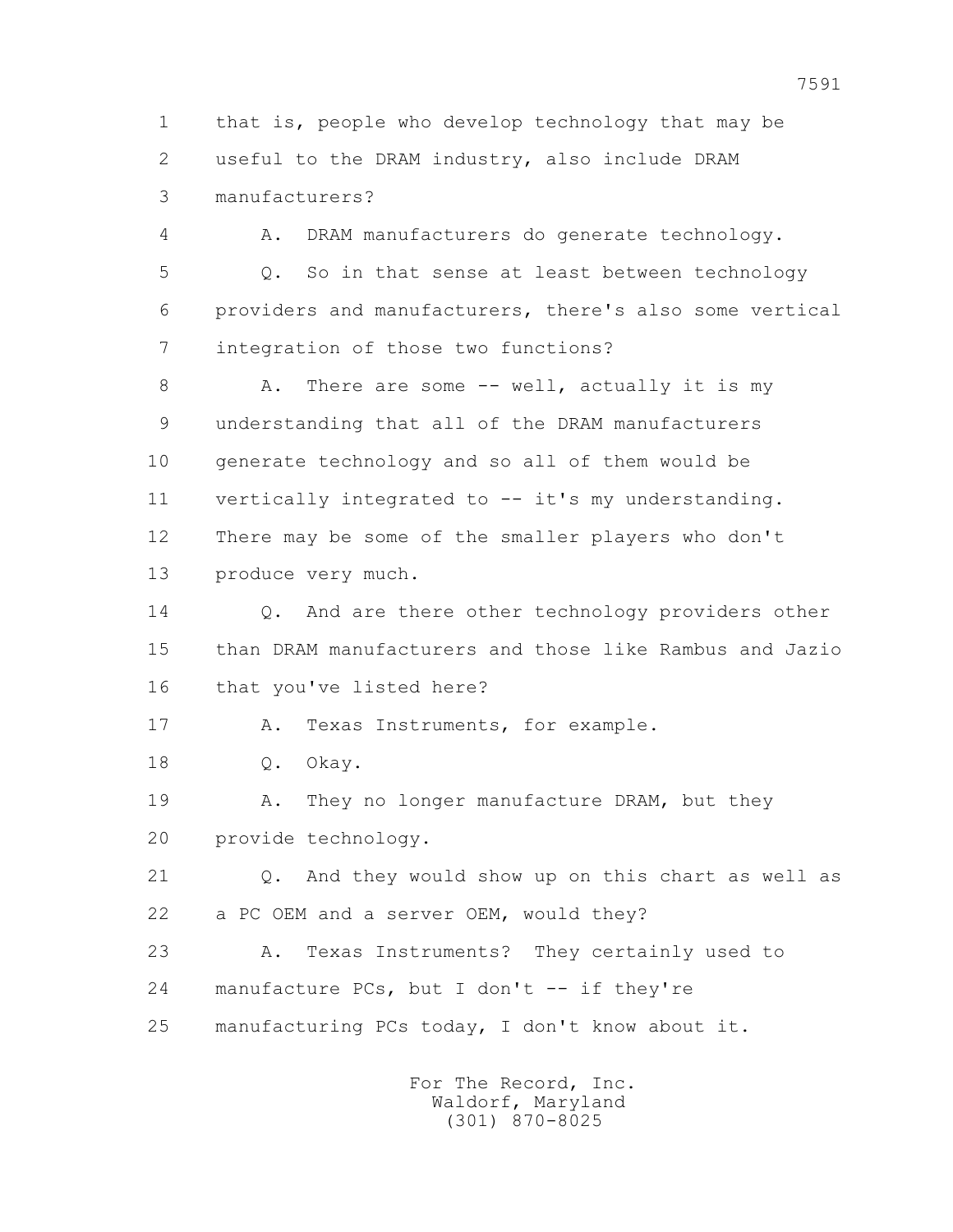1 that is, people who develop technology that may be
2 useful to the DRAM industry, also include DRAM
3 manufacturers?

4 A. DRAM manufacturers do generate technology.

5 Q. So in that sense at least between technology
6 providers and manufacturers, there's also some vertical
7 integration of those two functions?

8 A. There are some -- well, actually it is my
9 understanding that all of the DRAM manufacturers
10 generate technology and so all of them would be
11 vertically integrated to -- it's my understanding.
12 There may be some of the smaller players who don't
13 produce very much.

14 Q. And are there other technology providers other
15 than DRAM manufacturers and those like Rambus and Jazio
16 that you've listed here?

17 A. Texas Instruments, for example.

18 Q. Okay.

19 A. They no longer manufacture DRAM, but they
20 provide technology.

21 Q. And they would show up on this chart as well as
22 a PC OEM and a server OEM, would they?

23 A. Texas Instruments? They certainly used to
24 manufacture PCs, but I don't -- if they're
25 manufacturing PCs today, I don't know about it.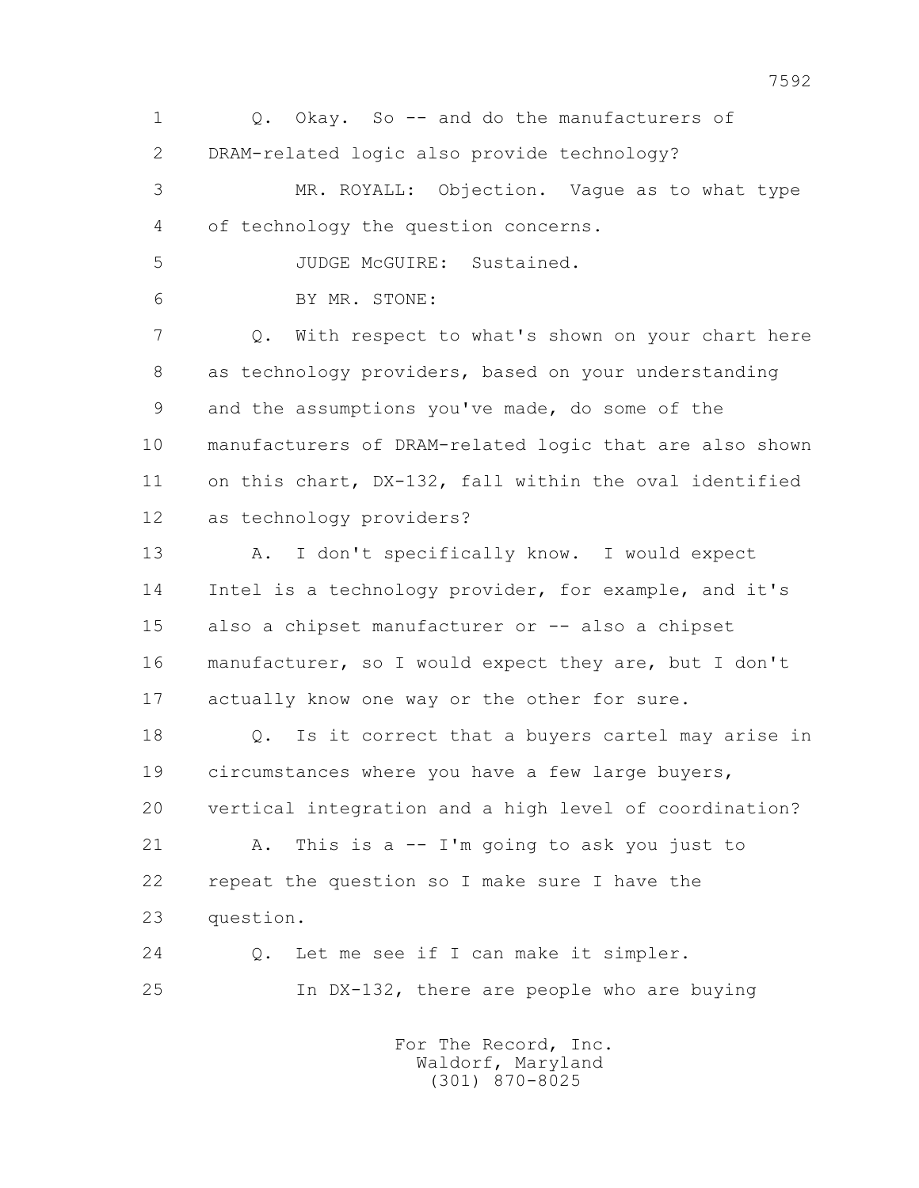1 Q. Okay. So -- and do the manufacturers of
2 DRAM-related logic also provide technology?
3 MR. ROYALL: Objection. Vague as to what type
4 of technology the question concerns.
5 JUDGE McGUIRE: Sustained.
6 BY MR. STONE:
7 Q. With respect to what's shown on your chart here
8 as technology providers, based on your understanding
9 and the assumptions you've made, do some of the
10 manufacturers of DRAM-related logic that are also shown
11 on this chart, DX-132, fall within the oval identified
12 as technology providers?
13 A. I don't specifically know. I would expect
14 Intel is a technology provider, for example, and it's
15 also a chipset manufacturer or -- also a chipset
16 manufacturer, so I would expect they are, but I don't
17 actually know one way or the other for sure.
18 Q. Is it correct that a buyers cartel may arise in
19 circumstances where you have a few large buyers,
20 vertical integration and a high level of coordination?
21 A. This is a -- I'm going to ask you just to
22 repeat the question so I make sure I have the
23 question.
24 Q. Let me see if I can make it simpler.
25 In DX-132, there are people who are buying

For The Record, Inc.
Waldorf, Maryland
(301) 870-8025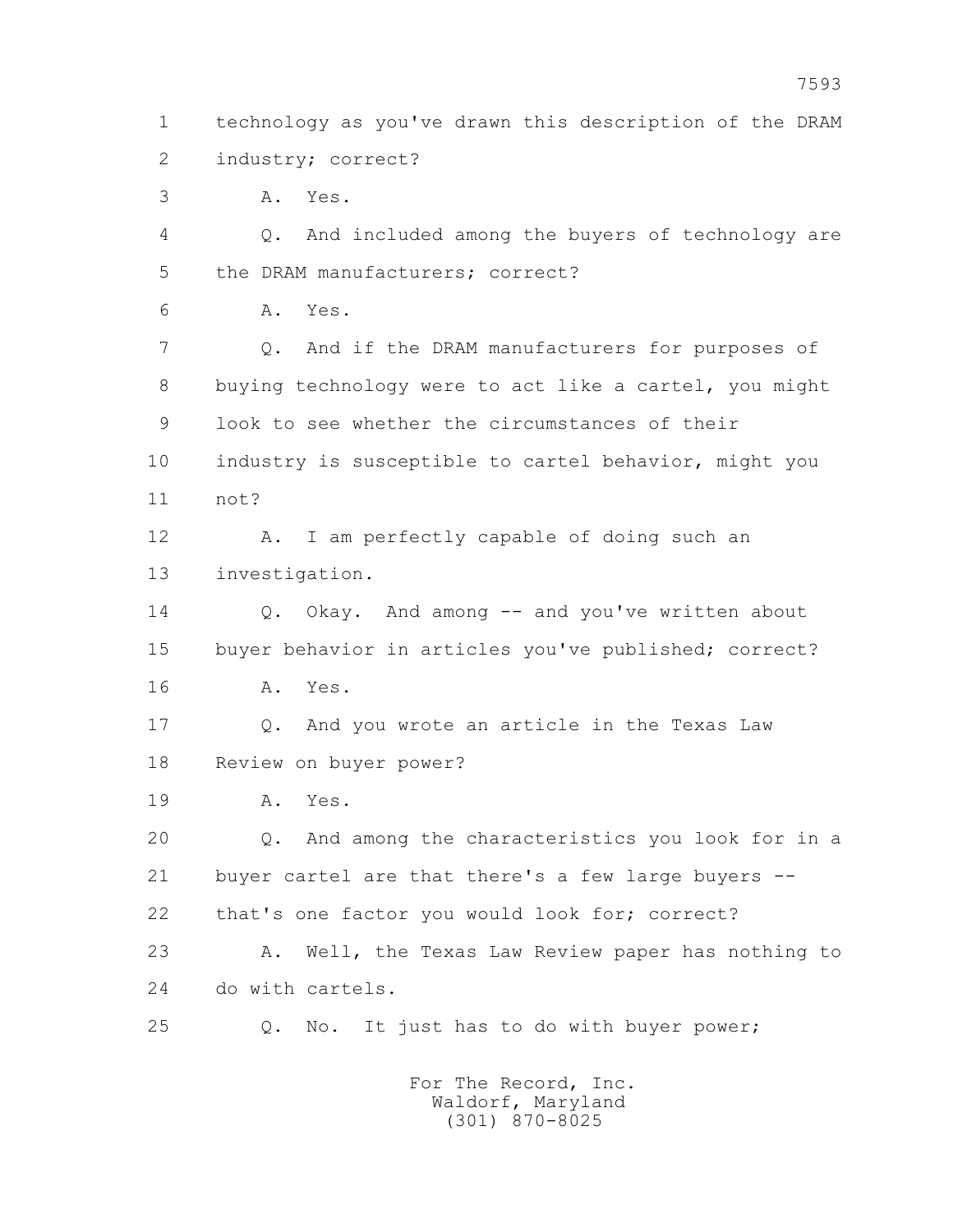1 technology as you've drawn this description of the DRAM
2 industry; correct?
3 A. Yes.
4 Q. And included among the buyers of technology are
5 the DRAM manufacturers; correct?
6 A. Yes.
7 Q. And if the DRAM manufacturers for purposes of
8 buying technology were to act like a cartel, you might
9 look to see whether the circumstances of their
10 industry is susceptible to cartel behavior, might you
11 not?
12 A. I am perfectly capable of doing such an
13 investigation.
14 Q. Okay. And among -- and you've written about
15 buyer behavior in articles you've published; correct?
16 A. Yes.
17 Q. And you wrote an article in the Texas Law
18 Review on buyer power?
19 A. Yes.
20 Q. And among the characteristics you look for in a
21 buyer cartel are that there's a few large buyers --
22 that's one factor you would look for; correct?
23 A. Well, the Texas Law Review paper has nothing to
24 do with cartels.
25 Q. No. It just has to do with buyer power;

For The Record, Inc.
Waldorf, Maryland
(301) 870-8025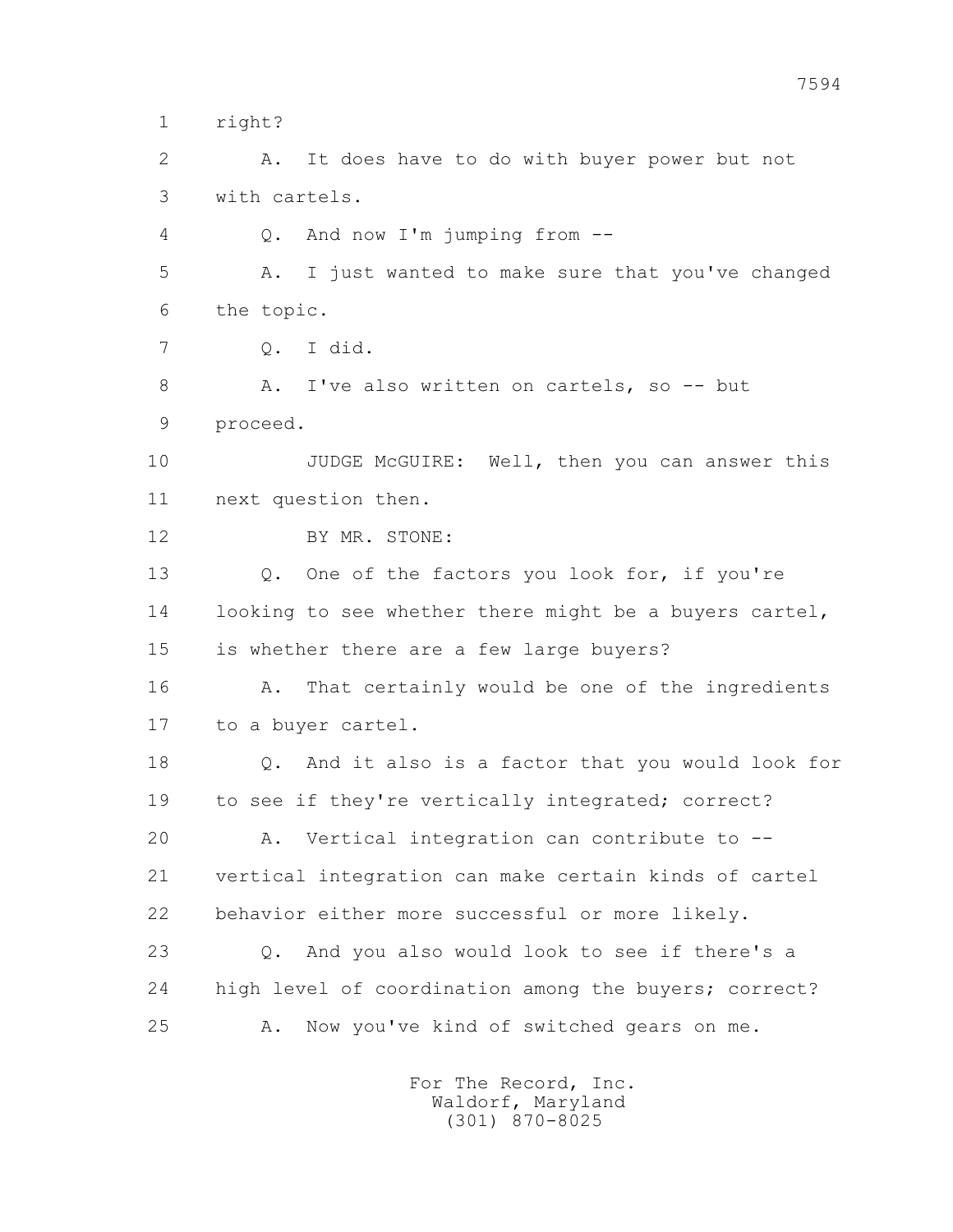1 right?

2 A. It does have to do with buyer power but not

3 with cartels.

4 Q. And now I'm jumping from --

5 A. I just wanted to make sure that you've changed

6 the topic.

7 Q. I did.

8 A. I've also written on cartels, so -- but

9 proceed.

10 JUDGE McGUIRE: Well, then you can answer this

11 next question then.

12 BY MR. STONE:

13 Q. One of the factors you look for, if you're

14 looking to see whether there might be a buyers cartel,

15 is whether there are a few large buyers?

16 A. That certainly would be one of the ingredients

17 to a buyer cartel.

18 Q. And it also is a factor that you would look for

19 to see if they're vertically integrated; correct?

20 A. Vertical integration can contribute to --

21 vertical integration can make certain kinds of cartel

22 behavior either more successful or more likely.

23 Q. And you also would look to see if there's a

24 high level of coordination among the buyers; correct?

25 A. Now you've kind of switched gears on me.

For The Record, Inc.
Waldorf, Maryland
(301) 870-8025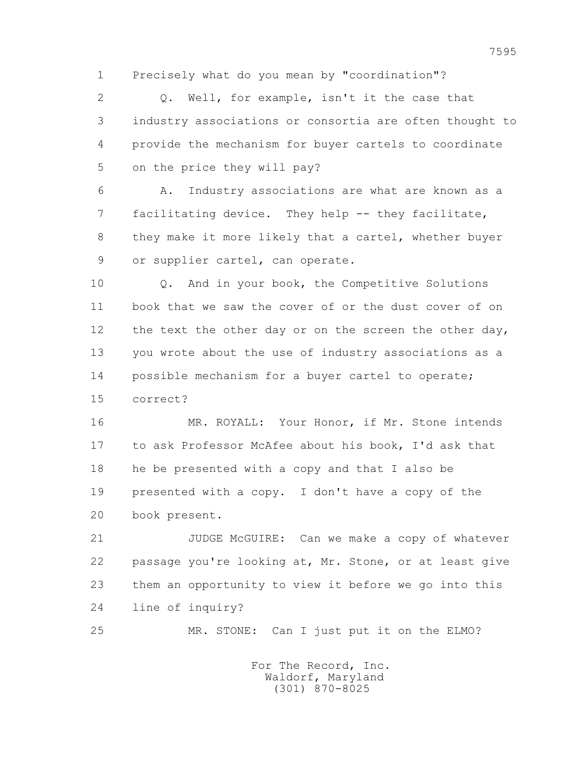1 Precisely what do you mean by "coordination"?

2 Q. Well, for example, isn't it the case that

3 industry associations or consortia are often thought to

4 provide the mechanism for buyer cartels to coordinate

5 on the price they will pay?

6 A. Industry associations are what are known as a

7 facilitating device. They help -- they facilitate,

8 they make it more likely that a cartel, whether buyer

9 or supplier cartel, can operate.

10 Q. And in your book, the Competitive Solutions

11 book that we saw the cover of or the dust cover of on

12 the text the other day or on the screen the other day,

13 you wrote about the use of industry associations as a

14 possible mechanism for a buyer cartel to operate;

15 correct?

16 MR. ROYALL: Your Honor, if Mr. Stone intends

17 to ask Professor McAfee about his book, I'd ask that

18 he be presented with a copy and that I also be

19 presented with a copy. I don't have a copy of the

20 book present.

21 JUDGE McGUIRE: Can we make a copy of whatever

22 passage you're looking at, Mr. Stone, or at least give

23 them an opportunity to view it before we go into this

24 line of inquiry?

25 MR. STONE: Can I just put it on the ELMO?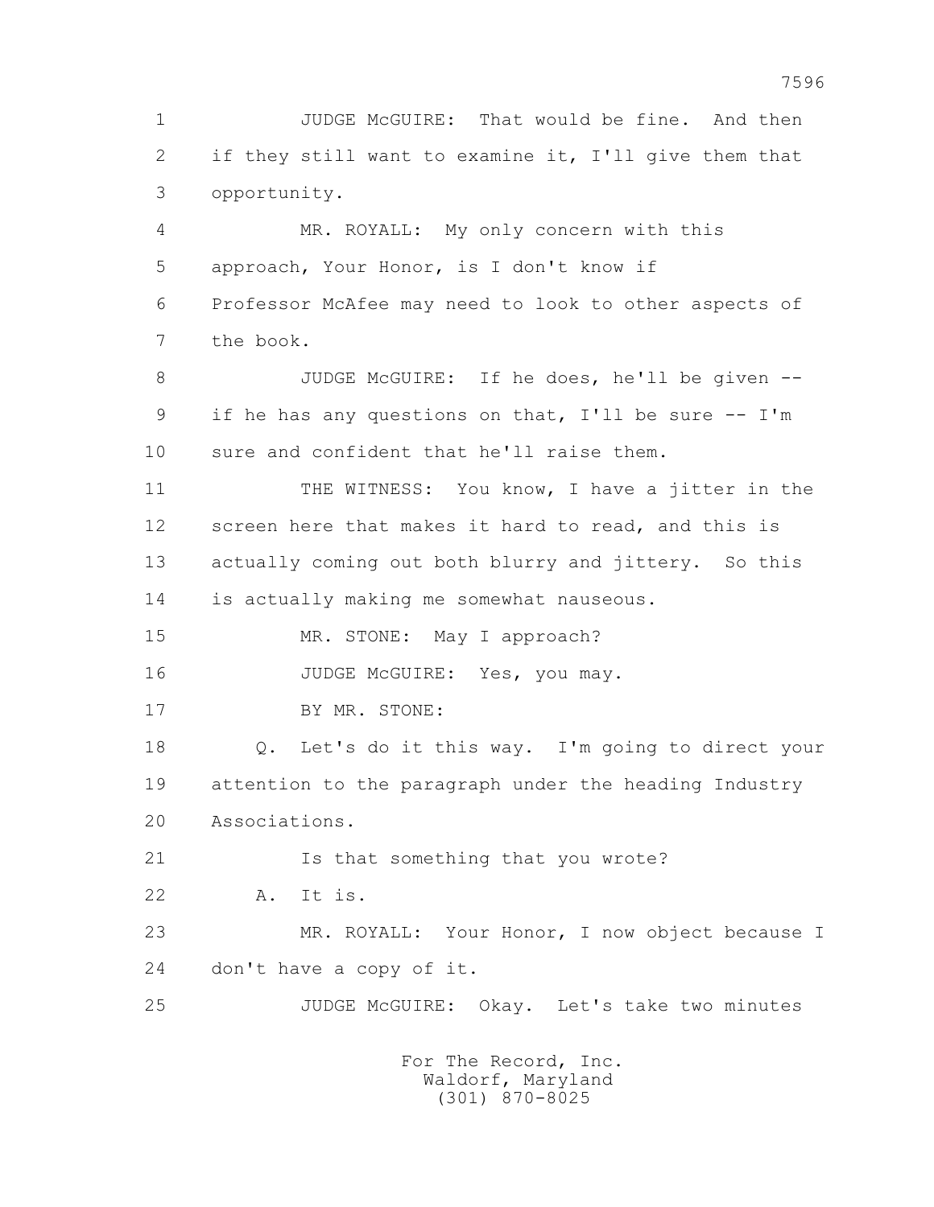1 JUDGE McGUIRE: That would be fine. And then
2 if they still want to examine it, I'll give them that
3 opportunity.

4 MR. ROYALL: My only concern with this
5 approach, Your Honor, is I don't know if
6 Professor McAfee may need to look to other aspects of
7 the book.

8 JUDGE McGUIRE: If he does, he'll be given --
9 if he has any questions on that, I'll be sure -- I'm
10 sure and confident that he'll raise them.

11 THE WITNESS: You know, I have a jitter in the
12 screen here that makes it hard to read, and this is
13 actually coming out both blurry and jittery. So this
14 is actually making me somewhat nauseous.

15 MR. STONE: May I approach?

16 JUDGE McGUIRE: Yes, you may.

17 BY MR. STONE:

18 Q. Let's do it this way. I'm going to direct your
19 attention to the paragraph under the heading Industry
20 Associations.

21 Is that something that you wrote?

22 A. It is.

23 MR. ROYALL: Your Honor, I now object because I
24 don't have a copy of it.

25 JUDGE McGUIRE: Okay. Let's take two minutes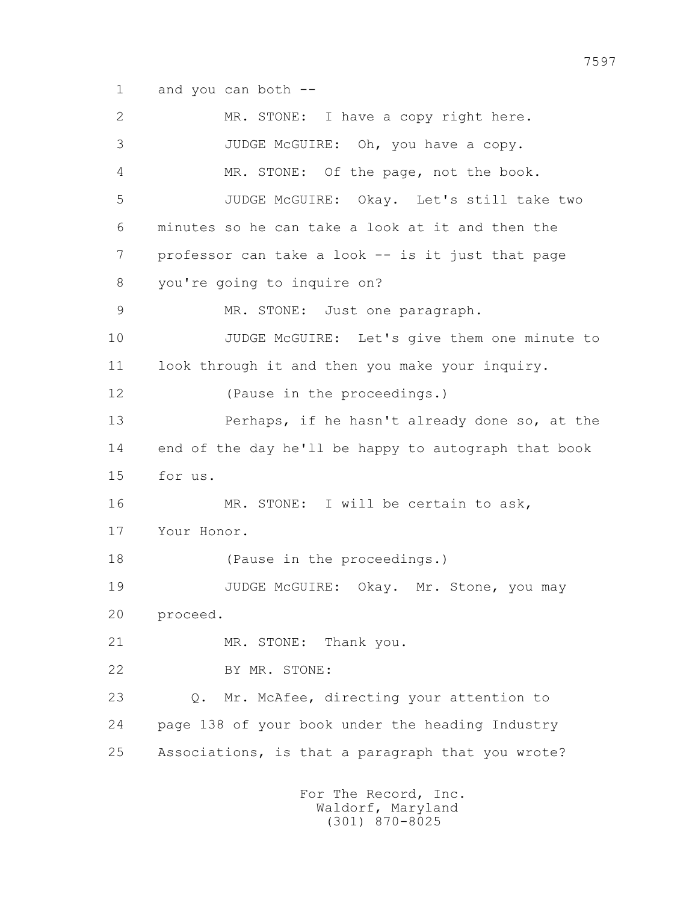1 and you can both --

2 MR. STONE: I have a copy right here.

3 JUDGE McGUIRE: Oh, you have a copy.

4 MR. STONE: Of the page, not the book.

5 JUDGE McGUIRE: Okay. Let's still take two

6 minutes so he can take a look at it and then the

7 professor can take a look -- is it just that page

8 you're going to inquire on?

9 MR. STONE: Just one paragraph.

10 JUDGE McGUIRE: Let's give them one minute to

11 look through it and then you make your inquiry.

12 (Pause in the proceedings.)

13 Perhaps, if he hasn't already done so, at the

14 end of the day he'll be happy to autograph that book

15 for us.

16 MR. STONE: I will be certain to ask,

17 Your Honor.

18 (Pause in the proceedings.)

19 JUDGE McGUIRE: Okay. Mr. Stone, you may

20 proceed.

21 MR. STONE: Thank you.

22 BY MR. STONE:

23 Q. Mr. McAfee, directing your attention to

24 page 138 of your book under the heading Industry

25 Associations, is that a paragraph that you wrote?

For The Record, Inc.
Waldorf, Maryland
(301) 870-8025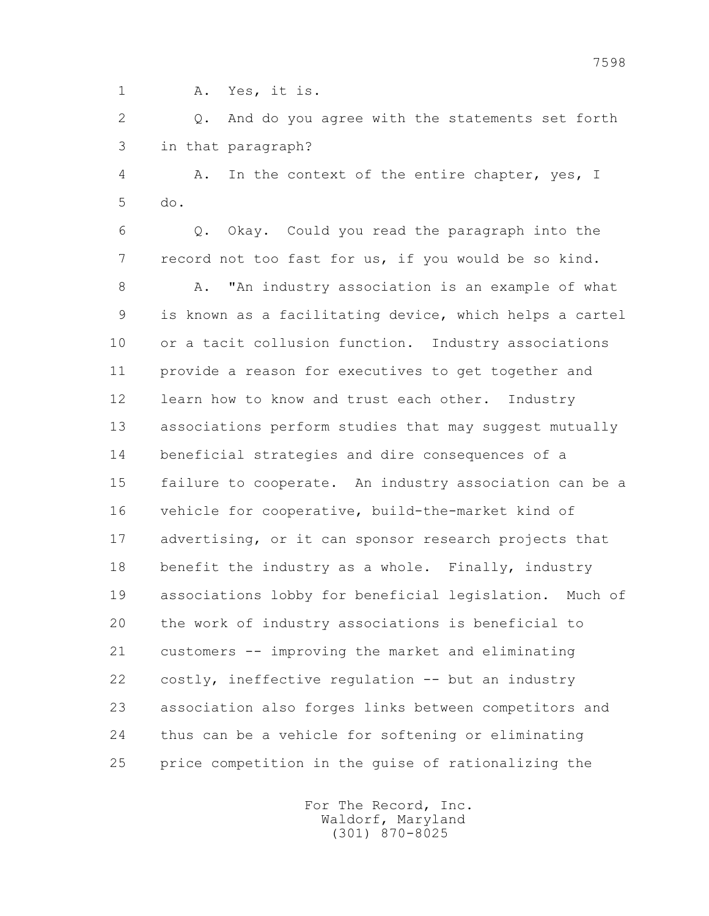1 A. Yes, it is.

2 Q. And do you agree with the statements set forth
3 in that paragraph?

4 A. In the context of the entire chapter, yes, I
5 do.

6 Q. Okay. Could you read the paragraph into the
7 record not too fast for us, if you would be so kind.

8 A. "An industry association is an example of what
9 is known as a facilitating device, which helps a cartel
10 or a tacit collusion function. Industry associations
11 provide a reason for executives to get together and
12 learn how to know and trust each other. Industry
13 associations perform studies that may suggest mutually
14 beneficial strategies and dire consequences of a
15 failure to cooperate. An industry association can be a
16 vehicle for cooperative, build-the-market kind of
17 advertising, or it can sponsor research projects that
18 benefit the industry as a whole. Finally, industry
19 associations lobby for beneficial legislation. Much of
20 the work of industry associations is beneficial to
21 customers -- improving the market and eliminating
22 costly, ineffective regulation -- but an industry
23 association also forges links between competitors and
24 thus can be a vehicle for softening or eliminating
25 price competition in the guise of rationalizing the

For The Record, Inc.
Waldorf, Maryland
(301) 870-8025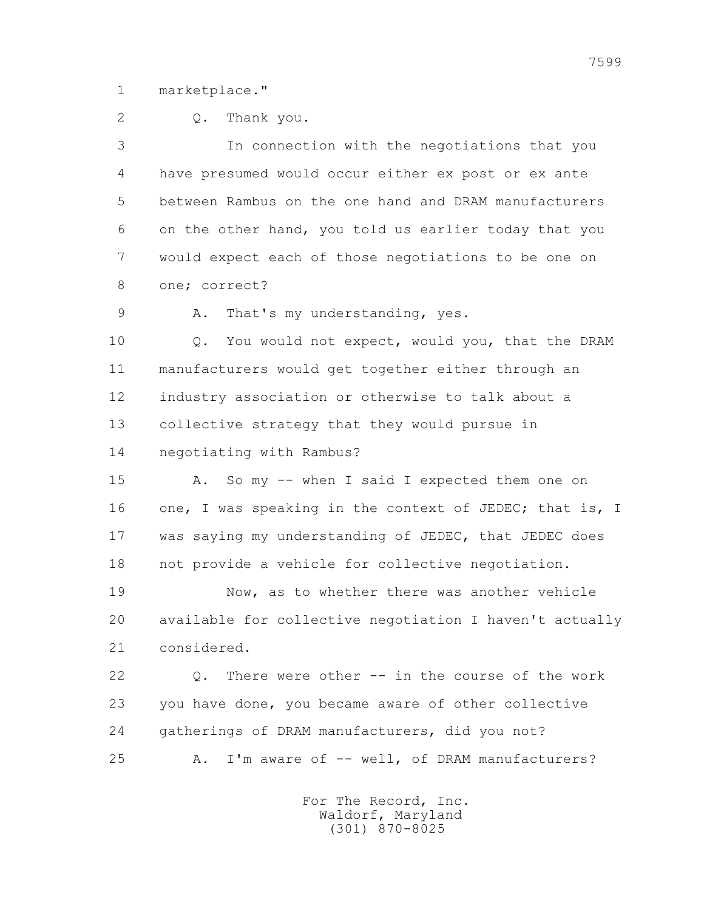1 marketplace."

2 Q. Thank you.

3 In connection with the negotiations that you

4 have presumed would occur either ex post or ex ante

5 between Rambus on the one hand and DRAM manufacturers

6 on the other hand, you told us earlier today that you

7 would expect each of those negotiations to be one on

8 one; correct?

9 A. That's my understanding, yes.

10 Q. You would not expect, would you, that the DRAM

11 manufacturers would get together either through an

12 industry association or otherwise to talk about a

13 collective strategy that they would pursue in

14 negotiating with Rambus?

15 A. So my -- when I said I expected them one on

16 one, I was speaking in the context of JEDEC; that is, I

17 was saying my understanding of JEDEC, that JEDEC does

18 not provide a vehicle for collective negotiation.

19 Now, as to whether there was another vehicle

20 available for collective negotiation I haven't actually

21 considered.

22 Q. There were other -- in the course of the work

23 you have done, you became aware of other collective

24 gatherings of DRAM manufacturers, did you not?

25 A. I'm aware of -- well, of DRAM manufacturers?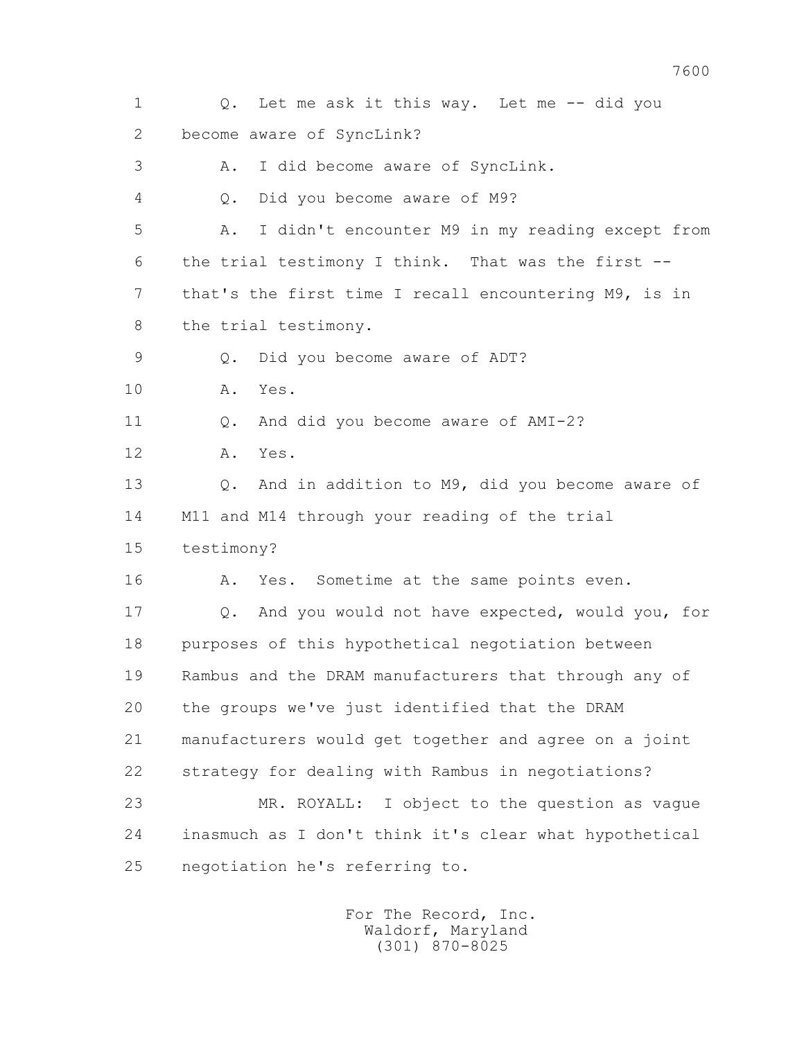1 Q. Let me ask it this way. Let me -- did you
2 become aware of SyncLink?
3 A. I did become aware of SyncLink.
4 Q. Did you become aware of M9?
5 A. I didn't encounter M9 in my reading except from
6 the trial testimony I think. That was the first --
7 that's the first time I recall encountering M9, is in
8 the trial testimony.
9 Q. Did you become aware of ADT?
10 A. Yes.
11 Q. And did you become aware of AMI-2?
12 A. Yes.
13 Q. And in addition to M9, did you become aware of
14 M11 and M14 through your reading of the trial
15 testimony?
16 A. Yes. Sometime at the same points even.
17 Q. And you would not have expected, would you, for
18 purposes of this hypothetical negotiation between
19 Rambus and the DRAM manufacturers that through any of
20 the groups we've just identified that the DRAM
21 manufacturers would get together and agree on a joint
22 strategy for dealing with Rambus in negotiations?
23 MR. ROYALL: I object to the question as vague
24 inasmuch as I don't think it's clear what hypothetical
25 negotiation he's referring to.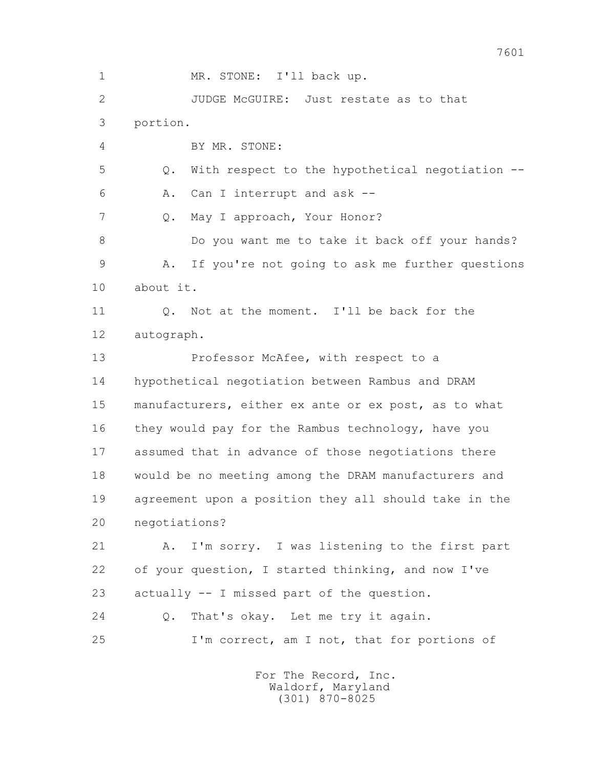1 MR. STONE: I'll back up.

2 JUDGE McGUIRE: Just restate as to that

3 portion.

4 BY MR. STONE:

5 Q. With respect to the hypothetical negotiation --

6 A. Can I interrupt and ask --

7 Q. May I approach, Your Honor?

8 Do you want me to take it back off your hands?

9 A. If you're not going to ask me further questions

10 about it.

11 Q. Not at the moment. I'll be back for the

12 autograph.

13 Professor McAfee, with respect to a

14 hypothetical negotiation between Rambus and DRAM

15 manufacturers, either ex ante or ex post, as to what

16 they would pay for the Rambus technology, have you

17 assumed that in advance of those negotiations there

18 would be no meeting among the DRAM manufacturers and

19 agreement upon a position they all should take in the

20 negotiations?

21 A. I'm sorry. I was listening to the first part

22 of your question, I started thinking, and now I've

23 actually -- I missed part of the question.

24 Q. That's okay. Let me try it again.

25 I'm correct, am I not, that for portions of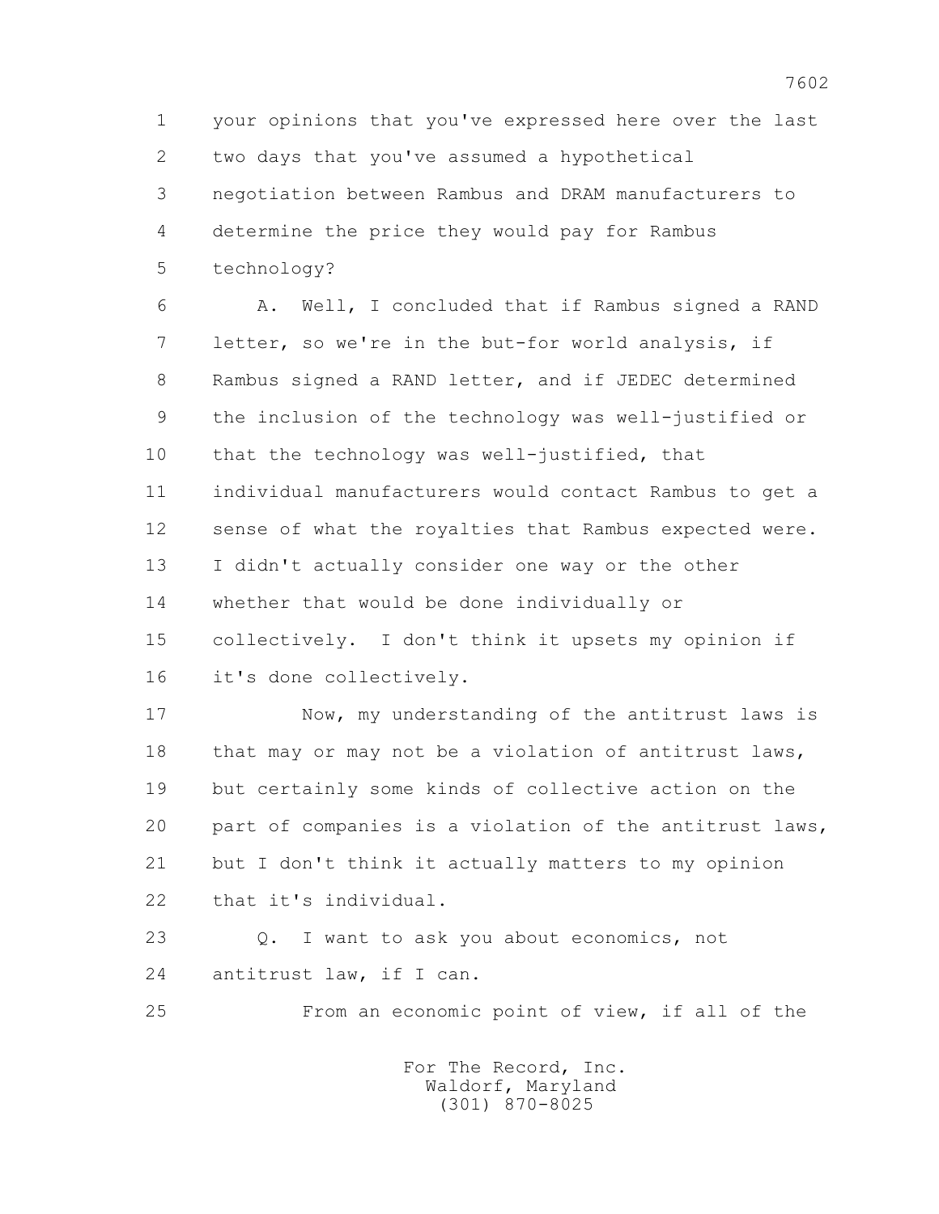your opinions that you've expressed here over the last two days that you've assumed a hypothetical negotiation between Rambus and DRAM manufacturers to determine the price they would pay for Rambus technology?

A. Well, I concluded that if Rambus signed a RAND letter, so we're in the but-for world analysis, if Rambus signed a RAND letter, and if JEDEC determined the inclusion of the technology was well-justified or that the technology was well-justified, that individual manufacturers would contact Rambus to get a sense of what the royalties that Rambus expected were. I didn't actually consider one way or the other whether that would be done individually or collectively. I don't think it upsets my opinion if it's done collectively.

Now, my understanding of the antitrust laws is that may or may not be a violation of antitrust laws, but certainly some kinds of collective action on the part of companies is a violation of the antitrust laws, but I don't think it actually matters to my opinion that it's individual.

Q. I want to ask you about economics, not antitrust law, if I can.

From an economic point of view, if all of the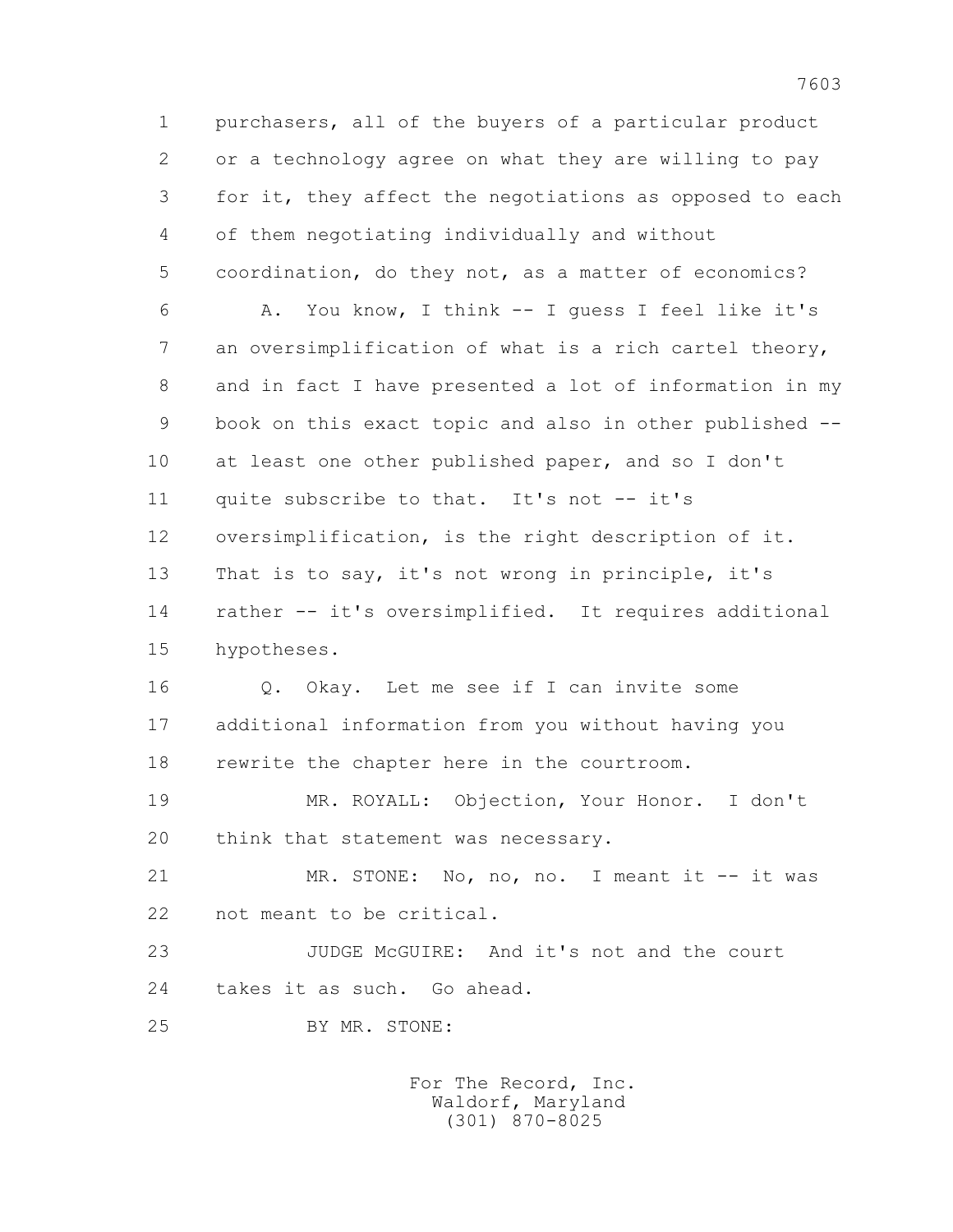1 purchasers, all of the buyers of a particular product
2 or a technology agree on what they are willing to pay
3 for it, they affect the negotiations as opposed to each
4 of them negotiating individually and without
5 coordination, do they not, as a matter of economics?
6 A. You know, I think -- I guess I feel like it's
7 an oversimplification of what is a rich cartel theory,
8 and in fact I have presented a lot of information in my
9 book on this exact topic and also in other published --
10 at least one other published paper, and so I don't
11 quite subscribe to that. It's not -- it's
12 oversimplification, is the right description of it.
13 That is to say, it's not wrong in principle, it's
14 rather -- it's oversimplified. It requires additional
15 hypotheses.
16 Q. Okay. Let me see if I can invite some
17 additional information from you without having you
18 rewrite the chapter here in the courtroom.
19 MR. ROYALL: Objection, Your Honor. I don't
20 think that statement was necessary.
21 MR. STONE: No, no, no. I meant it -- it was
22 not meant to be critical.
23 JUDGE McGUIRE: And it's not and the court
24 takes it as such. Go ahead.
25 BY MR. STONE: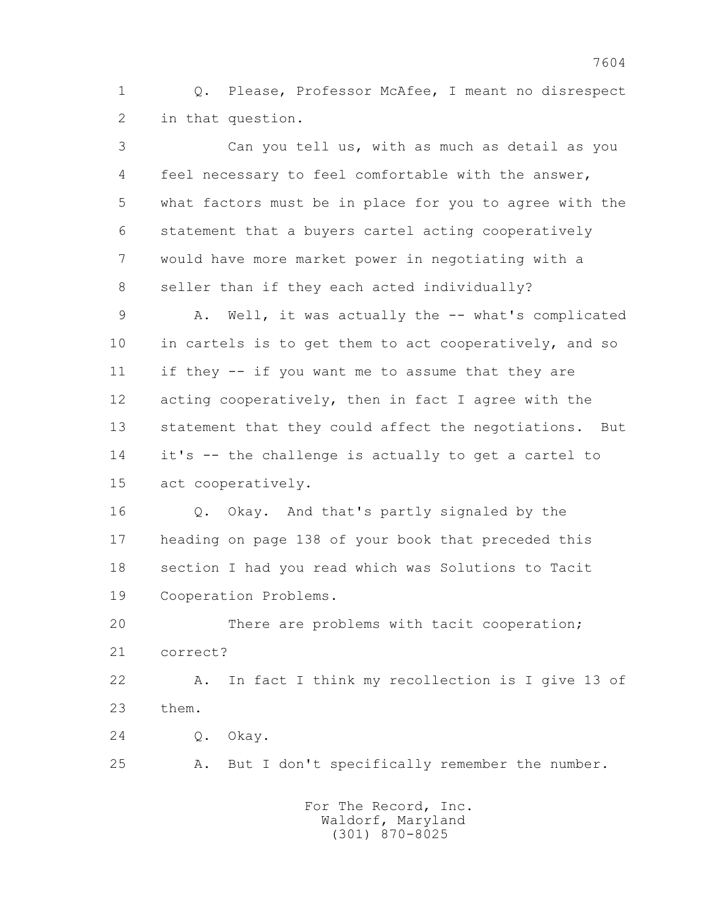1 Q. Please, Professor McAfee, I meant no disrespect
2 in that question.

3 Can you tell us, with as much as detail as you
4 feel necessary to feel comfortable with the answer,
5 what factors must be in place for you to agree with the
6 statement that a buyers cartel acting cooperatively
7 would have more market power in negotiating with a
8 seller than if they each acted individually?

9 A. Well, it was actually the -- what's complicated
10 in cartels is to get them to act cooperatively, and so
11 if they -- if you want me to assume that they are
12 acting cooperatively, then in fact I agree with the
13 statement that they could affect the negotiations. But
14 it's -- the challenge is actually to get a cartel to
15 act cooperatively.

16 Q. Okay. And that's partly signaled by the
17 heading on page 138 of your book that preceded this
18 section I had you read which was Solutions to Tacit
19 Cooperation Problems.

20 There are problems with tacit cooperation;
21 correct?

22 A. In fact I think my recollection is I give 13 of
23 them.

24 Q. Okay.

25 A. But I don't specifically remember the number.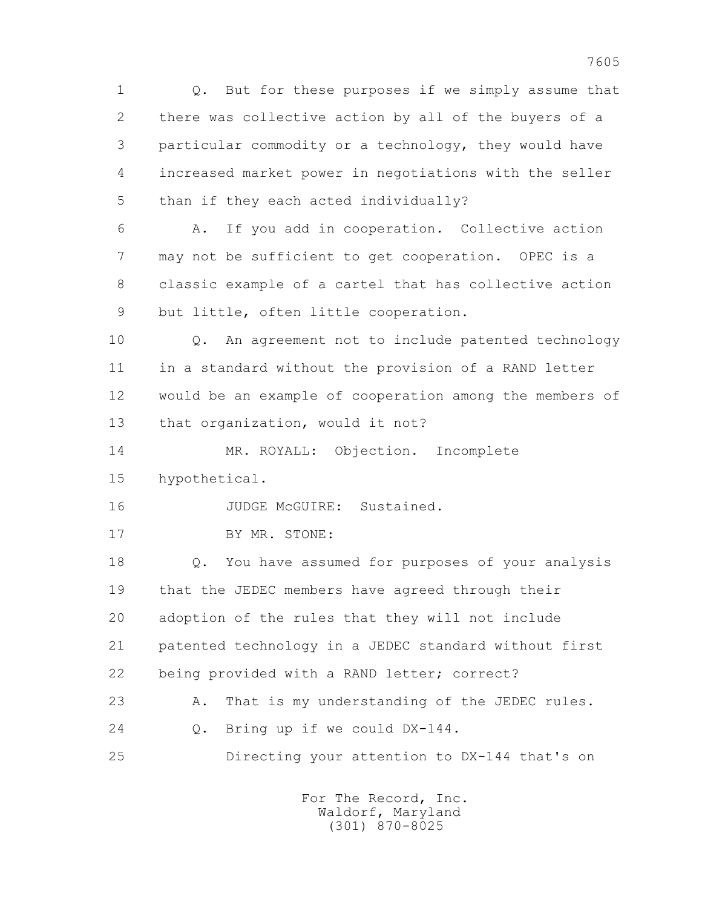1 Q. But for these purposes if we simply assume that
2 there was collective action by all of the buyers of a
3 particular commodity or a technology, they would have
4 increased market power in negotiations with the seller
5 than if they each acted individually?

6 A. If you add in cooperation. Collective action
7 may not be sufficient to get cooperation. OPEC is a
8 classic example of a cartel that has collective action
9 but little, often little cooperation.

10 Q. An agreement not to include patented technology
11 in a standard without the provision of a RAND letter
12 would be an example of cooperation among the members of
13 that organization, would it not?

14 MR. ROYALL: Objection. Incomplete
15 hypothetical.

16 JUDGE McGUIRE: Sustained.

17 BY MR. STONE:

18 Q. You have assumed for purposes of your analysis
19 that the JEDEC members have agreed through their
20 adoption of the rules that they will not include
21 patented technology in a JEDEC standard without first
22 being provided with a RAND letter; correct?

23 A. That is my understanding of the JEDEC rules.

24 Q. Bring up if we could DX-144.

25 Directing your attention to DX-144 that's on

For The Record, Inc.
Waldorf, Maryland
(301) 870-8025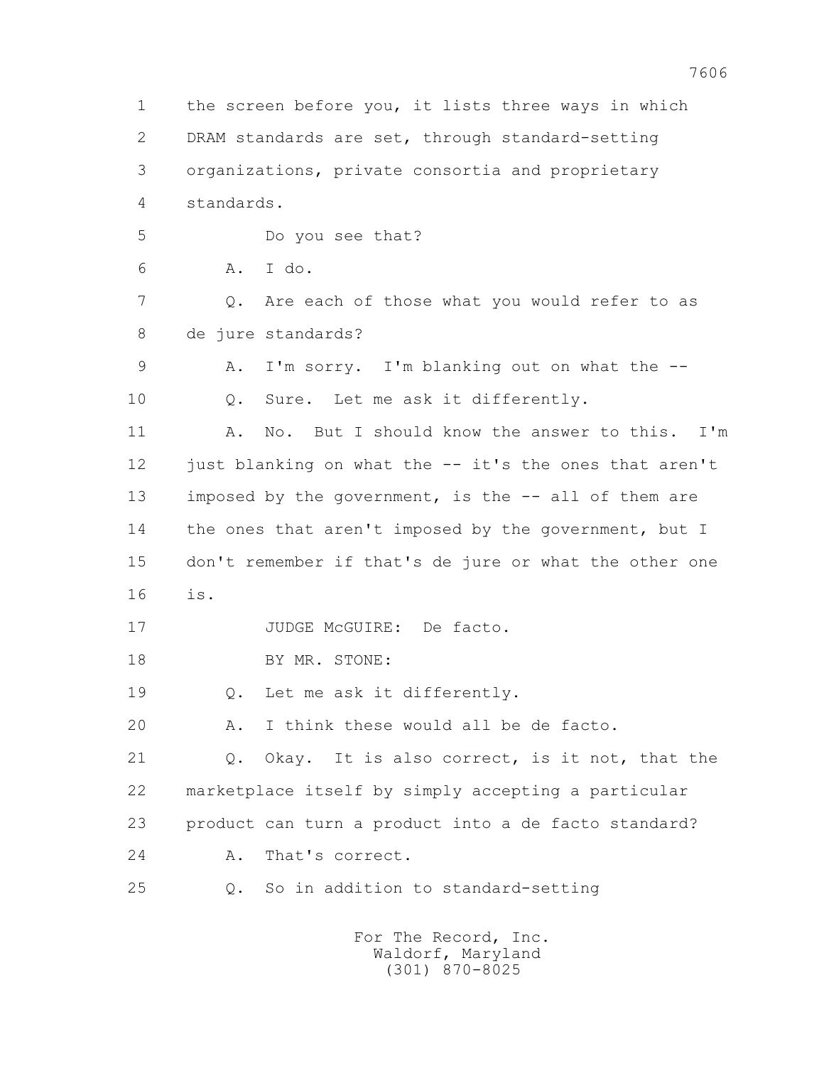the screen before you, it lists three ways in which DRAM standards are set, through standard-setting organizations, private consortia and proprietary standards.

Do you see that?

A. I do.

Q. Are each of those what you would refer to as de jure standards?

A. I'm sorry. I'm blanking out on what the --

Q. Sure. Let me ask it differently.

A. No. But I should know the answer to this. I'm just blanking on what the -- it's the ones that aren't imposed by the government, is the -- all of them are the ones that aren't imposed by the government, but I don't remember if that's de jure or what the other one is.

JUDGE McGUIRE: De facto.

BY MR. STONE:

Q. Let me ask it differently.

A. I think these would all be de facto.

Q. Okay. It is also correct, is it not, that the marketplace itself by simply accepting a particular product can turn a product into a de facto standard?

A. That's correct.

Q. So in addition to standard-setting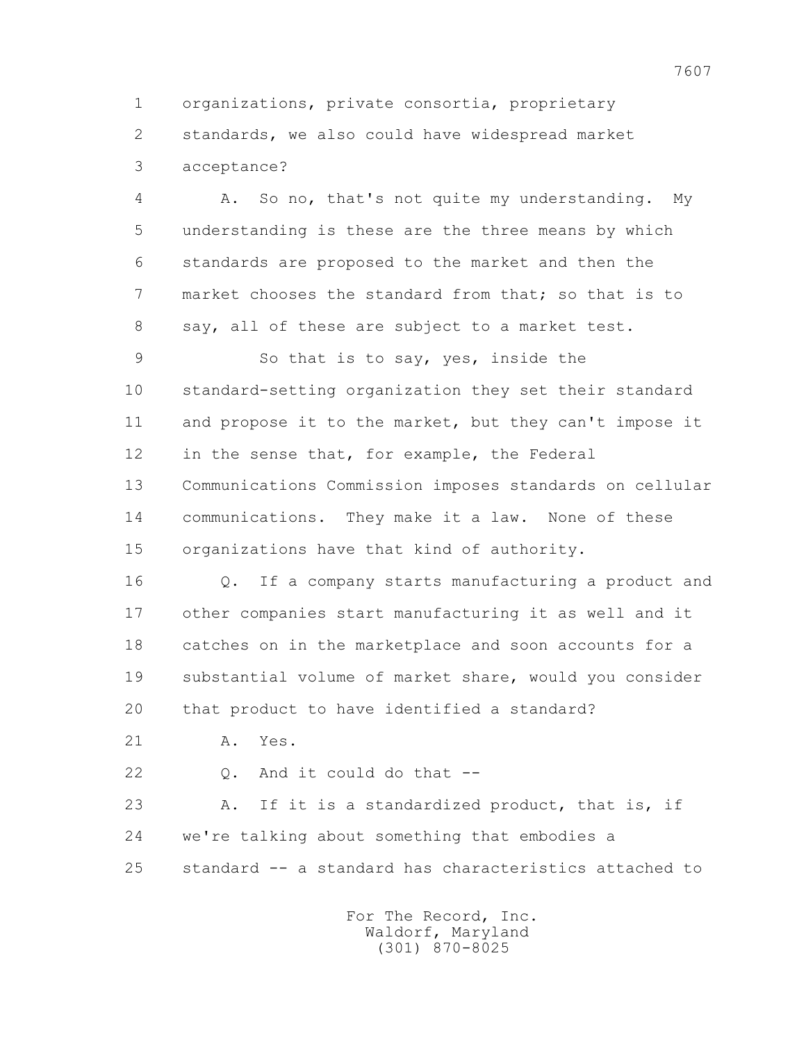organizations, private consortia, proprietary standards, we also could have widespread market acceptance?

A. So no, that's not quite my understanding. My understanding is these are the three means by which standards are proposed to the market and then the market chooses the standard from that; so that is to say, all of these are subject to a market test.

So that is to say, yes, inside the standard-setting organization they set their standard and propose it to the market, but they can't impose it in the sense that, for example, the Federal Communications Commission imposes standards on cellular communications. They make it a law. None of these organizations have that kind of authority.

Q. If a company starts manufacturing a product and other companies start manufacturing it as well and it catches on in the marketplace and soon accounts for a substantial volume of market share, would you consider that product to have identified a standard?

A. Yes.

Q. And it could do that --

A. If it is a standardized product, that is, if we're talking about something that embodies a standard -- a standard has characteristics attached to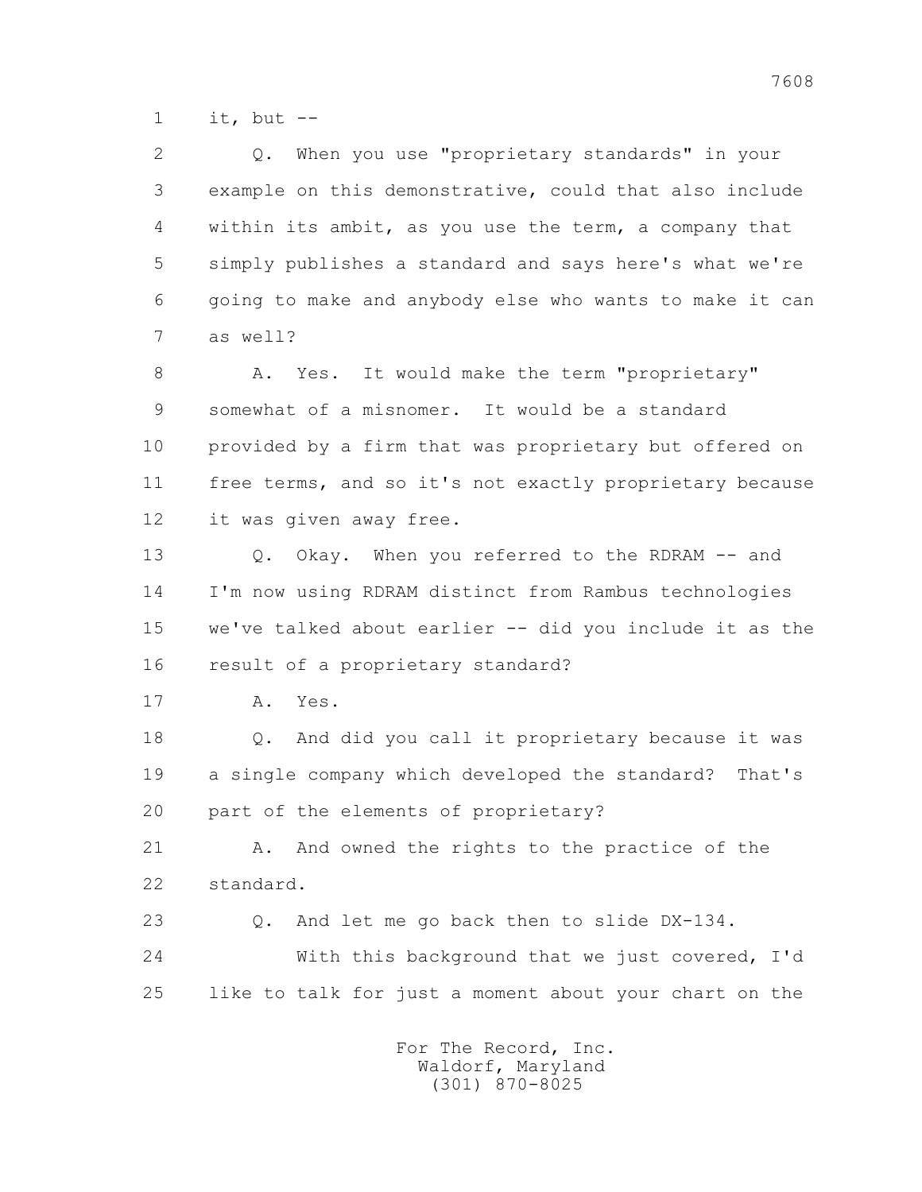1 it, but --

2 Q. When you use "proprietary standards" in your
3 example on this demonstrative, could that also include
4 within its ambit, as you use the term, a company that
5 simply publishes a standard and says here's what we're
6 going to make and anybody else who wants to make it can
7 as well?

8 A. Yes. It would make the term "proprietary"
9 somewhat of a misnomer. It would be a standard
10 provided by a firm that was proprietary but offered on
11 free terms, and so it's not exactly proprietary because
12 it was given away free.

13 Q. Okay. When you referred to the RDRAM -- and
14 I'm now using RDRAM distinct from Rambus technologies
15 we've talked about earlier -- did you include it as the
16 result of a proprietary standard?

17 A. Yes.

18 Q. And did you call it proprietary because it was
19 a single company which developed the standard? That's
20 part of the elements of proprietary?

21 A. And owned the rights to the practice of the
22 standard.

23 Q. And let me go back then to slide DX-134.

24 With this background that we just covered, I'd
25 like to talk for just a moment about your chart on the

For The Record, Inc.
Waldorf, Maryland
(301) 870-8025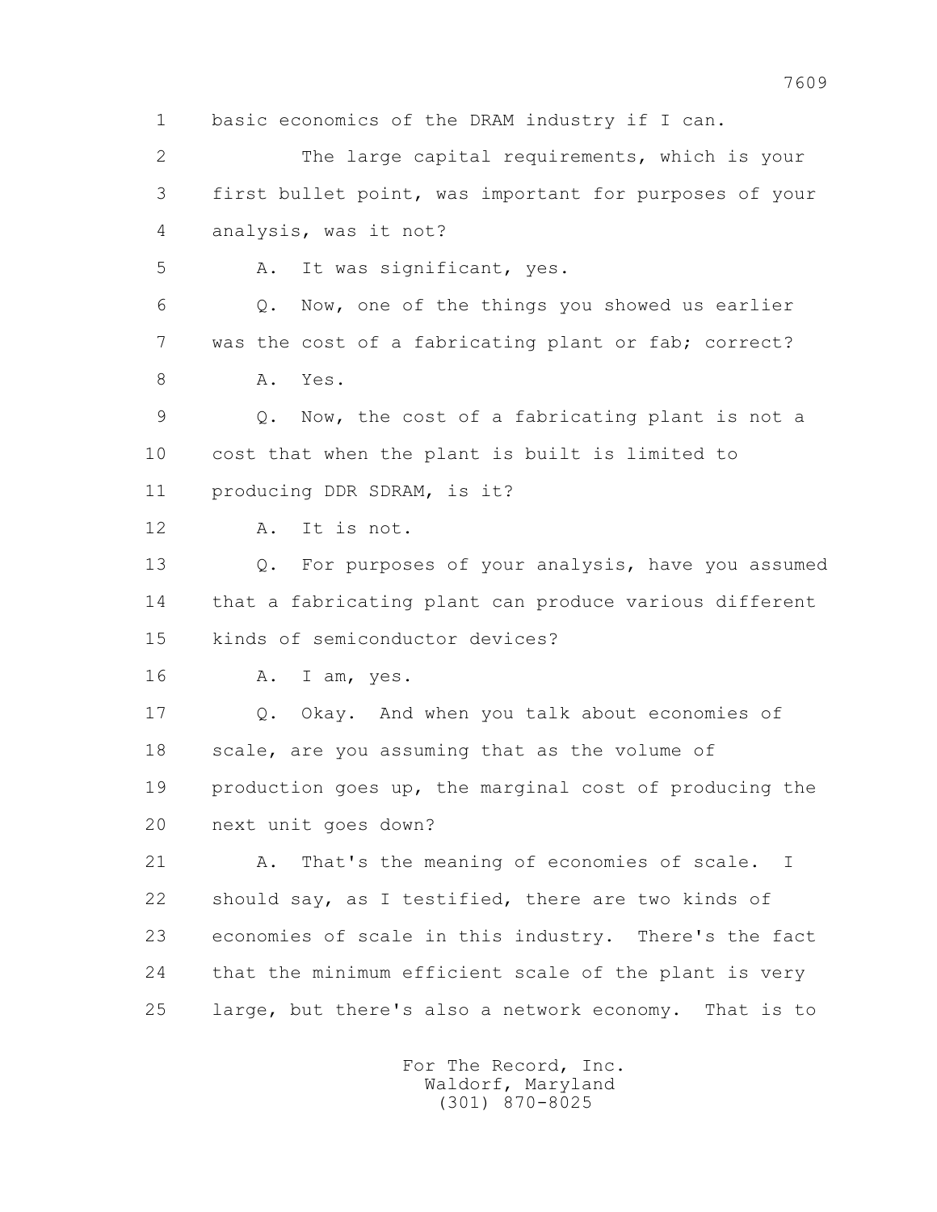basic economics of the DRAM industry if I can.

The large capital requirements, which is your first bullet point, was important for purposes of your analysis, was it not?

A. It was significant, yes.

Q. Now, one of the things you showed us earlier was the cost of a fabricating plant or fab; correct?

A. Yes.

Q. Now, the cost of a fabricating plant is not a cost that when the plant is built is limited to producing DDR SDRAM, is it?

A. It is not.

Q. For purposes of your analysis, have you assumed that a fabricating plant can produce various different kinds of semiconductor devices?

A. I am, yes.

Q. Okay. And when you talk about economies of scale, are you assuming that as the volume of production goes up, the marginal cost of producing the next unit goes down?

A. That's the meaning of economies of scale. I should say, as I testified, there are two kinds of economies of scale in this industry. There's the fact that the minimum efficient scale of the plant is very large, but there's also a network economy. That is to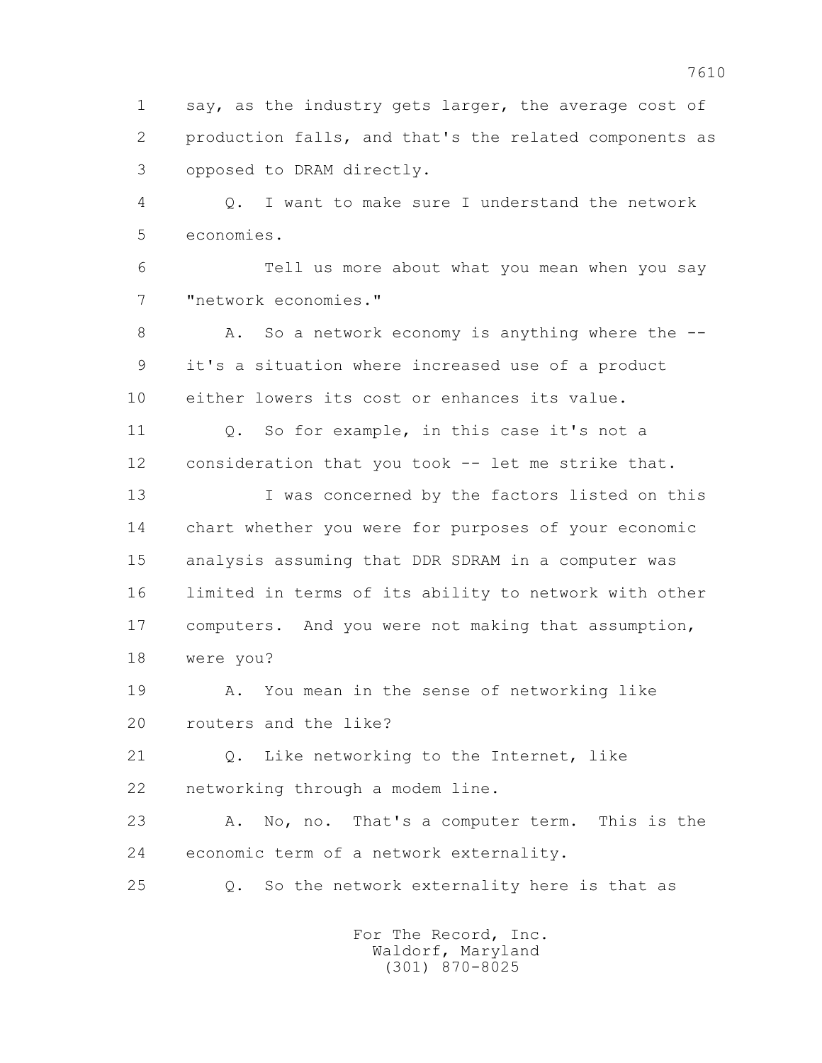1 say, as the industry gets larger, the average cost of
2 production falls, and that's the related components as
3 opposed to DRAM directly.

4 Q. I want to make sure I understand the network
5 economies.

6 Tell us more about what you mean when you say
7 "network economies."

8 A. So a network economy is anything where the --
9 it's a situation where increased use of a product
10 either lowers its cost or enhances its value.

11 Q. So for example, in this case it's not a
12 consideration that you took -- let me strike that.

13 I was concerned by the factors listed on this
14 chart whether you were for purposes of your economic
15 analysis assuming that DDR SDRAM in a computer was
16 limited in terms of its ability to network with other
17 computers. And you were not making that assumption,
18 were you?

19 A. You mean in the sense of networking like
20 routers and the like?

21 Q. Like networking to the Internet, like
22 networking through a modem line.

23 A. No, no. That's a computer term. This is the
24 economic term of a network externality.

25 Q. So the network externality here is that as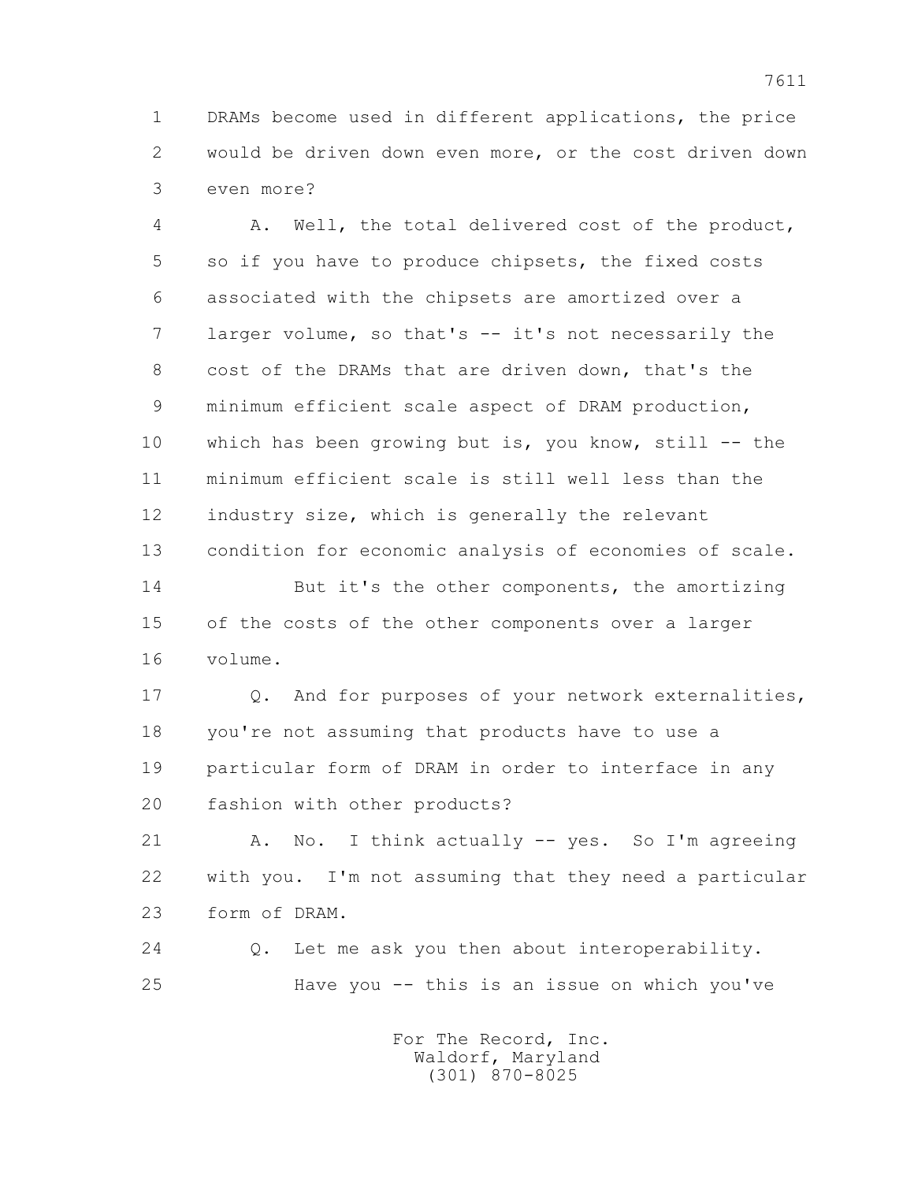1 DRAMs become used in different applications, the price
2 would be driven down even more, or the cost driven down
3 even more?

4 A. Well, the total delivered cost of the product,
5 so if you have to produce chipsets, the fixed costs
6 associated with the chipsets are amortized over a
7 larger volume, so that's -- it's not necessarily the
8 cost of the DRAMs that are driven down, that's the
9 minimum efficient scale aspect of DRAM production,
10 which has been growing but is, you know, still -- the
11 minimum efficient scale is still well less than the
12 industry size, which is generally the relevant
13 condition for economic analysis of economies of scale.

14 But it's the other components, the amortizing
15 of the costs of the other components over a larger
16 volume.

17 Q. And for purposes of your network externalities,
18 you're not assuming that products have to use a
19 particular form of DRAM in order to interface in any
20 fashion with other products?

21 A. No. I think actually -- yes. So I'm agreeing
22 with you. I'm not assuming that they need a particular
23 form of DRAM.

24 Q. Let me ask you then about interoperability.
25 Have you -- this is an issue on which you've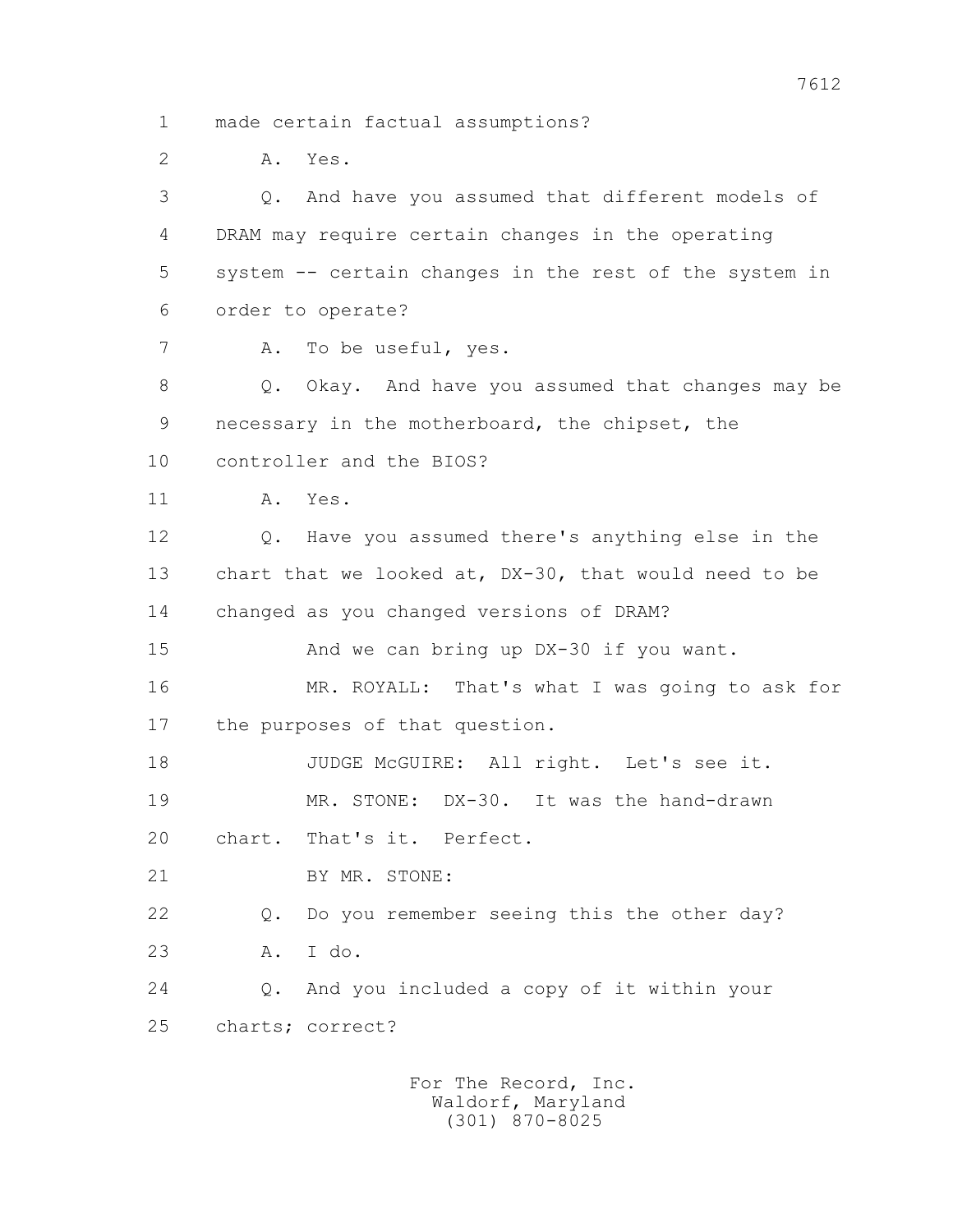1 made certain factual assumptions?

2 A. Yes.

3 Q. And have you assumed that different models of

4 DRAM may require certain changes in the operating

5 system -- certain changes in the rest of the system in

6 order to operate?

7 A. To be useful, yes.

8 Q. Okay. And have you assumed that changes may be

9 necessary in the motherboard, the chipset, the

10 controller and the BIOS?

11 A. Yes.

12 Q. Have you assumed there's anything else in the

13 chart that we looked at, DX-30, that would need to be

14 changed as you changed versions of DRAM?

15 And we can bring up DX-30 if you want.

16 MR. ROYALL: That's what I was going to ask for

17 the purposes of that question.

18 JUDGE McGUIRE: All right. Let's see it.

19 MR. STONE: DX-30. It was the hand-drawn

20 chart. That's it. Perfect.

21 BY MR. STONE:

22 Q. Do you remember seeing this the other day?

23 A. I do.

24 Q. And you included a copy of it within your

25 charts; correct?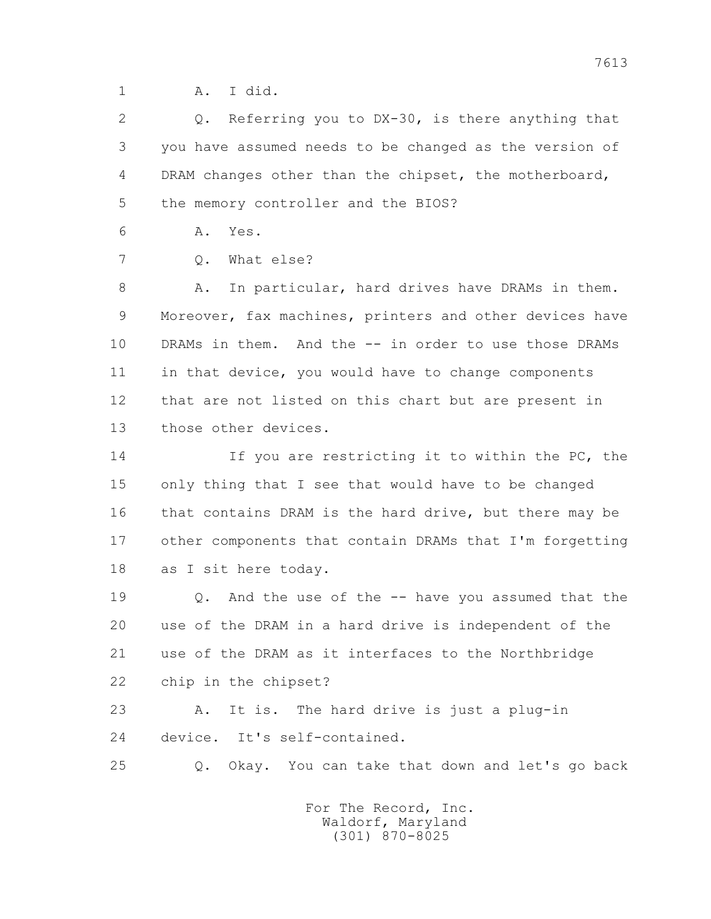A. I did.

Q. Referring you to DX-30, is there anything that you have assumed needs to be changed as the version of DRAM changes other than the chipset, the motherboard, the memory controller and the BIOS?

A. Yes.

Q. What else?

A. In particular, hard drives have DRAMs in them. Moreover, fax machines, printers and other devices have DRAMs in them. And the -- in order to use those DRAMs in that device, you would have to change components that are not listed on this chart but are present in those other devices.

If you are restricting it to within the PC, the only thing that I see that would have to be changed that contains DRAM is the hard drive, but there may be other components that contain DRAMs that I'm forgetting as I sit here today.

Q. And the use of the -- have you assumed that the use of the DRAM in a hard drive is independent of the use of the DRAM as it interfaces to the Northbridge chip in the chipset?

A. It is. The hard drive is just a plug-in device. It's self-contained.

Q. Okay. You can take that down and let's go back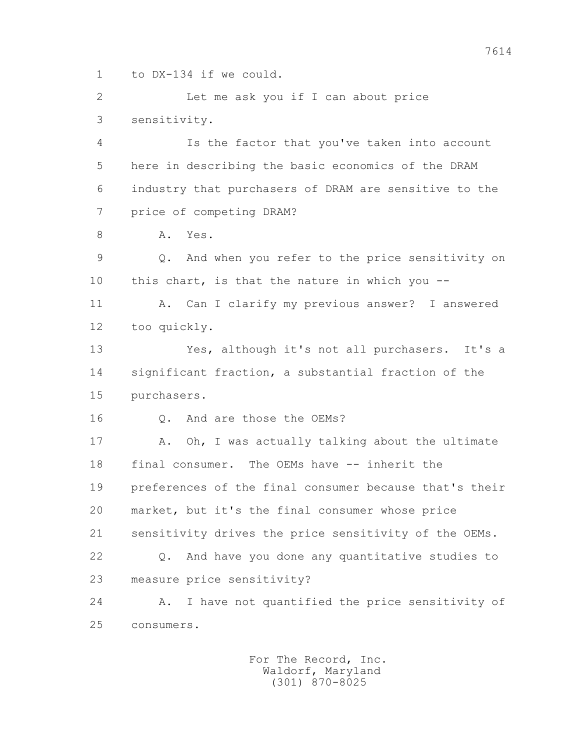1 to DX-134 if we could.

2 Let me ask you if I can about price

3 sensitivity.

4 Is the factor that you've taken into account

5 here in describing the basic economics of the DRAM

6 industry that purchasers of DRAM are sensitive to the

7 price of competing DRAM?

8 A. Yes.

9 Q. And when you refer to the price sensitivity on

10 this chart, is that the nature in which you --

11 A. Can I clarify my previous answer? I answered

12 too quickly.

13 Yes, although it's not all purchasers. It's a

14 significant fraction, a substantial fraction of the

15 purchasers.

16 Q. And are those the OEMs?

17 A. Oh, I was actually talking about the ultimate

18 final consumer. The OEMs have -- inherit the

19 preferences of the final consumer because that's their

20 market, but it's the final consumer whose price

21 sensitivity drives the price sensitivity of the OEMs.

22 Q. And have you done any quantitative studies to

23 measure price sensitivity?

24 A. I have not quantified the price sensitivity of

25 consumers.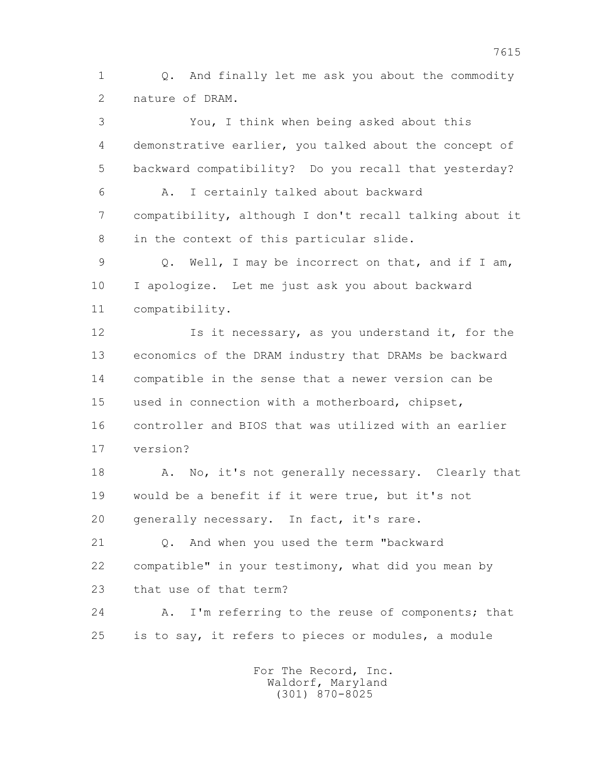1 Q. And finally let me ask you about the commodity
2 nature of DRAM.

3 You, I think when being asked about this
4 demonstrative earlier, you talked about the concept of
5 backward compatibility? Do you recall that yesterday?

6 A. I certainly talked about backward
7 compatibility, although I don't recall talking about it
8 in the context of this particular slide.

9 Q. Well, I may be incorrect on that, and if I am,
10 I apologize. Let me just ask you about backward
11 compatibility.

12 Is it necessary, as you understand it, for the
13 economics of the DRAM industry that DRAMs be backward
14 compatible in the sense that a newer version can be
15 used in connection with a motherboard, chipset,
16 controller and BIOS that was utilized with an earlier
17 version?

18 A. No, it's not generally necessary. Clearly that
19 would be a benefit if it were true, but it's not
20 generally necessary. In fact, it's rare.

21 Q. And when you used the term "backward
22 compatible" in your testimony, what did you mean by
23 that use of that term?

24 A. I'm referring to the reuse of components; that
25 is to say, it refers to pieces or modules, a module

For The Record, Inc.
Waldorf, Maryland
(301) 870-8025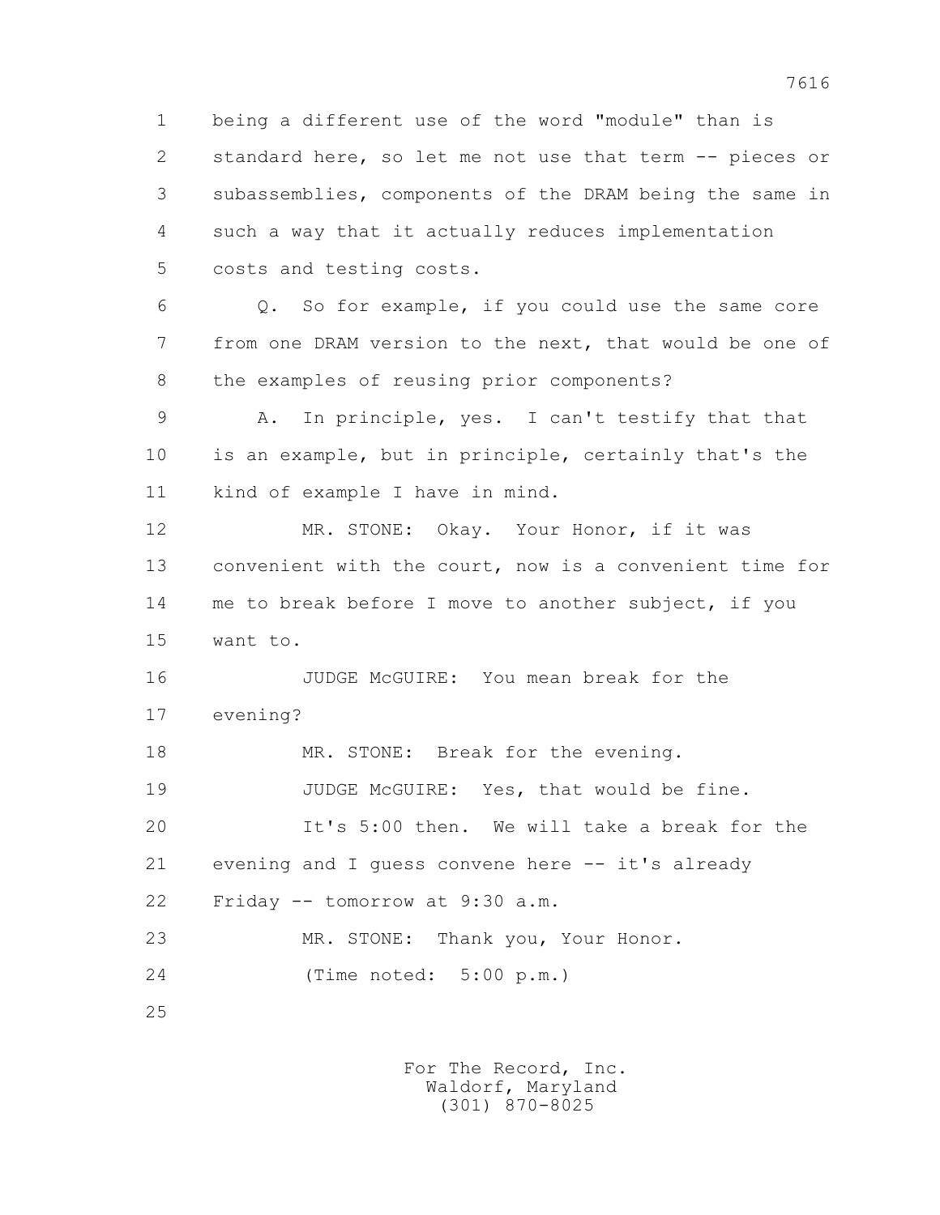being a different use of the word "module" than is standard here, so let me not use that term -- pieces or subassemblies, components of the DRAM being the same in such a way that it actually reduces implementation costs and testing costs.

Q. So for example, if you could use the same core from one DRAM version to the next, that would be one of the examples of reusing prior components?

A. In principle, yes. I can't testify that that is an example, but in principle, certainly that's the kind of example I have in mind.

MR. STONE: Okay. Your Honor, if it was convenient with the court, now is a convenient time for me to break before I move to another subject, if you want to.

JUDGE McGUIRE: You mean break for the evening?

MR. STONE: Break for the evening.

JUDGE McGUIRE: Yes, that would be fine.

It's 5:00 then. We will take a break for the evening and I guess convene here -- it's already Friday -- tomorrow at 9:30 a.m.

MR. STONE: Thank you, Your Honor.

(Time noted: 5:00 p.m.)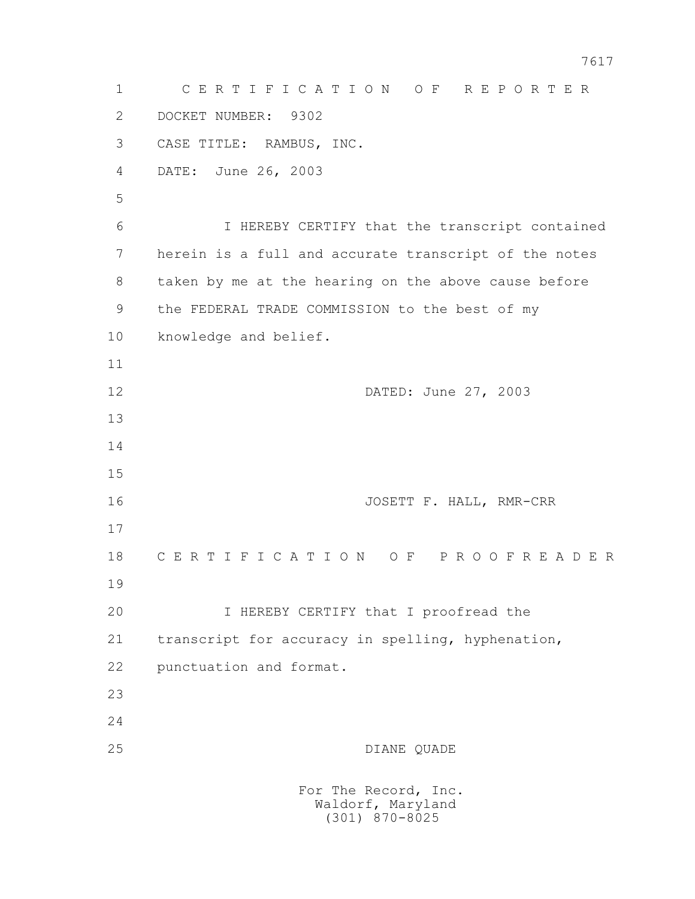# CERTIFICATION OF REPORTER

DOCKET NUMBER: 9302

CASE TITLE: RAMBUS, INC.

DATE: June 26, 2003

I HEREBY CERTIFY that the transcript contained herein is a full and accurate transcript of the notes taken by me at the hearing on the above cause before the FEDERAL TRADE COMMISSION to the best of my knowledge and belief.

DATED: June 27, 2003

JOSETT F. HALL, RMR-CRR

# CERTIFICATION OF PROOFREADER

I HEREBY CERTIFY that I proofread the transcript for accuracy in spelling, hyphenation, punctuation and format.

DIANE QUADE

For The Record, Inc.
Waldorf, Maryland
(301) 870-8025